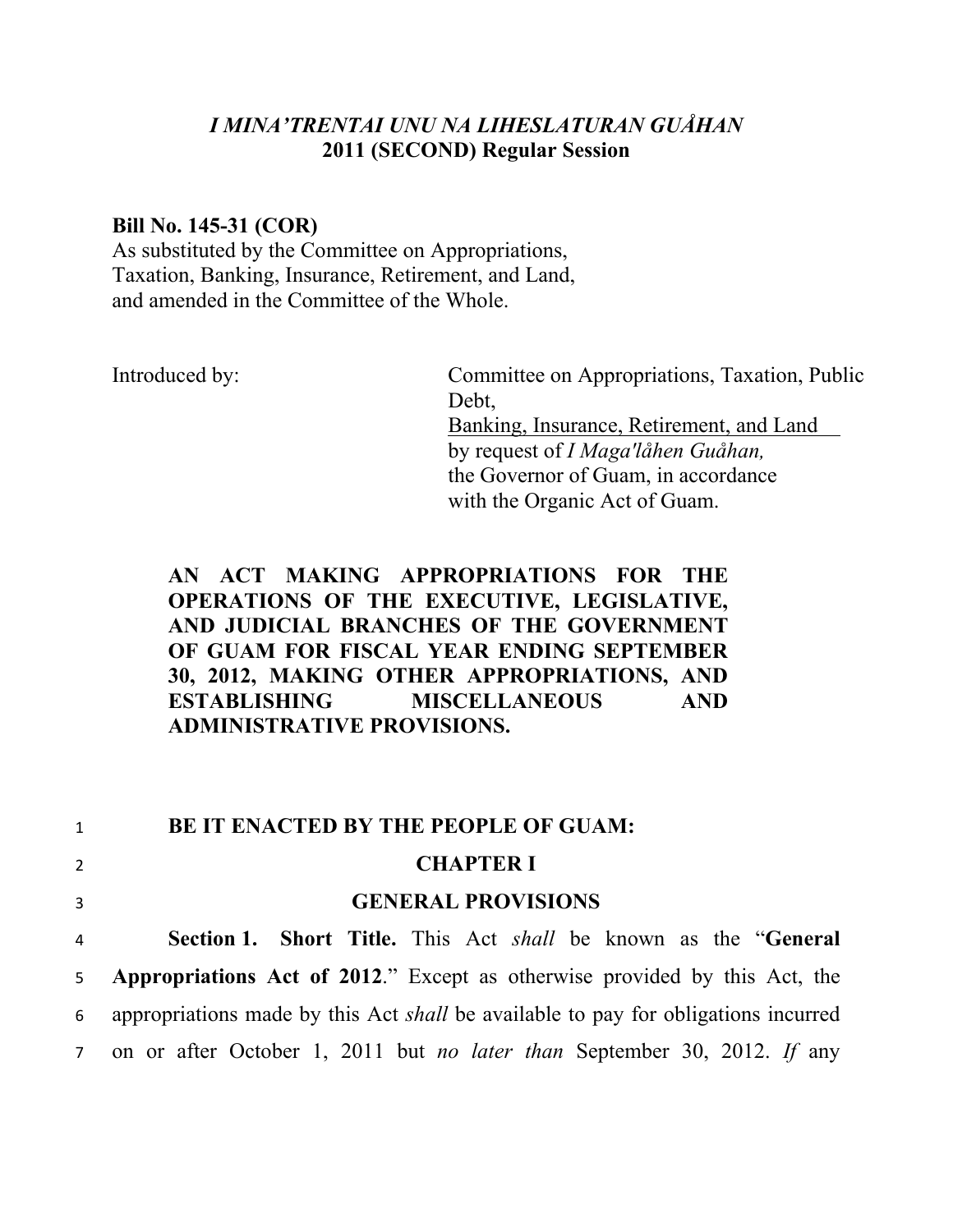*I MINA'TRENTAI UNU NA LIHESLATURAN GUÅHAN*
**2011 (SECOND) Regular Session**

**Bill No. 145-31 (COR)**
As substituted by the Committee on Appropriations, Taxation, Banking, Insurance, Retirement, and Land, and amended in the Committee of the Whole.

Introduced by: Committee on Appropriations, Taxation, Public Debt, Banking, Insurance, Retirement, and Land by request of *I Maga'låhen Guåhan,* the Governor of Guam, in accordance with the Organic Act of Guam.

**AN ACT MAKING APPROPRIATIONS FOR THE OPERATIONS OF THE EXECUTIVE, LEGISLATIVE, AND JUDICIAL BRANCHES OF THE GOVERNMENT OF GUAM FOR FISCAL YEAR ENDING SEPTEMBER 30, 2012, MAKING OTHER APPROPRIATIONS, AND ESTABLISHING MISCELLANEOUS AND ADMINISTRATIVE PROVISIONS.**

**BE IT ENACTED BY THE PEOPLE OF GUAM:**

## CHAPTER I

## GENERAL PROVISIONS

**Section 1. Short Title.** This Act *shall* be known as the "**General Appropriations Act of 2012**." Except as otherwise provided by this Act, the appropriations made by this Act *shall* be available to pay for obligations incurred on or after October 1, 2011 but *no later than* September 30, 2012. *If* any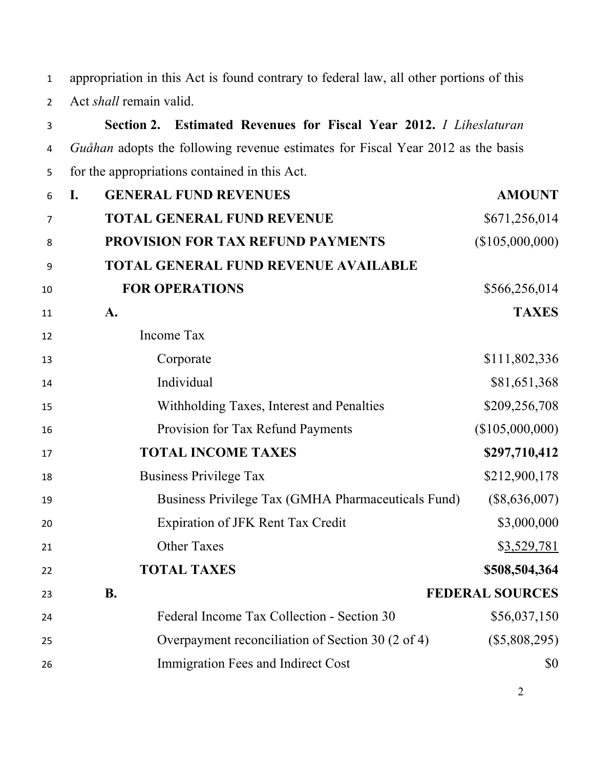appropriation in this Act is found contrary to federal law, all other portions of this Act *shall* remain valid.

**Section 2. Estimated Revenues for Fiscal Year 2012.** *I Liheslaturan Guåhan* adopts the following revenue estimates for Fiscal Year 2012 as the basis for the appropriations contained in this Act.

| | | |
|---|---|---|
| **I.** | **GENERAL FUND REVENUES** | **AMOUNT** |
| | **TOTAL GENERAL FUND REVENUE** | $671,256,014 |
| | **PROVISION FOR TAX REFUND PAYMENTS** | ($105,000,000) |
| | **TOTAL GENERAL FUND REVENUE AVAILABLE FOR OPERATIONS** | $566,256,014 |
| | **A.** | **TAXES** |
| | Income Tax | |
| | Corporate | $111,802,336 |
| | Individual | $81,651,368 |
| | Withholding Taxes, Interest and Penalties | $209,256,708 |
| | Provision for Tax Refund Payments | ($105,000,000) |
| | **TOTAL INCOME TAXES** | **$297,710,412** |
| | Business Privilege Tax | $212,900,178 |
| | Business Privilege Tax (GMHA Pharmaceuticals Fund) | ($8,636,007) |
| | Expiration of JFK Rent Tax Credit | $3,000,000 |
| | Other Taxes | $3,529,781 |
| | **TOTAL TAXES** | **$508,504,364** |
| | **B.** | **FEDERAL SOURCES** |
| | Federal Income Tax Collection - Section 30 | $56,037,150 |
| | Overpayment reconciliation of Section 30 (2 of 4) | ($5,808,295) |
| | Immigration Fees and Indirect Cost | $0 |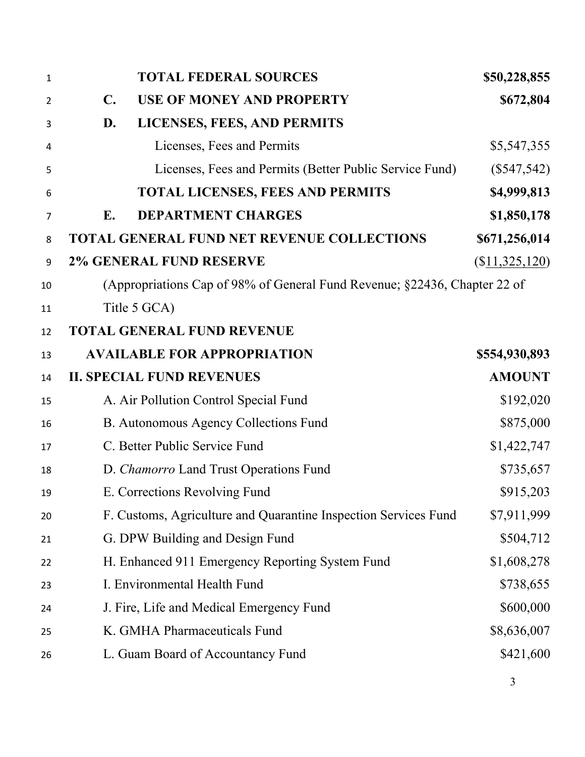| | | |
|---|---|---|
| | **TOTAL FEDERAL SOURCES** | **$50,228,855** |
| **C.** | **USE OF MONEY AND PROPERTY** | **$672,804** |
| **D.** | **LICENSES, FEES, AND PERMITS** | |
| | Licenses, Fees and Permits | $5,547,355 |
| | Licenses, Fees and Permits (Better Public Service Fund) | ($547,542) |
| | **TOTAL LICENSES, FEES AND PERMITS** | **$4,999,813** |
| **E.** | **DEPARTMENT CHARGES** | **$1,850,178** |

**TOTAL GENERAL FUND NET REVENUE COLLECTIONS** **$671,256,014**

**2% GENERAL FUND RESERVE** ($11,325,120)

(Appropriations Cap of 98% of General Fund Revenue; §22436, Chapter 22 of Title 5 GCA)

**TOTAL GENERAL FUND REVENUE AVAILABLE FOR APPROPRIATION** **$554,930,893**

| **II. SPECIAL FUND REVENUES** | **AMOUNT** |
|---|---|
| A. Air Pollution Control Special Fund | $192,020 |
| B. Autonomous Agency Collections Fund | $875,000 |
| C. Better Public Service Fund | $1,422,747 |
| D. *Chamorro* Land Trust Operations Fund | $735,657 |
| E. Corrections Revolving Fund | $915,203 |
| F. Customs, Agriculture and Quarantine Inspection Services Fund | $7,911,999 |
| G. DPW Building and Design Fund | $504,712 |
| H. Enhanced 911 Emergency Reporting System Fund | $1,608,278 |
| I. Environmental Health Fund | $738,655 |
| J. Fire, Life and Medical Emergency Fund | $600,000 |
| K. GMHA Pharmaceuticals Fund | $8,636,007 |
| L. Guam Board of Accountancy Fund | $421,600 |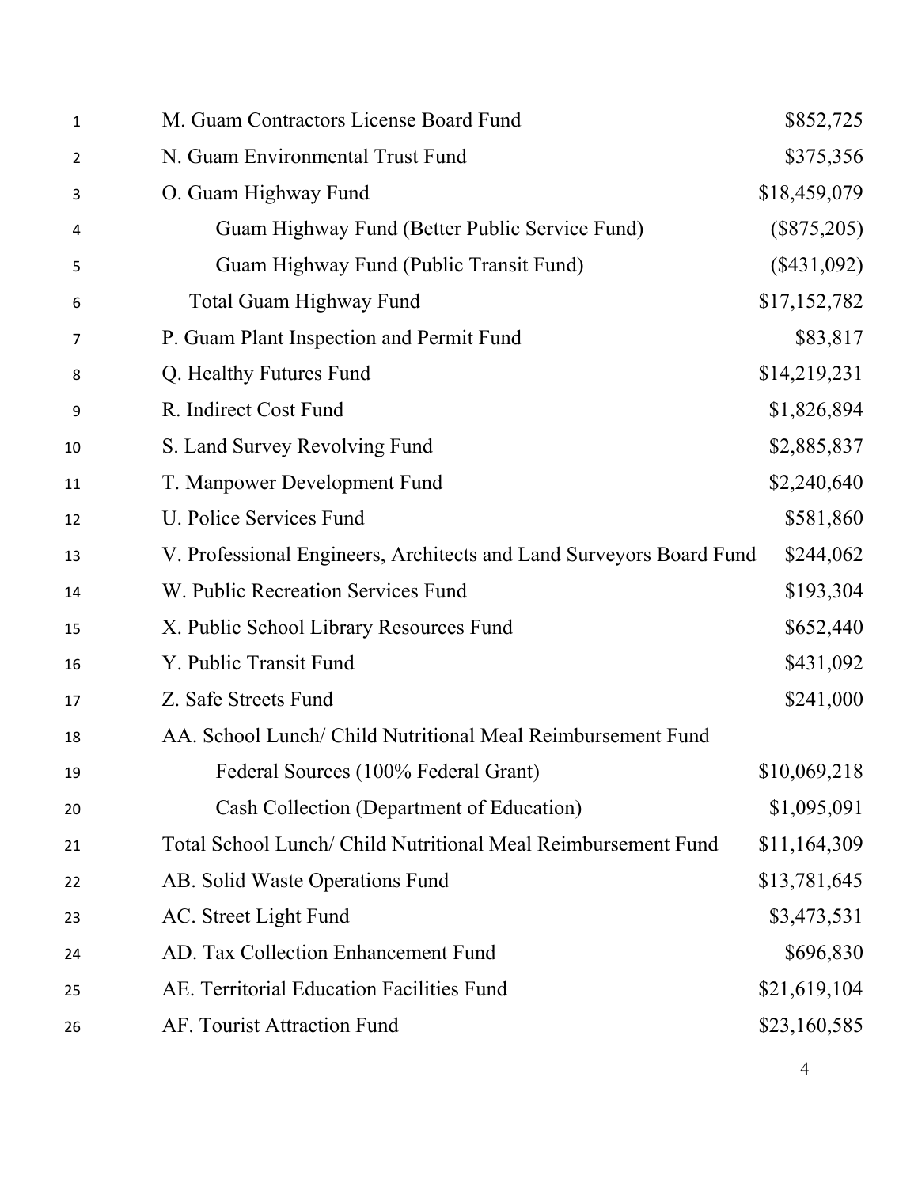| | |
|---|---|
| M. Guam Contractors License Board Fund | $852,725 |
| N. Guam Environmental Trust Fund | $375,356 |
| O. Guam Highway Fund | $18,459,079 |
| Guam Highway Fund (Better Public Service Fund) | ($875,205) |
| Guam Highway Fund (Public Transit Fund) | ($431,092) |
| Total Guam Highway Fund | $17,152,782 |
| P. Guam Plant Inspection and Permit Fund | $83,817 |
| Q. Healthy Futures Fund | $14,219,231 |
| R. Indirect Cost Fund | $1,826,894 |
| S. Land Survey Revolving Fund | $2,885,837 |
| T. Manpower Development Fund | $2,240,640 |
| U. Police Services Fund | $581,860 |
| V. Professional Engineers, Architects and Land Surveyors Board Fund | $244,062 |
| W. Public Recreation Services Fund | $193,304 |
| X. Public School Library Resources Fund | $652,440 |
| Y. Public Transit Fund | $431,092 |
| Z. Safe Streets Fund | $241,000 |
| AA. School Lunch/ Child Nutritional Meal Reimbursement Fund | |
| Federal Sources (100% Federal Grant) | $10,069,218 |
| Cash Collection (Department of Education) | $1,095,091 |
| Total School Lunch/ Child Nutritional Meal Reimbursement Fund | $11,164,309 |
| AB. Solid Waste Operations Fund | $13,781,645 |
| AC. Street Light Fund | $3,473,531 |
| AD. Tax Collection Enhancement Fund | $696,830 |
| AE. Territorial Education Facilities Fund | $21,619,104 |
| AF. Tourist Attraction Fund | $23,160,585 |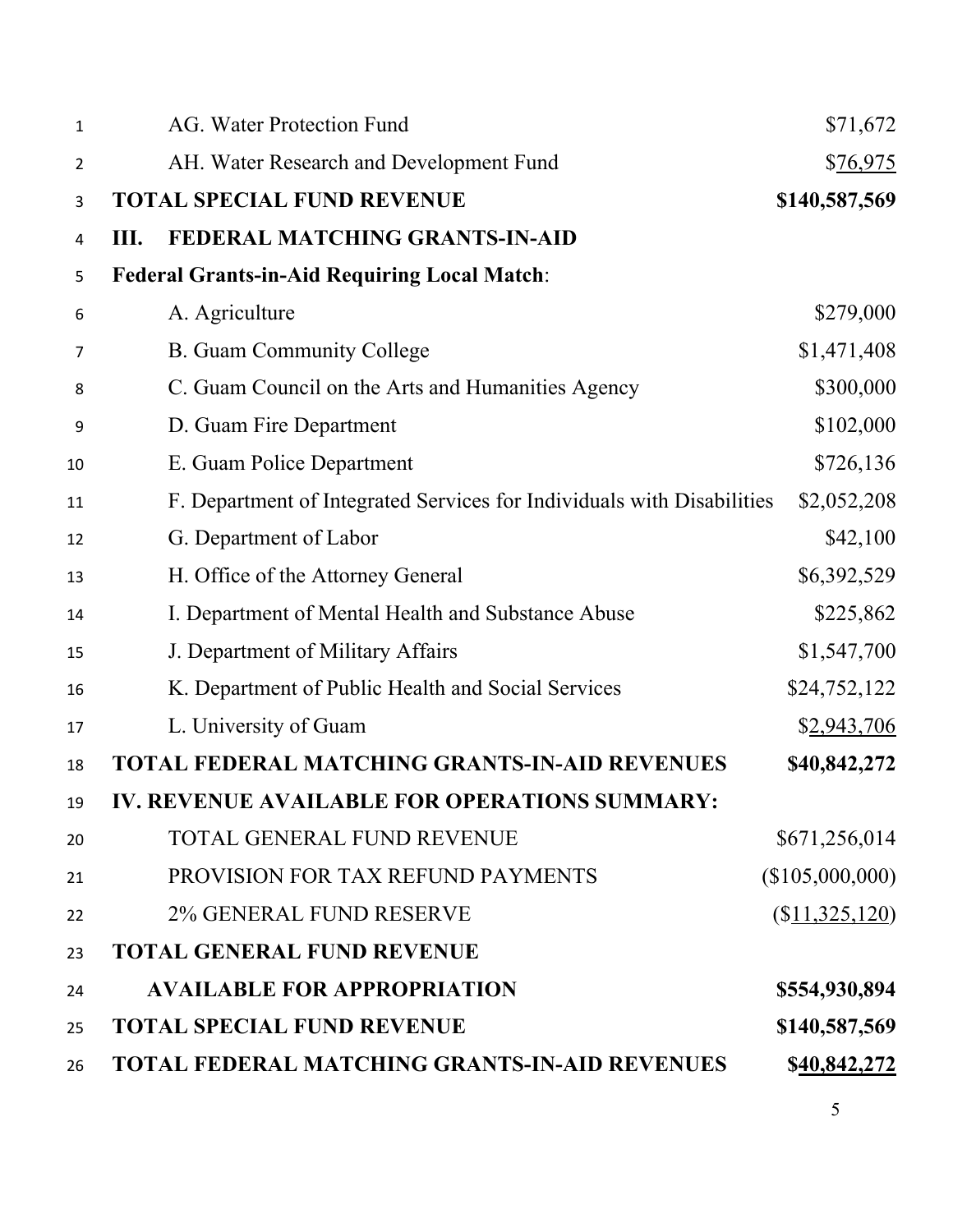| | |
|---|---|
| AG. Water Protection Fund | $71,672 |
| AH. Water Research and Development Fund | $76,975 |
| **TOTAL SPECIAL FUND REVENUE** | **$140,587,569** |

**III. FEDERAL MATCHING GRANTS-IN-AID**

**Federal Grants-in-Aid Requiring Local Match**:

| | |
|---|---|
| A. Agriculture | $279,000 |
| B. Guam Community College | $1,471,408 |
| C. Guam Council on the Arts and Humanities Agency | $300,000 |
| D. Guam Fire Department | $102,000 |
| E. Guam Police Department | $726,136 |
| F. Department of Integrated Services for Individuals with Disabilities | $2,052,208 |
| G. Department of Labor | $42,100 |
| H. Office of the Attorney General | $6,392,529 |
| I. Department of Mental Health and Substance Abuse | $225,862 |
| J. Department of Military Affairs | $1,547,700 |
| K. Department of Public Health and Social Services | $24,752,122 |
| L. University of Guam | $2,943,706 |
| **TOTAL FEDERAL MATCHING GRANTS-IN-AID REVENUES** | **$40,842,272** |

**IV. REVENUE AVAILABLE FOR OPERATIONS SUMMARY:**

| | |
|---|---|
| TOTAL GENERAL FUND REVENUE | $671,256,014 |
| PROVISION FOR TAX REFUND PAYMENTS | ($105,000,000) |
| 2% GENERAL FUND RESERVE | ($11,325,120) |
| **TOTAL GENERAL FUND REVENUE AVAILABLE FOR APPROPRIATION** | **$554,930,894** |
| **TOTAL SPECIAL FUND REVENUE** | **$140,587,569** |
| **TOTAL FEDERAL MATCHING GRANTS-IN-AID REVENUES** | **$40,842,272** |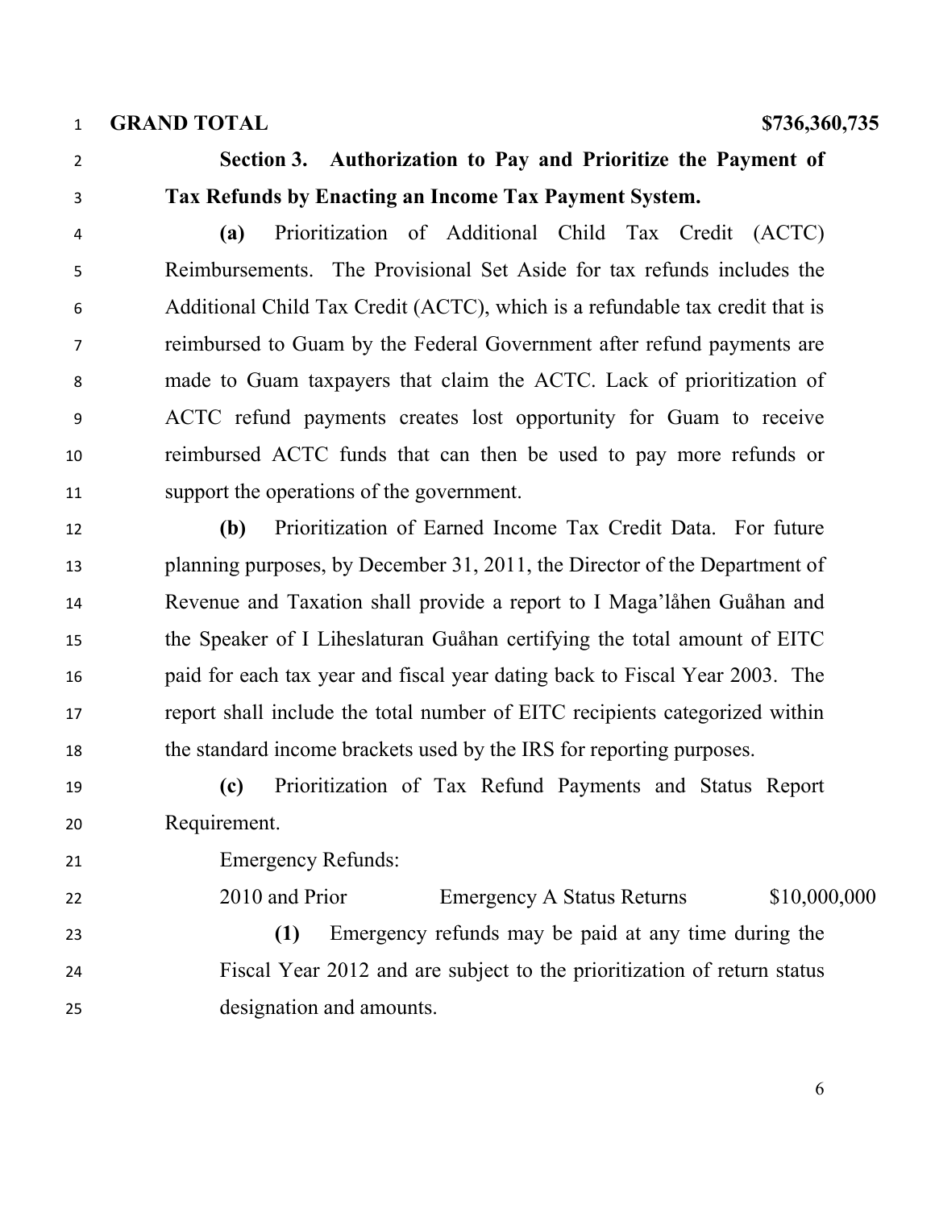**GRAND TOTAL** **$736,360,735**

**Section 3. Authorization to Pay and Prioritize the Payment of Tax Refunds by Enacting an Income Tax Payment System.**

**(a)** Prioritization of Additional Child Tax Credit (ACTC) Reimbursements. The Provisional Set Aside for tax refunds includes the Additional Child Tax Credit (ACTC), which is a refundable tax credit that is reimbursed to Guam by the Federal Government after refund payments are made to Guam taxpayers that claim the ACTC. Lack of prioritization of ACTC refund payments creates lost opportunity for Guam to receive reimbursed ACTC funds that can then be used to pay more refunds or support the operations of the government.

**(b)** Prioritization of Earned Income Tax Credit Data. For future planning purposes, by December 31, 2011, the Director of the Department of Revenue and Taxation shall provide a report to I Maga'låhen Guåhan and the Speaker of I Liheslaturan Guåhan certifying the total amount of EITC paid for each tax year and fiscal year dating back to Fiscal Year 2003. The report shall include the total number of EITC recipients categorized within the standard income brackets used by the IRS for reporting purposes.

**(c)** Prioritization of Tax Refund Payments and Status Report Requirement.

Emergency Refunds:

| | | |
|---|---|---|
| 2010 and Prior | Emergency A Status Returns | $10,000,000 |

**(1)** Emergency refunds may be paid at any time during the Fiscal Year 2012 and are subject to the prioritization of return status designation and amounts.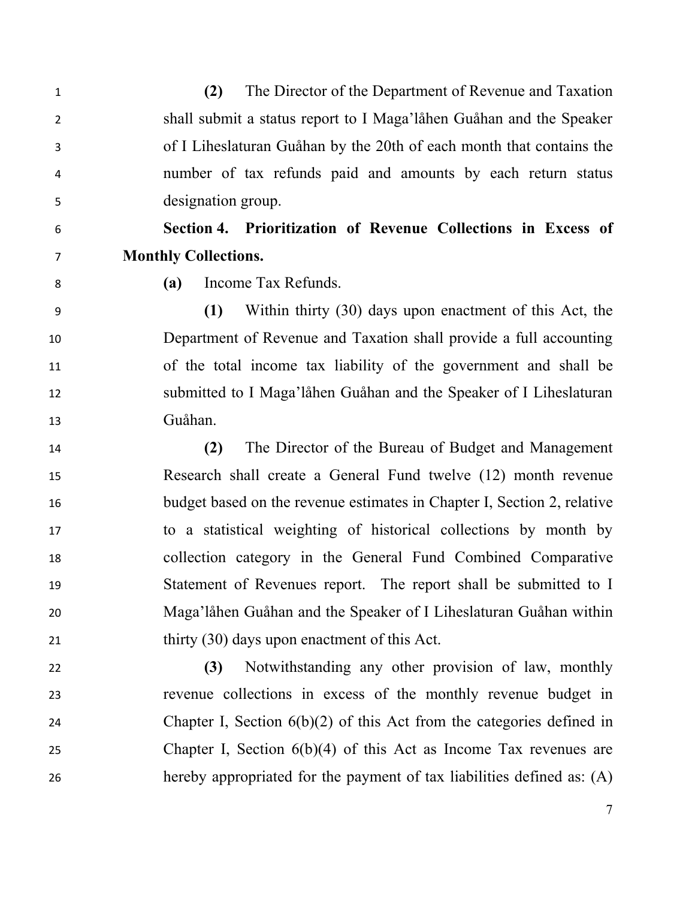**(2)** The Director of the Department of Revenue and Taxation shall submit a status report to I Maga'låhen Guåhan and the Speaker of I Liheslaturan Guåhan by the 20th of each month that contains the number of tax refunds paid and amounts by each return status designation group.

**Section 4. Prioritization of Revenue Collections in Excess of Monthly Collections.**

**(a)** Income Tax Refunds.

**(1)** Within thirty (30) days upon enactment of this Act, the Department of Revenue and Taxation shall provide a full accounting of the total income tax liability of the government and shall be submitted to I Maga'låhen Guåhan and the Speaker of I Liheslaturan Guåhan.

**(2)** The Director of the Bureau of Budget and Management Research shall create a General Fund twelve (12) month revenue budget based on the revenue estimates in Chapter I, Section 2, relative to a statistical weighting of historical collections by month by collection category in the General Fund Combined Comparative Statement of Revenues report. The report shall be submitted to I Maga'låhen Guåhan and the Speaker of I Liheslaturan Guåhan within thirty (30) days upon enactment of this Act.

**(3)** Notwithstanding any other provision of law, monthly revenue collections in excess of the monthly revenue budget in Chapter I, Section 6(b)(2) of this Act from the categories defined in Chapter I, Section 6(b)(4) of this Act as Income Tax revenues are hereby appropriated for the payment of tax liabilities defined as: (A)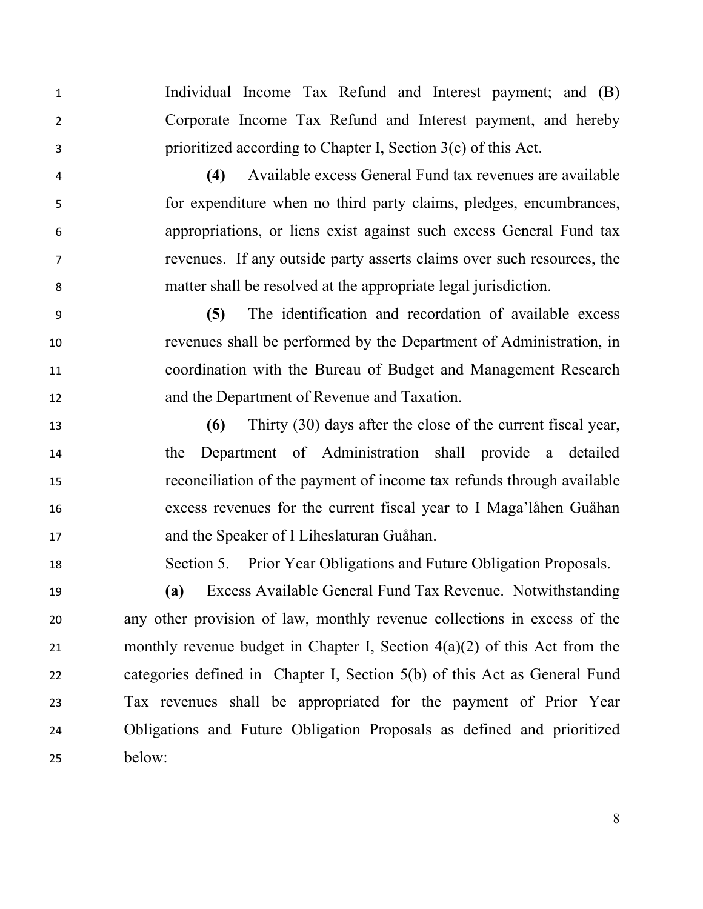Individual Income Tax Refund and Interest payment; and (B) Corporate Income Tax Refund and Interest payment, and hereby prioritized according to Chapter I, Section 3(c) of this Act.

**(4)** Available excess General Fund tax revenues are available for expenditure when no third party claims, pledges, encumbrances, appropriations, or liens exist against such excess General Fund tax revenues. If any outside party asserts claims over such resources, the matter shall be resolved at the appropriate legal jurisdiction.

**(5)** The identification and recordation of available excess revenues shall be performed by the Department of Administration, in coordination with the Bureau of Budget and Management Research and the Department of Revenue and Taxation.

**(6)** Thirty (30) days after the close of the current fiscal year, the Department of Administration shall provide a detailed reconciliation of the payment of income tax refunds through available excess revenues for the current fiscal year to I Maga'låhen Guåhan and the Speaker of I Liheslaturan Guåhan.

Section 5. Prior Year Obligations and Future Obligation Proposals.

**(a)** Excess Available General Fund Tax Revenue. Notwithstanding any other provision of law, monthly revenue collections in excess of the monthly revenue budget in Chapter I, Section 4(a)(2) of this Act from the categories defined in Chapter I, Section 5(b) of this Act as General Fund Tax revenues shall be appropriated for the payment of Prior Year Obligations and Future Obligation Proposals as defined and prioritized below: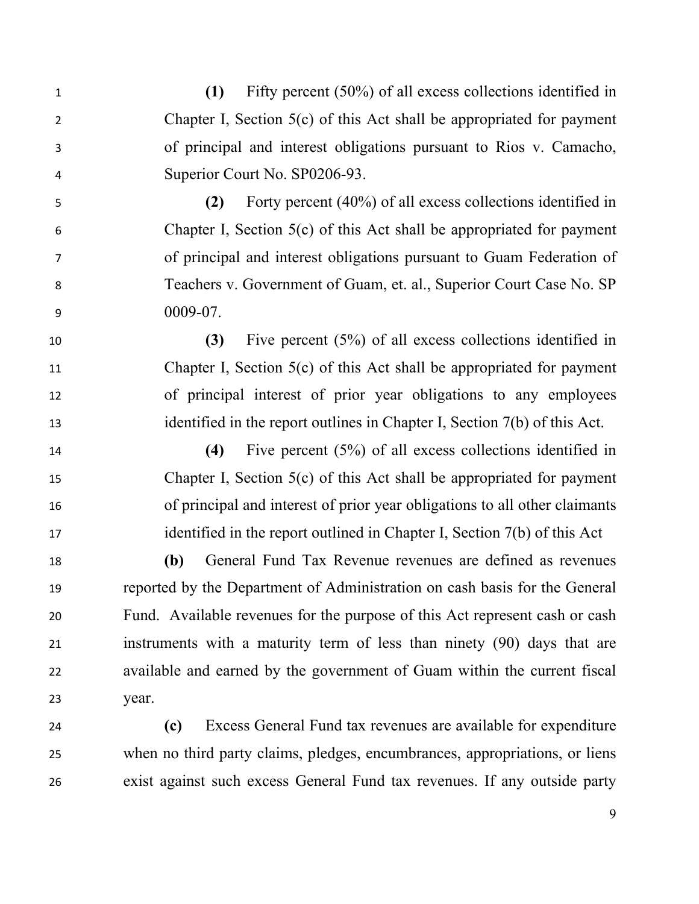**(1)** Fifty percent (50%) of all excess collections identified in Chapter I, Section 5(c) of this Act shall be appropriated for payment of principal and interest obligations pursuant to Rios v. Camacho, Superior Court No. SP0206-93.

**(2)** Forty percent (40%) of all excess collections identified in Chapter I, Section 5(c) of this Act shall be appropriated for payment of principal and interest obligations pursuant to Guam Federation of Teachers v. Government of Guam, et. al., Superior Court Case No. SP 0009-07.

**(3)** Five percent (5%) of all excess collections identified in Chapter I, Section 5(c) of this Act shall be appropriated for payment of principal interest of prior year obligations to any employees identified in the report outlines in Chapter I, Section 7(b) of this Act.

**(4)** Five percent (5%) of all excess collections identified in Chapter I, Section 5(c) of this Act shall be appropriated for payment of principal and interest of prior year obligations to all other claimants identified in the report outlined in Chapter I, Section 7(b) of this Act

**(b)** General Fund Tax Revenue revenues are defined as revenues reported by the Department of Administration on cash basis for the General Fund. Available revenues for the purpose of this Act represent cash or cash instruments with a maturity term of less than ninety (90) days that are available and earned by the government of Guam within the current fiscal year.

**(c)** Excess General Fund tax revenues are available for expenditure when no third party claims, pledges, encumbrances, appropriations, or liens exist against such excess General Fund tax revenues. If any outside party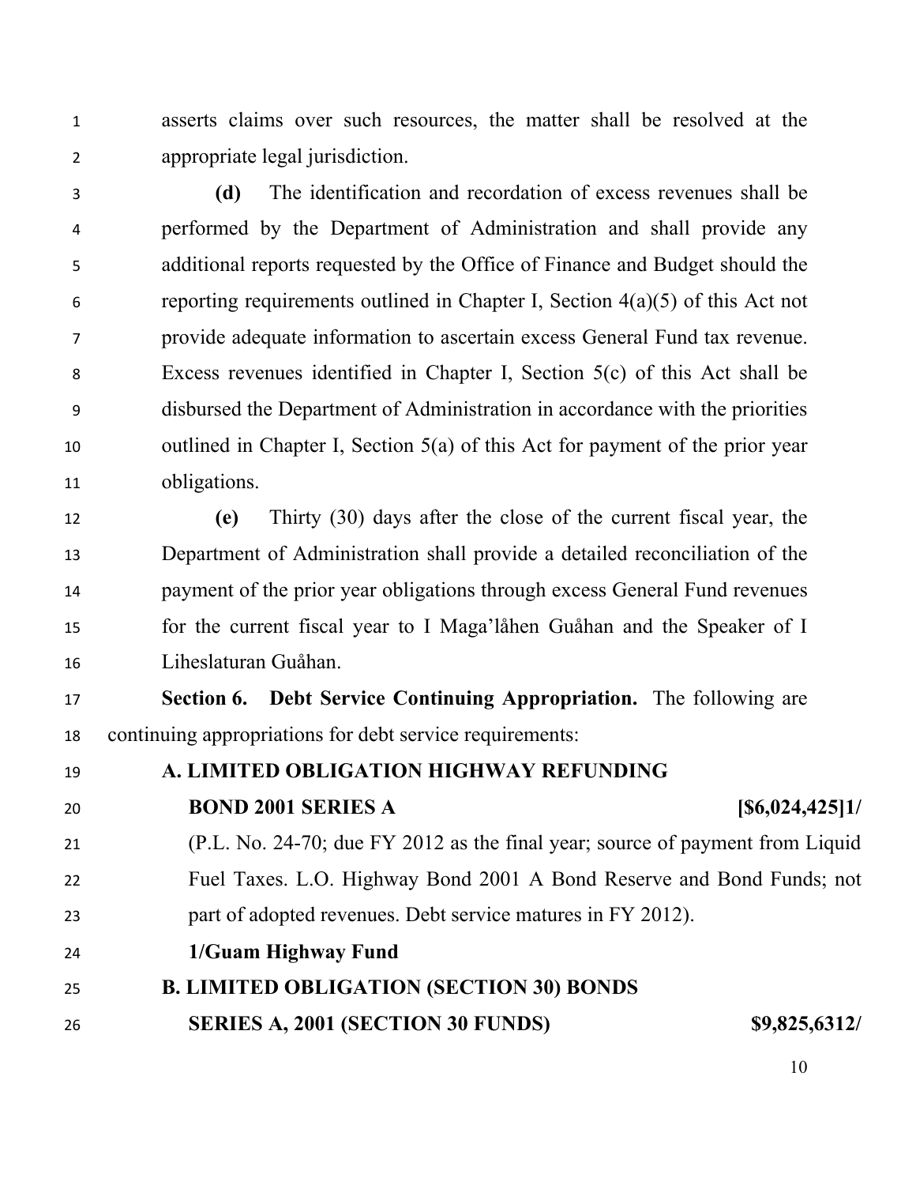asserts claims over such resources, the matter shall be resolved at the appropriate legal jurisdiction.

**(d)** The identification and recordation of excess revenues shall be performed by the Department of Administration and shall provide any additional reports requested by the Office of Finance and Budget should the reporting requirements outlined in Chapter I, Section 4(a)(5) of this Act not provide adequate information to ascertain excess General Fund tax revenue. Excess revenues identified in Chapter I, Section 5(c) of this Act shall be disbursed the Department of Administration in accordance with the priorities outlined in Chapter I, Section 5(a) of this Act for payment of the prior year obligations.

**(e)** Thirty (30) days after the close of the current fiscal year, the Department of Administration shall provide a detailed reconciliation of the payment of the prior year obligations through excess General Fund revenues for the current fiscal year to I Maga'låhen Guåhan and the Speaker of I Liheslaturan Guåhan.

**Section 6. Debt Service Continuing Appropriation.** The following are continuing appropriations for debt service requirements:

**A. LIMITED OBLIGATION HIGHWAY REFUNDING BOND 2001 SERIES A** **[$6,024,425]1/**

(P.L. No. 24-70; due FY 2012 as the final year; source of payment from Liquid Fuel Taxes. L.O. Highway Bond 2001 A Bond Reserve and Bond Funds; not part of adopted revenues. Debt service matures in FY 2012).

**1/Guam Highway Fund**

**B. LIMITED OBLIGATION (SECTION 30) BONDS SERIES A, 2001 (SECTION 30 FUNDS)** **$9,825,6312/**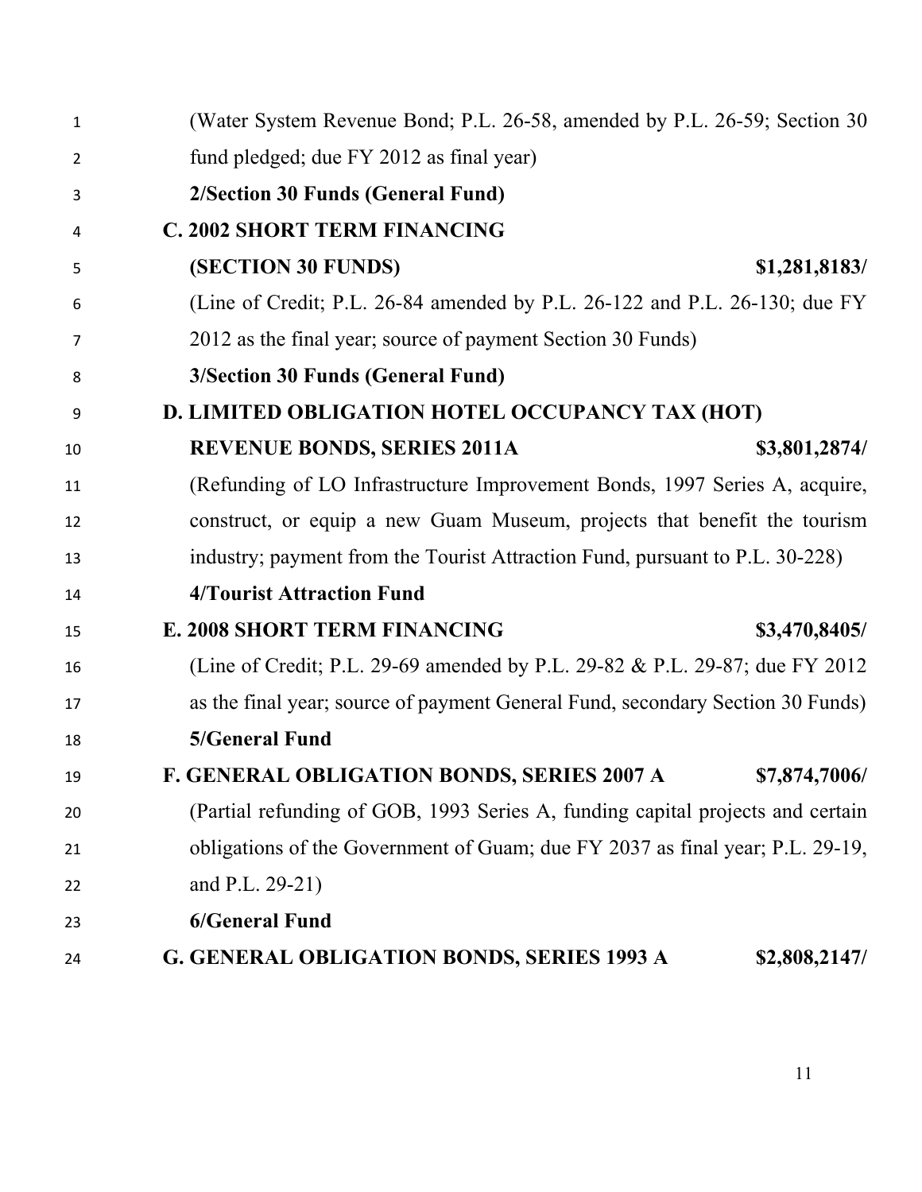(Water System Revenue Bond; P.L. 26-58, amended by P.L. 26-59; Section 30 fund pledged; due FY 2012 as final year)

**2/Section 30 Funds (General Fund)**

**C. 2002 SHORT TERM FINANCING**

**(SECTION 30 FUNDS) $1,281,8183/**

(Line of Credit; P.L. 26-84 amended by P.L. 26-122 and P.L. 26-130; due FY 2012 as the final year; source of payment Section 30 Funds)

**3/Section 30 Funds (General Fund)**

**D. LIMITED OBLIGATION HOTEL OCCUPANCY TAX (HOT)**

**REVENUE BONDS, SERIES 2011A $3,801,2874/**

(Refunding of LO Infrastructure Improvement Bonds, 1997 Series A, acquire, construct, or equip a new Guam Museum, projects that benefit the tourism industry; payment from the Tourist Attraction Fund, pursuant to P.L. 30-228)

**4/Tourist Attraction Fund**

**E. 2008 SHORT TERM FINANCING $3,470,8405/**

(Line of Credit; P.L. 29-69 amended by P.L. 29-82 & P.L. 29-87; due FY 2012 as the final year; source of payment General Fund, secondary Section 30 Funds)

**5/General Fund**

**F. GENERAL OBLIGATION BONDS, SERIES 2007 A $7,874,7006/**

(Partial refunding of GOB, 1993 Series A, funding capital projects and certain obligations of the Government of Guam; due FY 2037 as final year; P.L. 29-19, and P.L. 29-21)

**6/General Fund**

**G. GENERAL OBLIGATION BONDS, SERIES 1993 A $2,808,2147/**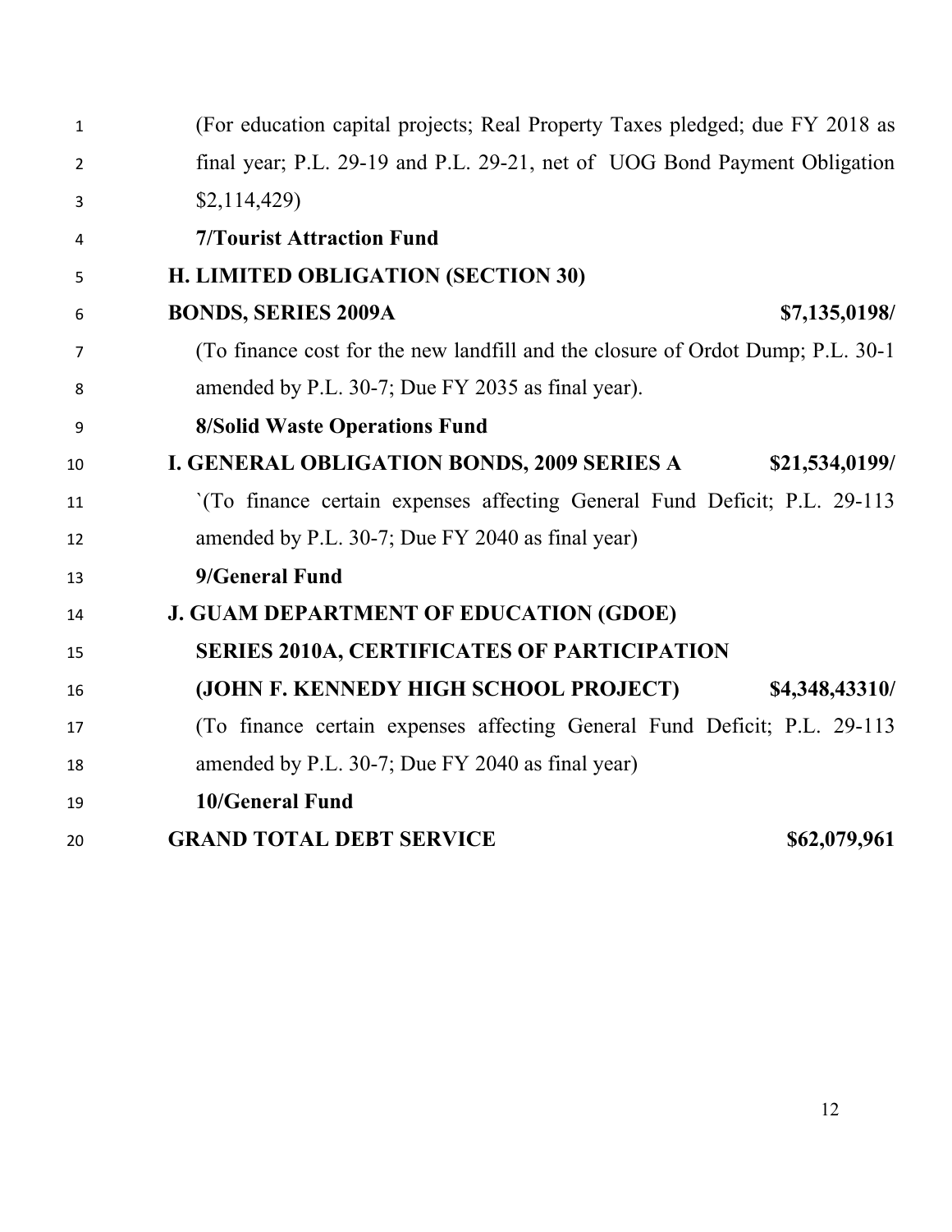(For education capital projects; Real Property Taxes pledged; due FY 2018 as final year; P.L. 29-19 and P.L. 29-21, net of UOG Bond Payment Obligation $2,114,429)

**7/Tourist Attraction Fund**

**H. LIMITED OBLIGATION (SECTION 30)**

**BONDS, SERIES 2009A** **$7,135,0198/**

(To finance cost for the new landfill and the closure of Ordot Dump; P.L. 30-1 amended by P.L. 30-7; Due FY 2035 as final year).

**8/Solid Waste Operations Fund**

**I. GENERAL OBLIGATION BONDS, 2009 SERIES A** **$21,534,0199/**

`(To finance certain expenses affecting General Fund Deficit; P.L. 29-113 amended by P.L. 30-7; Due FY 2040 as final year)

**9/General Fund**

**J. GUAM DEPARTMENT OF EDUCATION (GDOE)**

**SERIES 2010A, CERTIFICATES OF PARTICIPATION**

**(JOHN F. KENNEDY HIGH SCHOOL PROJECT)** **$4,348,43310/**

(To finance certain expenses affecting General Fund Deficit; P.L. 29-113 amended by P.L. 30-7; Due FY 2040 as final year)

**10/General Fund**

**GRAND TOTAL DEBT SERVICE** **$62,079,961**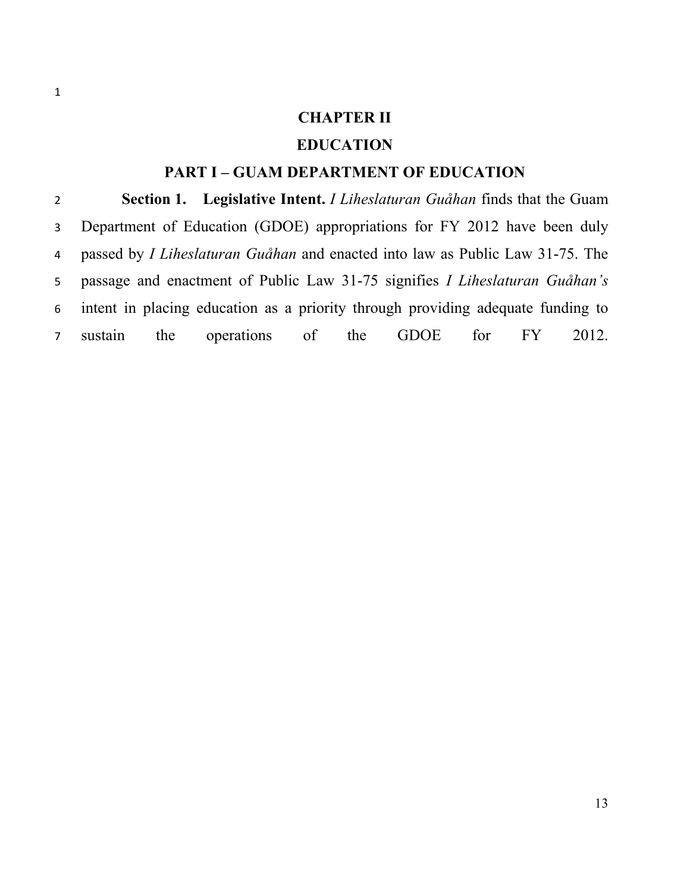# CHAPTER II

# EDUCATION

## PART I – GUAM DEPARTMENT OF EDUCATION

**Section 1. Legislative Intent.** *I Liheslaturan Guåhan* finds that the Guam Department of Education (GDOE) appropriations for FY 2012 have been duly passed by *I Liheslaturan Guåhan* and enacted into law as Public Law 31-75. The passage and enactment of Public Law 31-75 signifies *I Liheslaturan Guåhan's* intent in placing education as a priority through providing adequate funding to sustain the operations of the GDOE for FY 2012.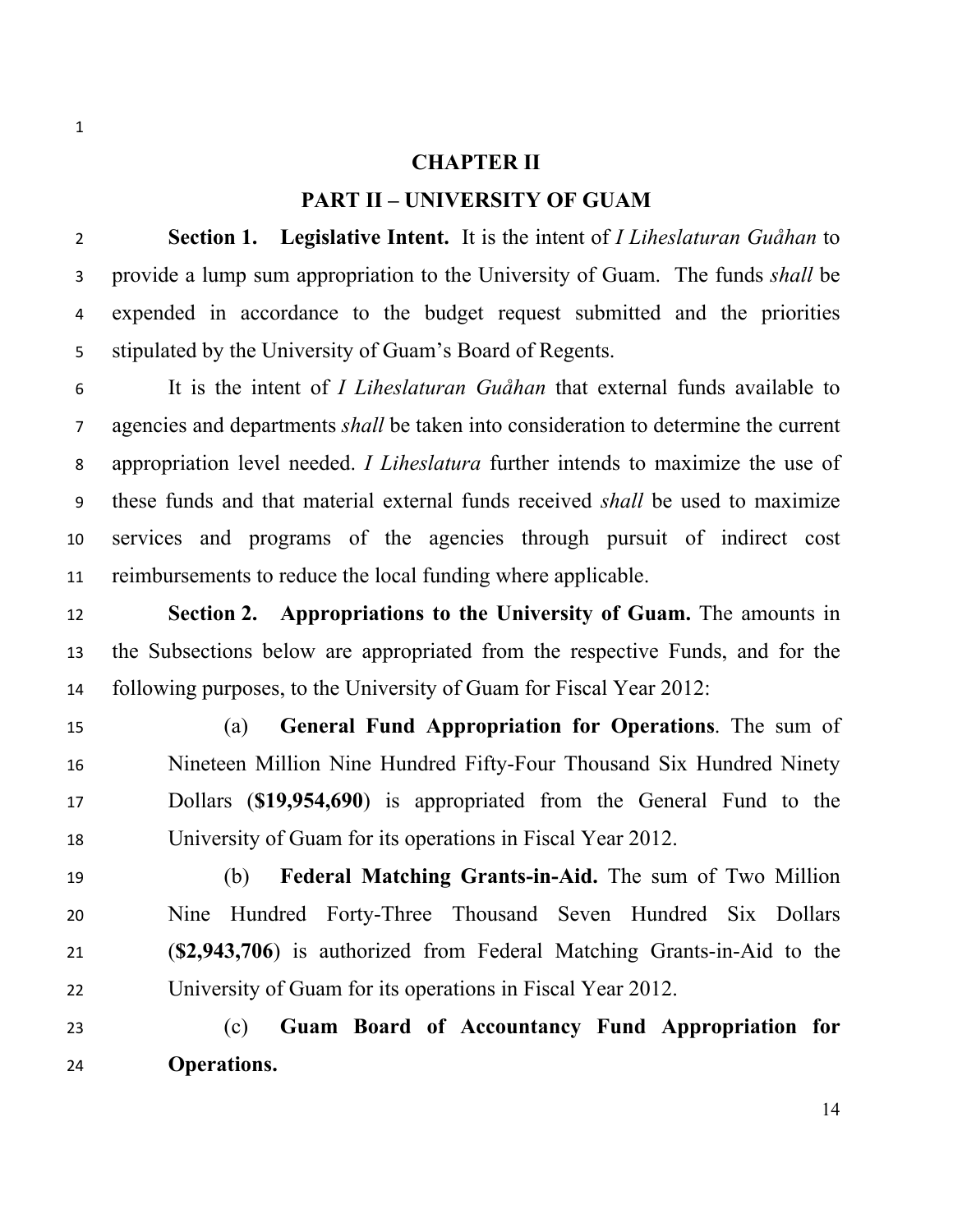## CHAPTER II

## PART II – UNIVERSITY OF GUAM

**Section 1. Legislative Intent.** It is the intent of *I Liheslaturan Guåhan* to provide a lump sum appropriation to the University of Guam. The funds *shall* be expended in accordance to the budget request submitted and the priorities stipulated by the University of Guam's Board of Regents.

It is the intent of *I Liheslaturan Guåhan* that external funds available to agencies and departments *shall* be taken into consideration to determine the current appropriation level needed. *I Liheslatura* further intends to maximize the use of these funds and that material external funds received *shall* be used to maximize services and programs of the agencies through pursuit of indirect cost reimbursements to reduce the local funding where applicable.

**Section 2. Appropriations to the University of Guam.** The amounts in the Subsections below are appropriated from the respective Funds, and for the following purposes, to the University of Guam for Fiscal Year 2012:

(a) **General Fund Appropriation for Operations**. The sum of Nineteen Million Nine Hundred Fifty-Four Thousand Six Hundred Ninety Dollars (**$19,954,690**) is appropriated from the General Fund to the University of Guam for its operations in Fiscal Year 2012.

(b) **Federal Matching Grants-in-Aid.** The sum of Two Million Nine Hundred Forty-Three Thousand Seven Hundred Six Dollars (**$2,943,706**) is authorized from Federal Matching Grants-in-Aid to the University of Guam for its operations in Fiscal Year 2012.

(c) **Guam Board of Accountancy Fund Appropriation for Operations.**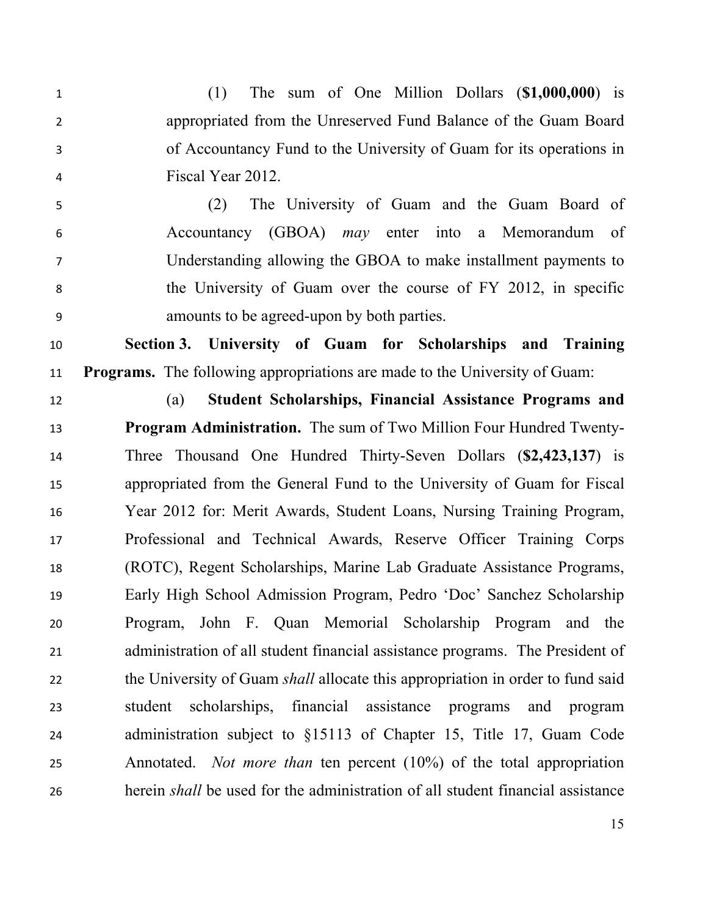(1) The sum of One Million Dollars (**$1,000,000**) is appropriated from the Unreserved Fund Balance of the Guam Board of Accountancy Fund to the University of Guam for its operations in Fiscal Year 2012.

(2) The University of Guam and the Guam Board of Accountancy (GBOA) *may* enter into a Memorandum of Understanding allowing the GBOA to make installment payments to the University of Guam over the course of FY 2012, in specific amounts to be agreed-upon by both parties.

**Section 3. University of Guam for Scholarships and Training Programs.** The following appropriations are made to the University of Guam:

(a) **Student Scholarships, Financial Assistance Programs and Program Administration.** The sum of Two Million Four Hundred Twenty-Three Thousand One Hundred Thirty-Seven Dollars (**$2,423,137**) is appropriated from the General Fund to the University of Guam for Fiscal Year 2012 for: Merit Awards, Student Loans, Nursing Training Program, Professional and Technical Awards, Reserve Officer Training Corps (ROTC), Regent Scholarships, Marine Lab Graduate Assistance Programs, Early High School Admission Program, Pedro 'Doc' Sanchez Scholarship Program, John F. Quan Memorial Scholarship Program and the administration of all student financial assistance programs. The President of the University of Guam *shall* allocate this appropriation in order to fund said student scholarships, financial assistance programs and program administration subject to §15113 of Chapter 15, Title 17, Guam Code Annotated. *Not more than* ten percent (10%) of the total appropriation herein *shall* be used for the administration of all student financial assistance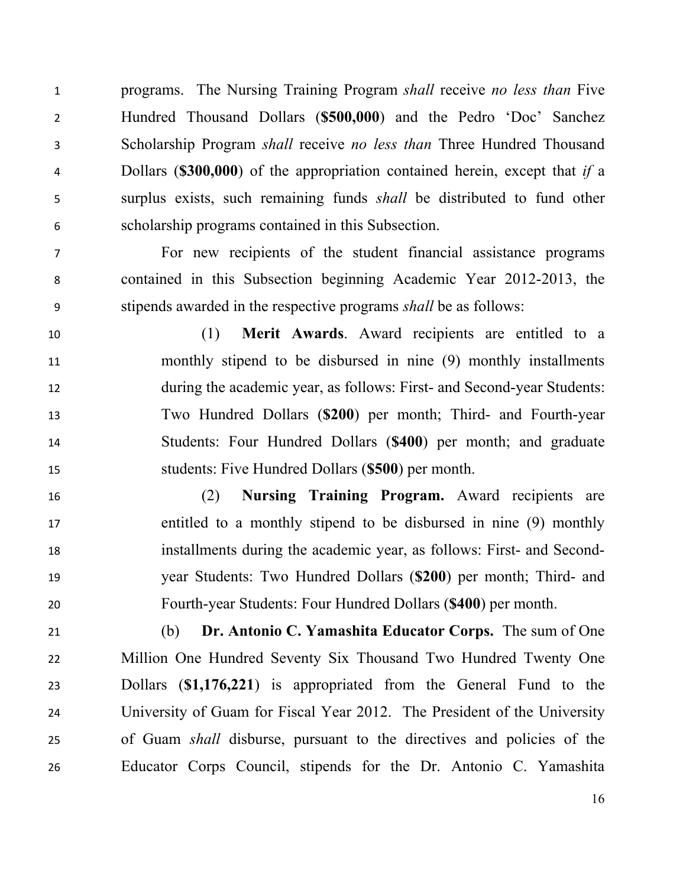programs. The Nursing Training Program *shall* receive *no less than* Five Hundred Thousand Dollars (**$500,000**) and the Pedro 'Doc' Sanchez Scholarship Program *shall* receive *no less than* Three Hundred Thousand Dollars (**$300,000**) of the appropriation contained herein, except that *if* a surplus exists, such remaining funds *shall* be distributed to fund other scholarship programs contained in this Subsection.

For new recipients of the student financial assistance programs contained in this Subsection beginning Academic Year 2012-2013, the stipends awarded in the respective programs *shall* be as follows:

(1) **Merit Awards**. Award recipients are entitled to a monthly stipend to be disbursed in nine (9) monthly installments during the academic year, as follows: First- and Second-year Students: Two Hundred Dollars (**$200**) per month; Third- and Fourth-year Students: Four Hundred Dollars (**$400**) per month; and graduate students: Five Hundred Dollars (**$500**) per month.

(2) **Nursing Training Program.** Award recipients are entitled to a monthly stipend to be disbursed in nine (9) monthly installments during the academic year, as follows: First- and Second-year Students: Two Hundred Dollars (**$200**) per month; Third- and Fourth-year Students: Four Hundred Dollars (**$400**) per month.

(b) **Dr. Antonio C. Yamashita Educator Corps.** The sum of One Million One Hundred Seventy Six Thousand Two Hundred Twenty One Dollars (**$1,176,221**) is appropriated from the General Fund to the University of Guam for Fiscal Year 2012. The President of the University of Guam *shall* disburse, pursuant to the directives and policies of the Educator Corps Council, stipends for the Dr. Antonio C. Yamashita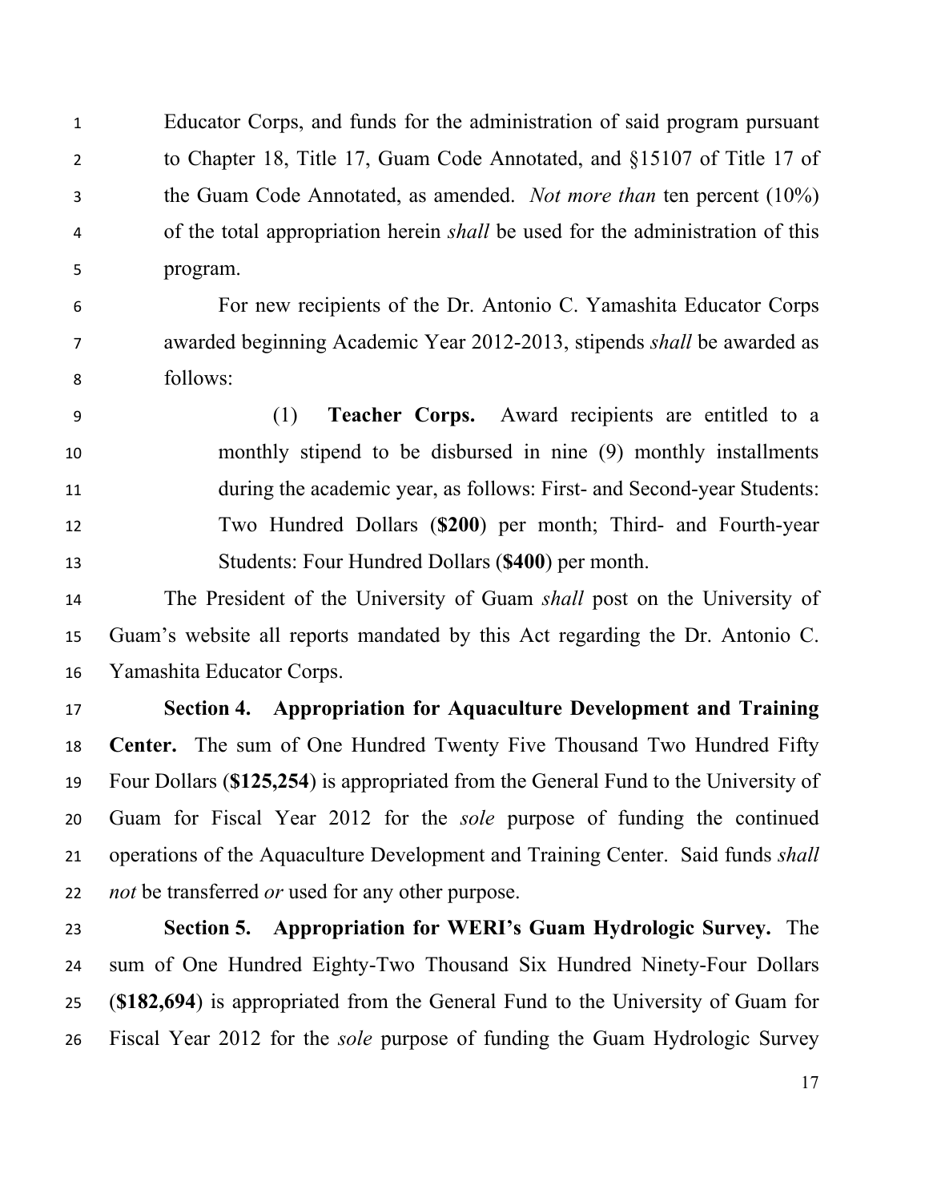Educator Corps, and funds for the administration of said program pursuant to Chapter 18, Title 17, Guam Code Annotated, and §15107 of Title 17 of the Guam Code Annotated, as amended. *Not more than* ten percent (10%) of the total appropriation herein *shall* be used for the administration of this program.

For new recipients of the Dr. Antonio C. Yamashita Educator Corps awarded beginning Academic Year 2012-2013, stipends *shall* be awarded as follows:

(1) **Teacher Corps.** Award recipients are entitled to a monthly stipend to be disbursed in nine (9) monthly installments during the academic year, as follows: First- and Second-year Students: Two Hundred Dollars (**$200**) per month; Third- and Fourth-year Students: Four Hundred Dollars (**$400**) per month.

The President of the University of Guam *shall* post on the University of Guam's website all reports mandated by this Act regarding the Dr. Antonio C. Yamashita Educator Corps.

**Section 4. Appropriation for Aquaculture Development and Training Center.** The sum of One Hundred Twenty Five Thousand Two Hundred Fifty Four Dollars (**$125,254**) is appropriated from the General Fund to the University of Guam for Fiscal Year 2012 for the *sole* purpose of funding the continued operations of the Aquaculture Development and Training Center. Said funds *shall not* be transferred *or* used for any other purpose.

**Section 5. Appropriation for WERI's Guam Hydrologic Survey.** The sum of One Hundred Eighty-Two Thousand Six Hundred Ninety-Four Dollars (**$182,694**) is appropriated from the General Fund to the University of Guam for Fiscal Year 2012 for the *sole* purpose of funding the Guam Hydrologic Survey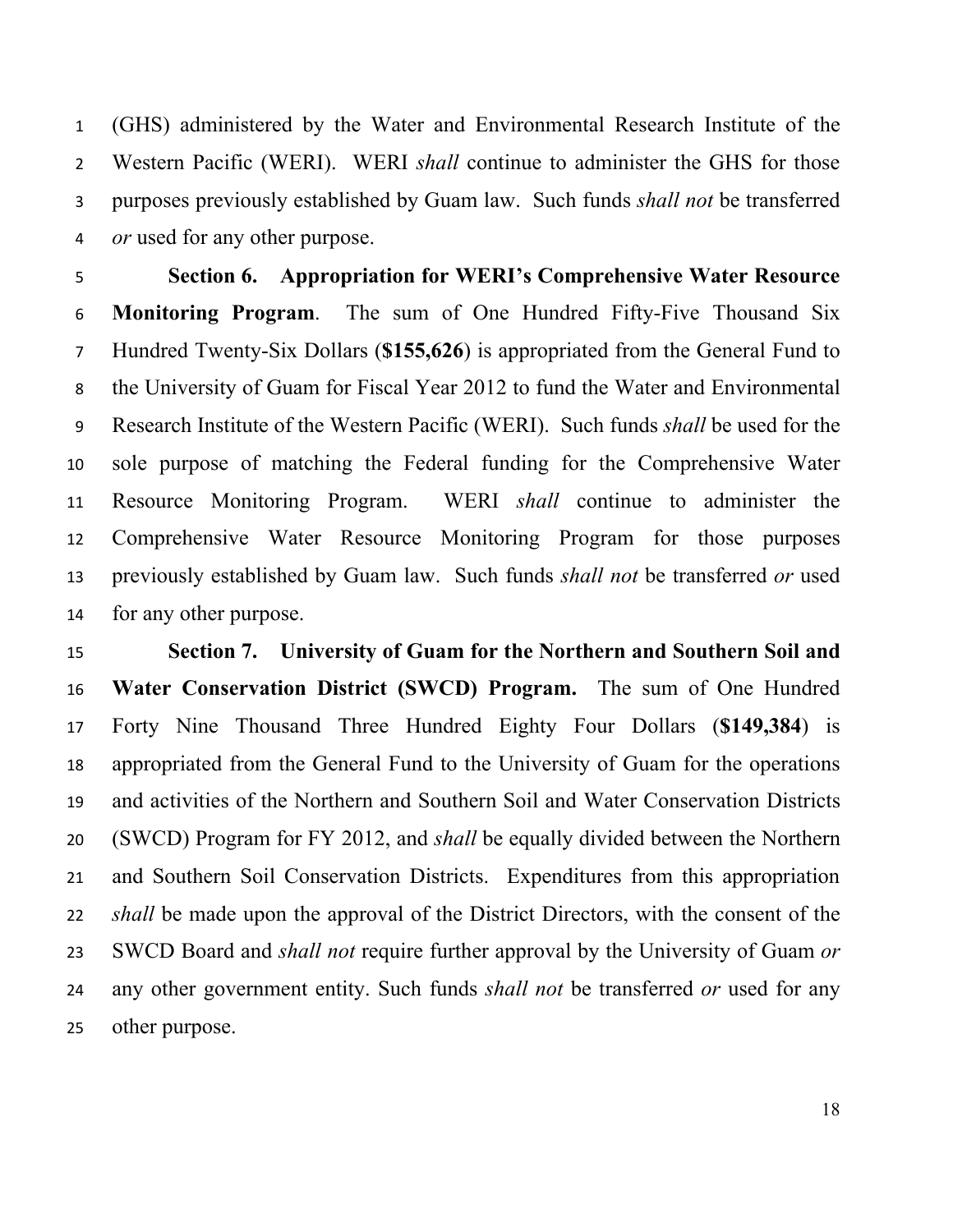(GHS) administered by the Water and Environmental Research Institute of the Western Pacific (WERI). WERI *shall* continue to administer the GHS for those purposes previously established by Guam law. Such funds *shall not* be transferred *or* used for any other purpose.

**Section 6. Appropriation for WERI's Comprehensive Water Resource Monitoring Program**. The sum of One Hundred Fifty-Five Thousand Six Hundred Twenty-Six Dollars (**$155,626**) is appropriated from the General Fund to the University of Guam for Fiscal Year 2012 to fund the Water and Environmental Research Institute of the Western Pacific (WERI). Such funds *shall* be used for the sole purpose of matching the Federal funding for the Comprehensive Water Resource Monitoring Program. WERI *shall* continue to administer the Comprehensive Water Resource Monitoring Program for those purposes previously established by Guam law. Such funds *shall not* be transferred *or* used for any other purpose.

**Section 7. University of Guam for the Northern and Southern Soil and Water Conservation District (SWCD) Program.** The sum of One Hundred Forty Nine Thousand Three Hundred Eighty Four Dollars (**$149,384**) is appropriated from the General Fund to the University of Guam for the operations and activities of the Northern and Southern Soil and Water Conservation Districts (SWCD) Program for FY 2012, and *shall* be equally divided between the Northern and Southern Soil Conservation Districts. Expenditures from this appropriation *shall* be made upon the approval of the District Directors, with the consent of the SWCD Board and *shall not* require further approval by the University of Guam *or* any other government entity. Such funds *shall not* be transferred *or* used for any other purpose.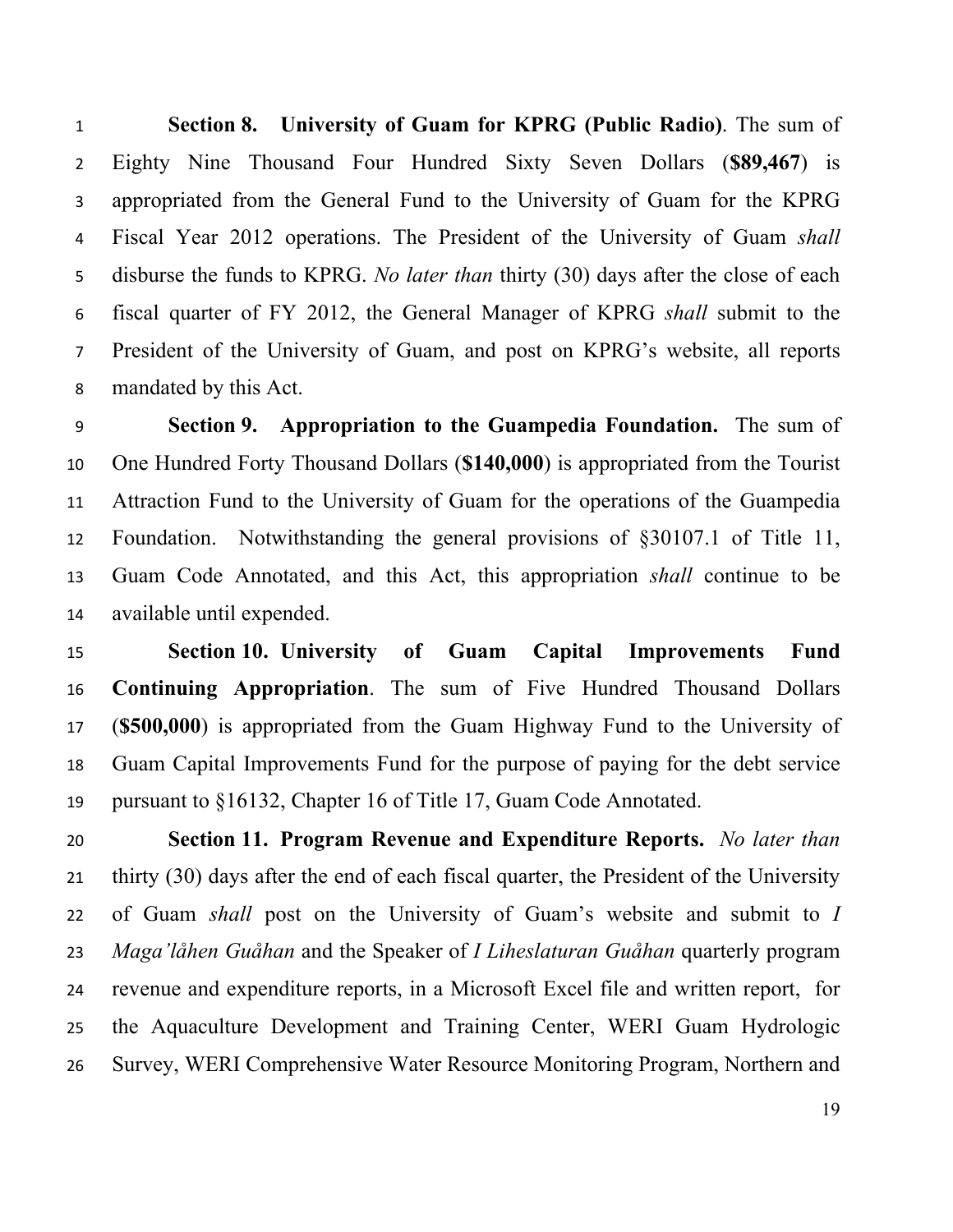**Section 8. University of Guam for KPRG (Public Radio)**. The sum of Eighty Nine Thousand Four Hundred Sixty Seven Dollars (**$89,467**) is appropriated from the General Fund to the University of Guam for the KPRG Fiscal Year 2012 operations. The President of the University of Guam *shall* disburse the funds to KPRG. *No later than* thirty (30) days after the close of each fiscal quarter of FY 2012, the General Manager of KPRG *shall* submit to the President of the University of Guam, and post on KPRG's website, all reports mandated by this Act.

**Section 9. Appropriation to the Guampedia Foundation.** The sum of One Hundred Forty Thousand Dollars (**$140,000**) is appropriated from the Tourist Attraction Fund to the University of Guam for the operations of the Guampedia Foundation. Notwithstanding the general provisions of §30107.1 of Title 11, Guam Code Annotated, and this Act, this appropriation *shall* continue to be available until expended.

**Section 10. University of Guam Capital Improvements Fund Continuing Appropriation**. The sum of Five Hundred Thousand Dollars (**$500,000**) is appropriated from the Guam Highway Fund to the University of Guam Capital Improvements Fund for the purpose of paying for the debt service pursuant to §16132, Chapter 16 of Title 17, Guam Code Annotated.

**Section 11. Program Revenue and Expenditure Reports.** *No later than* thirty (30) days after the end of each fiscal quarter, the President of the University of Guam *shall* post on the University of Guam's website and submit to *I Maga'låhen Guåhan* and the Speaker of *I Liheslaturan Guåhan* quarterly program revenue and expenditure reports, in a Microsoft Excel file and written report, for the Aquaculture Development and Training Center, WERI Guam Hydrologic Survey, WERI Comprehensive Water Resource Monitoring Program, Northern and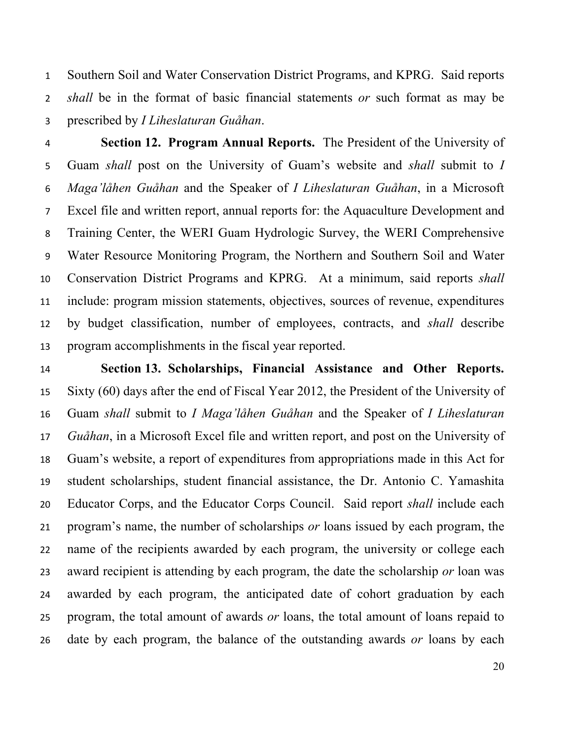Southern Soil and Water Conservation District Programs, and KPRG. Said reports *shall* be in the format of basic financial statements *or* such format as may be prescribed by *I Liheslaturan Guåhan*.

**Section 12. Program Annual Reports.** The President of the University of Guam *shall* post on the University of Guam's website and *shall* submit to *I Maga'låhen Guåhan* and the Speaker of *I Liheslaturan Guåhan*, in a Microsoft Excel file and written report, annual reports for: the Aquaculture Development and Training Center, the WERI Guam Hydrologic Survey, the WERI Comprehensive Water Resource Monitoring Program, the Northern and Southern Soil and Water Conservation District Programs and KPRG. At a minimum, said reports *shall* include: program mission statements, objectives, sources of revenue, expenditures by budget classification, number of employees, contracts, and *shall* describe program accomplishments in the fiscal year reported.

**Section 13. Scholarships, Financial Assistance and Other Reports.** Sixty (60) days after the end of Fiscal Year 2012, the President of the University of Guam *shall* submit to *I Maga'låhen Guåhan* and the Speaker of *I Liheslaturan Guåhan*, in a Microsoft Excel file and written report, and post on the University of Guam's website, a report of expenditures from appropriations made in this Act for student scholarships, student financial assistance, the Dr. Antonio C. Yamashita Educator Corps, and the Educator Corps Council. Said report *shall* include each program's name, the number of scholarships *or* loans issued by each program, the name of the recipients awarded by each program, the university or college each award recipient is attending by each program, the date the scholarship *or* loan was awarded by each program, the anticipated date of cohort graduation by each program, the total amount of awards *or* loans, the total amount of loans repaid to date by each program, the balance of the outstanding awards *or* loans by each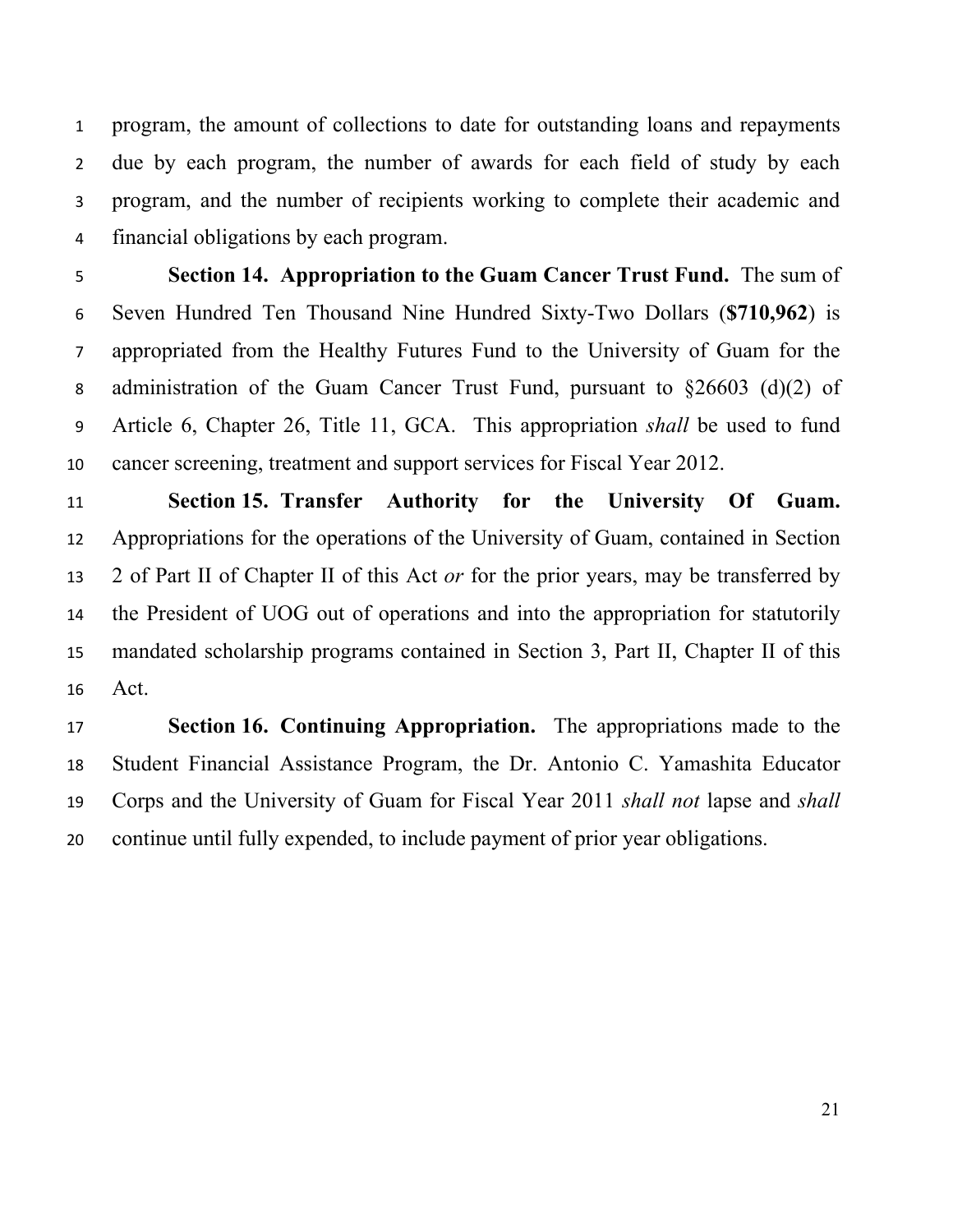program, the amount of collections to date for outstanding loans and repayments due by each program, the number of awards for each field of study by each program, and the number of recipients working to complete their academic and financial obligations by each program.

**Section 14. Appropriation to the Guam Cancer Trust Fund.** The sum of Seven Hundred Ten Thousand Nine Hundred Sixty-Two Dollars (**$710,962**) is appropriated from the Healthy Futures Fund to the University of Guam for the administration of the Guam Cancer Trust Fund, pursuant to §26603 (d)(2) of Article 6, Chapter 26, Title 11, GCA. This appropriation *shall* be used to fund cancer screening, treatment and support services for Fiscal Year 2012.

**Section 15. Transfer Authority for the University Of Guam.** Appropriations for the operations of the University of Guam, contained in Section 2 of Part II of Chapter II of this Act *or* for the prior years, may be transferred by the President of UOG out of operations and into the appropriation for statutorily mandated scholarship programs contained in Section 3, Part II, Chapter II of this Act.

**Section 16. Continuing Appropriation.** The appropriations made to the Student Financial Assistance Program, the Dr. Antonio C. Yamashita Educator Corps and the University of Guam for Fiscal Year 2011 *shall not* lapse and *shall* continue until fully expended, to include payment of prior year obligations.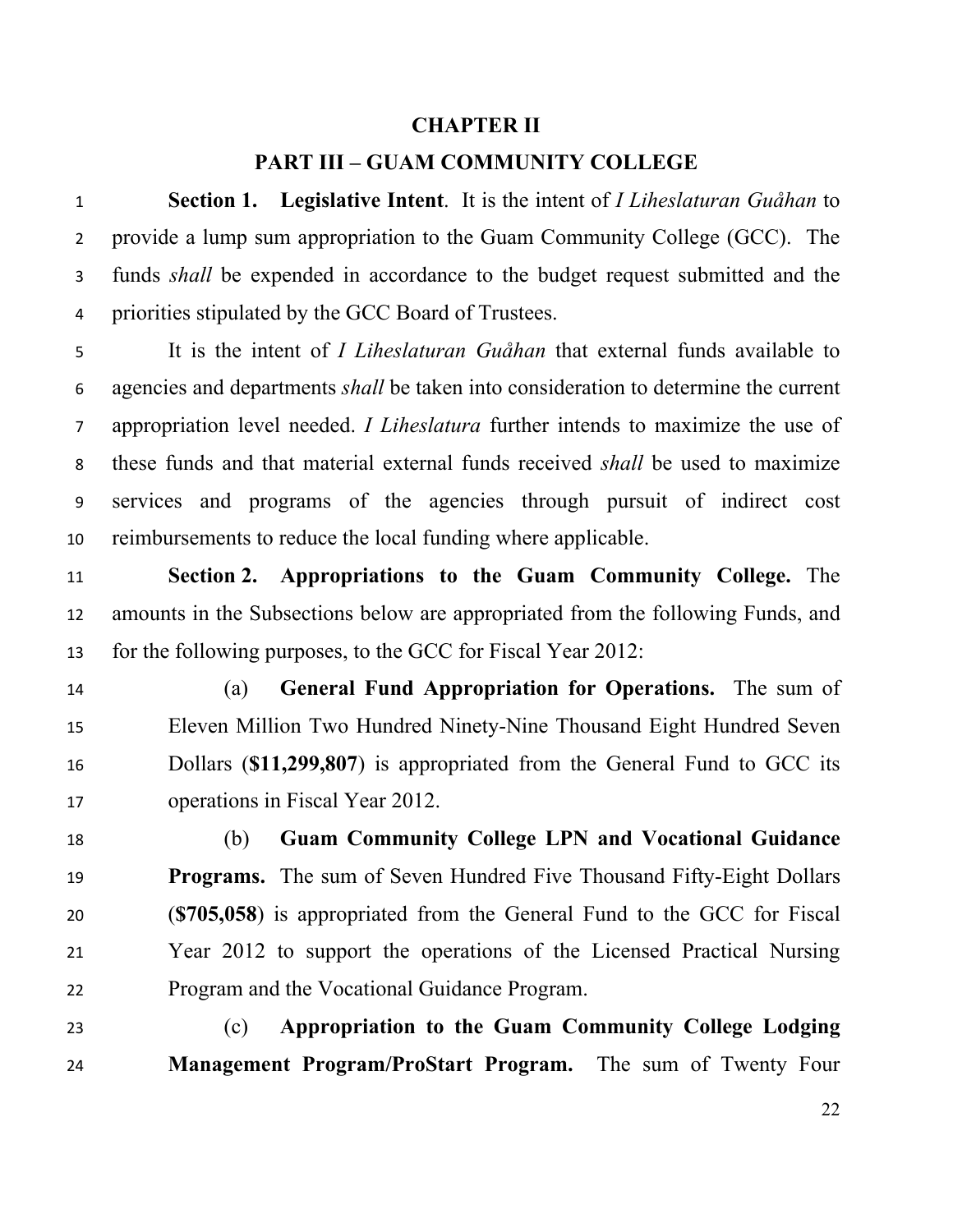## CHAPTER II

## PART III – GUAM COMMUNITY COLLEGE

**Section 1. Legislative Intent**. It is the intent of *I Liheslaturan Guåhan* to provide a lump sum appropriation to the Guam Community College (GCC). The funds *shall* be expended in accordance to the budget request submitted and the priorities stipulated by the GCC Board of Trustees.

It is the intent of *I Liheslaturan Guåhan* that external funds available to agencies and departments *shall* be taken into consideration to determine the current appropriation level needed. *I Liheslatura* further intends to maximize the use of these funds and that material external funds received *shall* be used to maximize services and programs of the agencies through pursuit of indirect cost reimbursements to reduce the local funding where applicable.

**Section 2. Appropriations to the Guam Community College.** The amounts in the Subsections below are appropriated from the following Funds, and for the following purposes, to the GCC for Fiscal Year 2012:

(a) **General Fund Appropriation for Operations.** The sum of Eleven Million Two Hundred Ninety-Nine Thousand Eight Hundred Seven Dollars (**$11,299,807**) is appropriated from the General Fund to GCC its operations in Fiscal Year 2012.

(b) **Guam Community College LPN and Vocational Guidance Programs.** The sum of Seven Hundred Five Thousand Fifty-Eight Dollars (**$705,058**) is appropriated from the General Fund to the GCC for Fiscal Year 2012 to support the operations of the Licensed Practical Nursing Program and the Vocational Guidance Program.

(c) **Appropriation to the Guam Community College Lodging Management Program/ProStart Program.** The sum of Twenty Four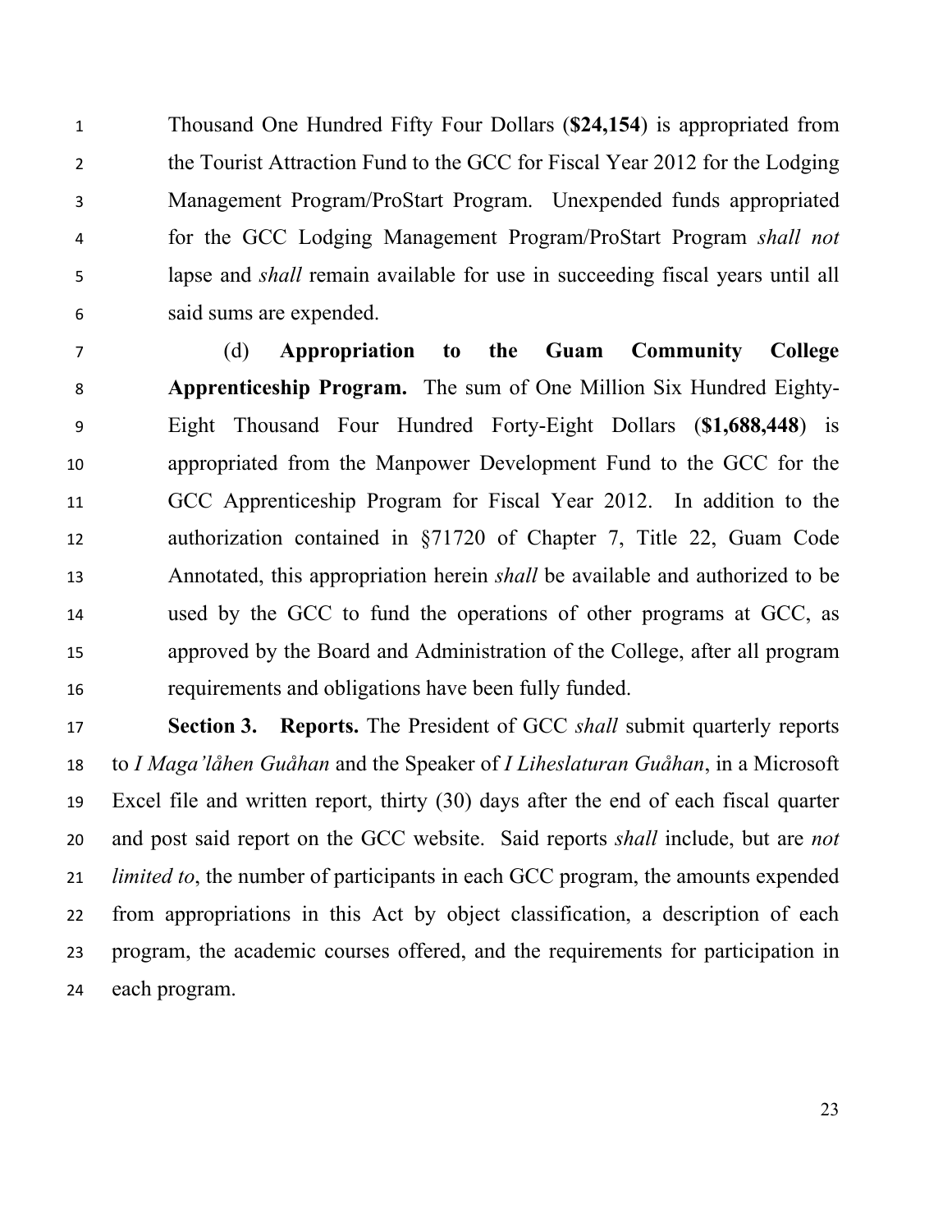Thousand One Hundred Fifty Four Dollars (**$24,154**) is appropriated from the Tourist Attraction Fund to the GCC for Fiscal Year 2012 for the Lodging Management Program/ProStart Program. Unexpended funds appropriated for the GCC Lodging Management Program/ProStart Program *shall not* lapse and *shall* remain available for use in succeeding fiscal years until all said sums are expended.

(d) **Appropriation to the Guam Community College Apprenticeship Program.** The sum of One Million Six Hundred Eighty-Eight Thousand Four Hundred Forty-Eight Dollars (**$1,688,448**) is appropriated from the Manpower Development Fund to the GCC for the GCC Apprenticeship Program for Fiscal Year 2012. In addition to the authorization contained in §71720 of Chapter 7, Title 22, Guam Code Annotated, this appropriation herein *shall* be available and authorized to be used by the GCC to fund the operations of other programs at GCC, as approved by the Board and Administration of the College, after all program requirements and obligations have been fully funded.

**Section 3. Reports.** The President of GCC *shall* submit quarterly reports to *I Maga'låhen Guåhan* and the Speaker of *I Liheslaturan Guåhan*, in a Microsoft Excel file and written report, thirty (30) days after the end of each fiscal quarter and post said report on the GCC website. Said reports *shall* include, but are *not limited to*, the number of participants in each GCC program, the amounts expended from appropriations in this Act by object classification, a description of each program, the academic courses offered, and the requirements for participation in each program.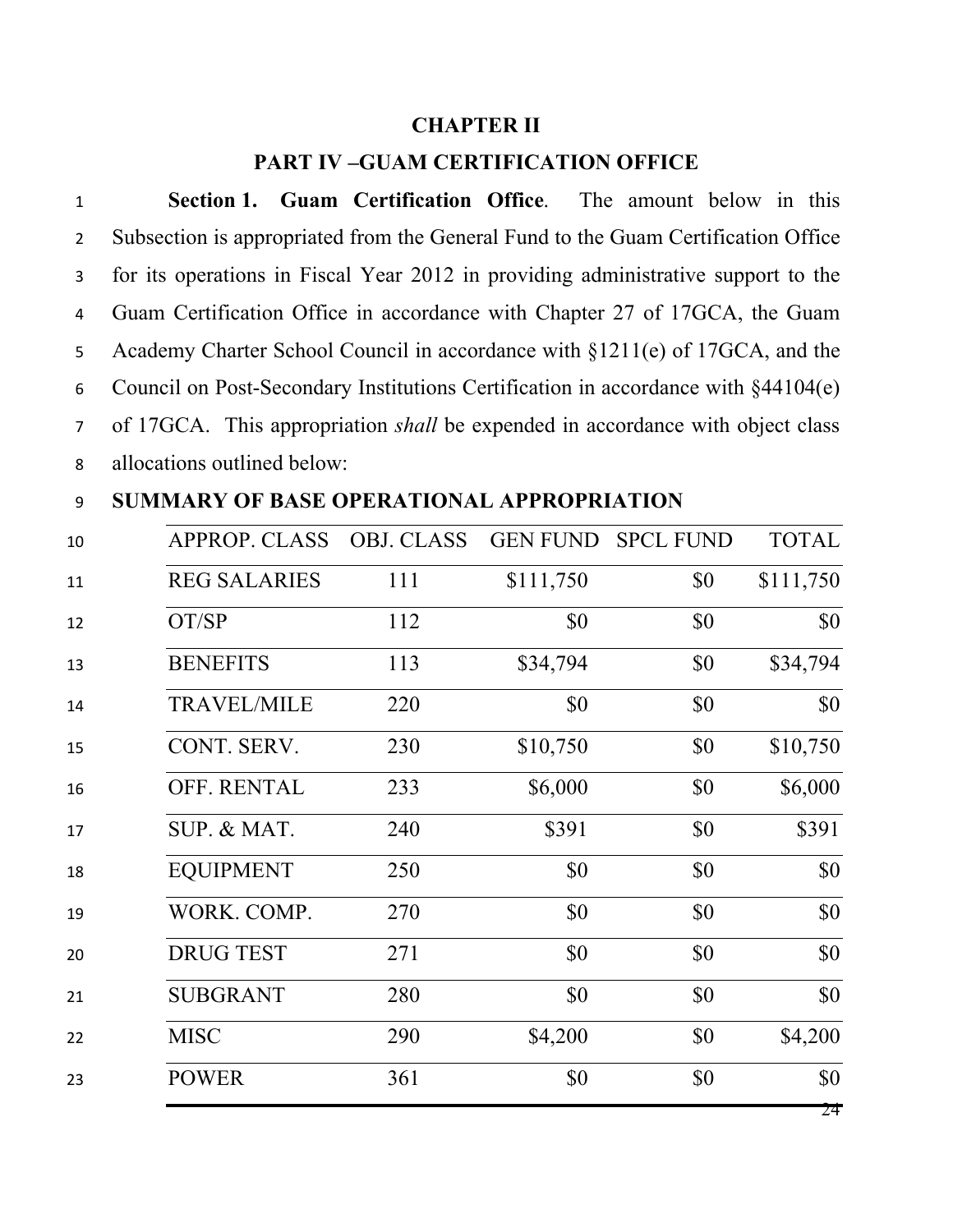## CHAPTER II

## PART IV –GUAM CERTIFICATION OFFICE

**Section 1. Guam Certification Office**. The amount below in this Subsection is appropriated from the General Fund to the Guam Certification Office for its operations in Fiscal Year 2012 in providing administrative support to the Guam Certification Office in accordance with Chapter 27 of 17GCA, the Guam Academy Charter School Council in accordance with §1211(e) of 17GCA, and the Council on Post-Secondary Institutions Certification in accordance with §44104(e) of 17GCA. This appropriation *shall* be expended in accordance with object class allocations outlined below:

**SUMMARY OF BASE OPERATIONAL APPROPRIATION**

| APPROP. CLASS | OBJ. CLASS | GEN FUND | SPCL FUND | TOTAL |
|---|---|---|---|---|
| REG SALARIES | 111 | $111,750 | $0 | $111,750 |
| OT/SP | 112 | $0 | $0 | $0 |
| BENEFITS | 113 | $34,794 | $0 | $34,794 |
| TRAVEL/MILE | 220 | $0 | $0 | $0 |
| CONT. SERV. | 230 | $10,750 | $0 | $10,750 |
| OFF. RENTAL | 233 | $6,000 | $0 | $6,000 |
| SUP. & MAT. | 240 | $391 | $0 | $391 |
| EQUIPMENT | 250 | $0 | $0 | $0 |
| WORK. COMP. | 270 | $0 | $0 | $0 |
| DRUG TEST | 271 | $0 | $0 | $0 |
| SUBGRANT | 280 | $0 | $0 | $0 |
| MISC | 290 | $4,200 | $0 | $4,200 |
| POWER | 361 | $0 | $0 | $0 |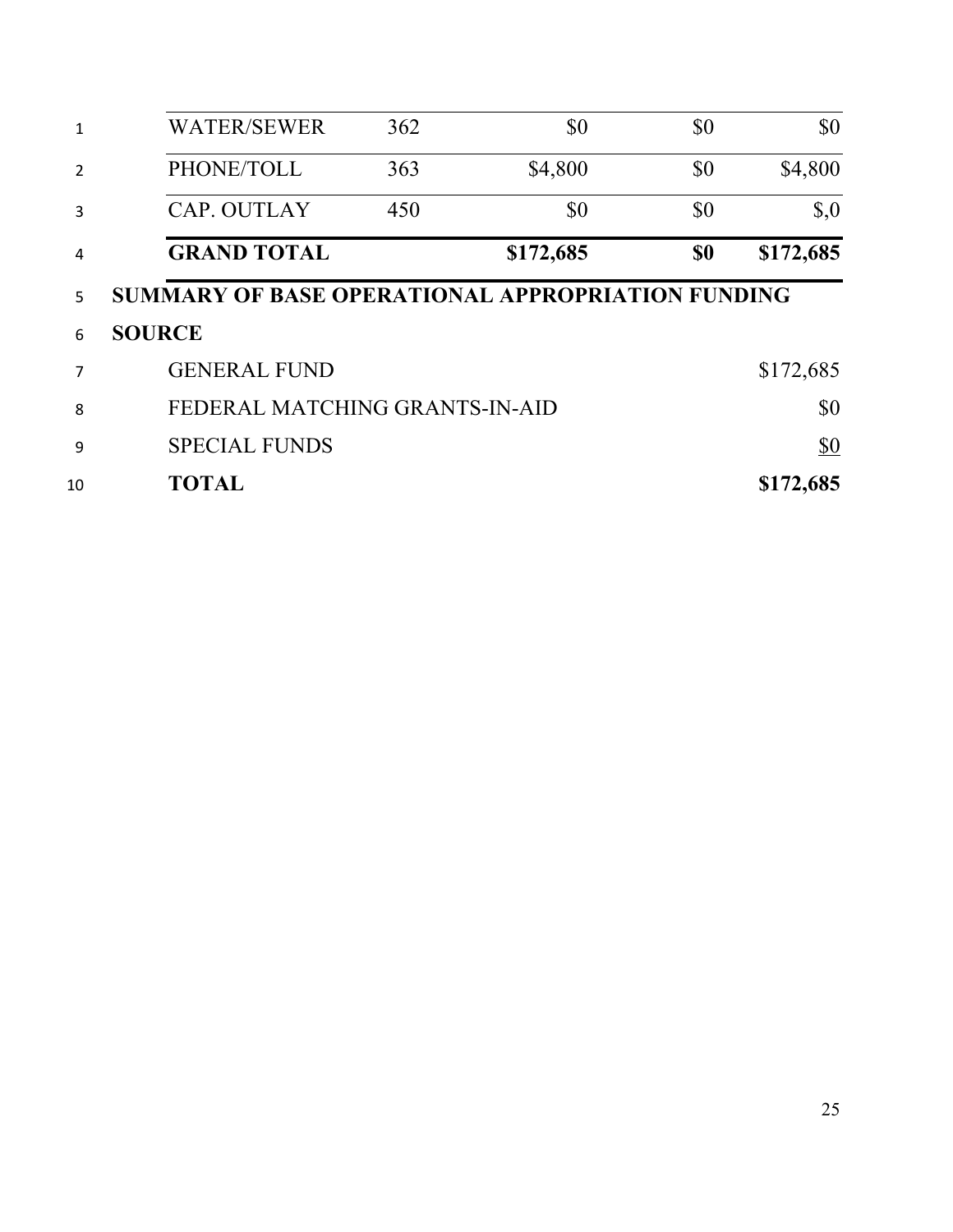| WATER/SEWER | 362 | $0 | $0 | $0 |
|---|---|---|---|---|
| PHONE/TOLL | 363 | $4,800 | $0 | $4,800 |
| CAP. OUTLAY | 450 | $0 | $0 | $,0 |
| **GRAND TOTAL** | | **$172,685** | **$0** | **$172,685** |

**SUMMARY OF BASE OPERATIONAL APPROPRIATION FUNDING SOURCE**

| | |
|---|---|
| GENERAL FUND | $172,685 |
| FEDERAL MATCHING GRANTS-IN-AID | $0 |
| SPECIAL FUNDS | $0 |
| **TOTAL** | **$172,685** |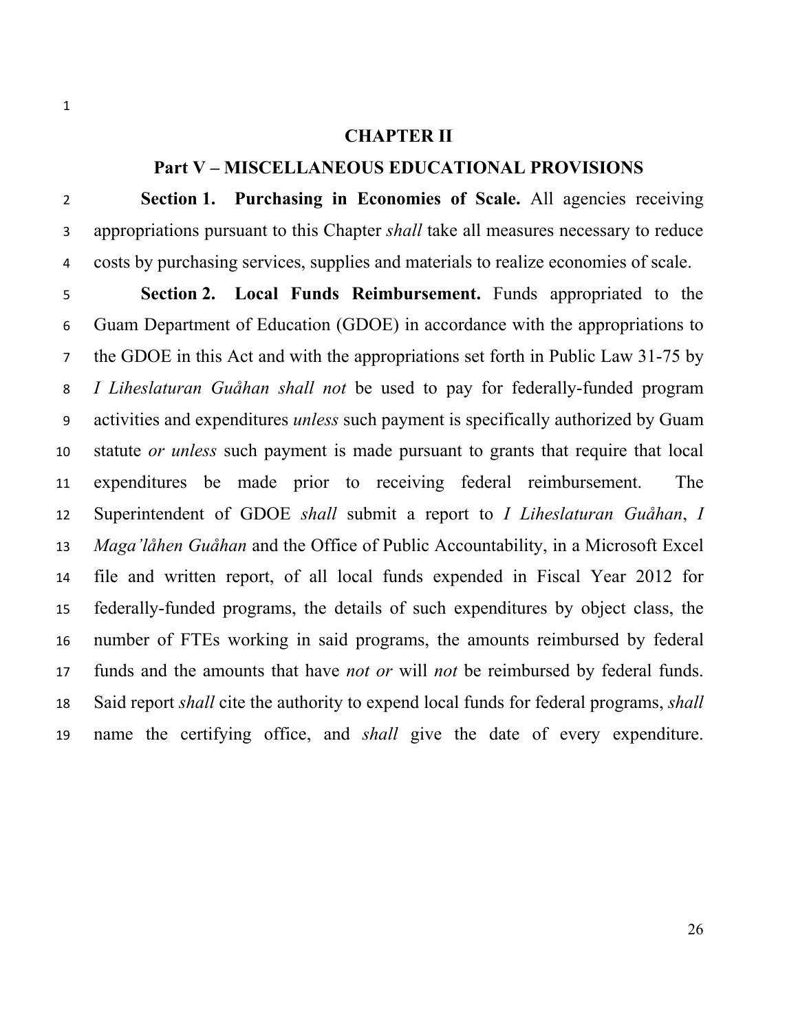## CHAPTER II

### Part V – MISCELLANEOUS EDUCATIONAL PROVISIONS

**Section 1. Purchasing in Economies of Scale.** All agencies receiving appropriations pursuant to this Chapter *shall* take all measures necessary to reduce costs by purchasing services, supplies and materials to realize economies of scale.

**Section 2. Local Funds Reimbursement.** Funds appropriated to the Guam Department of Education (GDOE) in accordance with the appropriations to the GDOE in this Act and with the appropriations set forth in Public Law 31-75 by *I Liheslaturan Guåhan shall not* be used to pay for federally-funded program activities and expenditures *unless* such payment is specifically authorized by Guam statute *or unless* such payment is made pursuant to grants that require that local expenditures be made prior to receiving federal reimbursement. The Superintendent of GDOE *shall* submit a report to *I Liheslaturan Guåhan*, *I Maga'låhen Guåhan* and the Office of Public Accountability, in a Microsoft Excel file and written report, of all local funds expended in Fiscal Year 2012 for federally-funded programs, the details of such expenditures by object class, the number of FTEs working in said programs, the amounts reimbursed by federal funds and the amounts that have *not or* will *not* be reimbursed by federal funds. Said report *shall* cite the authority to expend local funds for federal programs, *shall* name the certifying office, and *shall* give the date of every expenditure.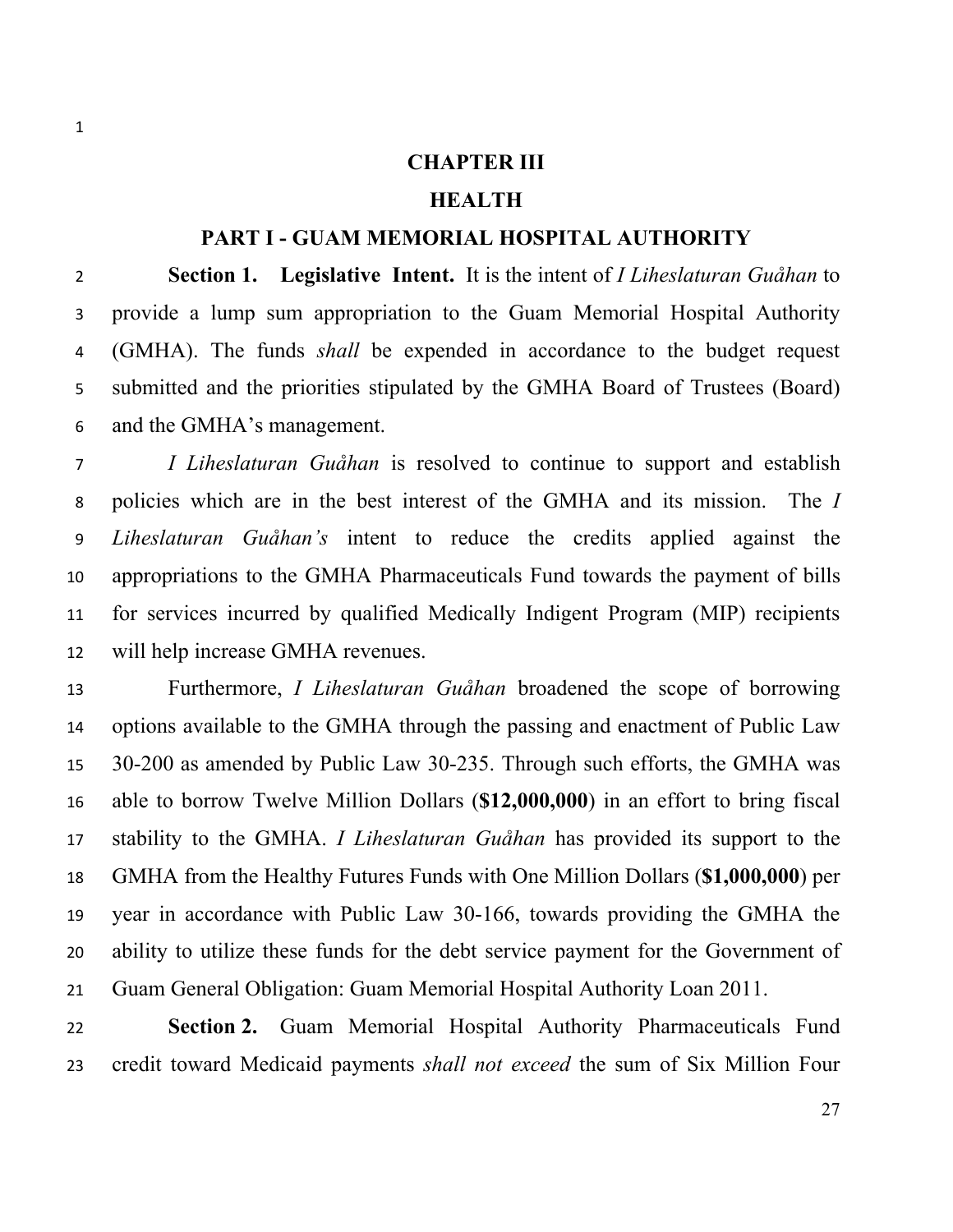# CHAPTER III

# HEALTH

## PART I - GUAM MEMORIAL HOSPITAL AUTHORITY

**Section 1. Legislative Intent.** It is the intent of *I Liheslaturan Guåhan* to provide a lump sum appropriation to the Guam Memorial Hospital Authority (GMHA). The funds *shall* be expended in accordance to the budget request submitted and the priorities stipulated by the GMHA Board of Trustees (Board) and the GMHA's management.

*I Liheslaturan Guåhan* is resolved to continue to support and establish policies which are in the best interest of the GMHA and its mission. The *I Liheslaturan Guåhan's* intent to reduce the credits applied against the appropriations to the GMHA Pharmaceuticals Fund towards the payment of bills for services incurred by qualified Medically Indigent Program (MIP) recipients will help increase GMHA revenues.

Furthermore, *I Liheslaturan Guåhan* broadened the scope of borrowing options available to the GMHA through the passing and enactment of Public Law 30-200 as amended by Public Law 30-235. Through such efforts, the GMHA was able to borrow Twelve Million Dollars (**$12,000,000**) in an effort to bring fiscal stability to the GMHA. *I Liheslaturan Guåhan* has provided its support to the GMHA from the Healthy Futures Funds with One Million Dollars (**$1,000,000**) per year in accordance with Public Law 30-166, towards providing the GMHA the ability to utilize these funds for the debt service payment for the Government of Guam General Obligation: Guam Memorial Hospital Authority Loan 2011.

**Section 2.** Guam Memorial Hospital Authority Pharmaceuticals Fund credit toward Medicaid payments *shall not exceed* the sum of Six Million Four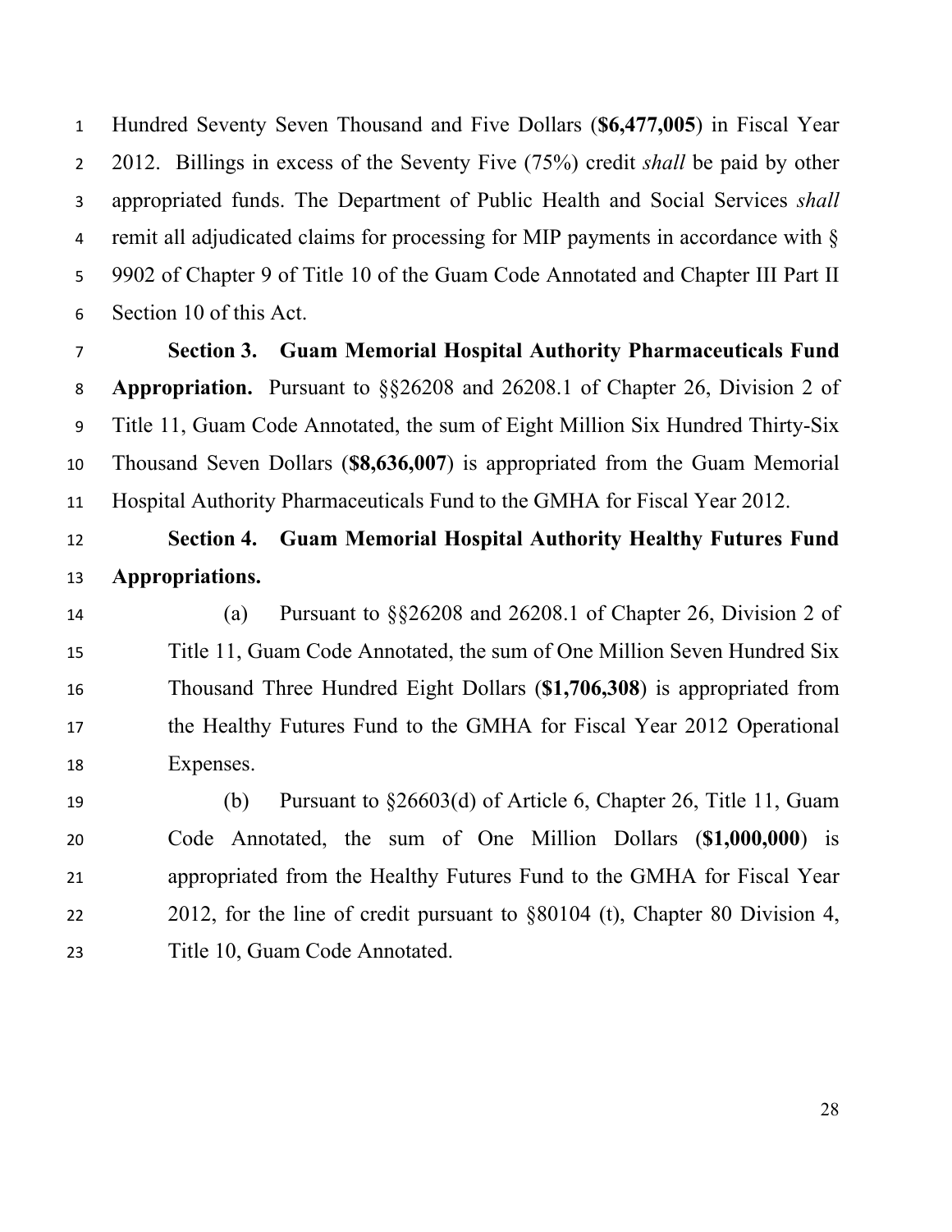Hundred Seventy Seven Thousand and Five Dollars (**$6,477,005**) in Fiscal Year 2012. Billings in excess of the Seventy Five (75%) credit *shall* be paid by other appropriated funds. The Department of Public Health and Social Services *shall* remit all adjudicated claims for processing for MIP payments in accordance with § 9902 of Chapter 9 of Title 10 of the Guam Code Annotated and Chapter III Part II Section 10 of this Act.

**Section 3. Guam Memorial Hospital Authority Pharmaceuticals Fund Appropriation.** Pursuant to §§26208 and 26208.1 of Chapter 26, Division 2 of Title 11, Guam Code Annotated, the sum of Eight Million Six Hundred Thirty-Six Thousand Seven Dollars (**$8,636,007**) is appropriated from the Guam Memorial Hospital Authority Pharmaceuticals Fund to the GMHA for Fiscal Year 2012.

**Section 4. Guam Memorial Hospital Authority Healthy Futures Fund Appropriations.**

(a) Pursuant to §§26208 and 26208.1 of Chapter 26, Division 2 of Title 11, Guam Code Annotated, the sum of One Million Seven Hundred Six Thousand Three Hundred Eight Dollars (**$1,706,308**) is appropriated from the Healthy Futures Fund to the GMHA for Fiscal Year 2012 Operational Expenses.

(b) Pursuant to §26603(d) of Article 6, Chapter 26, Title 11, Guam Code Annotated, the sum of One Million Dollars (**$1,000,000**) is appropriated from the Healthy Futures Fund to the GMHA for Fiscal Year 2012, for the line of credit pursuant to §80104 (t), Chapter 80 Division 4, Title 10, Guam Code Annotated.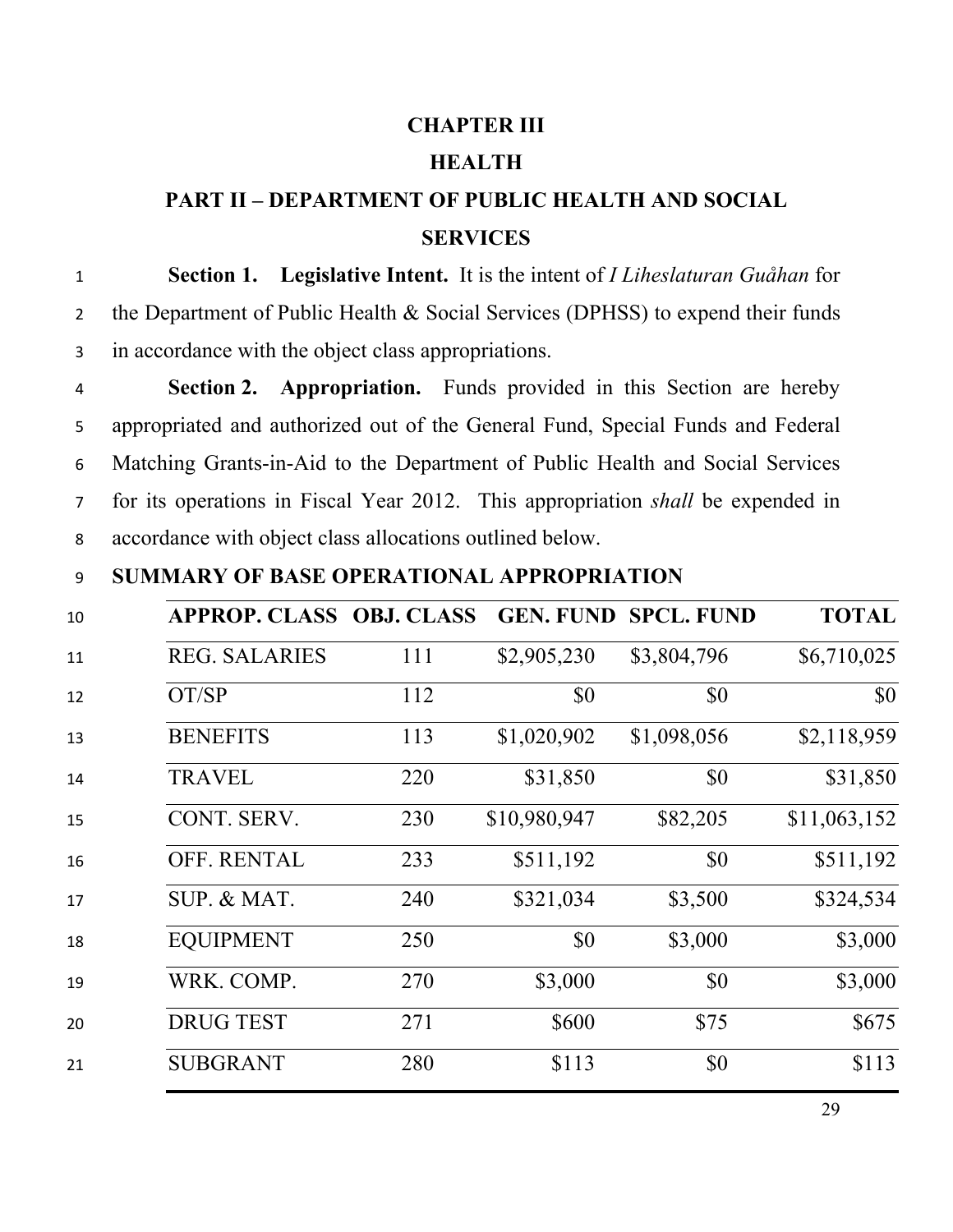# CHAPTER III

# HEALTH

## PART II – DEPARTMENT OF PUBLIC HEALTH AND SOCIAL SERVICES

**Section 1. Legislative Intent.** It is the intent of *I Liheslaturan Guåhan* for the Department of Public Health & Social Services (DPHSS) to expend their funds in accordance with the object class appropriations.

**Section 2. Appropriation.** Funds provided in this Section are hereby appropriated and authorized out of the General Fund, Special Funds and Federal Matching Grants-in-Aid to the Department of Public Health and Social Services for its operations in Fiscal Year 2012. This appropriation *shall* be expended in accordance with object class allocations outlined below.

**SUMMARY OF BASE OPERATIONAL APPROPRIATION**

| APPROP. CLASS | OBJ. CLASS | GEN. FUND | SPCL. FUND | TOTAL |
|---|---|---|---|---|
| REG. SALARIES | 111 | $2,905,230 | $3,804,796 | $6,710,025 |
| OT/SP | 112 | $0 | $0 | $0 |
| BENEFITS | 113 | $1,020,902 | $1,098,056 | $2,118,959 |
| TRAVEL | 220 | $31,850 | $0 | $31,850 |
| CONT. SERV. | 230 | $10,980,947 | $82,205 | $11,063,152 |
| OFF. RENTAL | 233 | $511,192 | $0 | $511,192 |
| SUP. & MAT. | 240 | $321,034 | $3,500 | $324,534 |
| EQUIPMENT | 250 | $0 | $3,000 | $3,000 |
| WRK. COMP. | 270 | $3,000 | $0 | $3,000 |
| DRUG TEST | 271 | $600 | $75 | $675 |
| SUBGRANT | 280 | $113 | $0 | $113 |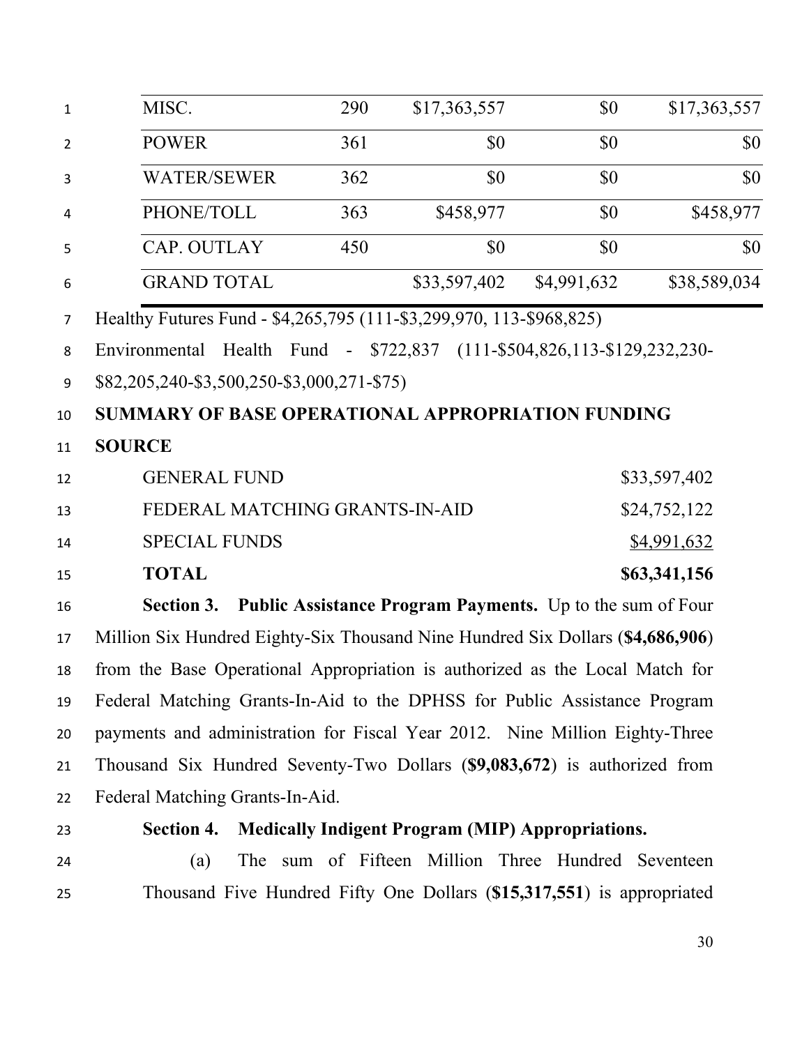| | | | | |
|---|---|---|---|---|
| MISC. | 290 | $17,363,557 | $0 | $17,363,557 |
| POWER | 361 | $0 | $0 | $0 |
| WATER/SEWER | 362 | $0 | $0 | $0 |
| PHONE/TOLL | 363 | $458,977 | $0 | $458,977 |
| CAP. OUTLAY | 450 | $0 | $0 | $0 |
| GRAND TOTAL | | $33,597,402 | $4,991,632 | $38,589,034 |

Healthy Futures Fund - $4,265,795 (111-$3,299,970, 113-$968,825)

Environmental Health Fund - $722,837 (111-$504,826,113-$129,232,230-$82,205,240-$3,500,250-$3,000,271-$75)

**SUMMARY OF BASE OPERATIONAL APPROPRIATION FUNDING SOURCE**

| | |
|---|---|
| GENERAL FUND | $33,597,402 |
| FEDERAL MATCHING GRANTS-IN-AID | $24,752,122 |
| SPECIAL FUNDS | $4,991,632 |
| **TOTAL** | **$63,341,156** |

**Section 3. Public Assistance Program Payments.** Up to the sum of Four Million Six Hundred Eighty-Six Thousand Nine Hundred Six Dollars (**$4,686,906**) from the Base Operational Appropriation is authorized as the Local Match for Federal Matching Grants-In-Aid to the DPHSS for Public Assistance Program payments and administration for Fiscal Year 2012. Nine Million Eighty-Three Thousand Six Hundred Seventy-Two Dollars (**$9,083,672**) is authorized from Federal Matching Grants-In-Aid.

**Section 4. Medically Indigent Program (MIP) Appropriations.**

(a) The sum of Fifteen Million Three Hundred Seventeen Thousand Five Hundred Fifty One Dollars (**$15,317,551**) is appropriated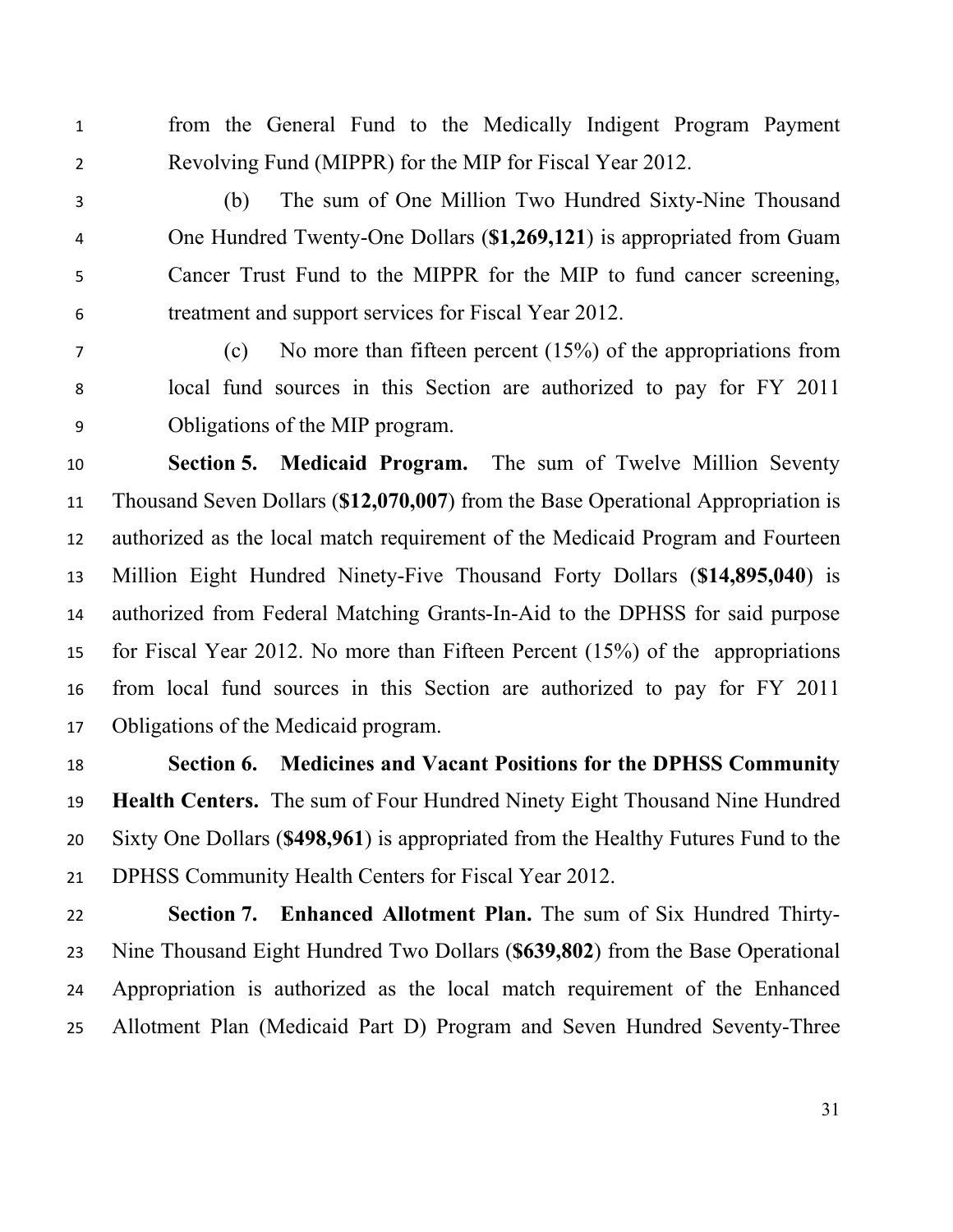from the General Fund to the Medically Indigent Program Payment Revolving Fund (MIPPR) for the MIP for Fiscal Year 2012.

(b) The sum of One Million Two Hundred Sixty-Nine Thousand One Hundred Twenty-One Dollars (**$1,269,121**) is appropriated from Guam Cancer Trust Fund to the MIPPR for the MIP to fund cancer screening, treatment and support services for Fiscal Year 2012.

(c) No more than fifteen percent (15%) of the appropriations from local fund sources in this Section are authorized to pay for FY 2011 Obligations of the MIP program.

**Section 5. Medicaid Program.** The sum of Twelve Million Seventy Thousand Seven Dollars (**$12,070,007**) from the Base Operational Appropriation is authorized as the local match requirement of the Medicaid Program and Fourteen Million Eight Hundred Ninety-Five Thousand Forty Dollars (**$14,895,040**) is authorized from Federal Matching Grants-In-Aid to the DPHSS for said purpose for Fiscal Year 2012. No more than Fifteen Percent (15%) of the appropriations from local fund sources in this Section are authorized to pay for FY 2011 Obligations of the Medicaid program.

**Section 6. Medicines and Vacant Positions for the DPHSS Community Health Centers.** The sum of Four Hundred Ninety Eight Thousand Nine Hundred Sixty One Dollars (**$498,961**) is appropriated from the Healthy Futures Fund to the DPHSS Community Health Centers for Fiscal Year 2012.

**Section 7. Enhanced Allotment Plan.** The sum of Six Hundred Thirty-Nine Thousand Eight Hundred Two Dollars (**$639,802**) from the Base Operational Appropriation is authorized as the local match requirement of the Enhanced Allotment Plan (Medicaid Part D) Program and Seven Hundred Seventy-Three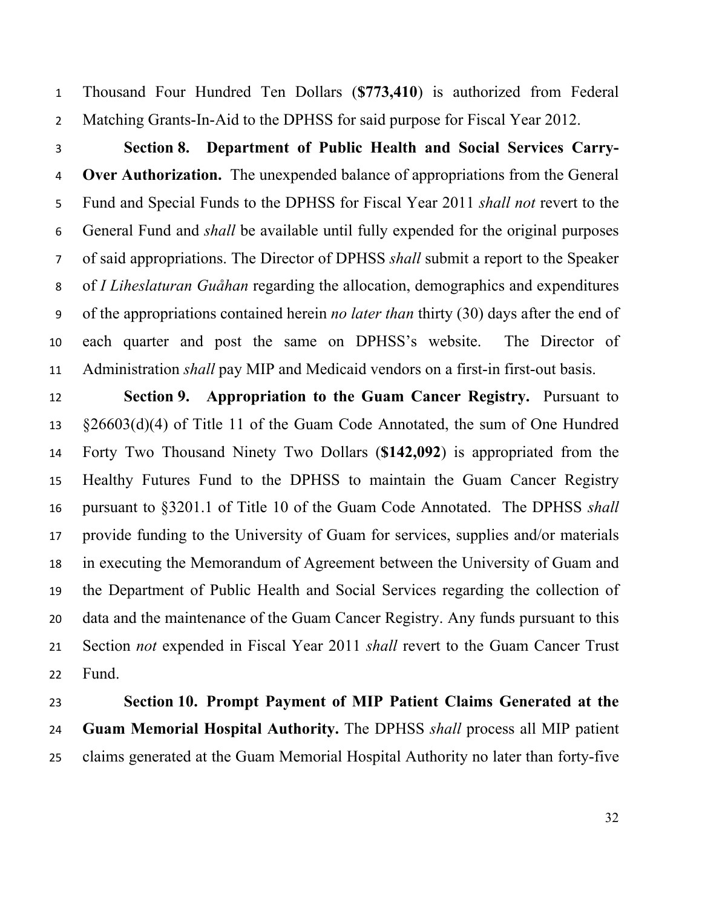Thousand Four Hundred Ten Dollars (**$773,410**) is authorized from Federal Matching Grants-In-Aid to the DPHSS for said purpose for Fiscal Year 2012.

**Section 8. Department of Public Health and Social Services Carry-Over Authorization.** The unexpended balance of appropriations from the General Fund and Special Funds to the DPHSS for Fiscal Year 2011 *shall not* revert to the General Fund and *shall* be available until fully expended for the original purposes of said appropriations. The Director of DPHSS *shall* submit a report to the Speaker of *I Liheslaturan Guåhan* regarding the allocation, demographics and expenditures of the appropriations contained herein *no later than* thirty (30) days after the end of each quarter and post the same on DPHSS's website. The Director of Administration *shall* pay MIP and Medicaid vendors on a first-in first-out basis.

**Section 9. Appropriation to the Guam Cancer Registry.** Pursuant to §26603(d)(4) of Title 11 of the Guam Code Annotated, the sum of One Hundred Forty Two Thousand Ninety Two Dollars (**$142,092**) is appropriated from the Healthy Futures Fund to the DPHSS to maintain the Guam Cancer Registry pursuant to §3201.1 of Title 10 of the Guam Code Annotated. The DPHSS *shall* provide funding to the University of Guam for services, supplies and/or materials in executing the Memorandum of Agreement between the University of Guam and the Department of Public Health and Social Services regarding the collection of data and the maintenance of the Guam Cancer Registry. Any funds pursuant to this Section *not* expended in Fiscal Year 2011 *shall* revert to the Guam Cancer Trust Fund.

**Section 10. Prompt Payment of MIP Patient Claims Generated at the Guam Memorial Hospital Authority.** The DPHSS *shall* process all MIP patient claims generated at the Guam Memorial Hospital Authority no later than forty-five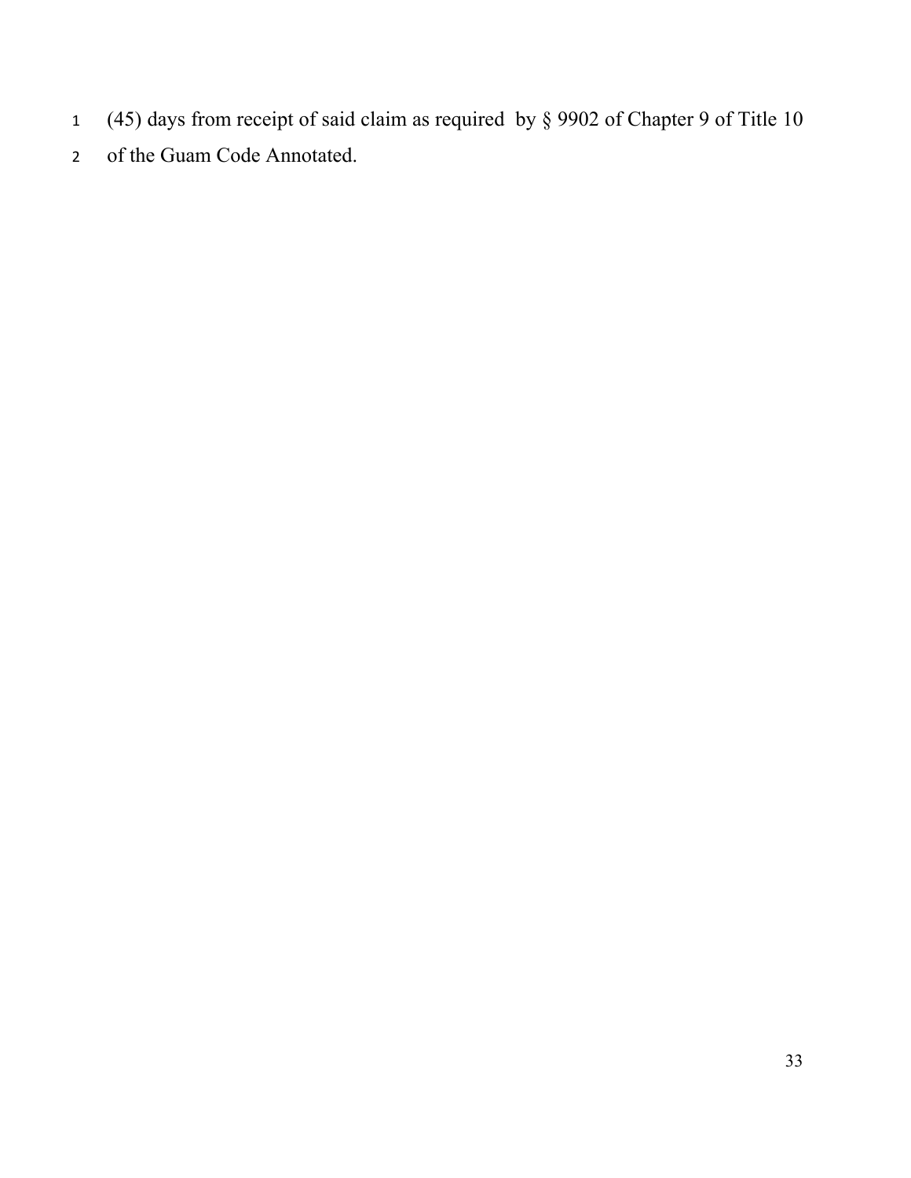(45) days from receipt of said claim as required by § 9902 of Chapter 9 of Title 10 of the Guam Code Annotated.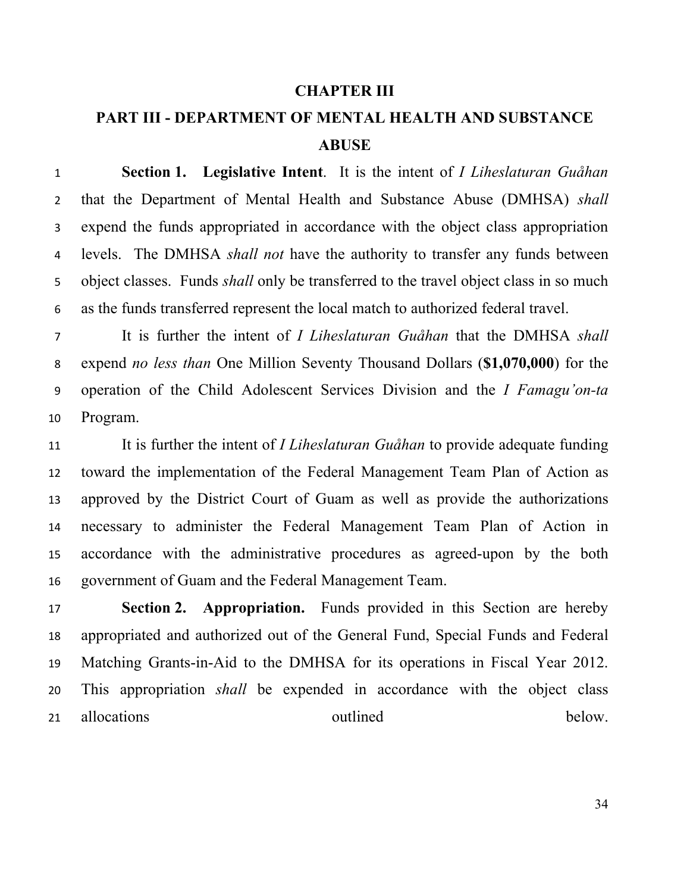# CHAPTER III

## PART III - DEPARTMENT OF MENTAL HEALTH AND SUBSTANCE ABUSE

**Section 1. Legislative Intent**. It is the intent of *I Liheslaturan Guåhan* that the Department of Mental Health and Substance Abuse (DMHSA) *shall* expend the funds appropriated in accordance with the object class appropriation levels. The DMHSA *shall not* have the authority to transfer any funds between object classes. Funds *shall* only be transferred to the travel object class in so much as the funds transferred represent the local match to authorized federal travel.

It is further the intent of *I Liheslaturan Guåhan* that the DMHSA *shall* expend *no less than* One Million Seventy Thousand Dollars (**$1,070,000**) for the operation of the Child Adolescent Services Division and the *I Famagu'on-ta* Program.

It is further the intent of *I Liheslaturan Guåhan* to provide adequate funding toward the implementation of the Federal Management Team Plan of Action as approved by the District Court of Guam as well as provide the authorizations necessary to administer the Federal Management Team Plan of Action in accordance with the administrative procedures as agreed-upon by the both government of Guam and the Federal Management Team.

**Section 2. Appropriation.** Funds provided in this Section are hereby appropriated and authorized out of the General Fund, Special Funds and Federal Matching Grants-in-Aid to the DMHSA for its operations in Fiscal Year 2012. This appropriation *shall* be expended in accordance with the object class allocations outlined below.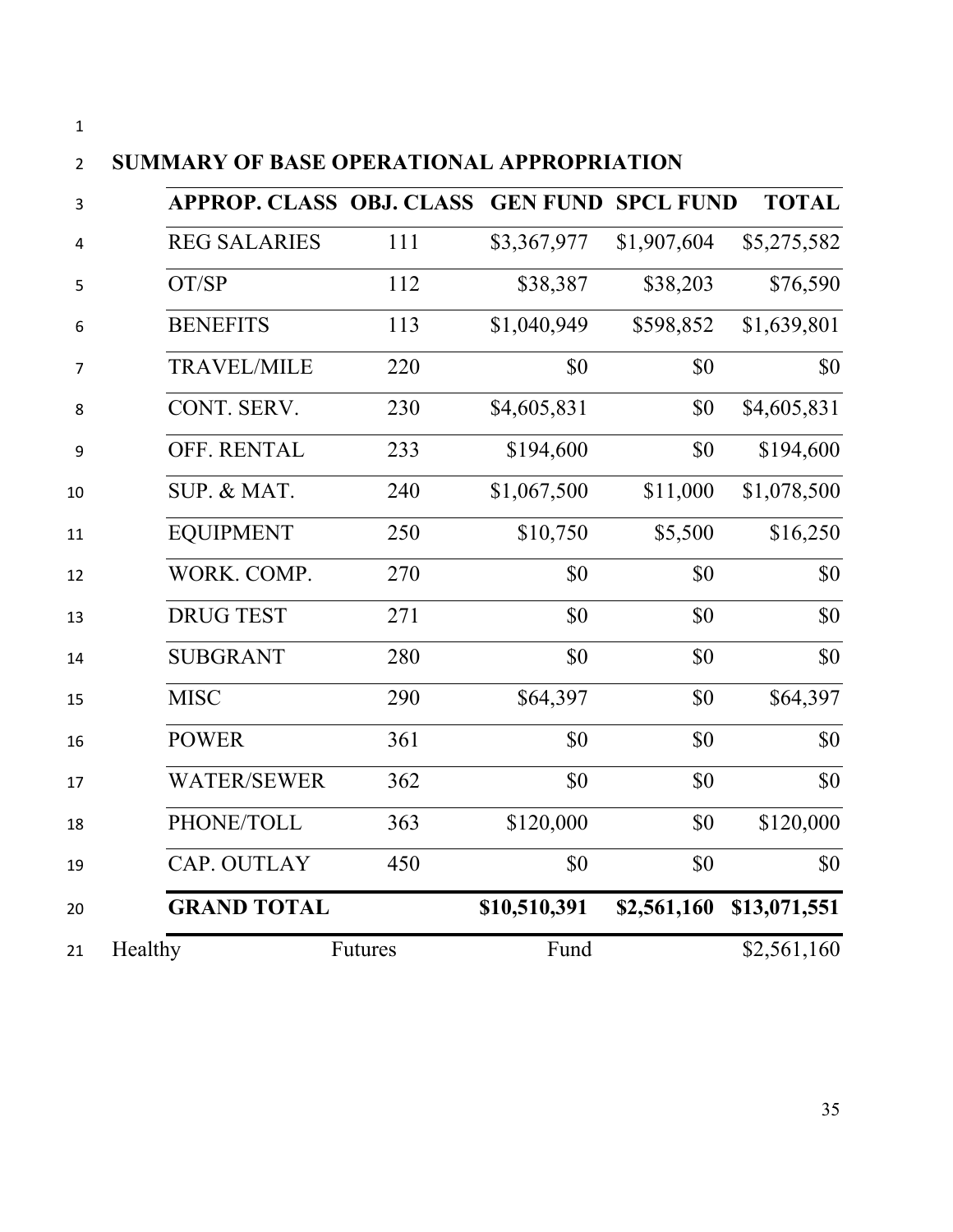## SUMMARY OF BASE OPERATIONAL APPROPRIATION

| APPROP. CLASS | OBJ. CLASS | GEN FUND | SPCL FUND | TOTAL |
|---|---|---|---|---|
| REG SALARIES | 111 | $3,367,977 | $1,907,604 | $5,275,582 |
| OT/SP | 112 | $38,387 | $38,203 | $76,590 |
| BENEFITS | 113 | $1,040,949 | $598,852 | $1,639,801 |
| TRAVEL/MILE | 220 | $0 | $0 | $0 |
| CONT. SERV. | 230 | $4,605,831 | $0 | $4,605,831 |
| OFF. RENTAL | 233 | $194,600 | $0 | $194,600 |
| SUP. & MAT. | 240 | $1,067,500 | $11,000 | $1,078,500 |
| EQUIPMENT | 250 | $10,750 | $5,500 | $16,250 |
| WORK. COMP. | 270 | $0 | $0 | $0 |
| DRUG TEST | 271 | $0 | $0 | $0 |
| SUBGRANT | 280 | $0 | $0 | $0 |
| MISC | 290 | $64,397 | $0 | $64,397 |
| POWER | 361 | $0 | $0 | $0 |
| WATER/SEWER | 362 | $0 | $0 | $0 |
| PHONE/TOLL | 363 | $120,000 | $0 | $120,000 |
| CAP. OUTLAY | 450 | $0 | $0 | $0 |
| **GRAND TOTAL** | | **$10,510,391** | **$2,561,160** | **$13,071,551** |

Healthy Futures Fund $2,561,160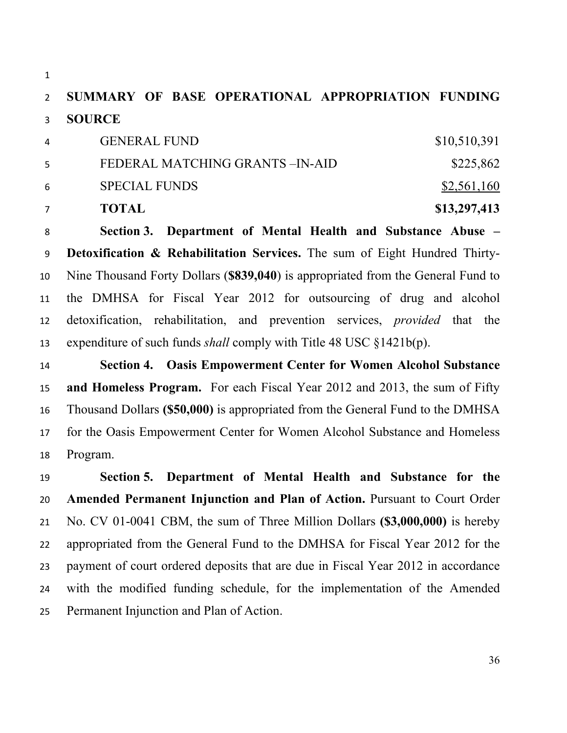**SUMMARY OF BASE OPERATIONAL APPROPRIATION FUNDING SOURCE**

| | |
|---|---|
| GENERAL FUND | $10,510,391 |
| FEDERAL MATCHING GRANTS –IN-AID | $225,862 |
| SPECIAL FUNDS | $2,561,160 |
| **TOTAL** | **$13,297,413** |

**Section 3. Department of Mental Health and Substance Abuse – Detoxification & Rehabilitation Services.** The sum of Eight Hundred Thirty-Nine Thousand Forty Dollars (**$839,040**) is appropriated from the General Fund to the DMHSA for Fiscal Year 2012 for outsourcing of drug and alcohol detoxification, rehabilitation, and prevention services, *provided* that the expenditure of such funds *shall* comply with Title 48 USC §1421b(p).

**Section 4. Oasis Empowerment Center for Women Alcohol Substance and Homeless Program.** For each Fiscal Year 2012 and 2013, the sum of Fifty Thousand Dollars **($50,000)** is appropriated from the General Fund to the DMHSA for the Oasis Empowerment Center for Women Alcohol Substance and Homeless Program.

**Section 5. Department of Mental Health and Substance for the Amended Permanent Injunction and Plan of Action.** Pursuant to Court Order No. CV 01-0041 CBM, the sum of Three Million Dollars **($3,000,000)** is hereby appropriated from the General Fund to the DMHSA for Fiscal Year 2012 for the payment of court ordered deposits that are due in Fiscal Year 2012 in accordance with the modified funding schedule, for the implementation of the Amended Permanent Injunction and Plan of Action.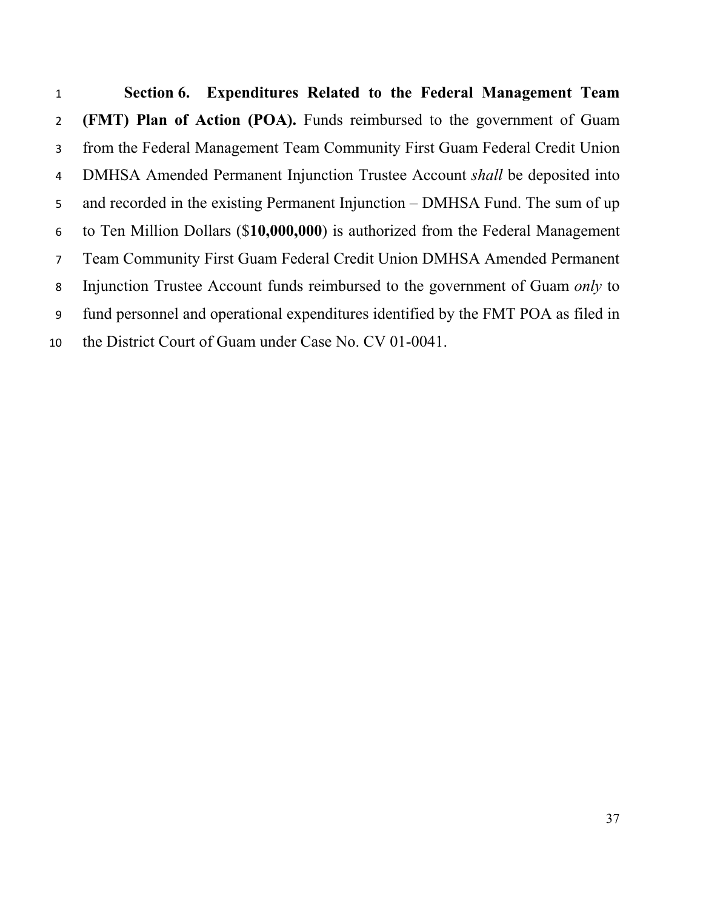**Section 6. Expenditures Related to the Federal Management Team (FMT) Plan of Action (POA).** Funds reimbursed to the government of Guam from the Federal Management Team Community First Guam Federal Credit Union DMHSA Amended Permanent Injunction Trustee Account *shall* be deposited into and recorded in the existing Permanent Injunction – DMHSA Fund. The sum of up to Ten Million Dollars ($**10,000,000**) is authorized from the Federal Management Team Community First Guam Federal Credit Union DMHSA Amended Permanent Injunction Trustee Account funds reimbursed to the government of Guam *only* to fund personnel and operational expenditures identified by the FMT POA as filed in the District Court of Guam under Case No. CV 01-0041.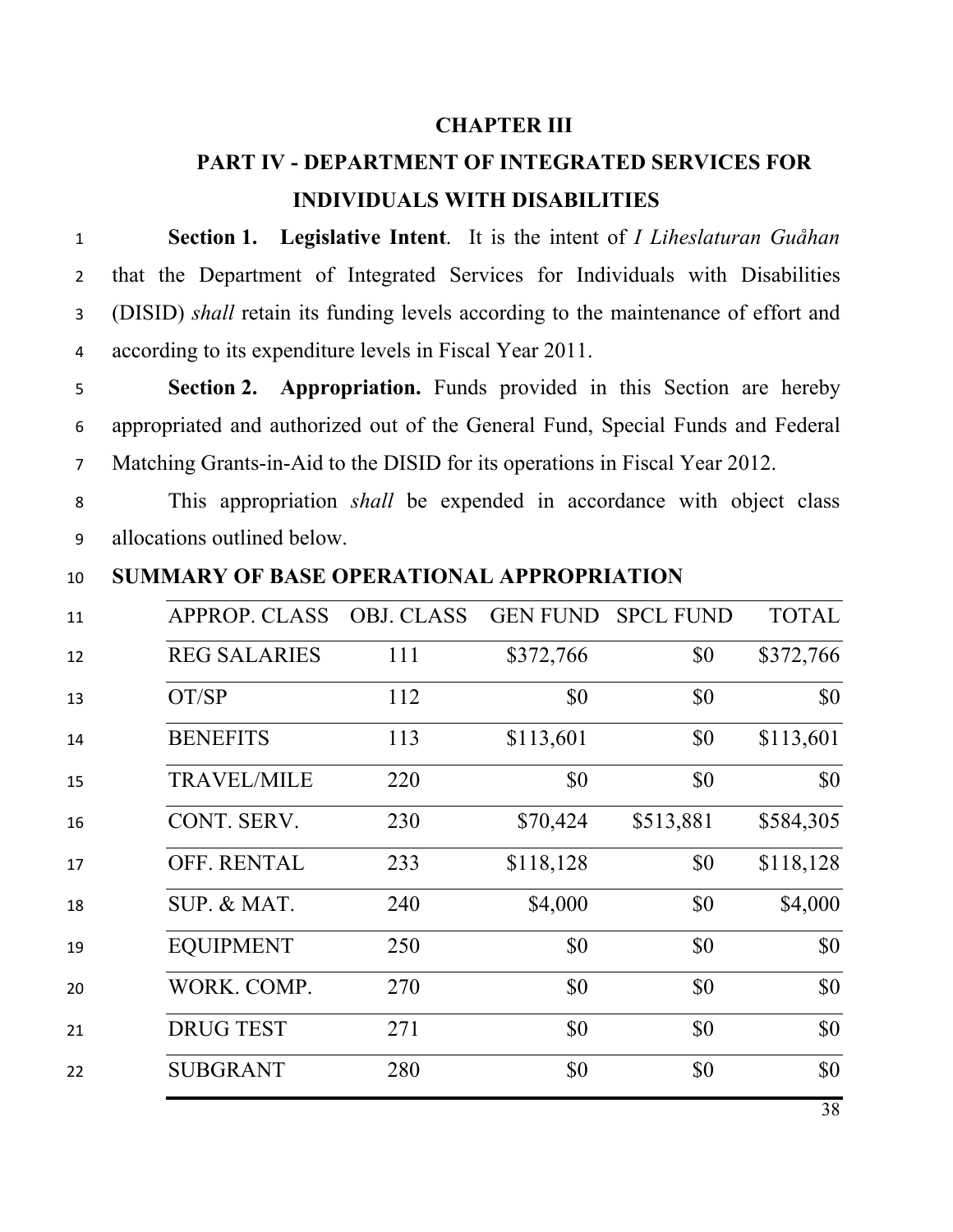## CHAPTER III

## PART IV - DEPARTMENT OF INTEGRATED SERVICES FOR INDIVIDUALS WITH DISABILITIES

**Section 1. Legislative Intent**. It is the intent of *I Liheslaturan Guåhan* that the Department of Integrated Services for Individuals with Disabilities (DISID) *shall* retain its funding levels according to the maintenance of effort and according to its expenditure levels in Fiscal Year 2011.

**Section 2. Appropriation.** Funds provided in this Section are hereby appropriated and authorized out of the General Fund, Special Funds and Federal Matching Grants-in-Aid to the DISID for its operations in Fiscal Year 2012.

This appropriation *shall* be expended in accordance with object class allocations outlined below.

**SUMMARY OF BASE OPERATIONAL APPROPRIATION**

| APPROP. CLASS | OBJ. CLASS | GEN FUND | SPCL FUND | TOTAL |
|---|---|---|---|---|
| REG SALARIES | 111 | $372,766 | $0 | $372,766 |
| OT/SP | 112 | $0 | $0 | $0 |
| BENEFITS | 113 | $113,601 | $0 | $113,601 |
| TRAVEL/MILE | 220 | $0 | $0 | $0 |
| CONT. SERV. | 230 | $70,424 | $513,881 | $584,305 |
| OFF. RENTAL | 233 | $118,128 | $0 | $118,128 |
| SUP. & MAT. | 240 | $4,000 | $0 | $4,000 |
| EQUIPMENT | 250 | $0 | $0 | $0 |
| WORK. COMP. | 270 | $0 | $0 | $0 |
| DRUG TEST | 271 | $0 | $0 | $0 |
| SUBGRANT | 280 | $0 | $0 | $0 |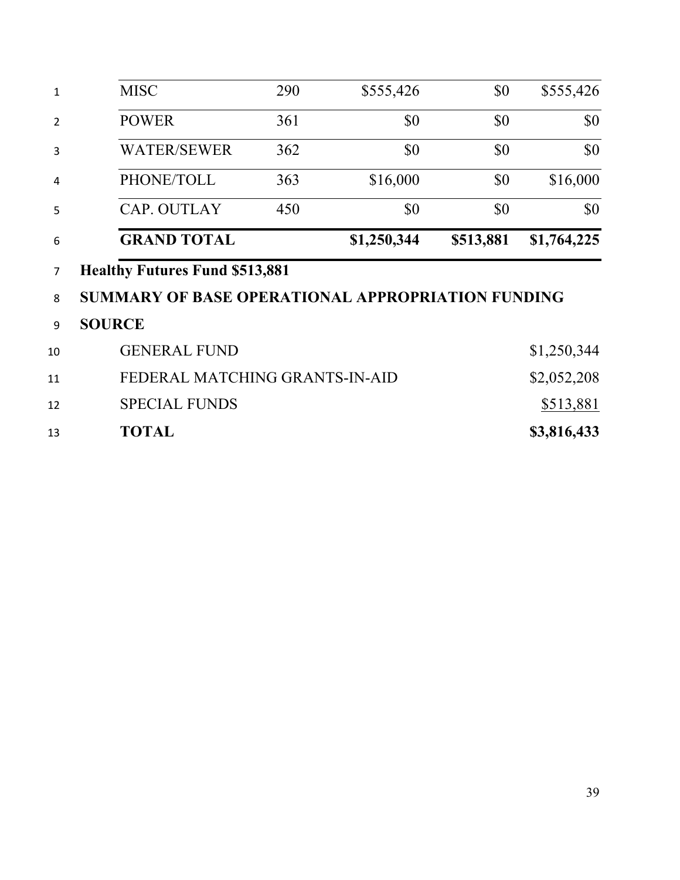| | | | | |
|---|---|---|---|---|
| MISC | 290 | $555,426 | $0 | $555,426 |
| POWER | 361 | $0 | $0 | $0 |
| WATER/SEWER | 362 | $0 | $0 | $0 |
| PHONE/TOLL | 363 | $16,000 | $0 | $16,000 |
| CAP. OUTLAY | 450 | $0 | $0 | $0 |
| **GRAND TOTAL** | | **$1,250,344** | **$513,881** | **$1,764,225** |

**Healthy Futures Fund $513,881**

**SUMMARY OF BASE OPERATIONAL APPROPRIATION FUNDING SOURCE**

| | |
|---|---|
| GENERAL FUND | $1,250,344 |
| FEDERAL MATCHING GRANTS-IN-AID | $2,052,208 |
| SPECIAL FUNDS | $513,881 |
| **TOTAL** | **$3,816,433** |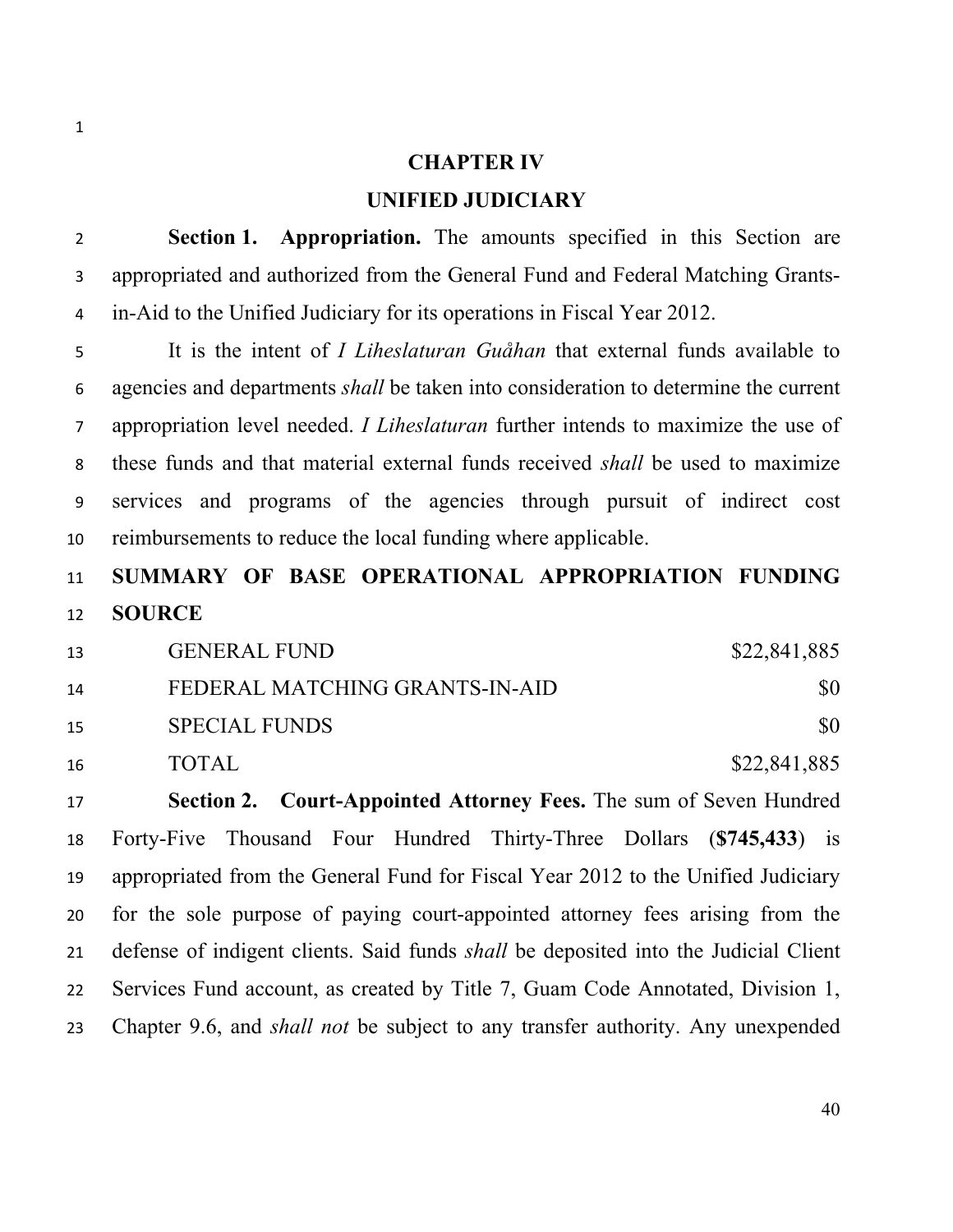## CHAPTER IV

## UNIFIED JUDICIARY

**Section 1. Appropriation.** The amounts specified in this Section are appropriated and authorized from the General Fund and Federal Matching Grants-in-Aid to the Unified Judiciary for its operations in Fiscal Year 2012.

It is the intent of *I Liheslaturan Guåhan* that external funds available to agencies and departments *shall* be taken into consideration to determine the current appropriation level needed. *I Liheslaturan* further intends to maximize the use of these funds and that material external funds received *shall* be used to maximize services and programs of the agencies through pursuit of indirect cost reimbursements to reduce the local funding where applicable.

**SUMMARY OF BASE OPERATIONAL APPROPRIATION FUNDING SOURCE**

| | |
|---|---:|
| GENERAL FUND | $22,841,885 |
| FEDERAL MATCHING GRANTS-IN-AID | $0 |
| SPECIAL FUNDS | $0 |
| TOTAL | $22,841,885 |

**Section 2. Court-Appointed Attorney Fees.** The sum of Seven Hundred Forty-Five Thousand Four Hundred Thirty-Three Dollars (**$745,433**) is appropriated from the General Fund for Fiscal Year 2012 to the Unified Judiciary for the sole purpose of paying court-appointed attorney fees arising from the defense of indigent clients. Said funds *shall* be deposited into the Judicial Client Services Fund account, as created by Title 7, Guam Code Annotated, Division 1, Chapter 9.6, and *shall not* be subject to any transfer authority. Any unexpended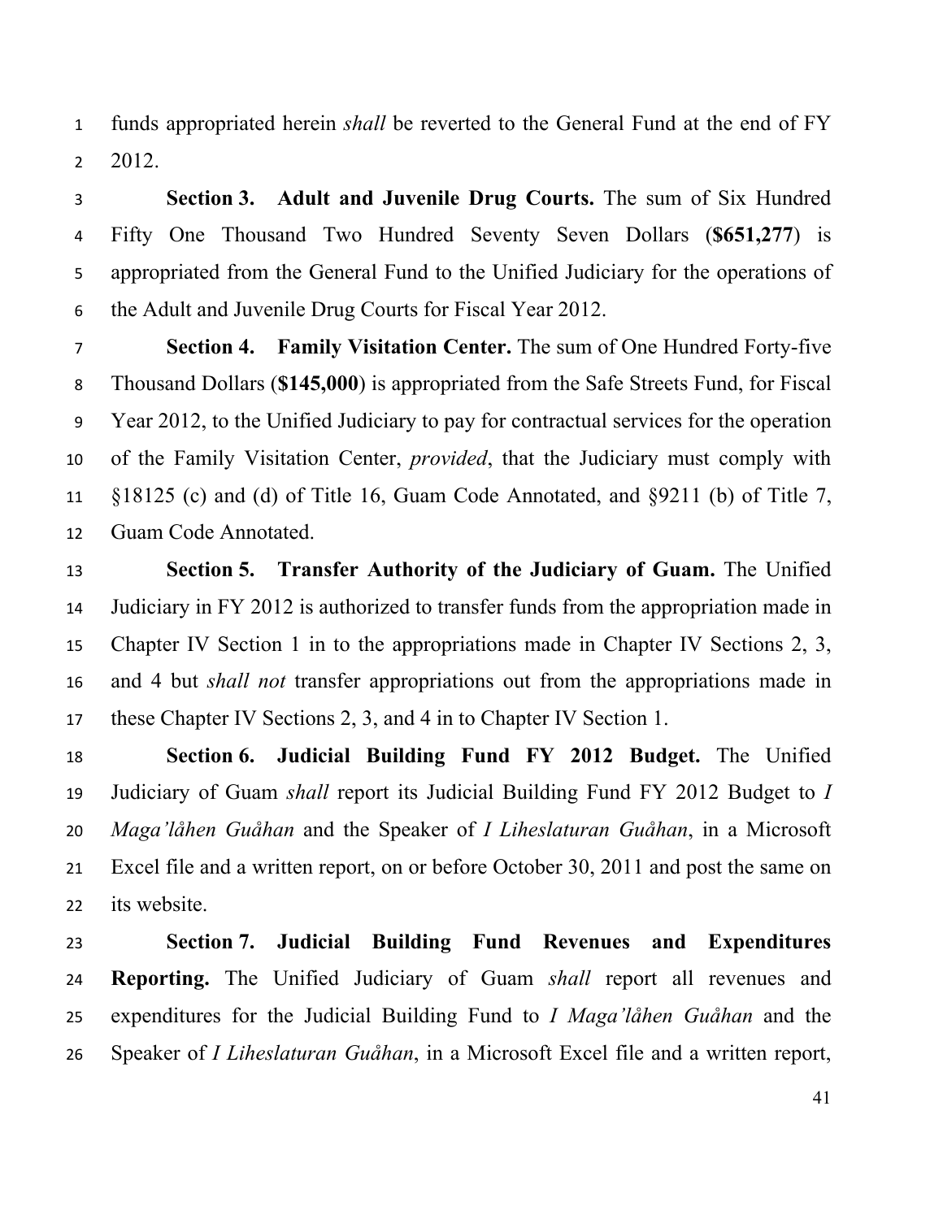funds appropriated herein *shall* be reverted to the General Fund at the end of FY 2012.

**Section 3. Adult and Juvenile Drug Courts.** The sum of Six Hundred Fifty One Thousand Two Hundred Seventy Seven Dollars (**$651,277**) is appropriated from the General Fund to the Unified Judiciary for the operations of the Adult and Juvenile Drug Courts for Fiscal Year 2012.

**Section 4. Family Visitation Center.** The sum of One Hundred Forty-five Thousand Dollars (**$145,000**) is appropriated from the Safe Streets Fund, for Fiscal Year 2012, to the Unified Judiciary to pay for contractual services for the operation of the Family Visitation Center, *provided*, that the Judiciary must comply with §18125 (c) and (d) of Title 16, Guam Code Annotated, and §9211 (b) of Title 7, Guam Code Annotated.

**Section 5. Transfer Authority of the Judiciary of Guam.** The Unified Judiciary in FY 2012 is authorized to transfer funds from the appropriation made in Chapter IV Section 1 in to the appropriations made in Chapter IV Sections 2, 3, and 4 but *shall not* transfer appropriations out from the appropriations made in these Chapter IV Sections 2, 3, and 4 in to Chapter IV Section 1.

**Section 6. Judicial Building Fund FY 2012 Budget.** The Unified Judiciary of Guam *shall* report its Judicial Building Fund FY 2012 Budget to *I Maga'låhen Guåhan* and the Speaker of *I Liheslaturan Guåhan*, in a Microsoft Excel file and a written report, on or before October 30, 2011 and post the same on its website.

**Section 7. Judicial Building Fund Revenues and Expenditures Reporting.** The Unified Judiciary of Guam *shall* report all revenues and expenditures for the Judicial Building Fund to *I Maga'låhen Guåhan* and the Speaker of *I Liheslaturan Guåhan*, in a Microsoft Excel file and a written report,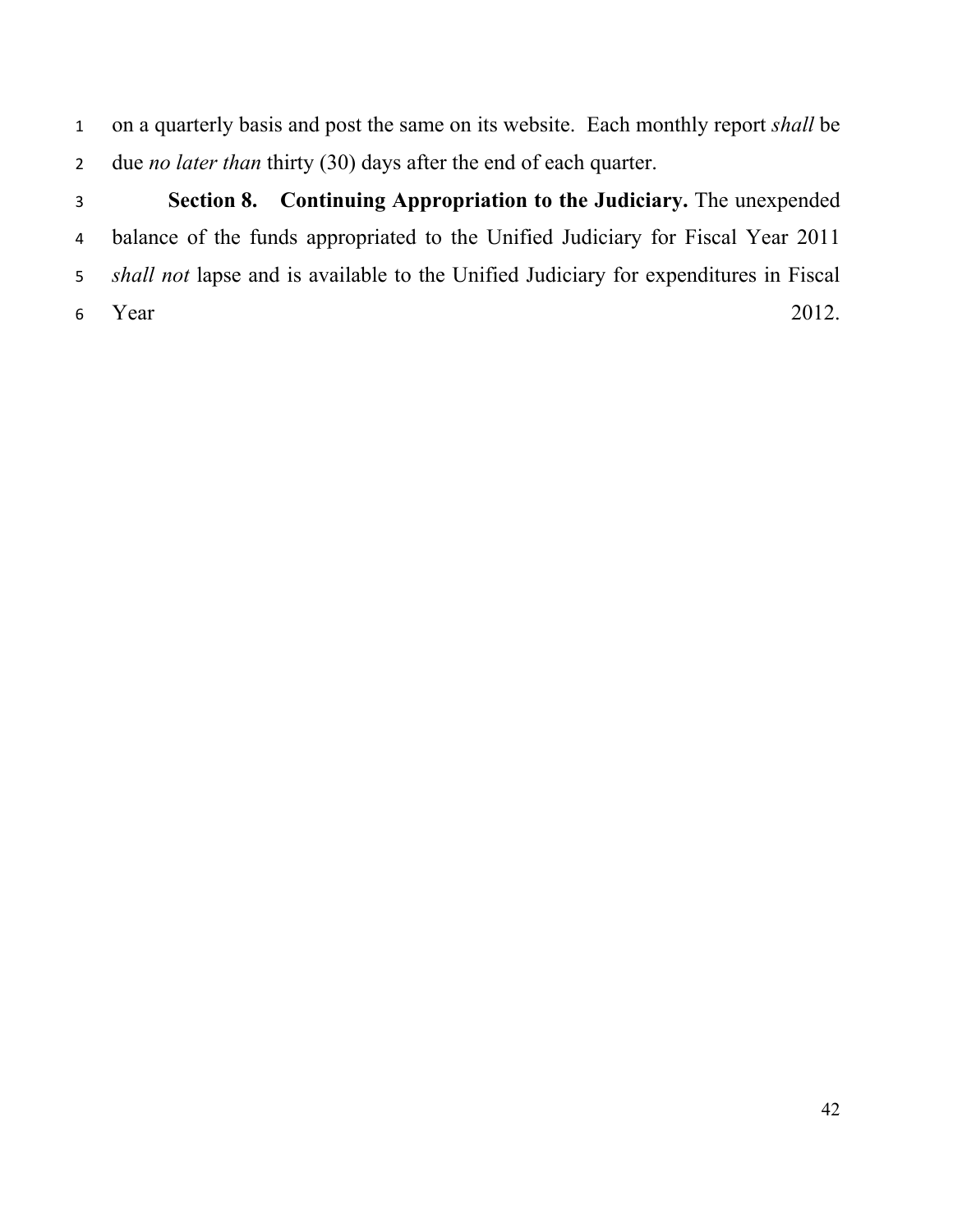on a quarterly basis and post the same on its website. Each monthly report *shall* be due *no later than* thirty (30) days after the end of each quarter.

**Section 8. Continuing Appropriation to the Judiciary.** The unexpended balance of the funds appropriated to the Unified Judiciary for Fiscal Year 2011 *shall not* lapse and is available to the Unified Judiciary for expenditures in Fiscal Year 2012.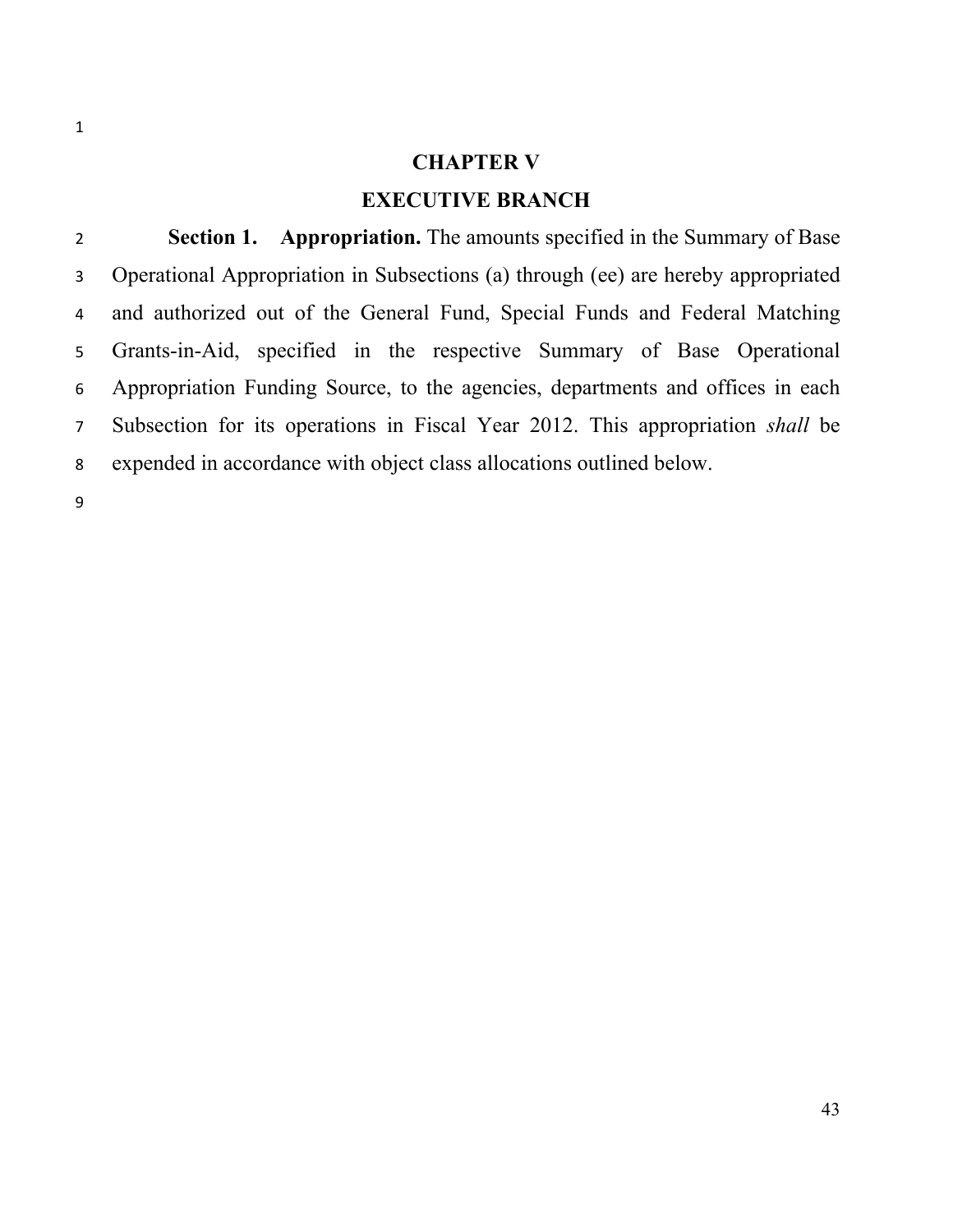# CHAPTER V

# EXECUTIVE BRANCH

**Section 1. Appropriation.** The amounts specified in the Summary of Base Operational Appropriation in Subsections (a) through (ee) are hereby appropriated and authorized out of the General Fund, Special Funds and Federal Matching Grants-in-Aid, specified in the respective Summary of Base Operational Appropriation Funding Source, to the agencies, departments and offices in each Subsection for its operations in Fiscal Year 2012. This appropriation *shall* be expended in accordance with object class allocations outlined below.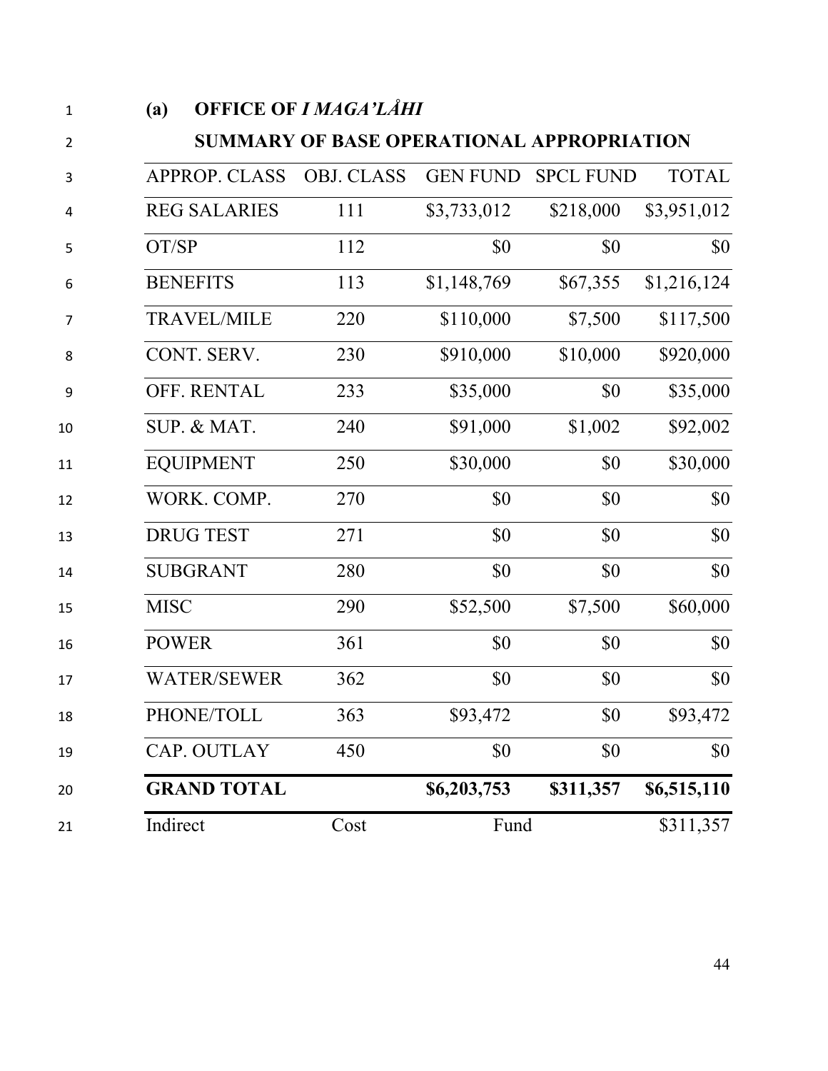**(a) OFFICE OF *I MAGA'LÅHI***

**SUMMARY OF BASE OPERATIONAL APPROPRIATION**

| APPROP. CLASS | OBJ. CLASS | GEN FUND | SPCL FUND | TOTAL |
|---|---|---|---|---|
| REG SALARIES | 111 | $3,733,012 | $218,000 | $3,951,012 |
| OT/SP | 112 | $0 | $0 | $0 |
| BENEFITS | 113 | $1,148,769 | $67,355 | $1,216,124 |
| TRAVEL/MILE | 220 | $110,000 | $7,500 | $117,500 |
| CONT. SERV. | 230 | $910,000 | $10,000 | $920,000 |
| OFF. RENTAL | 233 | $35,000 | $0 | $35,000 |
| SUP. & MAT. | 240 | $91,000 | $1,002 | $92,002 |
| EQUIPMENT | 250 | $30,000 | $0 | $30,000 |
| WORK. COMP. | 270 | $0 | $0 | $0 |
| DRUG TEST | 271 | $0 | $0 | $0 |
| SUBGRANT | 280 | $0 | $0 | $0 |
| MISC | 290 | $52,500 | $7,500 | $60,000 |
| POWER | 361 | $0 | $0 | $0 |
| WATER/SEWER | 362 | $0 | $0 | $0 |
| PHONE/TOLL | 363 | $93,472 | $0 | $93,472 |
| CAP. OUTLAY | 450 | $0 | $0 | $0 |
| **GRAND TOTAL** | | **$6,203,753** | **$311,357** | **$6,515,110** |
| Indirect | Cost | Fund | | $311,357 |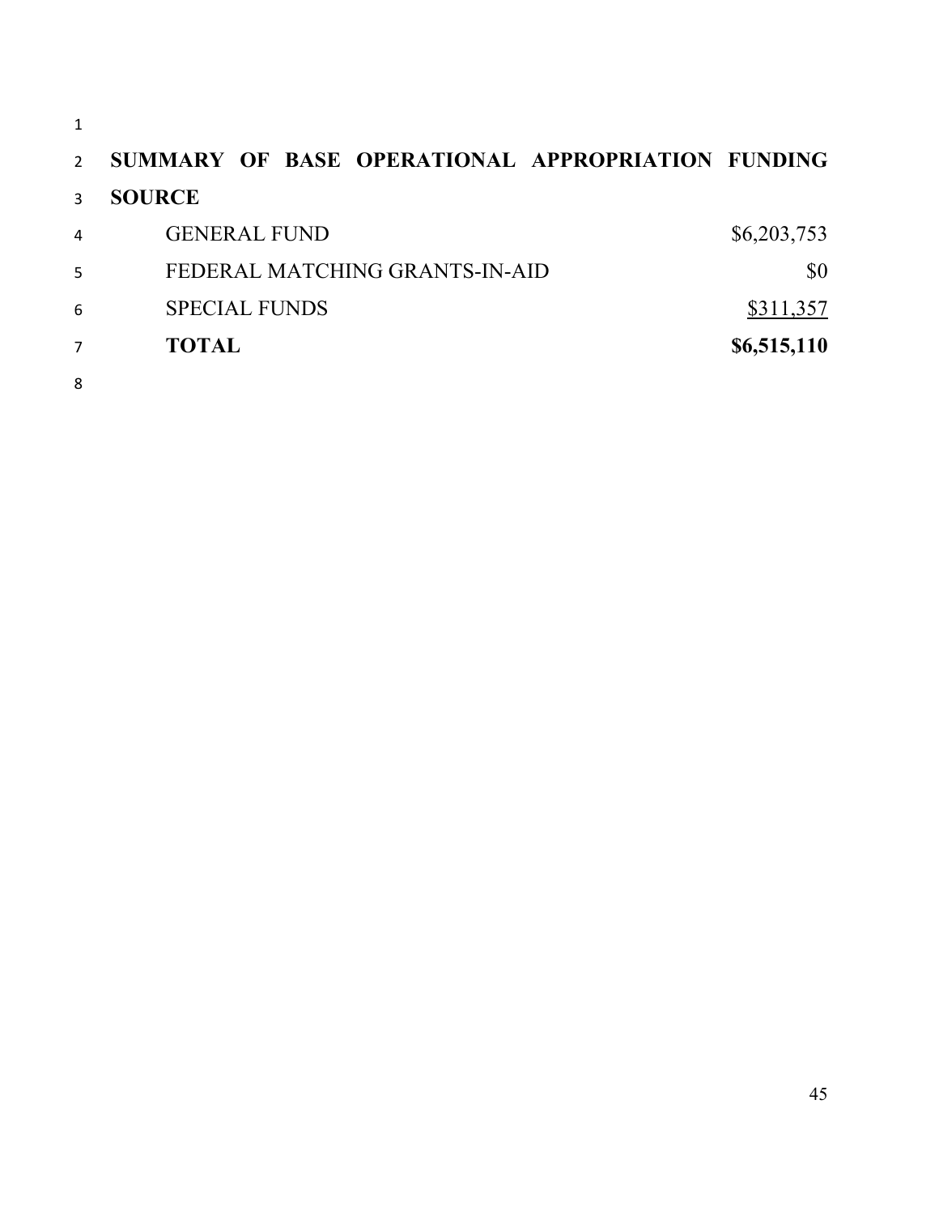**SUMMARY OF BASE OPERATIONAL APPROPRIATION FUNDING SOURCE**

| | |
|---|---|
| GENERAL FUND | $6,203,753 |
| FEDERAL MATCHING GRANTS-IN-AID | $0 |
| SPECIAL FUNDS | $311,357 |
| **TOTAL** | **$6,515,110** |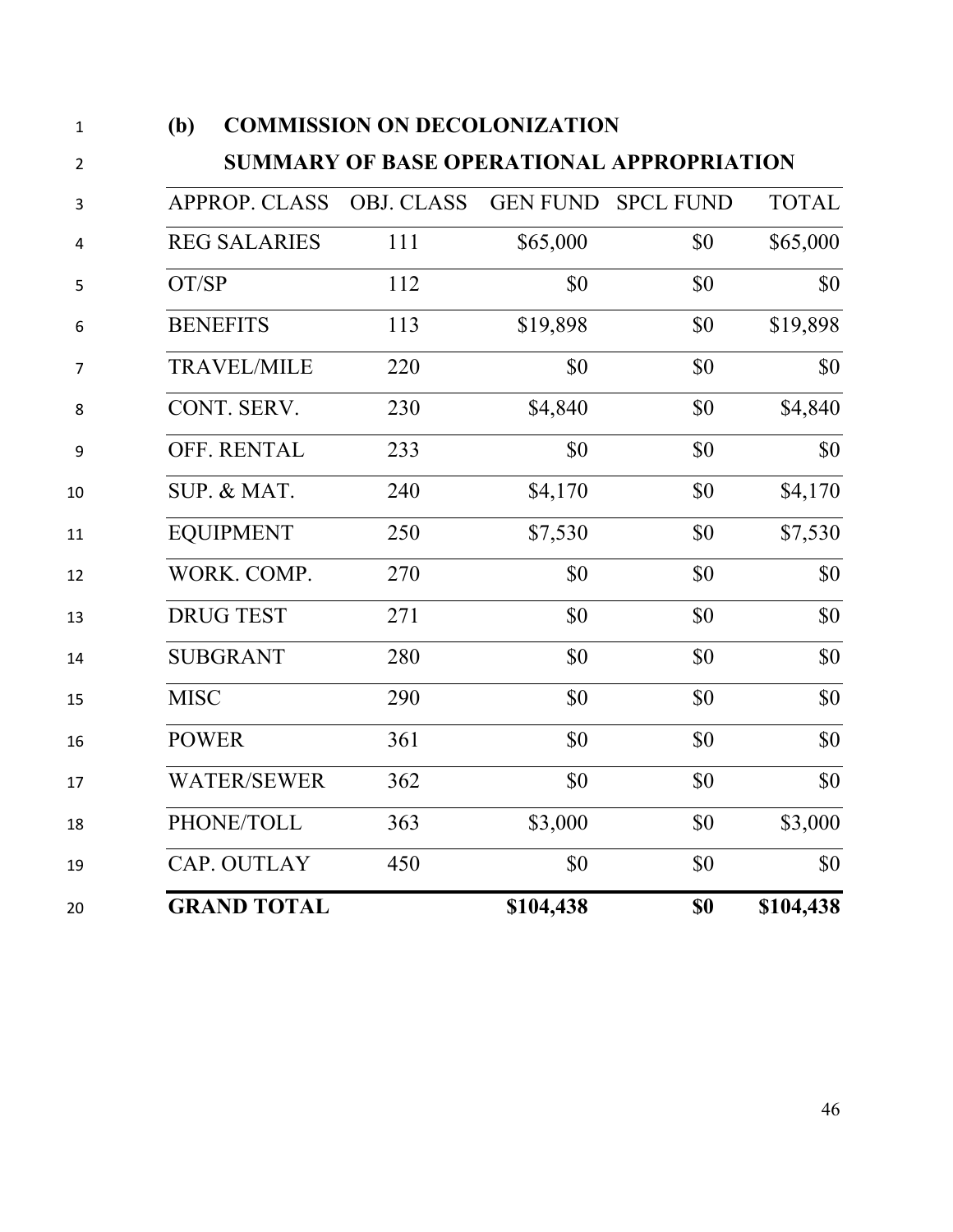**(b) COMMISSION ON DECOLONIZATION**

**SUMMARY OF BASE OPERATIONAL APPROPRIATION**

| APPROP. CLASS | OBJ. CLASS | GEN FUND | SPCL FUND | TOTAL |
|---|---|---|---|---|
| REG SALARIES | 111 | $65,000 | $0 | $65,000 |
| OT/SP | 112 | $0 | $0 | $0 |
| BENEFITS | 113 | $19,898 | $0 | $19,898 |
| TRAVEL/MILE | 220 | $0 | $0 | $0 |
| CONT. SERV. | 230 | $4,840 | $0 | $4,840 |
| OFF. RENTAL | 233 | $0 | $0 | $0 |
| SUP. & MAT. | 240 | $4,170 | $0 | $4,170 |
| EQUIPMENT | 250 | $7,530 | $0 | $7,530 |
| WORK. COMP. | 270 | $0 | $0 | $0 |
| DRUG TEST | 271 | $0 | $0 | $0 |
| SUBGRANT | 280 | $0 | $0 | $0 |
| MISC | 290 | $0 | $0 | $0 |
| POWER | 361 | $0 | $0 | $0 |
| WATER/SEWER | 362 | $0 | $0 | $0 |
| PHONE/TOLL | 363 | $3,000 | $0 | $3,000 |
| CAP. OUTLAY | 450 | $0 | $0 | $0 |
| **GRAND TOTAL** | | **$104,438** | **$0** | **$104,438** |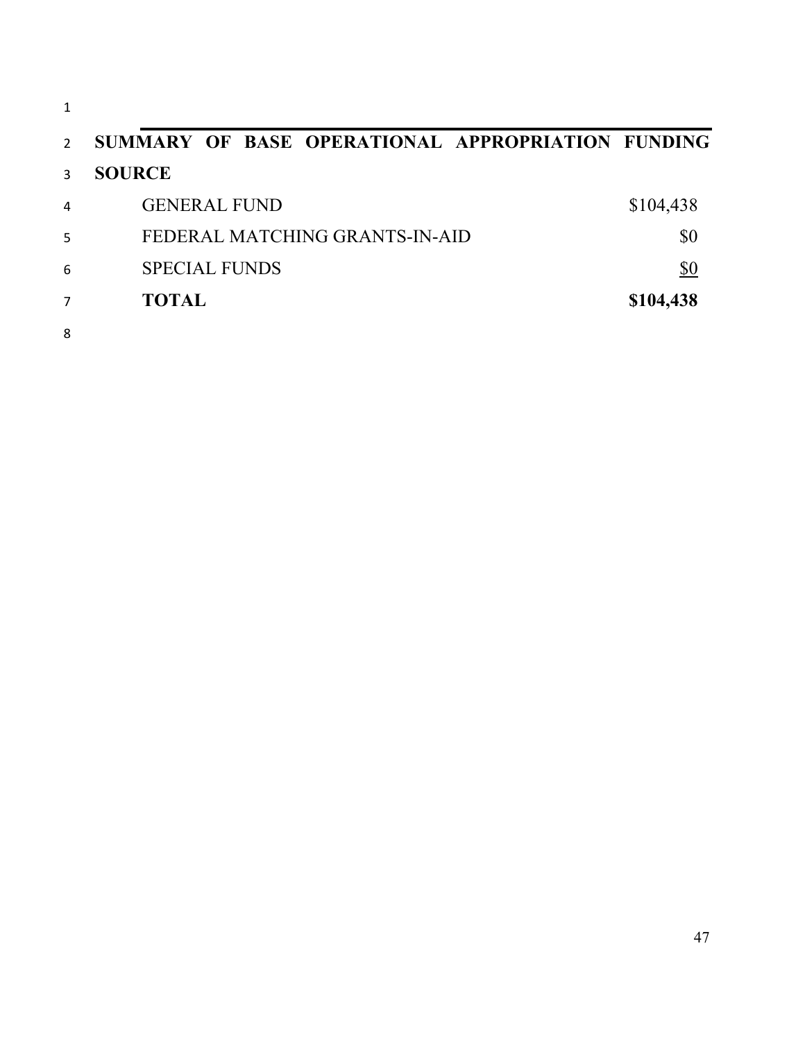**SUMMARY OF BASE OPERATIONAL APPROPRIATION FUNDING SOURCE**

| | |
|---|---|
| GENERAL FUND | $104,438 |
| FEDERAL MATCHING GRANTS-IN-AID | $0 |
| SPECIAL FUNDS | $0 |
| **TOTAL** | **$104,438** |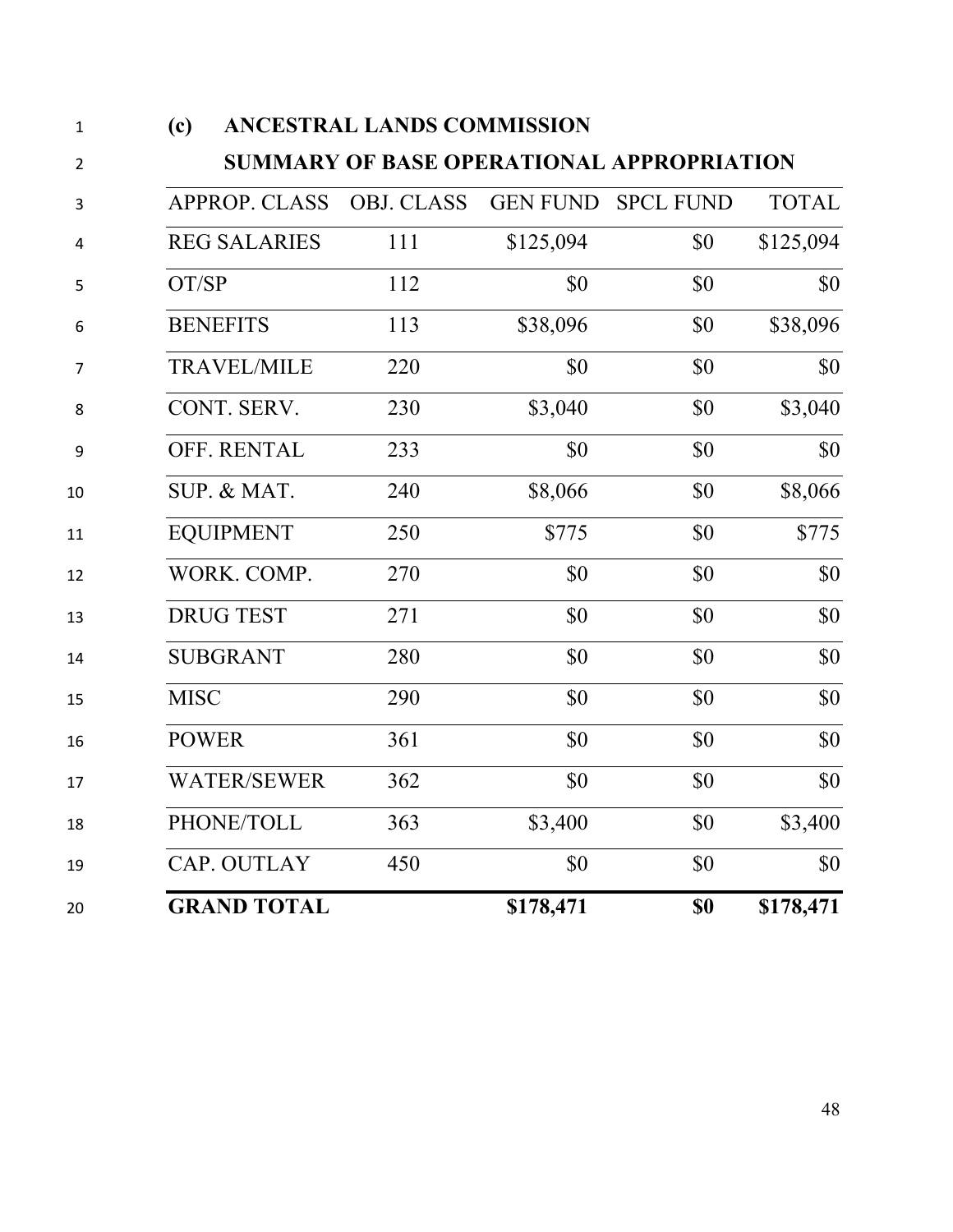**(c) ANCESTRAL LANDS COMMISSION**

**SUMMARY OF BASE OPERATIONAL APPROPRIATION**

| APPROP. CLASS | OBJ. CLASS | GEN FUND | SPCL FUND | TOTAL |
|---|---|---|---|---|
| REG SALARIES | 111 | $125,094 | $0 | $125,094 |
| OT/SP | 112 | $0 | $0 | $0 |
| BENEFITS | 113 | $38,096 | $0 | $38,096 |
| TRAVEL/MILE | 220 | $0 | $0 | $0 |
| CONT. SERV. | 230 | $3,040 | $0 | $3,040 |
| OFF. RENTAL | 233 | $0 | $0 | $0 |
| SUP. & MAT. | 240 | $8,066 | $0 | $8,066 |
| EQUIPMENT | 250 | $775 | $0 | $775 |
| WORK. COMP. | 270 | $0 | $0 | $0 |
| DRUG TEST | 271 | $0 | $0 | $0 |
| SUBGRANT | 280 | $0 | $0 | $0 |
| MISC | 290 | $0 | $0 | $0 |
| POWER | 361 | $0 | $0 | $0 |
| WATER/SEWER | 362 | $0 | $0 | $0 |
| PHONE/TOLL | 363 | $3,400 | $0 | $3,400 |
| CAP. OUTLAY | 450 | $0 | $0 | $0 |
| **GRAND TOTAL** | | **$178,471** | **$0** | **$178,471** |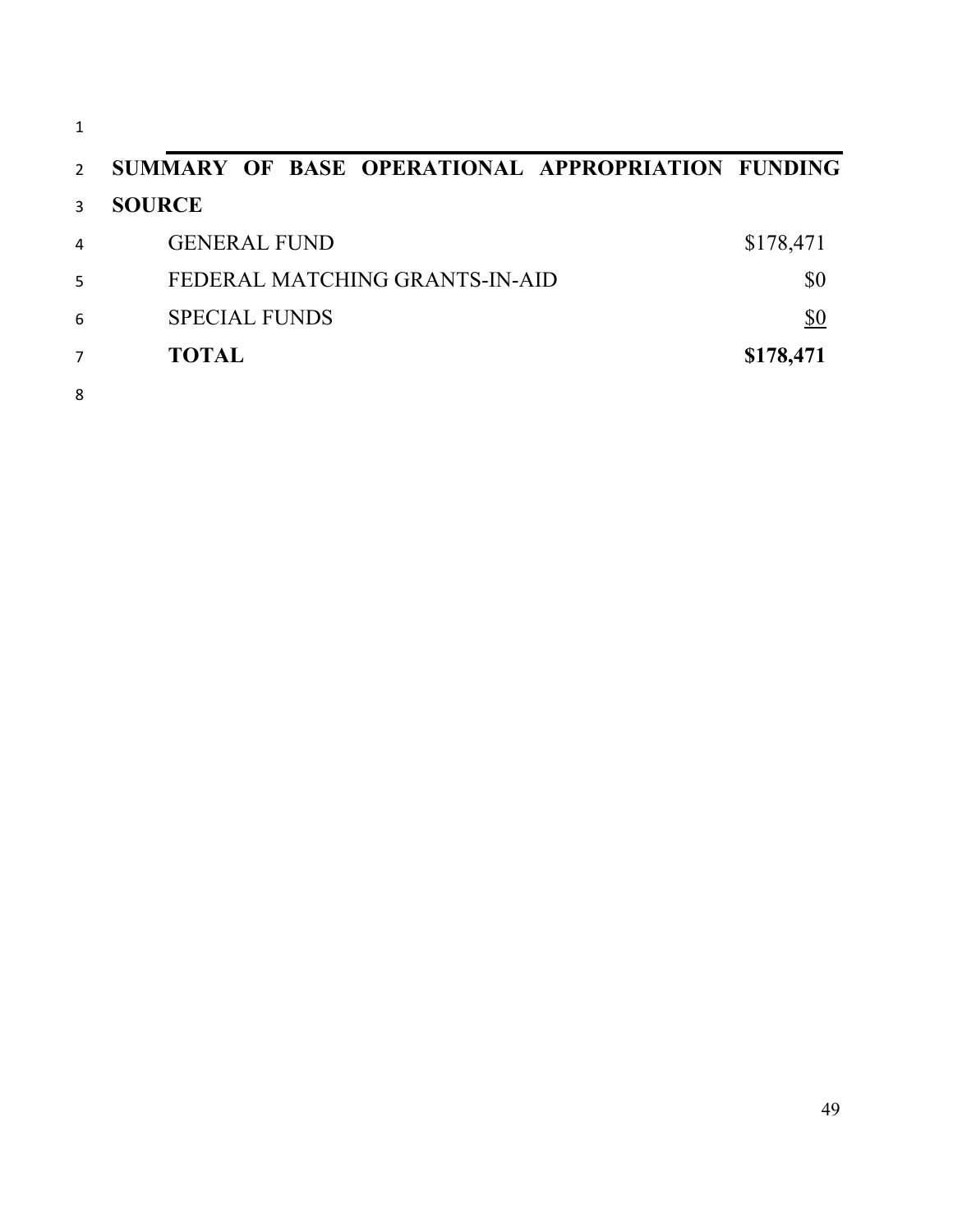**SUMMARY OF BASE OPERATIONAL APPROPRIATION FUNDING SOURCE**

| | |
|---|---|
| GENERAL FUND | $178,471 |
| FEDERAL MATCHING GRANTS-IN-AID | $0 |
| SPECIAL FUNDS | $0 |
| **TOTAL** | **$178,471** |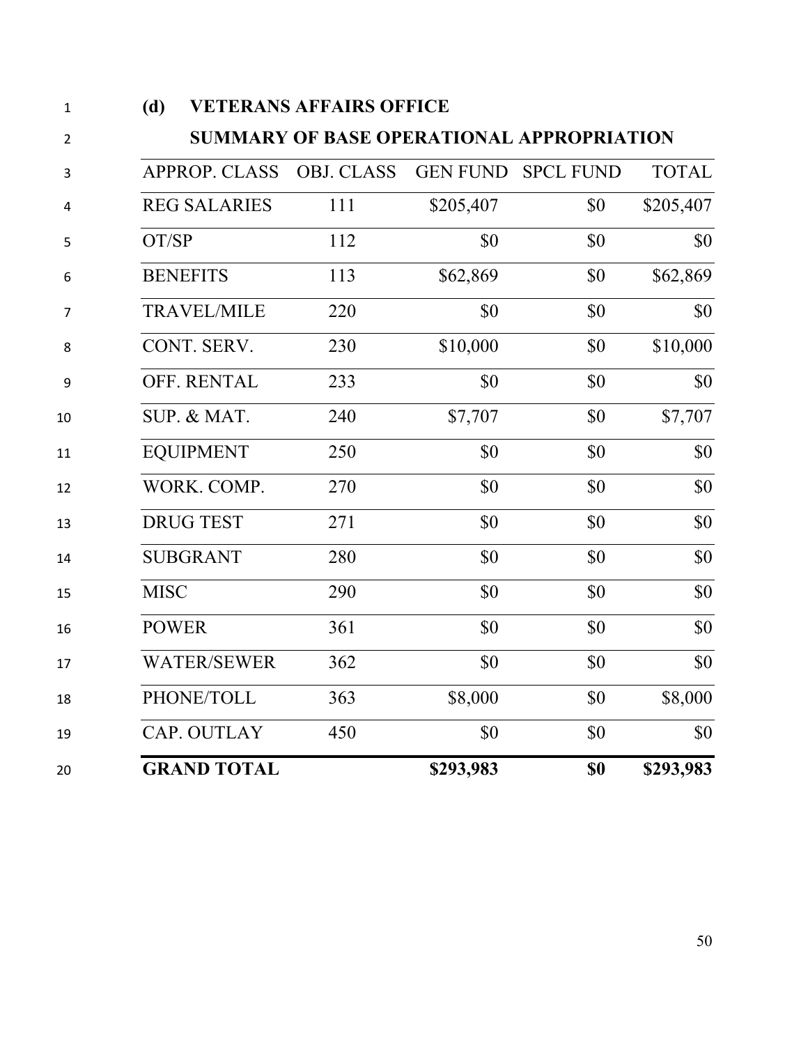**(d) VETERANS AFFAIRS OFFICE**

**SUMMARY OF BASE OPERATIONAL APPROPRIATION**

| APPROP. CLASS | OBJ. CLASS | GEN FUND | SPCL FUND | TOTAL |
|---|---|---|---|---|
| REG SALARIES | 111 | $205,407 | $0 | $205,407 |
| OT/SP | 112 | $0 | $0 | $0 |
| BENEFITS | 113 | $62,869 | $0 | $62,869 |
| TRAVEL/MILE | 220 | $0 | $0 | $0 |
| CONT. SERV. | 230 | $10,000 | $0 | $10,000 |
| OFF. RENTAL | 233 | $0 | $0 | $0 |
| SUP. & MAT. | 240 | $7,707 | $0 | $7,707 |
| EQUIPMENT | 250 | $0 | $0 | $0 |
| WORK. COMP. | 270 | $0 | $0 | $0 |
| DRUG TEST | 271 | $0 | $0 | $0 |
| SUBGRANT | 280 | $0 | $0 | $0 |
| MISC | 290 | $0 | $0 | $0 |
| POWER | 361 | $0 | $0 | $0 |
| WATER/SEWER | 362 | $0 | $0 | $0 |
| PHONE/TOLL | 363 | $8,000 | $0 | $8,000 |
| CAP. OUTLAY | 450 | $0 | $0 | $0 |
| **GRAND TOTAL** | | **$293,983** | **$0** | **$293,983** |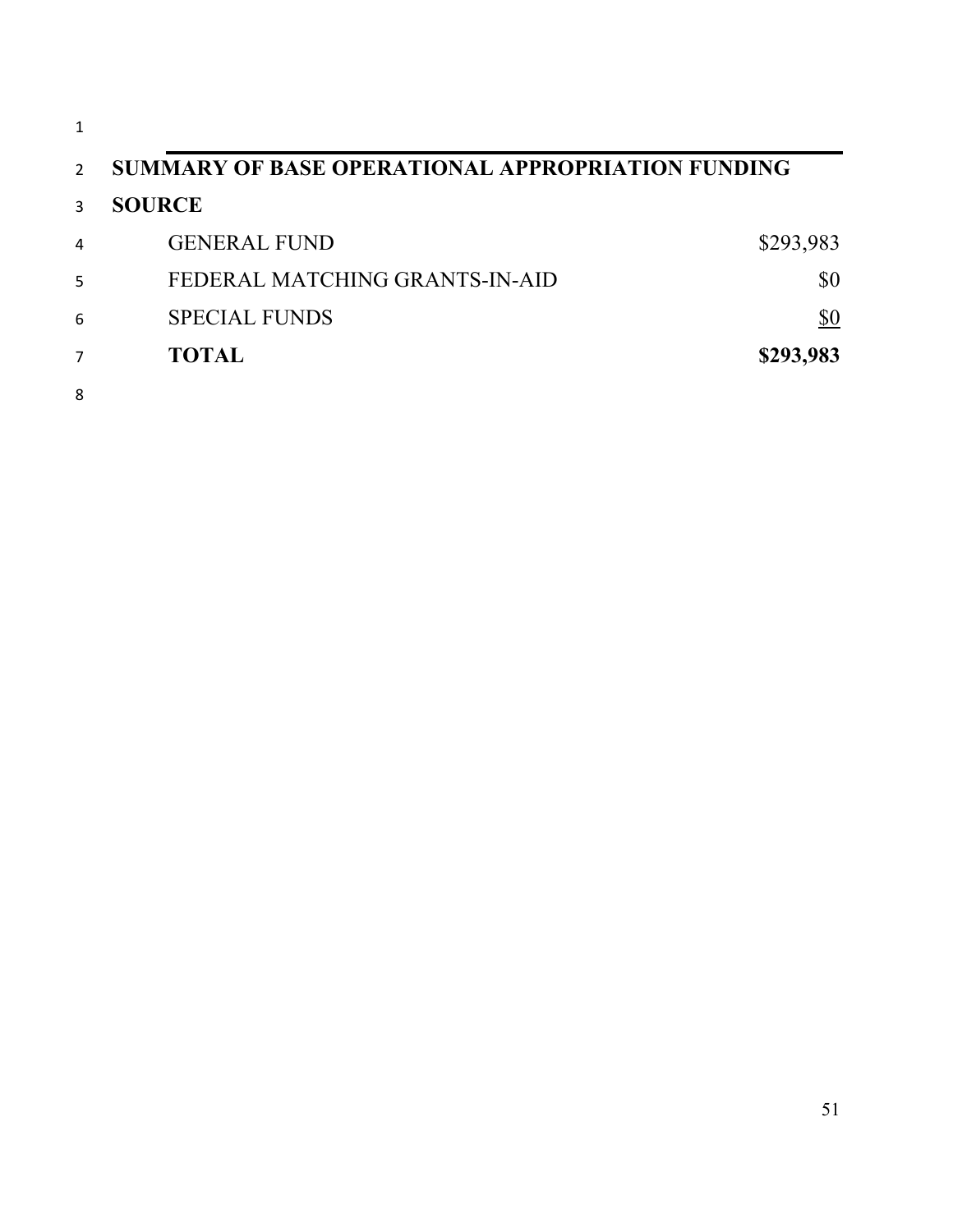**SUMMARY OF BASE OPERATIONAL APPROPRIATION FUNDING**

**SOURCE**

| | |
|---|---:|
| GENERAL FUND | $293,983 |
| FEDERAL MATCHING GRANTS-IN-AID | $0 |
| SPECIAL FUNDS | $0 |
| **TOTAL** | **$293,983** |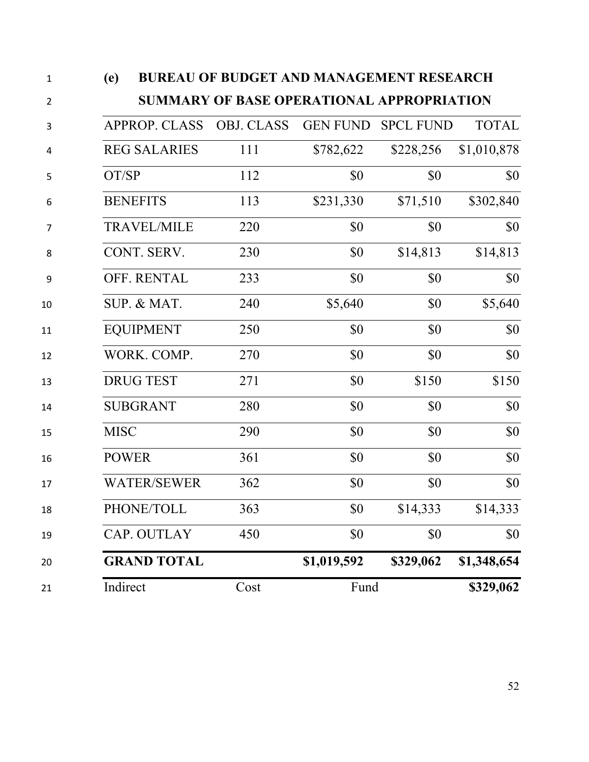## (e) BUREAU OF BUDGET AND MANAGEMENT RESEARCH

## SUMMARY OF BASE OPERATIONAL APPROPRIATION

| APPROP. CLASS | OBJ. CLASS | GEN FUND | SPCL FUND | TOTAL |
|---|---|---|---|---|
| REG SALARIES | 111 | $782,622 | $228,256 | $1,010,878 |
| OT/SP | 112 | $0 | $0 | $0 |
| BENEFITS | 113 | $231,330 | $71,510 | $302,840 |
| TRAVEL/MILE | 220 | $0 | $0 | $0 |
| CONT. SERV. | 230 | $0 | $14,813 | $14,813 |
| OFF. RENTAL | 233 | $0 | $0 | $0 |
| SUP. & MAT. | 240 | $5,640 | $0 | $5,640 |
| EQUIPMENT | 250 | $0 | $0 | $0 |
| WORK. COMP. | 270 | $0 | $0 | $0 |
| DRUG TEST | 271 | $0 | $150 | $150 |
| SUBGRANT | 280 | $0 | $0 | $0 |
| MISC | 290 | $0 | $0 | $0 |
| POWER | 361 | $0 | $0 | $0 |
| WATER/SEWER | 362 | $0 | $0 | $0 |
| PHONE/TOLL | 363 | $0 | $14,333 | $14,333 |
| CAP. OUTLAY | 450 | $0 | $0 | $0 |
| **GRAND TOTAL** | | **$1,019,592** | **$329,062** | **$1,348,654** |
| Indirect | Cost | Fund | | **$329,062** |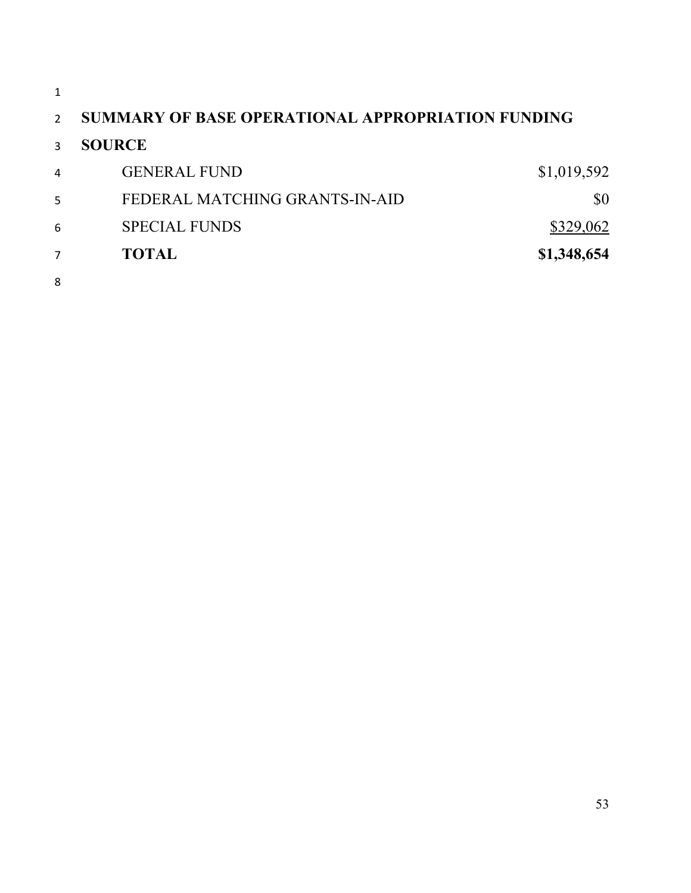**SUMMARY OF BASE OPERATIONAL APPROPRIATION FUNDING**

**SOURCE**

| | |
|---|---|
| GENERAL FUND | $1,019,592 |
| FEDERAL MATCHING GRANTS-IN-AID | $0 |
| SPECIAL FUNDS | $329,062 |
| **TOTAL** | **$1,348,654** |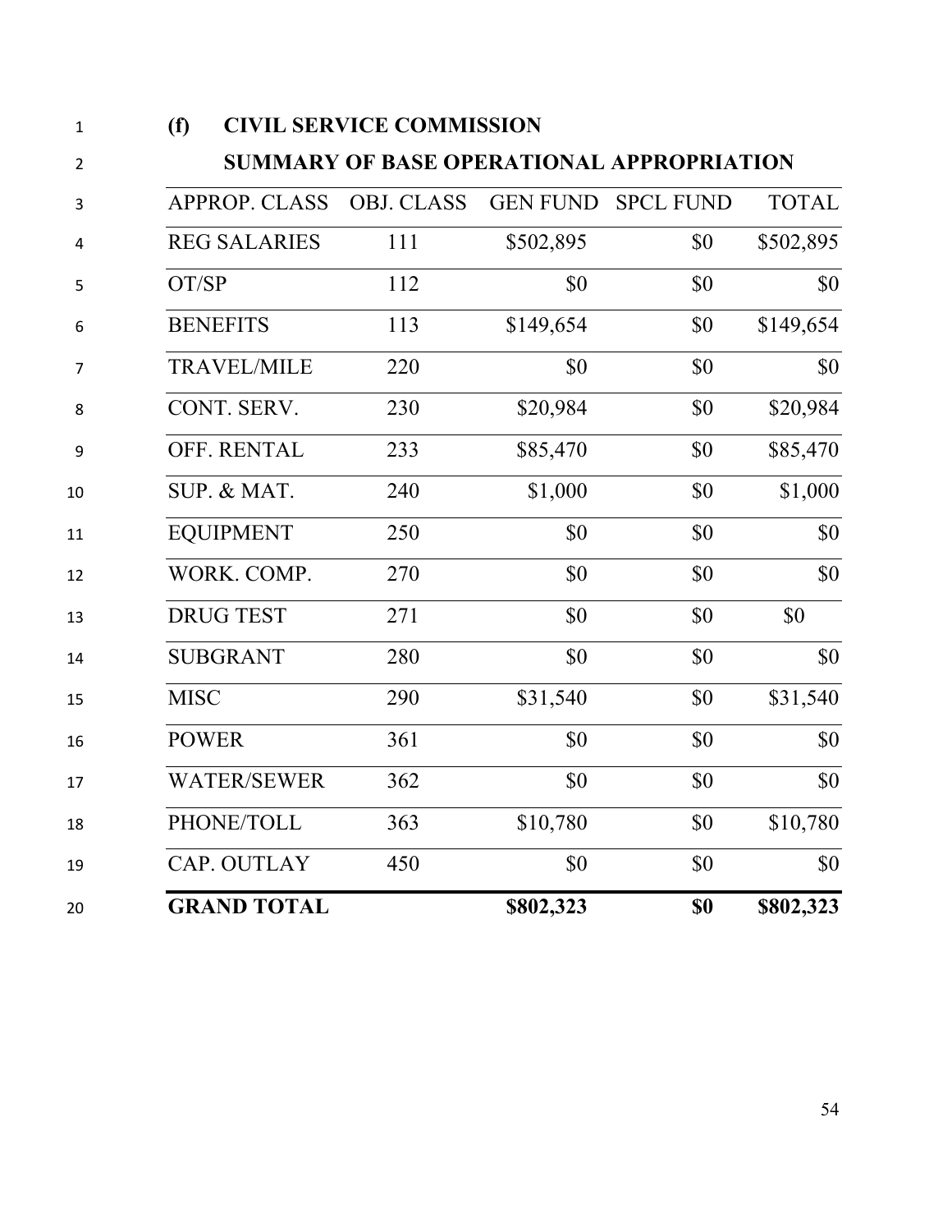**(f) CIVIL SERVICE COMMISSION**

**SUMMARY OF BASE OPERATIONAL APPROPRIATION**

| APPROP. CLASS | OBJ. CLASS | GEN FUND | SPCL FUND | TOTAL |
|---|---|---|---|---|
| REG SALARIES | 111 | $502,895 | $0 | $502,895 |
| OT/SP | 112 | $0 | $0 | $0 |
| BENEFITS | 113 | $149,654 | $0 | $149,654 |
| TRAVEL/MILE | 220 | $0 | $0 | $0 |
| CONT. SERV. | 230 | $20,984 | $0 | $20,984 |
| OFF. RENTAL | 233 | $85,470 | $0 | $85,470 |
| SUP. & MAT. | 240 | $1,000 | $0 | $1,000 |
| EQUIPMENT | 250 | $0 | $0 | $0 |
| WORK. COMP. | 270 | $0 | $0 | $0 |
| DRUG TEST | 271 | $0 | $0 | $0 |
| SUBGRANT | 280 | $0 | $0 | $0 |
| MISC | 290 | $31,540 | $0 | $31,540 |
| POWER | 361 | $0 | $0 | $0 |
| WATER/SEWER | 362 | $0 | $0 | $0 |
| PHONE/TOLL | 363 | $10,780 | $0 | $10,780 |
| CAP. OUTLAY | 450 | $0 | $0 | $0 |
| **GRAND TOTAL** | | **$802,323** | **$0** | **$802,323** |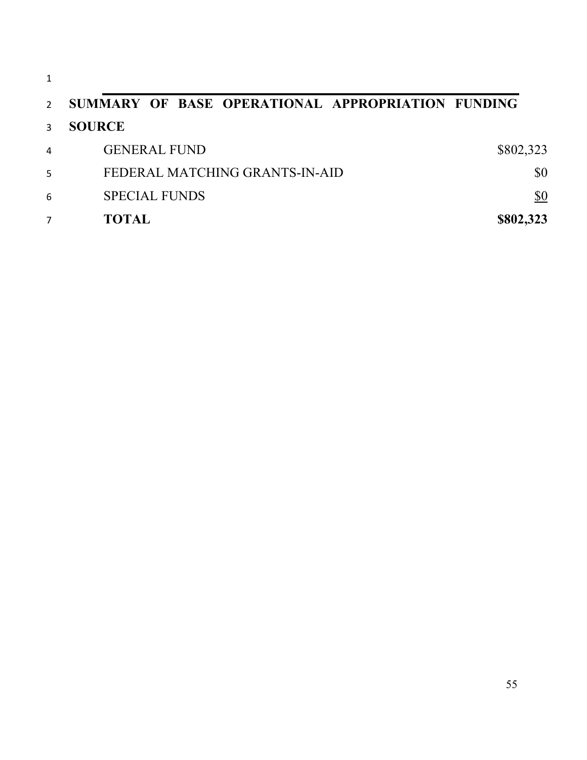**SUMMARY OF BASE OPERATIONAL APPROPRIATION FUNDING SOURCE**

| | |
|---|---|
| GENERAL FUND | $802,323 |
| FEDERAL MATCHING GRANTS-IN-AID | $0 |
| SPECIAL FUNDS | $0 |
| **TOTAL** | **$802,323** |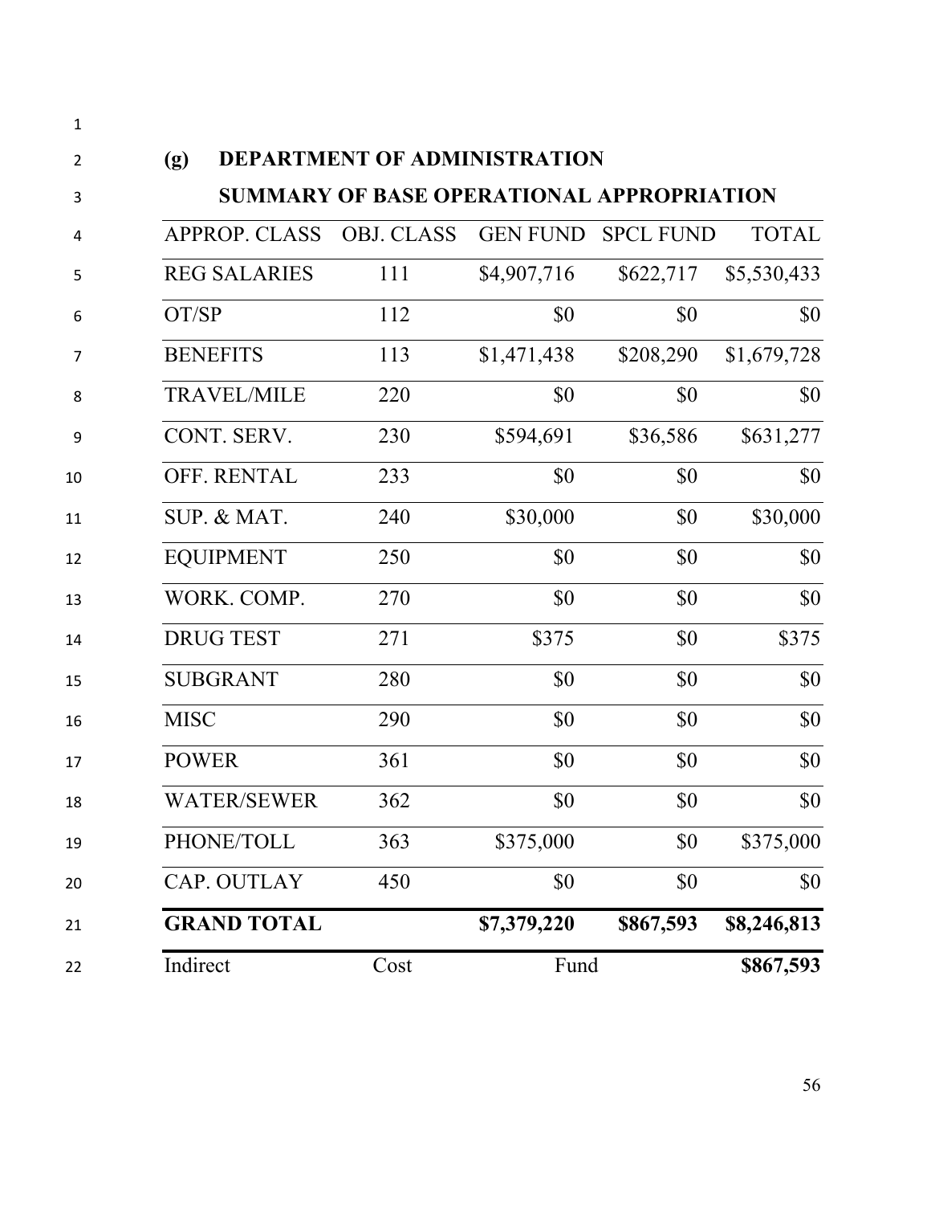## (g) DEPARTMENT OF ADMINISTRATION

### SUMMARY OF BASE OPERATIONAL APPROPRIATION

| APPROP. CLASS | OBJ. CLASS | GEN FUND | SPCL FUND | TOTAL |
|---|---|---|---|---|
| REG SALARIES | 111 | $4,907,716 | $622,717 | $5,530,433 |
| OT/SP | 112 | $0 | $0 | $0 |
| BENEFITS | 113 | $1,471,438 | $208,290 | $1,679,728 |
| TRAVEL/MILE | 220 | $0 | $0 | $0 |
| CONT. SERV. | 230 | $594,691 | $36,586 | $631,277 |
| OFF. RENTAL | 233 | $0 | $0 | $0 |
| SUP. & MAT. | 240 | $30,000 | $0 | $30,000 |
| EQUIPMENT | 250 | $0 | $0 | $0 |
| WORK. COMP. | 270 | $0 | $0 | $0 |
| DRUG TEST | 271 | $375 | $0 | $375 |
| SUBGRANT | 280 | $0 | $0 | $0 |
| MISC | 290 | $0 | $0 | $0 |
| POWER | 361 | $0 | $0 | $0 |
| WATER/SEWER | 362 | $0 | $0 | $0 |
| PHONE/TOLL | 363 | $375,000 | $0 | $375,000 |
| CAP. OUTLAY | 450 | $0 | $0 | $0 |
| **GRAND TOTAL** | | **$7,379,220** | **$867,593** | **$8,246,813** |
| Indirect | Cost | Fund | | **$867,593** |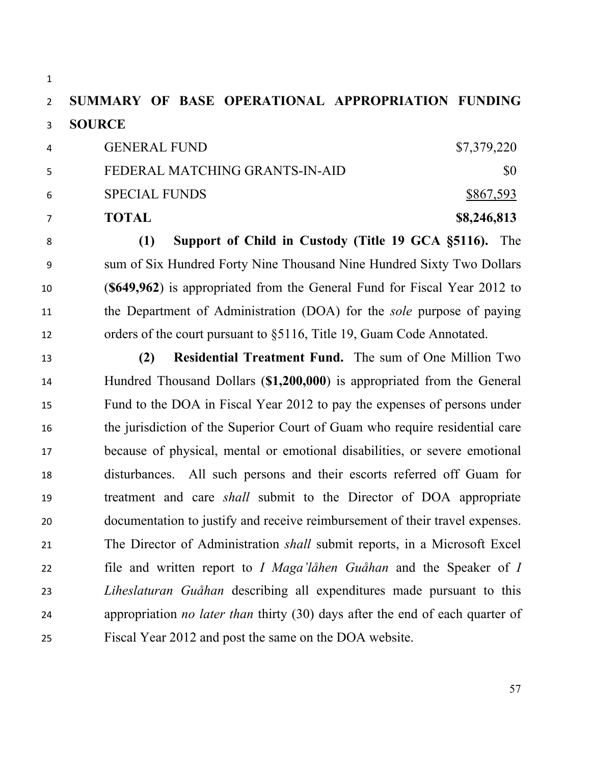**SUMMARY OF BASE OPERATIONAL APPROPRIATION FUNDING SOURCE**

| | |
|---|---:|
| GENERAL FUND | $7,379,220 |
| FEDERAL MATCHING GRANTS-IN-AID | $0 |
| SPECIAL FUNDS | $867,593 |
| **TOTAL** | **$8,246,813** |

**(1) Support of Child in Custody (Title 19 GCA §5116).** The sum of Six Hundred Forty Nine Thousand Nine Hundred Sixty Two Dollars (**$649,962**) is appropriated from the General Fund for Fiscal Year 2012 to the Department of Administration (DOA) for the *sole* purpose of paying orders of the court pursuant to §5116, Title 19, Guam Code Annotated.

**(2) Residential Treatment Fund.** The sum of One Million Two Hundred Thousand Dollars (**$1,200,000**) is appropriated from the General Fund to the DOA in Fiscal Year 2012 to pay the expenses of persons under the jurisdiction of the Superior Court of Guam who require residential care because of physical, mental or emotional disabilities, or severe emotional disturbances. All such persons and their escorts referred off Guam for treatment and care *shall* submit to the Director of DOA appropriate documentation to justify and receive reimbursement of their travel expenses. The Director of Administration *shall* submit reports, in a Microsoft Excel file and written report to *I Maga'låhen Guåhan* and the Speaker of *I Liheslaturan Guåhan* describing all expenditures made pursuant to this appropriation *no later than* thirty (30) days after the end of each quarter of Fiscal Year 2012 and post the same on the DOA website.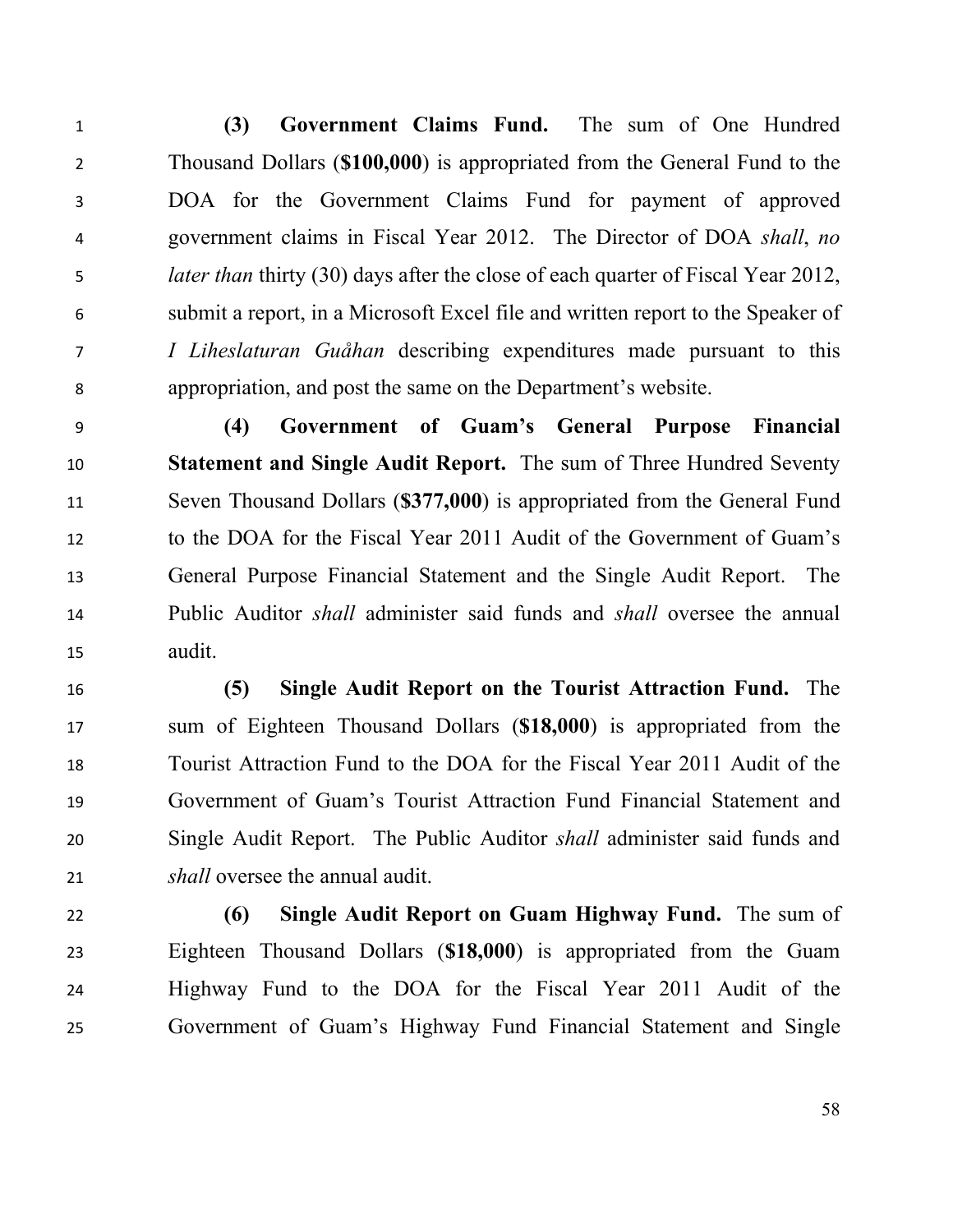**(3) Government Claims Fund.** The sum of One Hundred Thousand Dollars (**$100,000**) is appropriated from the General Fund to the DOA for the Government Claims Fund for payment of approved government claims in Fiscal Year 2012. The Director of DOA *shall*, *no later than* thirty (30) days after the close of each quarter of Fiscal Year 2012, submit a report, in a Microsoft Excel file and written report to the Speaker of *I Liheslaturan Guåhan* describing expenditures made pursuant to this appropriation, and post the same on the Department's website.

**(4) Government of Guam's General Purpose Financial Statement and Single Audit Report.** The sum of Three Hundred Seventy Seven Thousand Dollars (**$377,000**) is appropriated from the General Fund to the DOA for the Fiscal Year 2011 Audit of the Government of Guam's General Purpose Financial Statement and the Single Audit Report. The Public Auditor *shall* administer said funds and *shall* oversee the annual audit.

**(5) Single Audit Report on the Tourist Attraction Fund.** The sum of Eighteen Thousand Dollars (**$18,000**) is appropriated from the Tourist Attraction Fund to the DOA for the Fiscal Year 2011 Audit of the Government of Guam's Tourist Attraction Fund Financial Statement and Single Audit Report. The Public Auditor *shall* administer said funds and *shall* oversee the annual audit.

**(6) Single Audit Report on Guam Highway Fund.** The sum of Eighteen Thousand Dollars (**$18,000**) is appropriated from the Guam Highway Fund to the DOA for the Fiscal Year 2011 Audit of the Government of Guam's Highway Fund Financial Statement and Single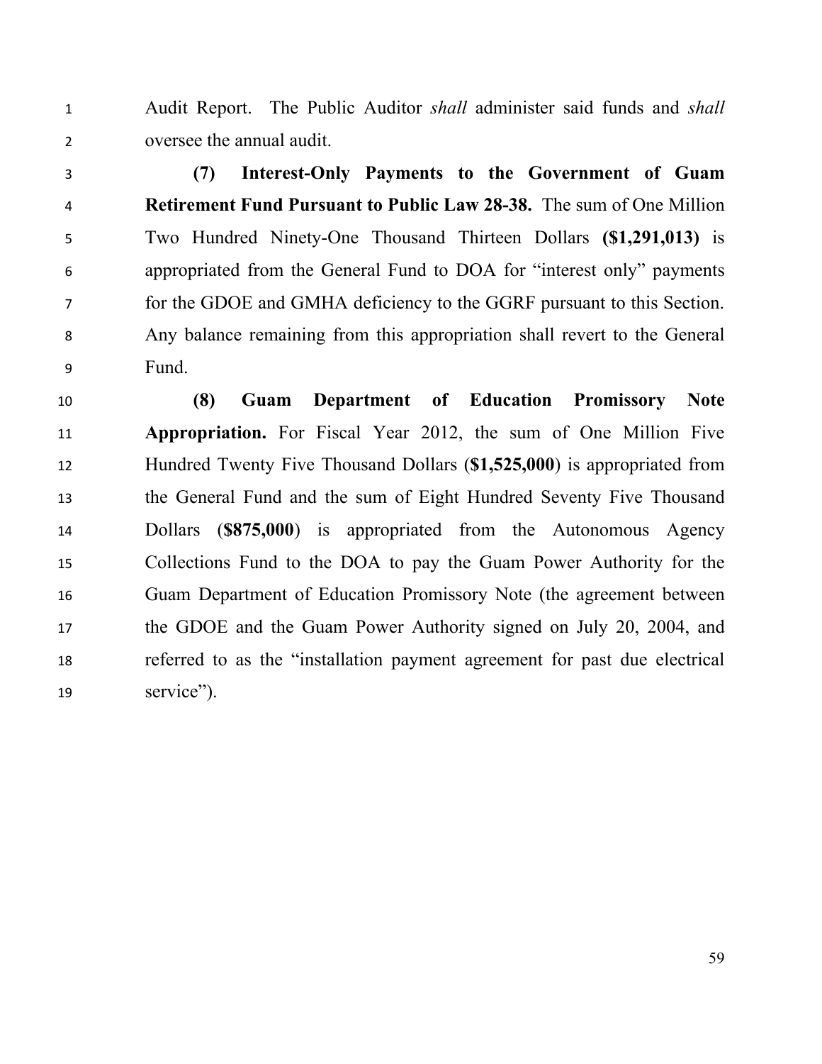Audit Report. The Public Auditor *shall* administer said funds and *shall* oversee the annual audit.

**(7) Interest-Only Payments to the Government of Guam Retirement Fund Pursuant to Public Law 28-38.** The sum of One Million Two Hundred Ninety-One Thousand Thirteen Dollars **($1,291,013)** is appropriated from the General Fund to DOA for "interest only" payments for the GDOE and GMHA deficiency to the GGRF pursuant to this Section. Any balance remaining from this appropriation shall revert to the General Fund.

**(8) Guam Department of Education Promissory Note Appropriation.** For Fiscal Year 2012, the sum of One Million Five Hundred Twenty Five Thousand Dollars (**$1,525,000**) is appropriated from the General Fund and the sum of Eight Hundred Seventy Five Thousand Dollars (**$875,000**) is appropriated from the Autonomous Agency Collections Fund to the DOA to pay the Guam Power Authority for the Guam Department of Education Promissory Note (the agreement between the GDOE and the Guam Power Authority signed on July 20, 2004, and referred to as the "installation payment agreement for past due electrical service").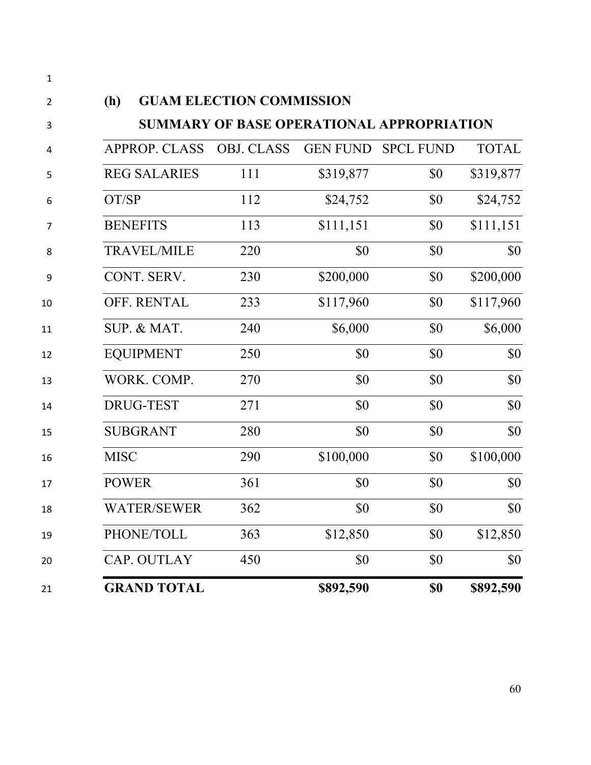**(h) GUAM ELECTION COMMISSION**

**SUMMARY OF BASE OPERATIONAL APPROPRIATION**

| APPROP. CLASS | OBJ. CLASS | GEN FUND | SPCL FUND | TOTAL |
|---|---|---|---|---|
| REG SALARIES | 111 | $319,877 | $0 | $319,877 |
| OT/SP | 112 | $24,752 | $0 | $24,752 |
| BENEFITS | 113 | $111,151 | $0 | $111,151 |
| TRAVEL/MILE | 220 | $0 | $0 | $0 |
| CONT. SERV. | 230 | $200,000 | $0 | $200,000 |
| OFF. RENTAL | 233 | $117,960 | $0 | $117,960 |
| SUP. & MAT. | 240 | $6,000 | $0 | $6,000 |
| EQUIPMENT | 250 | $0 | $0 | $0 |
| WORK. COMP. | 270 | $0 | $0 | $0 |
| DRUG-TEST | 271 | $0 | $0 | $0 |
| SUBGRANT | 280 | $0 | $0 | $0 |
| MISC | 290 | $100,000 | $0 | $100,000 |
| POWER | 361 | $0 | $0 | $0 |
| WATER/SEWER | 362 | $0 | $0 | $0 |
| PHONE/TOLL | 363 | $12,850 | $0 | $12,850 |
| CAP. OUTLAY | 450 | $0 | $0 | $0 |
| **GRAND TOTAL** | | **$892,590** | **$0** | **$892,590** |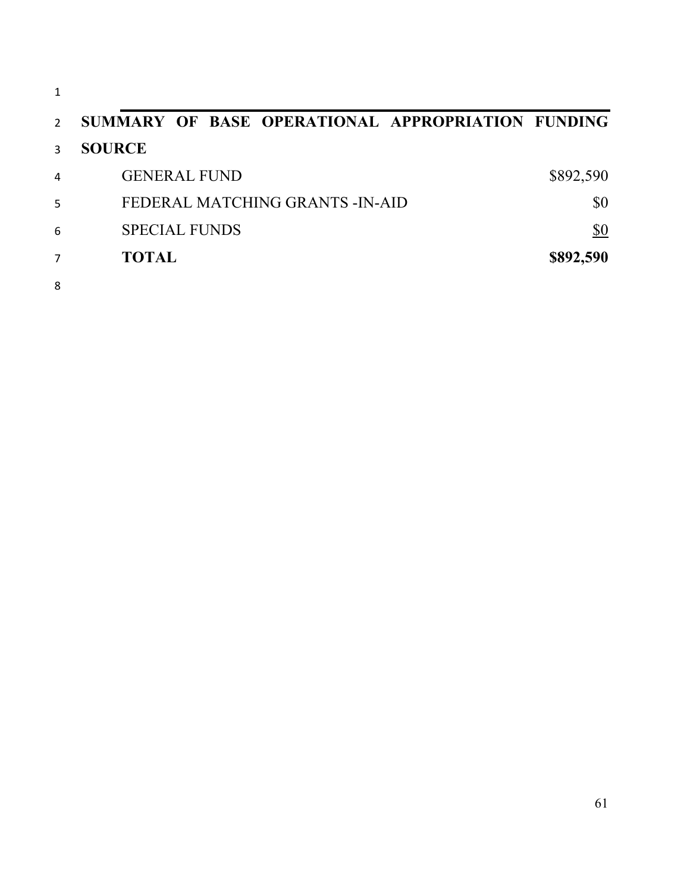**SUMMARY OF BASE OPERATIONAL APPROPRIATION FUNDING SOURCE**

| | |
|---|---|
| GENERAL FUND | $892,590 |
| FEDERAL MATCHING GRANTS -IN-AID | $0 |
| SPECIAL FUNDS | $0 |
| **TOTAL** | **$892,590** |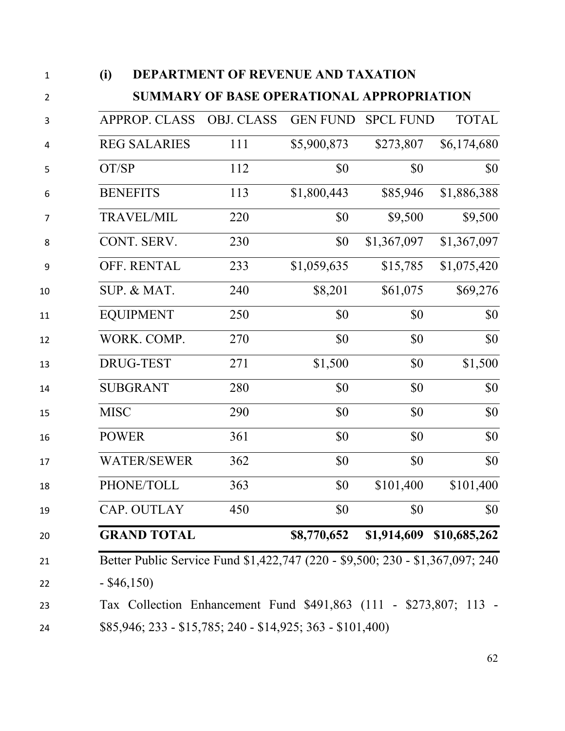**(i) DEPARTMENT OF REVENUE AND TAXATION**

**SUMMARY OF BASE OPERATIONAL APPROPRIATION**

| APPROP. CLASS | OBJ. CLASS | GEN FUND | SPCL FUND | TOTAL |
|---|---|---|---|---|
| REG SALARIES | 111 | $5,900,873 | $273,807 | $6,174,680 |
| OT/SP | 112 | $0 | $0 | $0 |
| BENEFITS | 113 | $1,800,443 | $85,946 | $1,886,388 |
| TRAVEL/MIL | 220 | $0 | $9,500 | $9,500 |
| CONT. SERV. | 230 | $0 | $1,367,097 | $1,367,097 |
| OFF. RENTAL | 233 | $1,059,635 | $15,785 | $1,075,420 |
| SUP. & MAT. | 240 | $8,201 | $61,075 | $69,276 |
| EQUIPMENT | 250 | $0 | $0 | $0 |
| WORK. COMP. | 270 | $0 | $0 | $0 |
| DRUG-TEST | 271 | $1,500 | $0 | $1,500 |
| SUBGRANT | 280 | $0 | $0 | $0 |
| MISC | 290 | $0 | $0 | $0 |
| POWER | 361 | $0 | $0 | $0 |
| WATER/SEWER | 362 | $0 | $0 | $0 |
| PHONE/TOLL | 363 | $0 | $101,400 | $101,400 |
| CAP. OUTLAY | 450 | $0 | $0 | $0 |
| **GRAND TOTAL** | | **$8,770,652** | **$1,914,609** | **$10,685,262** |

Better Public Service Fund $1,422,747 (220 - $9,500; 230 - $1,367,097; 240 - $46,150)

Tax Collection Enhancement Fund $491,863 (111 - $273,807; 113 - $85,946; 233 - $15,785; 240 - $14,925; 363 - $101,400)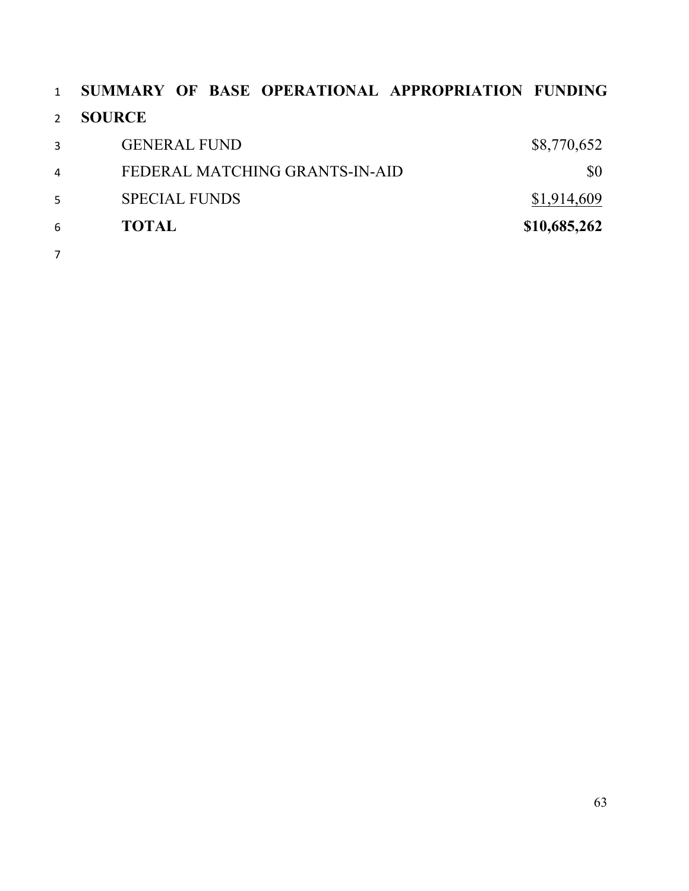**SUMMARY OF BASE OPERATIONAL APPROPRIATION FUNDING SOURCE**

| | |
|---|---:|
| GENERAL FUND | $8,770,652 |
| FEDERAL MATCHING GRANTS-IN-AID | $0 |
| SPECIAL FUNDS | $1,914,609 |
| **TOTAL** | **$10,685,262** |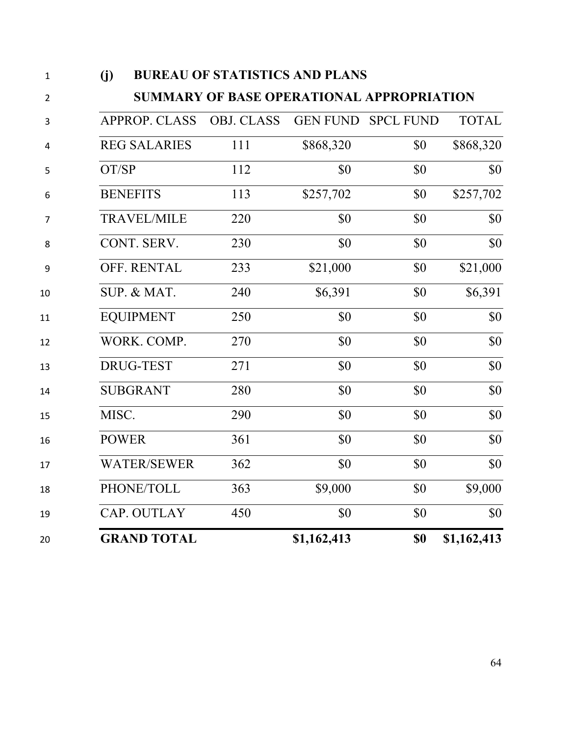**(j) BUREAU OF STATISTICS AND PLANS**

**SUMMARY OF BASE OPERATIONAL APPROPRIATION**

| APPROP. CLASS | OBJ. CLASS | GEN FUND | SPCL FUND | TOTAL |
|---|---|---|---|---|
| REG SALARIES | 111 | $868,320 | $0 | $868,320 |
| OT/SP | 112 | $0 | $0 | $0 |
| BENEFITS | 113 | $257,702 | $0 | $257,702 |
| TRAVEL/MILE | 220 | $0 | $0 | $0 |
| CONT. SERV. | 230 | $0 | $0 | $0 |
| OFF. RENTAL | 233 | $21,000 | $0 | $21,000 |
| SUP. & MAT. | 240 | $6,391 | $0 | $6,391 |
| EQUIPMENT | 250 | $0 | $0 | $0 |
| WORK. COMP. | 270 | $0 | $0 | $0 |
| DRUG-TEST | 271 | $0 | $0 | $0 |
| SUBGRANT | 280 | $0 | $0 | $0 |
| MISC. | 290 | $0 | $0 | $0 |
| POWER | 361 | $0 | $0 | $0 |
| WATER/SEWER | 362 | $0 | $0 | $0 |
| PHONE/TOLL | 363 | $9,000 | $0 | $9,000 |
| CAP. OUTLAY | 450 | $0 | $0 | $0 |
| **GRAND TOTAL** | | **$1,162,413** | **$0** | **$1,162,413** |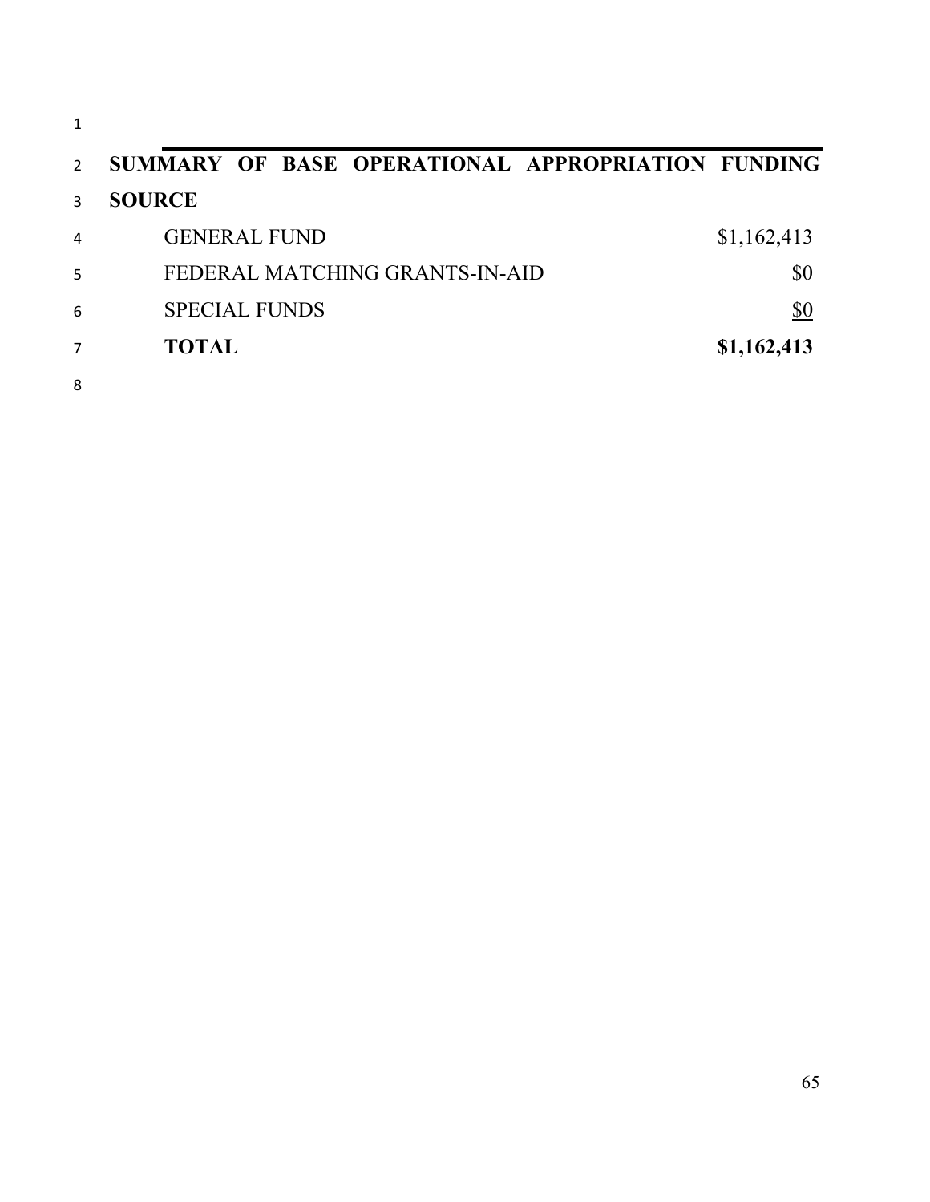**SUMMARY OF BASE OPERATIONAL APPROPRIATION FUNDING SOURCE**

| | |
|---|---|
| GENERAL FUND | $1,162,413 |
| FEDERAL MATCHING GRANTS-IN-AID | $0 |
| SPECIAL FUNDS | $0 |
| **TOTAL** | **$1,162,413** |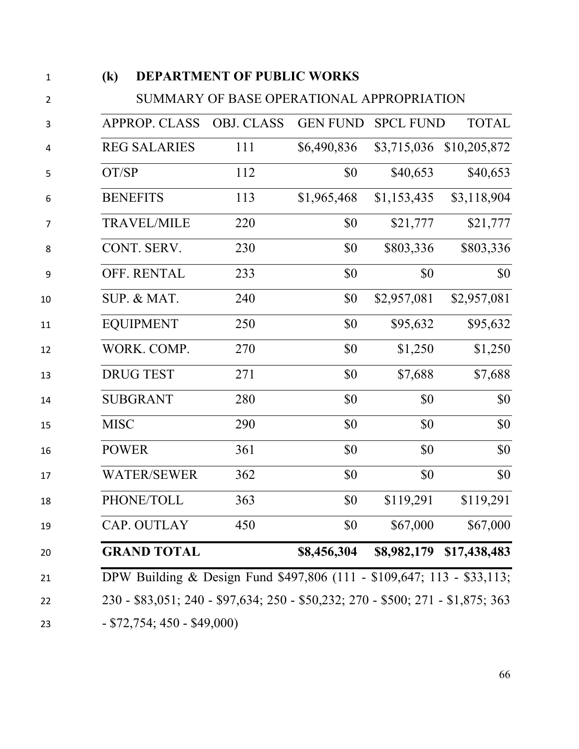## (k) DEPARTMENT OF PUBLIC WORKS

SUMMARY OF BASE OPERATIONAL APPROPRIATION

| APPROP. CLASS | OBJ. CLASS | GEN FUND | SPCL FUND | TOTAL |
|---|---|---|---|---|
| REG SALARIES | 111 | $6,490,836 | $3,715,036 | $10,205,872 |
| OT/SP | 112 | $0 | $40,653 | $40,653 |
| BENEFITS | 113 | $1,965,468 | $1,153,435 | $3,118,904 |
| TRAVEL/MILE | 220 | $0 | $21,777 | $21,777 |
| CONT. SERV. | 230 | $0 | $803,336 | $803,336 |
| OFF. RENTAL | 233 | $0 | $0 | $0 |
| SUP. & MAT. | 240 | $0 | $2,957,081 | $2,957,081 |
| EQUIPMENT | 250 | $0 | $95,632 | $95,632 |
| WORK. COMP. | 270 | $0 | $1,250 | $1,250 |
| DRUG TEST | 271 | $0 | $7,688 | $7,688 |
| SUBGRANT | 280 | $0 | $0 | $0 |
| MISC | 290 | $0 | $0 | $0 |
| POWER | 361 | $0 | $0 | $0 |
| WATER/SEWER | 362 | $0 | $0 | $0 |
| PHONE/TOLL | 363 | $0 | $119,291 | $119,291 |
| CAP. OUTLAY | 450 | $0 | $67,000 | $67,000 |
| **GRAND TOTAL** | | **$8,456,304** | **$8,982,179** | **$17,438,483** |

DPW Building & Design Fund $497,806 (111 - $109,647; 113 - $33,113; 230 - $83,051; 240 - $97,634; 250 - $50,232; 270 - $500; 271 - $1,875; 363 - $72,754; 450 - $49,000)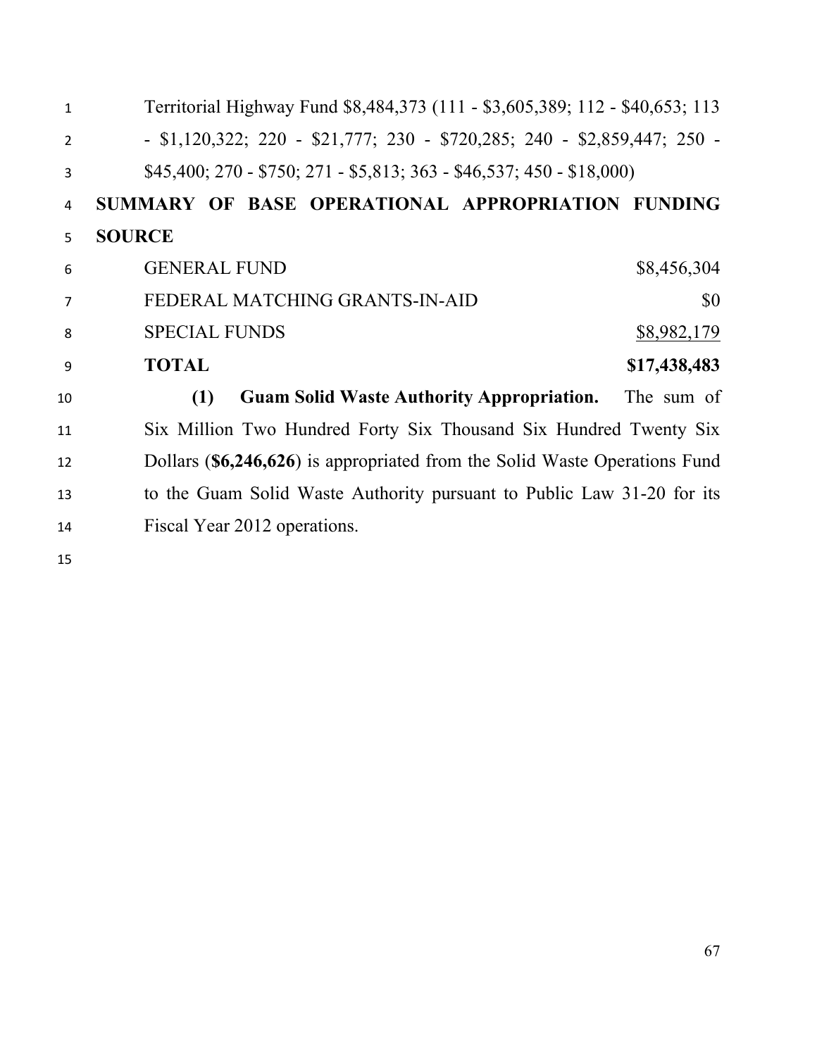Territorial Highway Fund $8,484,373 (111 - $3,605,389; 112 - $40,653; 113 - $1,120,322; 220 - $21,777; 230 - $720,285; 240 - $2,859,447; 250 - $45,400; 270 - $750; 271 - $5,813; 363 - $46,537; 450 - $18,000)

**SUMMARY OF BASE OPERATIONAL APPROPRIATION FUNDING SOURCE**

| | |
|---|---:|
| GENERAL FUND | $8,456,304 |
| FEDERAL MATCHING GRANTS-IN-AID | $0 |
| SPECIAL FUNDS | $8,982,179 |
| **TOTAL** | **$17,438,483** |

**(1) Guam Solid Waste Authority Appropriation.** The sum of Six Million Two Hundred Forty Six Thousand Six Hundred Twenty Six Dollars (**$6,246,626**) is appropriated from the Solid Waste Operations Fund to the Guam Solid Waste Authority pursuant to Public Law 31-20 for its Fiscal Year 2012 operations.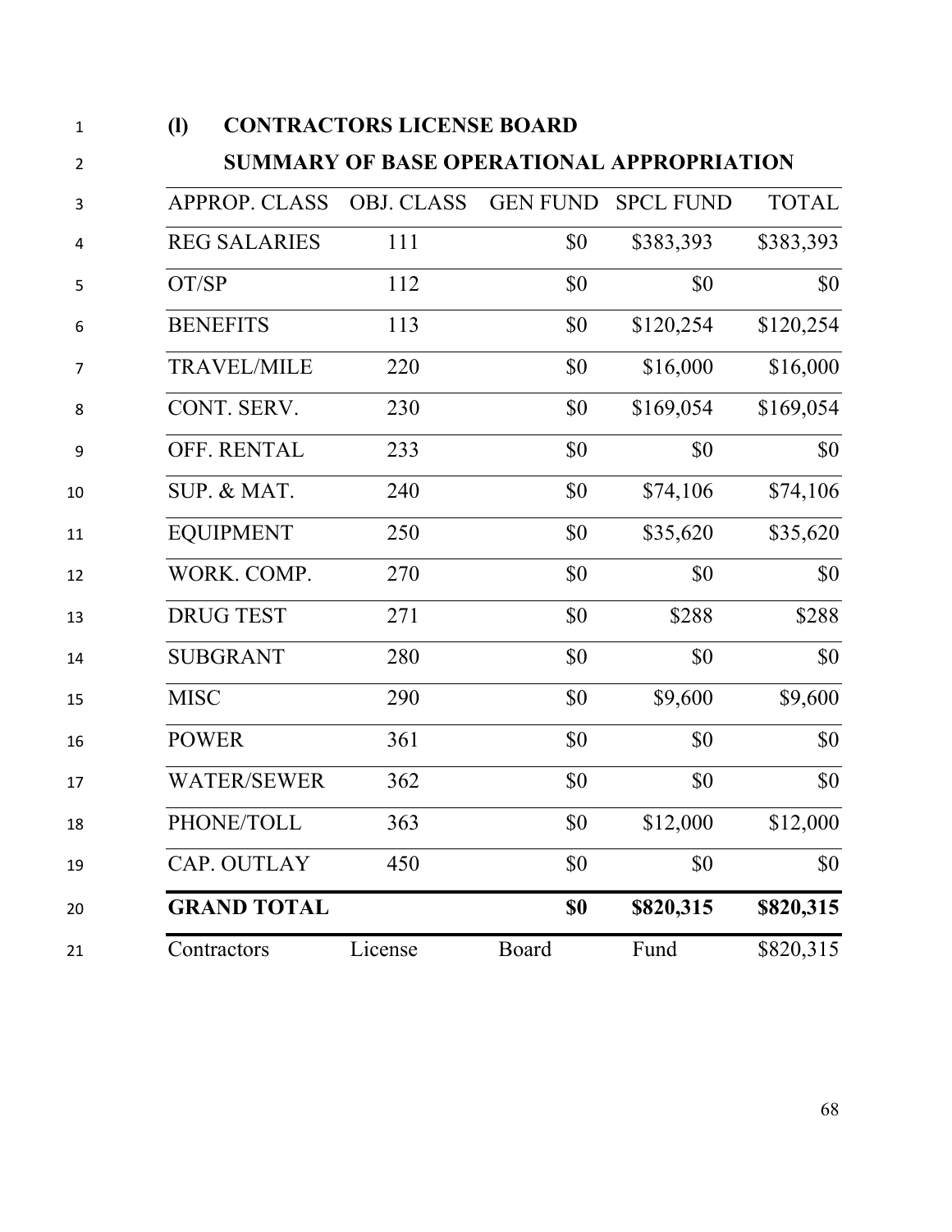**(l) CONTRACTORS LICENSE BOARD**

**SUMMARY OF BASE OPERATIONAL APPROPRIATION**

| APPROP. CLASS | OBJ. CLASS | GEN FUND | SPCL FUND | TOTAL |
|---|---|---|---|---|
| REG SALARIES | 111 | $0 | $383,393 | $383,393 |
| OT/SP | 112 | $0 | $0 | $0 |
| BENEFITS | 113 | $0 | $120,254 | $120,254 |
| TRAVEL/MILE | 220 | $0 | $16,000 | $16,000 |
| CONT. SERV. | 230 | $0 | $169,054 | $169,054 |
| OFF. RENTAL | 233 | $0 | $0 | $0 |
| SUP. & MAT. | 240 | $0 | $74,106 | $74,106 |
| EQUIPMENT | 250 | $0 | $35,620 | $35,620 |
| WORK. COMP. | 270 | $0 | $0 | $0 |
| DRUG TEST | 271 | $0 | $288 | $288 |
| SUBGRANT | 280 | $0 | $0 | $0 |
| MISC | 290 | $0 | $9,600 | $9,600 |
| POWER | 361 | $0 | $0 | $0 |
| WATER/SEWER | 362 | $0 | $0 | $0 |
| PHONE/TOLL | 363 | $0 | $12,000 | $12,000 |
| CAP. OUTLAY | 450 | $0 | $0 | $0 |
| **GRAND TOTAL** | | **$0** | **$820,315** | **$820,315** |
| Contractors | License | Board | Fund | $820,315 |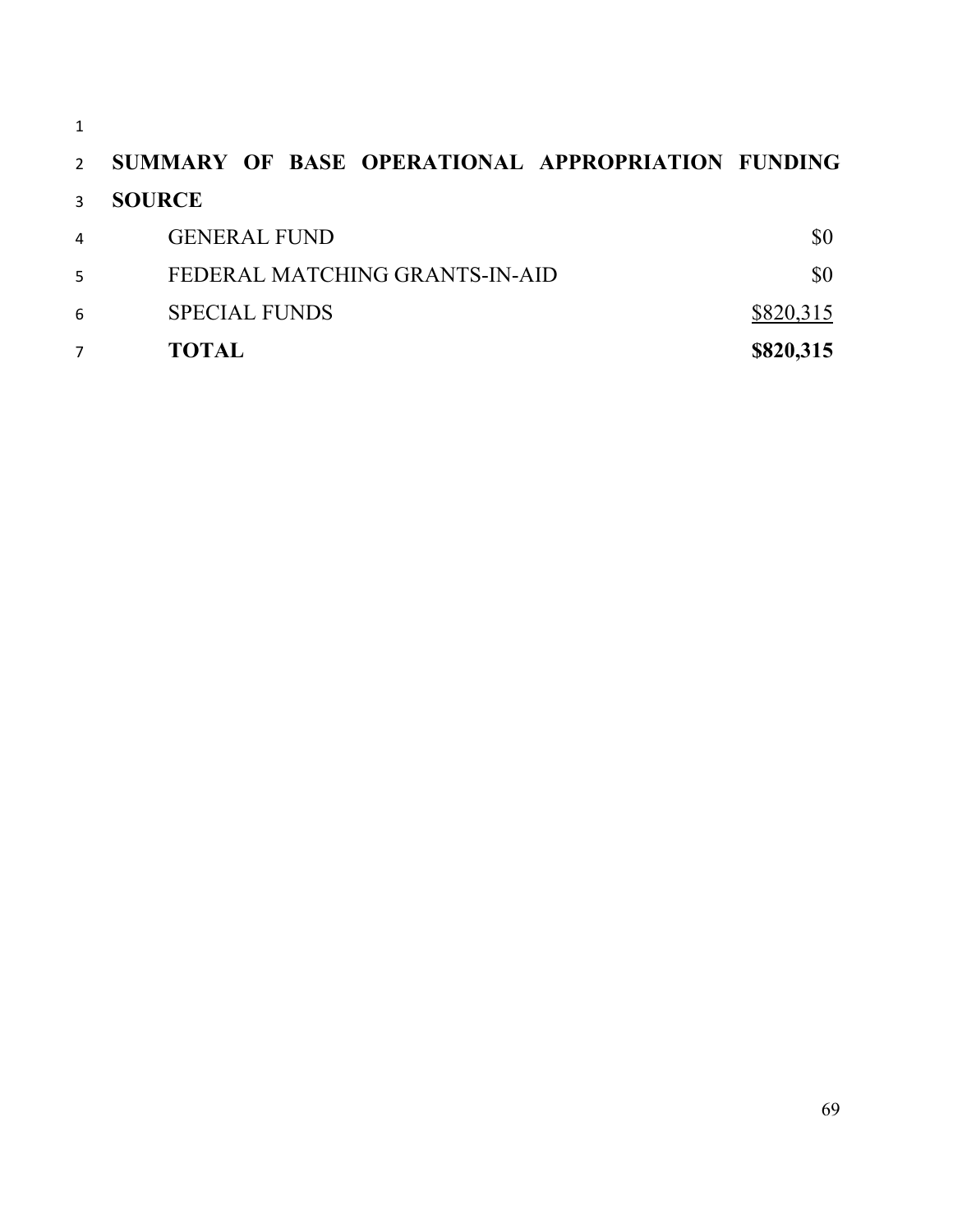**SUMMARY OF BASE OPERATIONAL APPROPRIATION FUNDING SOURCE**

| | |
|---|---|
| GENERAL FUND | $0 |
| FEDERAL MATCHING GRANTS-IN-AID | $0 |
| SPECIAL FUNDS | $820,315 |
| **TOTAL** | **$820,315** |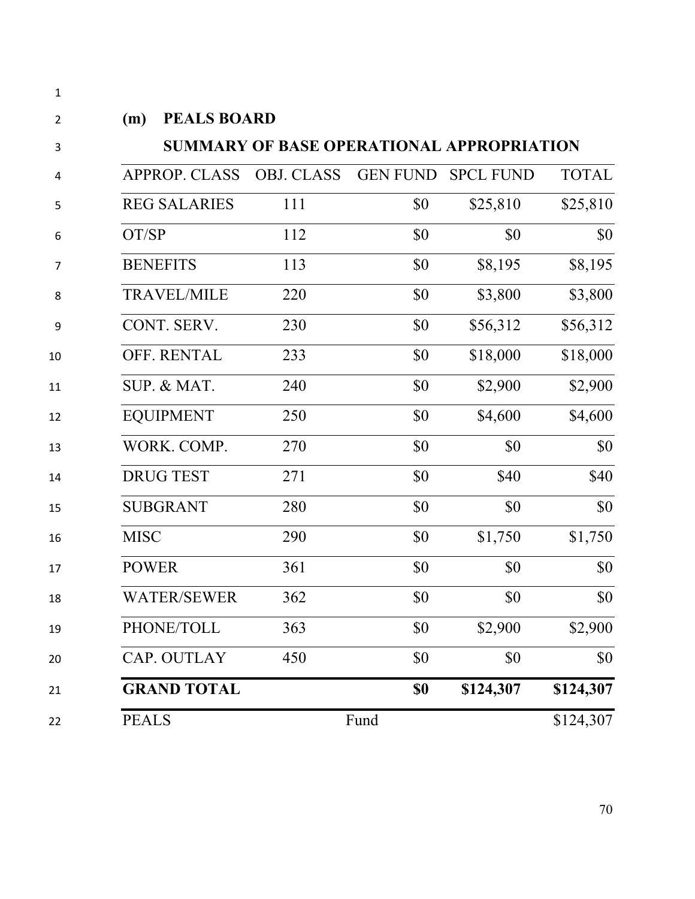## (m) PEALS BOARD

### SUMMARY OF BASE OPERATIONAL APPROPRIATION

| APPROP. CLASS | OBJ. CLASS | GEN FUND | SPCL FUND | TOTAL |
|---|---|---|---|---|
| REG SALARIES | 111 | $0 | $25,810 | $25,810 |
| OT/SP | 112 | $0 | $0 | $0 |
| BENEFITS | 113 | $0 | $8,195 | $8,195 |
| TRAVEL/MILE | 220 | $0 | $3,800 | $3,800 |
| CONT. SERV. | 230 | $0 | $56,312 | $56,312 |
| OFF. RENTAL | 233 | $0 | $18,000 | $18,000 |
| SUP. & MAT. | 240 | $0 | $2,900 | $2,900 |
| EQUIPMENT | 250 | $0 | $4,600 | $4,600 |
| WORK. COMP. | 270 | $0 | $0 | $0 |
| DRUG TEST | 271 | $0 | $40 | $40 |
| SUBGRANT | 280 | $0 | $0 | $0 |
| MISC | 290 | $0 | $1,750 | $1,750 |
| POWER | 361 | $0 | $0 | $0 |
| WATER/SEWER | 362 | $0 | $0 | $0 |
| PHONE/TOLL | 363 | $0 | $2,900 | $2,900 |
| CAP. OUTLAY | 450 | $0 | $0 | $0 |
| **GRAND TOTAL** | | **$0** | **$124,307** | **$124,307** |
| PEALS | | Fund | | $124,307 |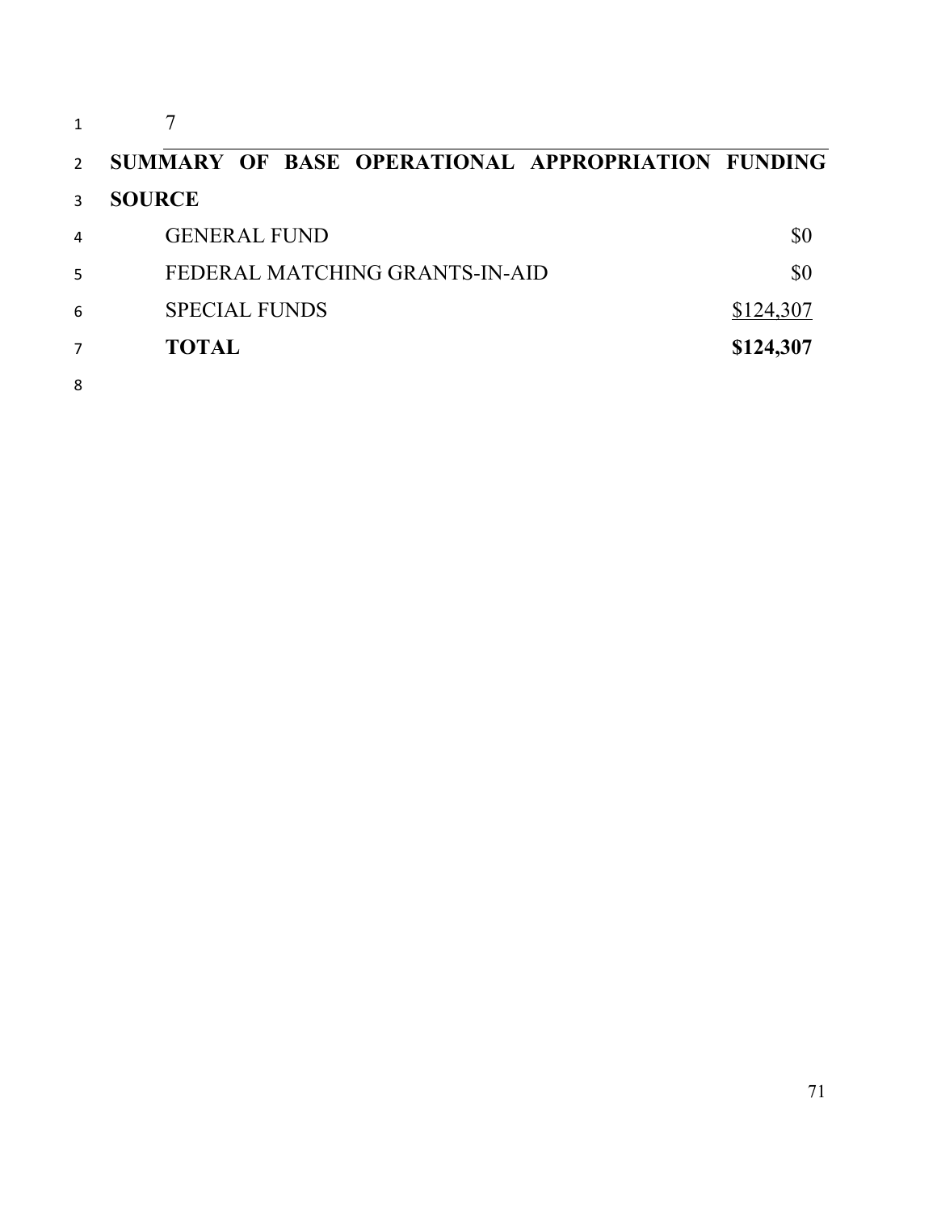7

**SUMMARY OF BASE OPERATIONAL APPROPRIATION FUNDING SOURCE**

| | |
|---|---|
| GENERAL FUND | $0 |
| FEDERAL MATCHING GRANTS-IN-AID | $0 |
| SPECIAL FUNDS | $124,307 |
| **TOTAL** | **$124,307** |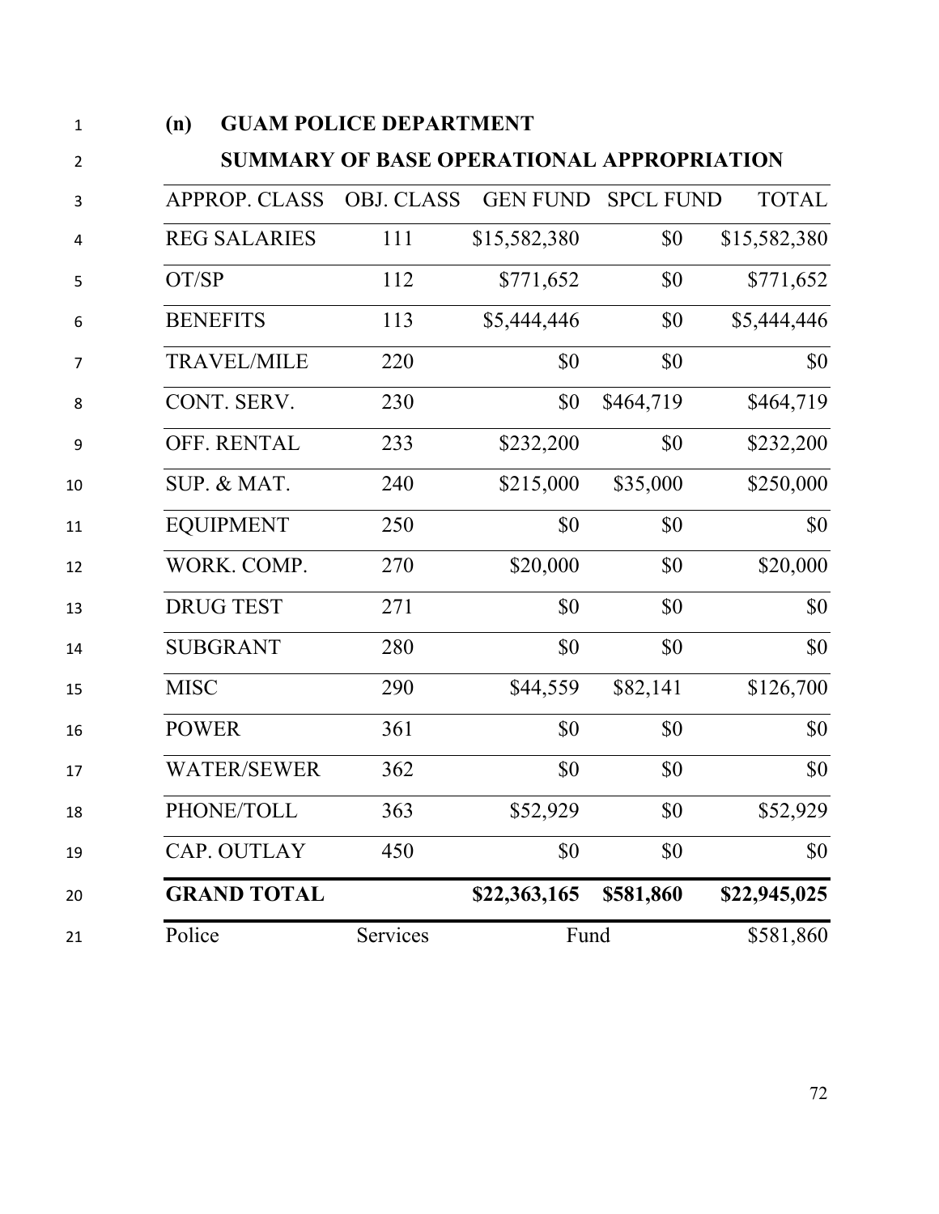**(n) GUAM POLICE DEPARTMENT**

**SUMMARY OF BASE OPERATIONAL APPROPRIATION**

| APPROP. CLASS | OBJ. CLASS | GEN FUND | SPCL FUND | TOTAL |
|---|---|---|---|---|
| REG SALARIES | 111 | $15,582,380 | $0 | $15,582,380 |
| OT/SP | 112 | $771,652 | $0 | $771,652 |
| BENEFITS | 113 | $5,444,446 | $0 | $5,444,446 |
| TRAVEL/MILE | 220 | $0 | $0 | $0 |
| CONT. SERV. | 230 | $0 | $464,719 | $464,719 |
| OFF. RENTAL | 233 | $232,200 | $0 | $232,200 |
| SUP. & MAT. | 240 | $215,000 | $35,000 | $250,000 |
| EQUIPMENT | 250 | $0 | $0 | $0 |
| WORK. COMP. | 270 | $20,000 | $0 | $20,000 |
| DRUG TEST | 271 | $0 | $0 | $0 |
| SUBGRANT | 280 | $0 | $0 | $0 |
| MISC | 290 | $44,559 | $82,141 | $126,700 |
| POWER | 361 | $0 | $0 | $0 |
| WATER/SEWER | 362 | $0 | $0 | $0 |
| PHONE/TOLL | 363 | $52,929 | $0 | $52,929 |
| CAP. OUTLAY | 450 | $0 | $0 | $0 |
| **GRAND TOTAL** | | **$22,363,165** | **$581,860** | **$22,945,025** |
| Police | Services | Fund | | $581,860 |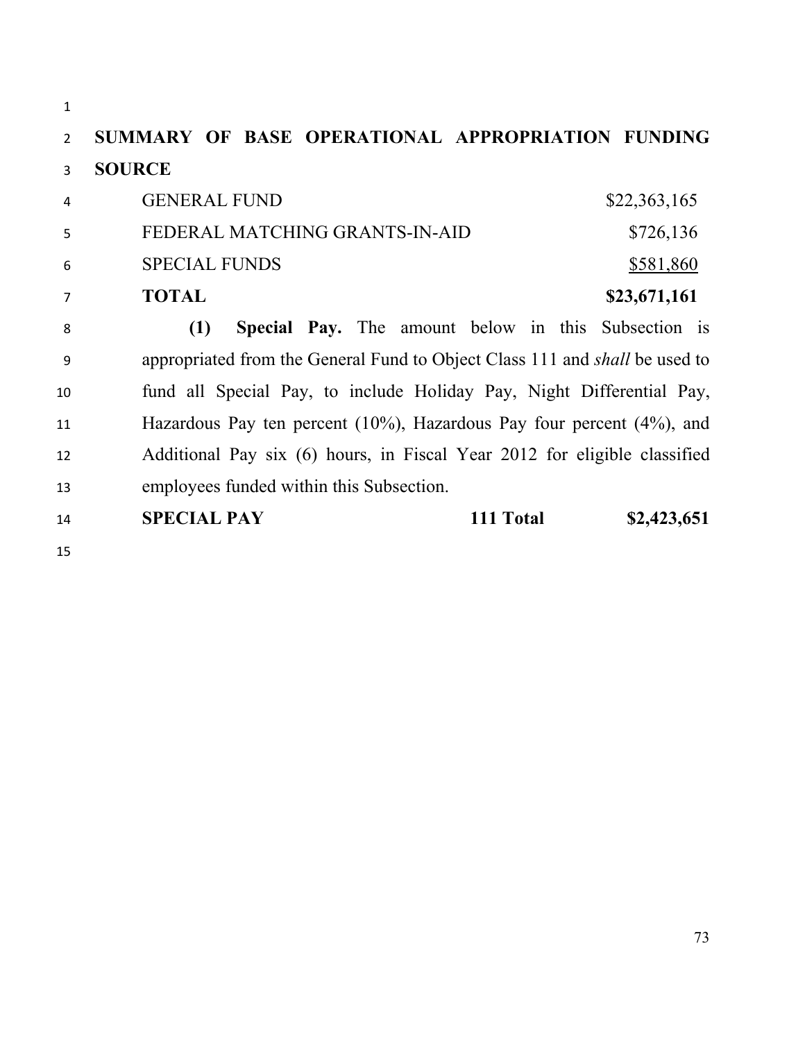## SUMMARY OF BASE OPERATIONAL APPROPRIATION FUNDING SOURCE

| | |
|---|---|
| GENERAL FUND | $22,363,165 |
| FEDERAL MATCHING GRANTS-IN-AID | $726,136 |
| SPECIAL FUNDS | $581,860 |
| **TOTAL** | **$23,671,161** |

**(1) Special Pay.** The amount below in this Subsection is appropriated from the General Fund to Object Class 111 and *shall* be used to fund all Special Pay, to include Holiday Pay, Night Differential Pay, Hazardous Pay ten percent (10%), Hazardous Pay four percent (4%), and Additional Pay six (6) hours, in Fiscal Year 2012 for eligible classified employees funded within this Subsection.

| | | |
|---|---|---|
| **SPECIAL PAY** | **111 Total** | **$2,423,651** |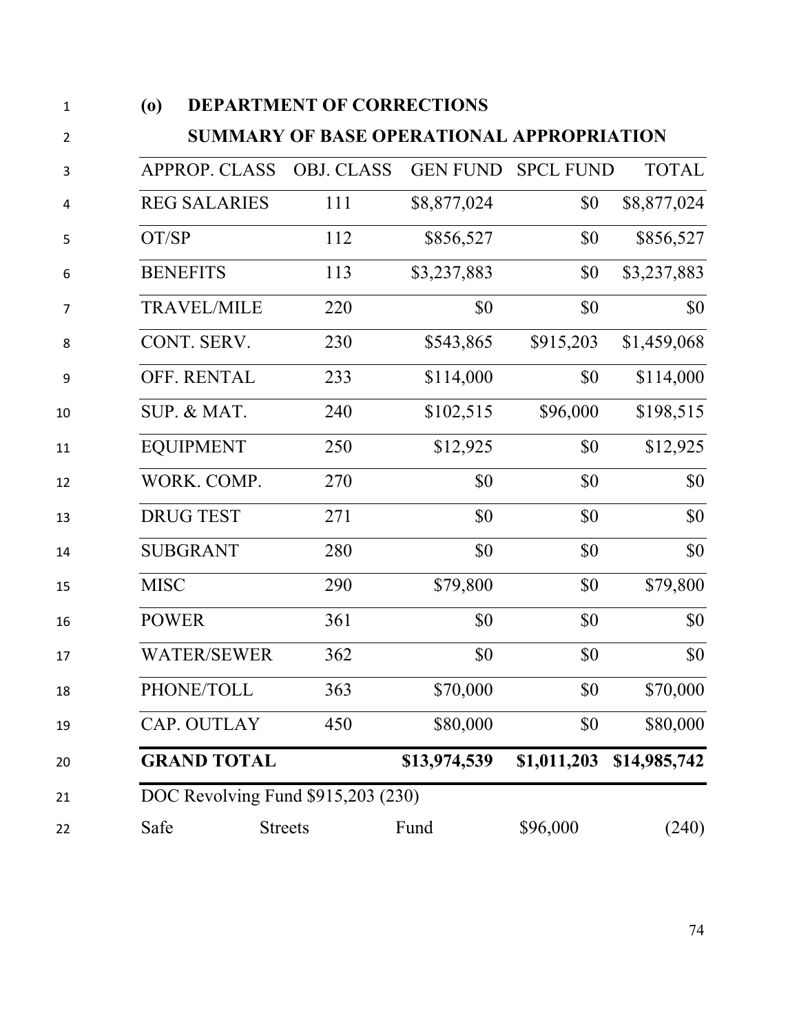**(o) DEPARTMENT OF CORRECTIONS**

**SUMMARY OF BASE OPERATIONAL APPROPRIATION**

| APPROP. CLASS | OBJ. CLASS | GEN FUND | SPCL FUND | TOTAL |
|---|---|---|---|---|
| REG SALARIES | 111 | $8,877,024 | $0 | $8,877,024 |
| OT/SP | 112 | $856,527 | $0 | $856,527 |
| BENEFITS | 113 | $3,237,883 | $0 | $3,237,883 |
| TRAVEL/MILE | 220 | $0 | $0 | $0 |
| CONT. SERV. | 230 | $543,865 | $915,203 | $1,459,068 |
| OFF. RENTAL | 233 | $114,000 | $0 | $114,000 |
| SUP. & MAT. | 240 | $102,515 | $96,000 | $198,515 |
| EQUIPMENT | 250 | $12,925 | $0 | $12,925 |
| WORK. COMP. | 270 | $0 | $0 | $0 |
| DRUG TEST | 271 | $0 | $0 | $0 |
| SUBGRANT | 280 | $0 | $0 | $0 |
| MISC | 290 | $79,800 | $0 | $79,800 |
| POWER | 361 | $0 | $0 | $0 |
| WATER/SEWER | 362 | $0 | $0 | $0 |
| PHONE/TOLL | 363 | $70,000 | $0 | $70,000 |
| CAP. OUTLAY | 450 | $80,000 | $0 | $80,000 |
| **GRAND TOTAL** | | **$13,974,539** | **$1,011,203** | **$14,985,742** |

DOC Revolving Fund $915,203 (230)

Safe Streets Fund $96,000 (240)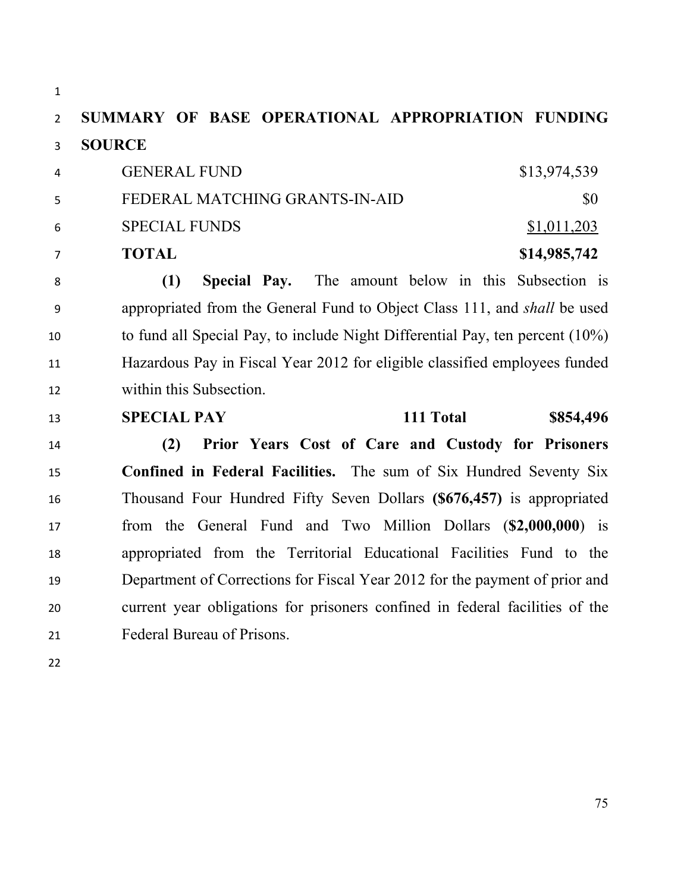**SUMMARY OF BASE OPERATIONAL APPROPRIATION FUNDING SOURCE**

| | |
|---|---|
| GENERAL FUND | $13,974,539 |
| FEDERAL MATCHING GRANTS-IN-AID | $0 |
| SPECIAL FUNDS | $1,011,203 |
| **TOTAL** | **$14,985,742** |

**(1) Special Pay.** The amount below in this Subsection is appropriated from the General Fund to Object Class 111, and *shall* be used to fund all Special Pay, to include Night Differential Pay, ten percent (10%) Hazardous Pay in Fiscal Year 2012 for eligible classified employees funded within this Subsection.

| | | |
|---|---|---|
| **SPECIAL PAY** | **111 Total** | **$854,496** |

**(2) Prior Years Cost of Care and Custody for Prisoners Confined in Federal Facilities.** The sum of Six Hundred Seventy Six Thousand Four Hundred Fifty Seven Dollars **($676,457)** is appropriated from the General Fund and Two Million Dollars (**$2,000,000**) is appropriated from the Territorial Educational Facilities Fund to the Department of Corrections for Fiscal Year 2012 for the payment of prior and current year obligations for prisoners confined in federal facilities of the Federal Bureau of Prisons.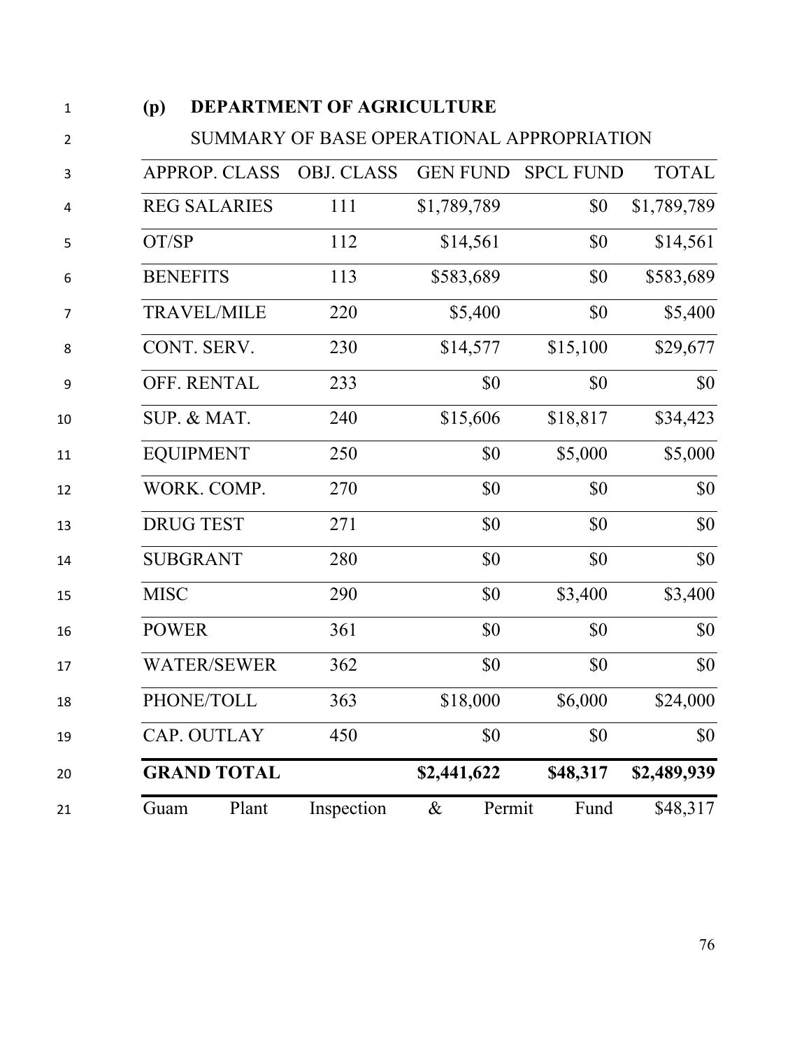**(p) DEPARTMENT OF AGRICULTURE**

SUMMARY OF BASE OPERATIONAL APPROPRIATION

| APPROP. CLASS | OBJ. CLASS | GEN FUND | SPCL FUND | TOTAL |
|---|---|---|---|---|
| REG SALARIES | 111 | $1,789,789 | $0 | $1,789,789 |
| OT/SP | 112 | $14,561 | $0 | $14,561 |
| BENEFITS | 113 | $583,689 | $0 | $583,689 |
| TRAVEL/MILE | 220 | $5,400 | $0 | $5,400 |
| CONT. SERV. | 230 | $14,577 | $15,100 | $29,677 |
| OFF. RENTAL | 233 | $0 | $0 | $0 |
| SUP. & MAT. | 240 | $15,606 | $18,817 | $34,423 |
| EQUIPMENT | 250 | $0 | $5,000 | $5,000 |
| WORK. COMP. | 270 | $0 | $0 | $0 |
| DRUG TEST | 271 | $0 | $0 | $0 |
| SUBGRANT | 280 | $0 | $0 | $0 |
| MISC | 290 | $0 | $3,400 | $3,400 |
| POWER | 361 | $0 | $0 | $0 |
| WATER/SEWER | 362 | $0 | $0 | $0 |
| PHONE/TOLL | 363 | $18,000 | $6,000 | $24,000 |
| CAP. OUTLAY | 450 | $0 | $0 | $0 |
| **GRAND TOTAL** | | **$2,441,622** | **$48,317** | **$2,489,939** |

Guam Plant Inspection & Permit Fund $48,317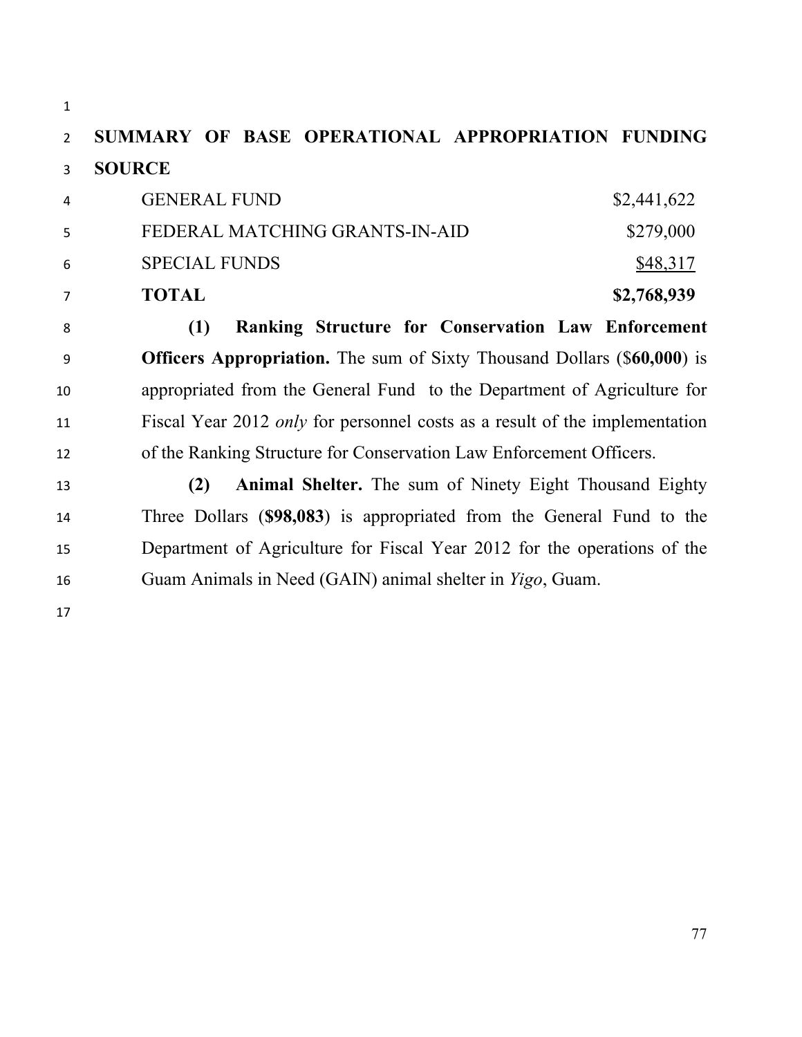**SUMMARY OF BASE OPERATIONAL APPROPRIATION FUNDING SOURCE**

| | |
|---|---|
| GENERAL FUND | $2,441,622 |
| FEDERAL MATCHING GRANTS-IN-AID | $279,000 |
| SPECIAL FUNDS | $48,317 |
| **TOTAL** | **$2,768,939** |

**(1) Ranking Structure for Conservation Law Enforcement Officers Appropriation.** The sum of Sixty Thousand Dollars ($**60,000**) is appropriated from the General Fund to the Department of Agriculture for Fiscal Year 2012 *only* for personnel costs as a result of the implementation of the Ranking Structure for Conservation Law Enforcement Officers.

**(2) Animal Shelter.** The sum of Ninety Eight Thousand Eighty Three Dollars (**$98,083**) is appropriated from the General Fund to the Department of Agriculture for Fiscal Year 2012 for the operations of the Guam Animals in Need (GAIN) animal shelter in *Yigo*, Guam.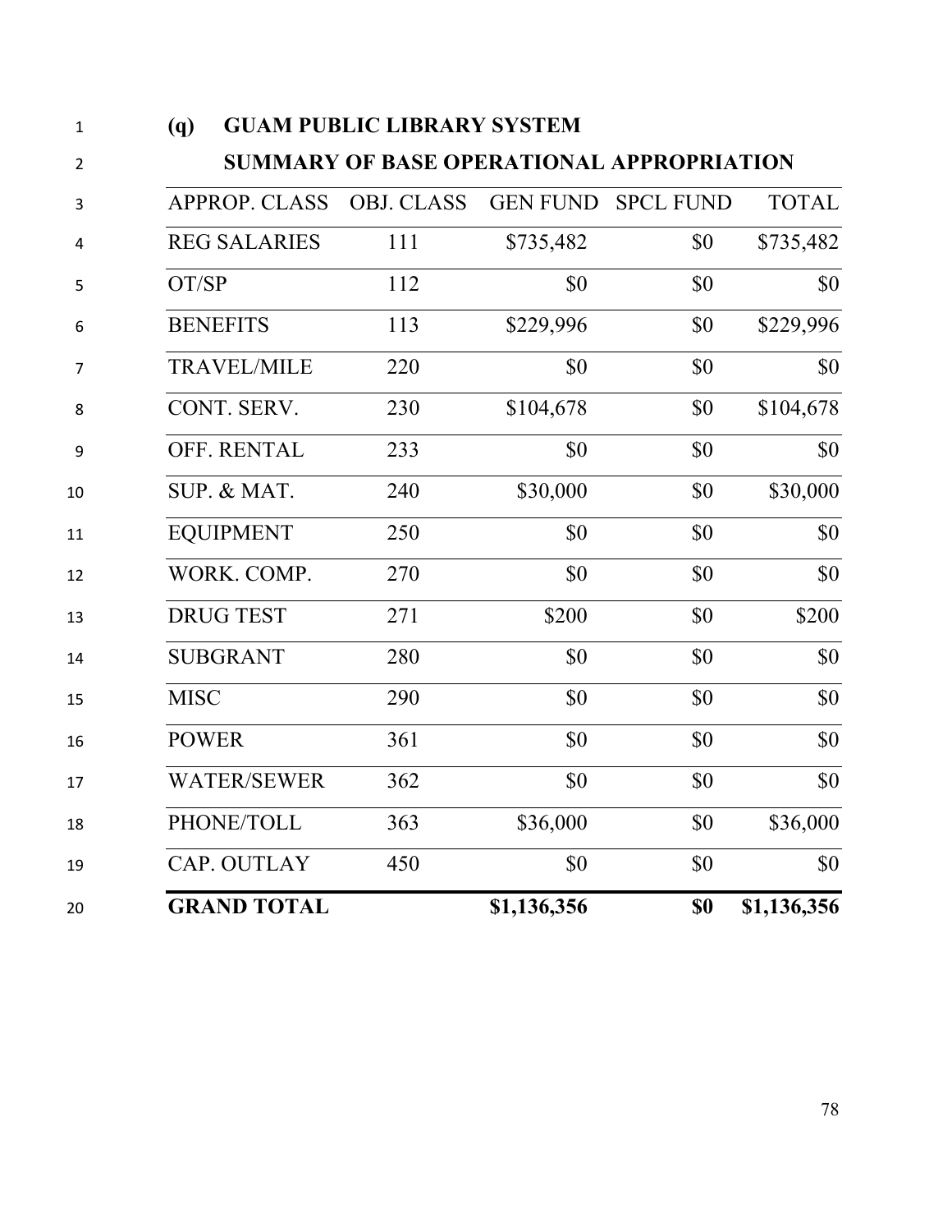**(q) GUAM PUBLIC LIBRARY SYSTEM**

**SUMMARY OF BASE OPERATIONAL APPROPRIATION**

| APPROP. CLASS | OBJ. CLASS | GEN FUND | SPCL FUND | TOTAL |
|---|---|---|---|---|
| REG SALARIES | 111 | $735,482 | $0 | $735,482 |
| OT/SP | 112 | $0 | $0 | $0 |
| BENEFITS | 113 | $229,996 | $0 | $229,996 |
| TRAVEL/MILE | 220 | $0 | $0 | $0 |
| CONT. SERV. | 230 | $104,678 | $0 | $104,678 |
| OFF. RENTAL | 233 | $0 | $0 | $0 |
| SUP. & MAT. | 240 | $30,000 | $0 | $30,000 |
| EQUIPMENT | 250 | $0 | $0 | $0 |
| WORK. COMP. | 270 | $0 | $0 | $0 |
| DRUG TEST | 271 | $200 | $0 | $200 |
| SUBGRANT | 280 | $0 | $0 | $0 |
| MISC | 290 | $0 | $0 | $0 |
| POWER | 361 | $0 | $0 | $0 |
| WATER/SEWER | 362 | $0 | $0 | $0 |
| PHONE/TOLL | 363 | $36,000 | $0 | $36,000 |
| CAP. OUTLAY | 450 | $0 | $0 | $0 |
| **GRAND TOTAL** | | **$1,136,356** | **$0** | **$1,136,356** |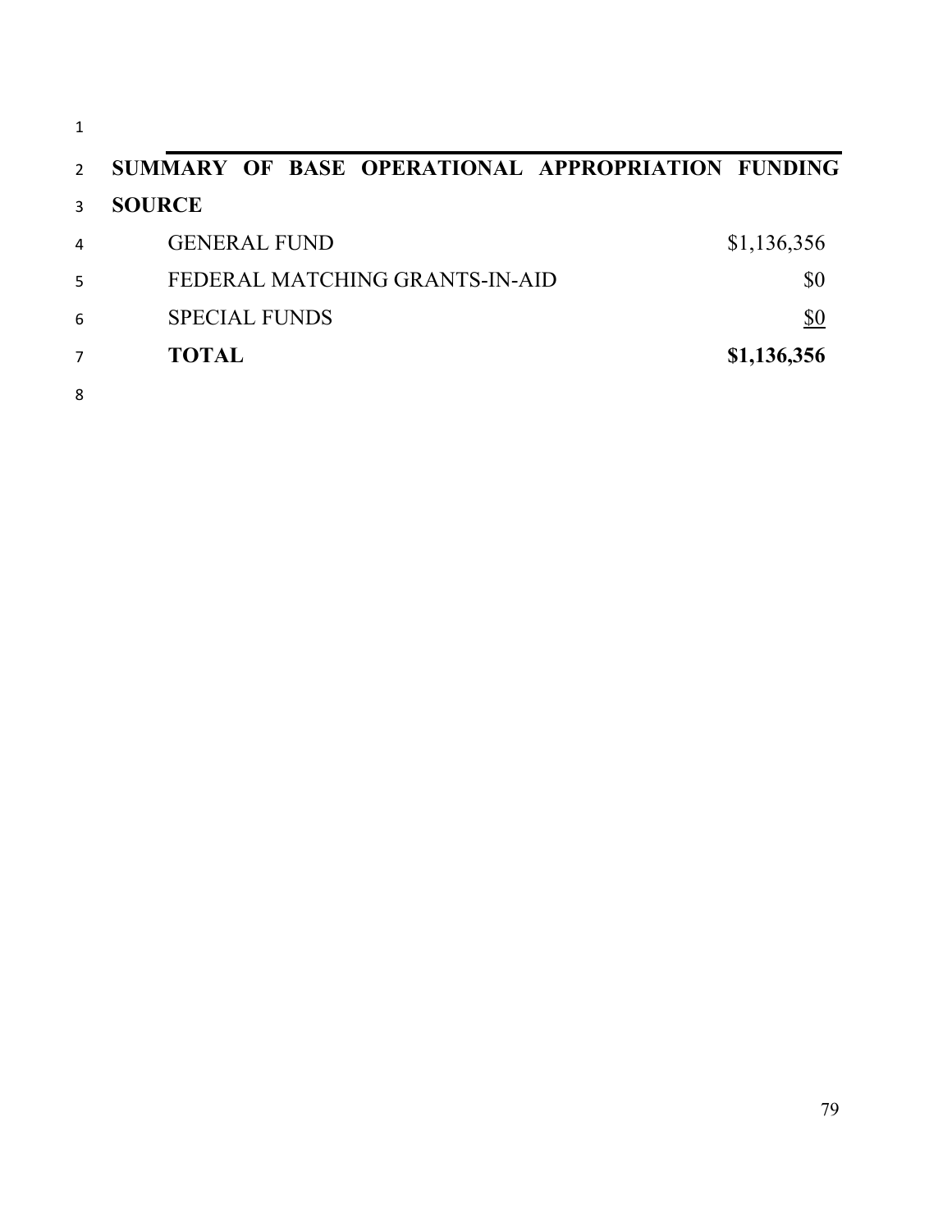**SUMMARY OF BASE OPERATIONAL APPROPRIATION FUNDING SOURCE**

| | |
|---|---|
| GENERAL FUND | $1,136,356 |
| FEDERAL MATCHING GRANTS-IN-AID | $0 |
| SPECIAL FUNDS | $0 |
| **TOTAL** | **$1,136,356** |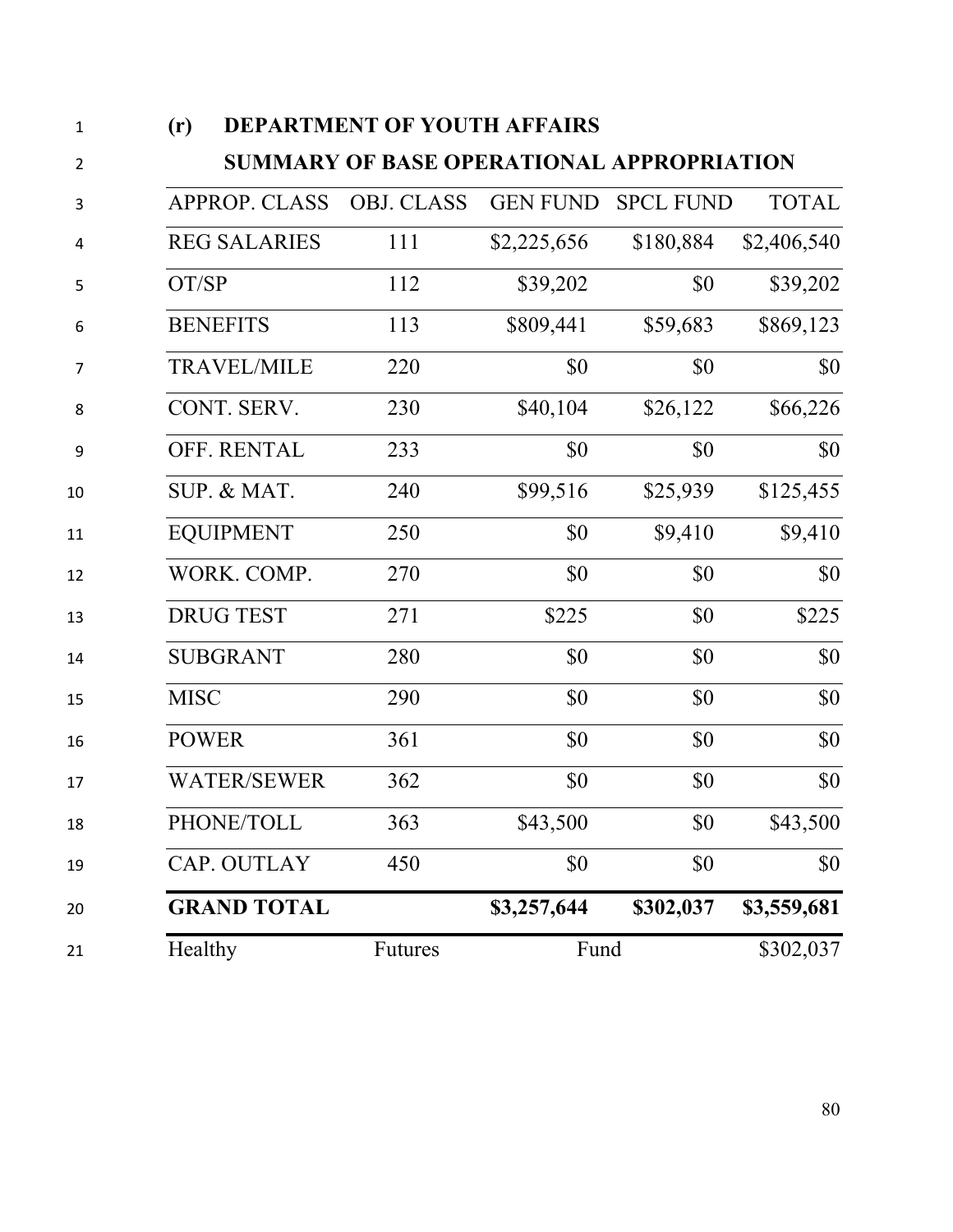**(r) DEPARTMENT OF YOUTH AFFAIRS**

**SUMMARY OF BASE OPERATIONAL APPROPRIATION**

| APPROP. CLASS | OBJ. CLASS | GEN FUND | SPCL FUND | TOTAL |
|---|---|---|---|---|
| REG SALARIES | 111 | $2,225,656 | $180,884 | $2,406,540 |
| OT/SP | 112 | $39,202 | $0 | $39,202 |
| BENEFITS | 113 | $809,441 | $59,683 | $869,123 |
| TRAVEL/MILE | 220 | $0 | $0 | $0 |
| CONT. SERV. | 230 | $40,104 | $26,122 | $66,226 |
| OFF. RENTAL | 233 | $0 | $0 | $0 |
| SUP. & MAT. | 240 | $99,516 | $25,939 | $125,455 |
| EQUIPMENT | 250 | $0 | $9,410 | $9,410 |
| WORK. COMP. | 270 | $0 | $0 | $0 |
| DRUG TEST | 271 | $225 | $0 | $225 |
| SUBGRANT | 280 | $0 | $0 | $0 |
| MISC | 290 | $0 | $0 | $0 |
| POWER | 361 | $0 | $0 | $0 |
| WATER/SEWER | 362 | $0 | $0 | $0 |
| PHONE/TOLL | 363 | $43,500 | $0 | $43,500 |
| CAP. OUTLAY | 450 | $0 | $0 | $0 |
| **GRAND TOTAL** | | **$3,257,644** | **$302,037** | **$3,559,681** |
| Healthy | Futures | Fund | | $302,037 |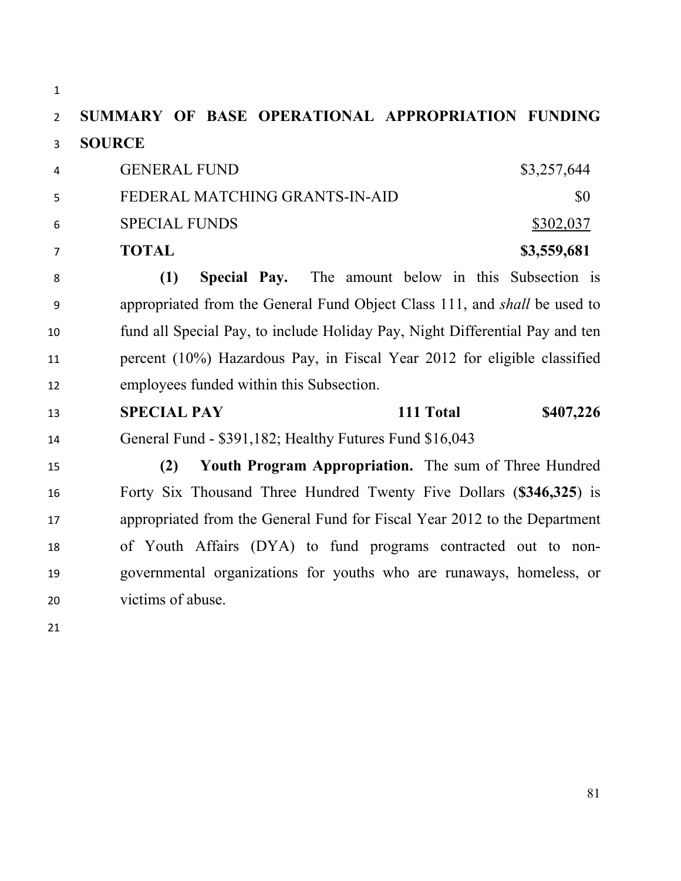**SUMMARY OF BASE OPERATIONAL APPROPRIATION FUNDING SOURCE**

| | |
|---|---|
| GENERAL FUND | $3,257,644 |
| FEDERAL MATCHING GRANTS-IN-AID | $0 |
| SPECIAL FUNDS | $302,037 |
| **TOTAL** | **$3,559,681** |

**(1) Special Pay.** The amount below in this Subsection is appropriated from the General Fund Object Class 111, and *shall* be used to fund all Special Pay, to include Holiday Pay, Night Differential Pay and ten percent (10%) Hazardous Pay, in Fiscal Year 2012 for eligible classified employees funded within this Subsection.

| | | |
|---|---|---|
| **SPECIAL PAY** | **111 Total** | **$407,226** |

General Fund - $391,182; Healthy Futures Fund $16,043

**(2) Youth Program Appropriation.** The sum of Three Hundred Forty Six Thousand Three Hundred Twenty Five Dollars (**$346,325**) is appropriated from the General Fund for Fiscal Year 2012 to the Department of Youth Affairs (DYA) to fund programs contracted out to non-governmental organizations for youths who are runaways, homeless, or victims of abuse.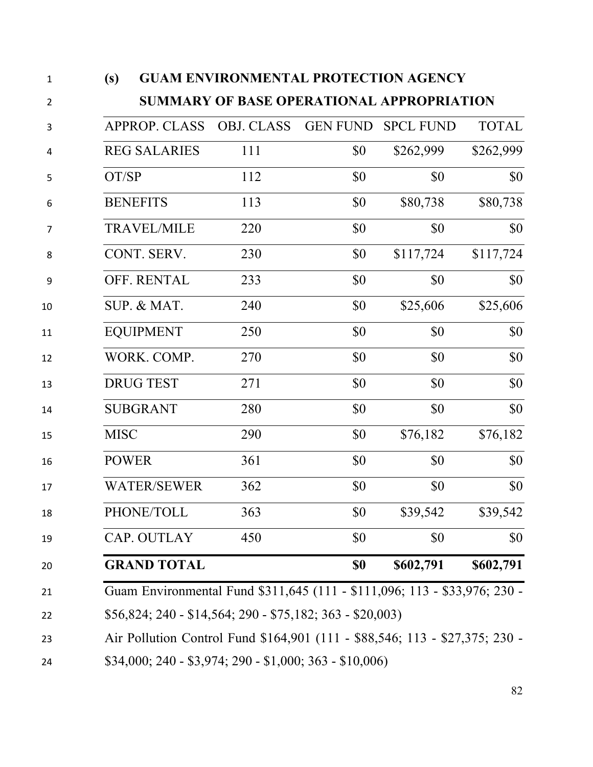**(s) GUAM ENVIRONMENTAL PROTECTION AGENCY**

**SUMMARY OF BASE OPERATIONAL APPROPRIATION**

| APPROP. CLASS | OBJ. CLASS | GEN FUND | SPCL FUND | TOTAL |
|---|---|---|---|---|
| REG SALARIES | 111 | $0 | $262,999 | $262,999 |
| OT/SP | 112 | $0 | $0 | $0 |
| BENEFITS | 113 | $0 | $80,738 | $80,738 |
| TRAVEL/MILE | 220 | $0 | $0 | $0 |
| CONT. SERV. | 230 | $0 | $117,724 | $117,724 |
| OFF. RENTAL | 233 | $0 | $0 | $0 |
| SUP. & MAT. | 240 | $0 | $25,606 | $25,606 |
| EQUIPMENT | 250 | $0 | $0 | $0 |
| WORK. COMP. | 270 | $0 | $0 | $0 |
| DRUG TEST | 271 | $0 | $0 | $0 |
| SUBGRANT | 280 | $0 | $0 | $0 |
| MISC | 290 | $0 | $76,182 | $76,182 |
| POWER | 361 | $0 | $0 | $0 |
| WATER/SEWER | 362 | $0 | $0 | $0 |
| PHONE/TOLL | 363 | $0 | $39,542 | $39,542 |
| CAP. OUTLAY | 450 | $0 | $0 | $0 |
| **GRAND TOTAL** | | **$0** | **$602,791** | **$602,791** |

Guam Environmental Fund $311,645 (111 - $111,096; 113 - $33,976; 230 - $56,824; 240 - $14,564; 290 - $75,182; 363 - $20,003)

Air Pollution Control Fund $164,901 (111 - $88,546; 113 - $27,375; 230 - $34,000; 240 - $3,974; 290 - $1,000; 363 - $10,006)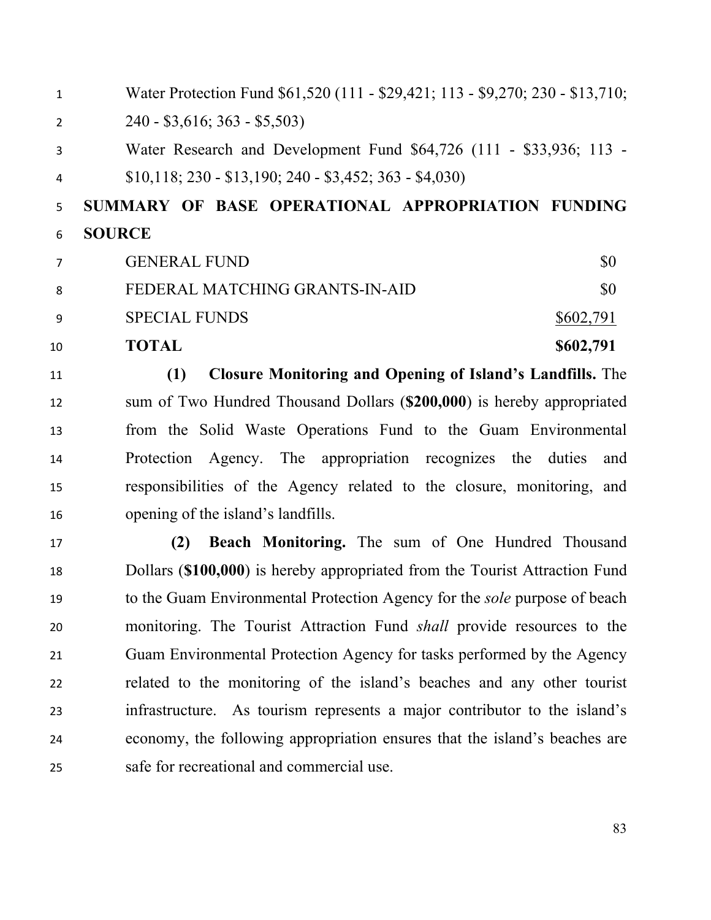Water Protection Fund $61,520 (111 - $29,421; 113 - $9,270; 230 - $13,710; 240 - $3,616; 363 - $5,503)

Water Research and Development Fund $64,726 (111 - $33,936; 113 - $10,118; 230 - $13,190; 240 - $3,452; 363 - $4,030)

**SUMMARY OF BASE OPERATIONAL APPROPRIATION FUNDING SOURCE**

| | |
|---|---|
| GENERAL FUND | $0 |
| FEDERAL MATCHING GRANTS-IN-AID | $0 |
| SPECIAL FUNDS | $602,791 |
| **TOTAL** | **$602,791** |

**(1) Closure Monitoring and Opening of Island's Landfills.** The sum of Two Hundred Thousand Dollars (**$200,000**) is hereby appropriated from the Solid Waste Operations Fund to the Guam Environmental Protection Agency. The appropriation recognizes the duties and responsibilities of the Agency related to the closure, monitoring, and opening of the island's landfills.

**(2) Beach Monitoring.** The sum of One Hundred Thousand Dollars (**$100,000**) is hereby appropriated from the Tourist Attraction Fund to the Guam Environmental Protection Agency for the *sole* purpose of beach monitoring. The Tourist Attraction Fund *shall* provide resources to the Guam Environmental Protection Agency for tasks performed by the Agency related to the monitoring of the island's beaches and any other tourist infrastructure. As tourism represents a major contributor to the island's economy, the following appropriation ensures that the island's beaches are safe for recreational and commercial use.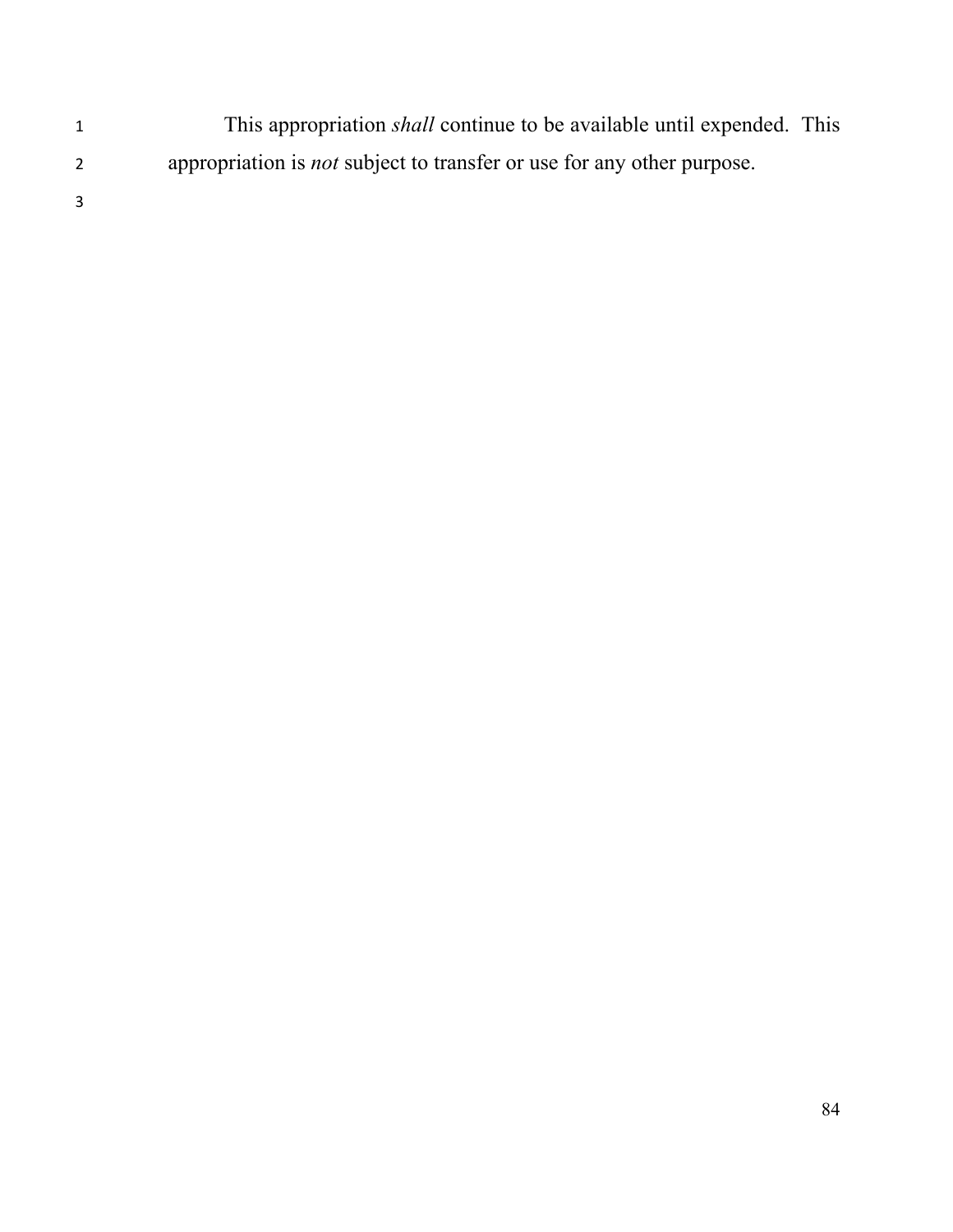This appropriation *shall* continue to be available until expended. This appropriation is *not* subject to transfer or use for any other purpose.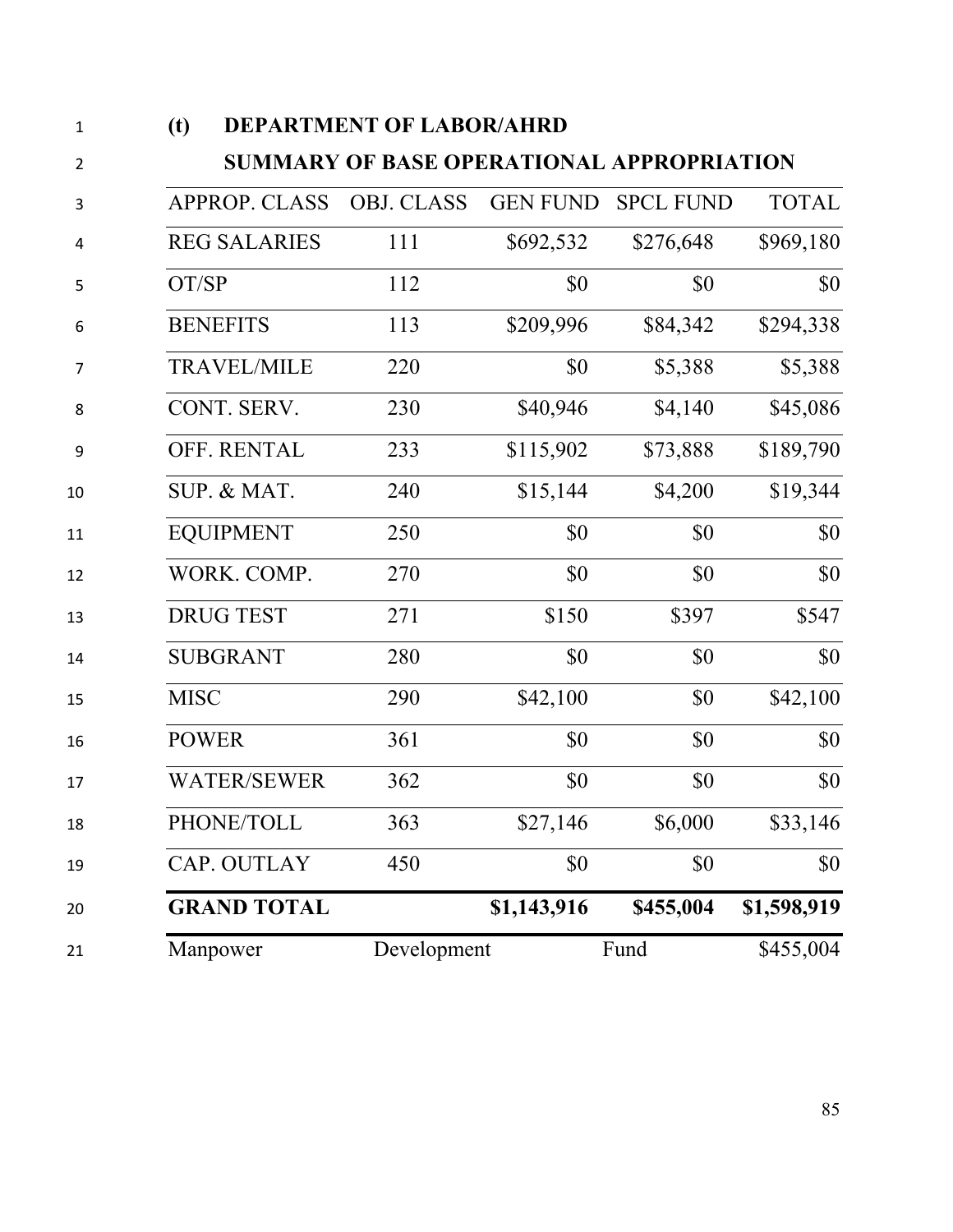**(t) DEPARTMENT OF LABOR/AHRD**

**SUMMARY OF BASE OPERATIONAL APPROPRIATION**

| APPROP. CLASS | OBJ. CLASS | GEN FUND | SPCL FUND | TOTAL |
|---|---|---|---|---|
| REG SALARIES | 111 | $692,532 | $276,648 | $969,180 |
| OT/SP | 112 | $0 | $0 | $0 |
| BENEFITS | 113 | $209,996 | $84,342 | $294,338 |
| TRAVEL/MILE | 220 | $0 | $5,388 | $5,388 |
| CONT. SERV. | 230 | $40,946 | $4,140 | $45,086 |
| OFF. RENTAL | 233 | $115,902 | $73,888 | $189,790 |
| SUP. & MAT. | 240 | $15,144 | $4,200 | $19,344 |
| EQUIPMENT | 250 | $0 | $0 | $0 |
| WORK. COMP. | 270 | $0 | $0 | $0 |
| DRUG TEST | 271 | $150 | $397 | $547 |
| SUBGRANT | 280 | $0 | $0 | $0 |
| MISC | 290 | $42,100 | $0 | $42,100 |
| POWER | 361 | $0 | $0 | $0 |
| WATER/SEWER | 362 | $0 | $0 | $0 |
| PHONE/TOLL | 363 | $27,146 | $6,000 | $33,146 |
| CAP. OUTLAY | 450 | $0 | $0 | $0 |
| **GRAND TOTAL** | | **$1,143,916** | **$455,004** | **$1,598,919** |
| Manpower | Development | | Fund | $455,004 |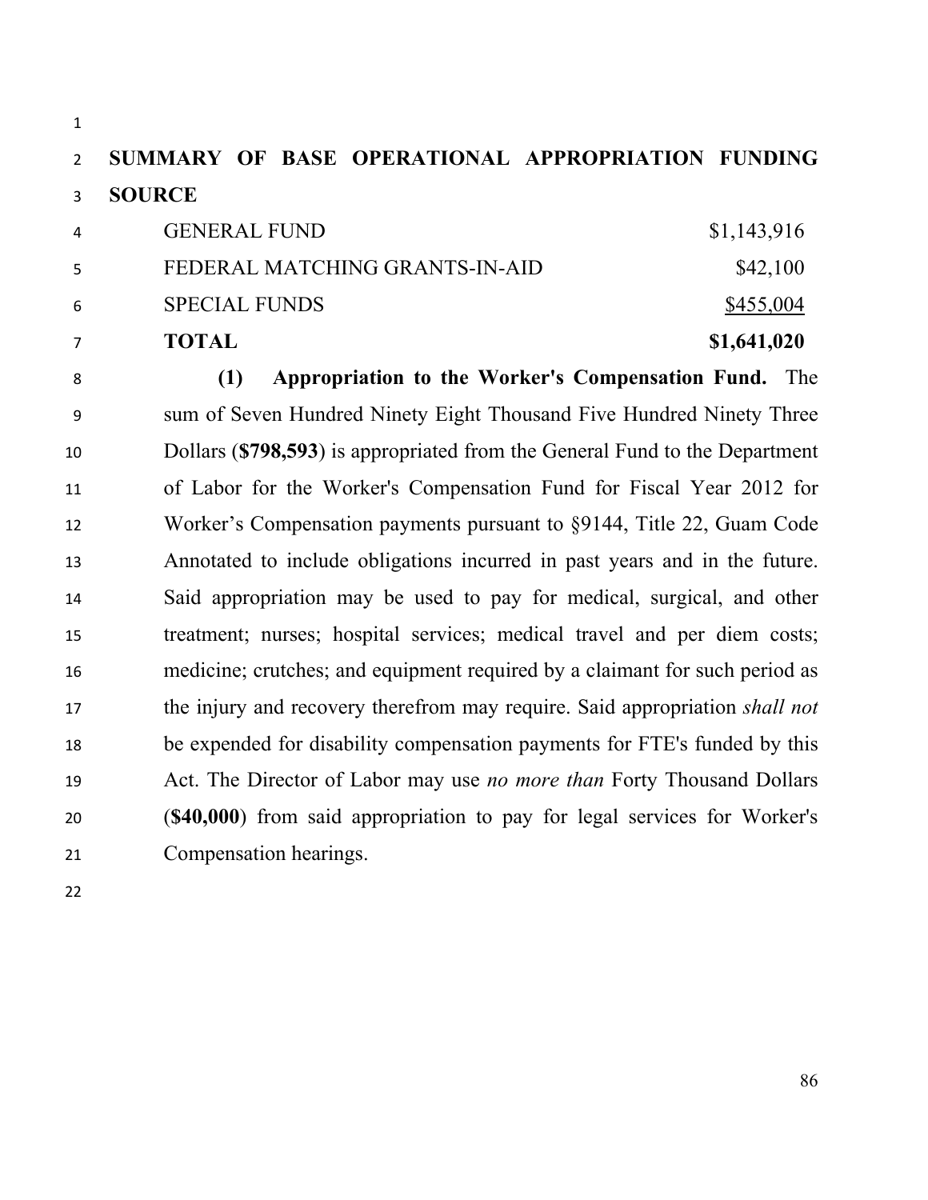**SUMMARY OF BASE OPERATIONAL APPROPRIATION FUNDING SOURCE**

| | |
|---|---|
| GENERAL FUND | $1,143,916 |
| FEDERAL MATCHING GRANTS-IN-AID | $42,100 |
| SPECIAL FUNDS | $455,004 |
| **TOTAL** | **$1,641,020** |

**(1) Appropriation to the Worker's Compensation Fund.** The sum of Seven Hundred Ninety Eight Thousand Five Hundred Ninety Three Dollars (**$798,593**) is appropriated from the General Fund to the Department of Labor for the Worker's Compensation Fund for Fiscal Year 2012 for Worker's Compensation payments pursuant to §9144, Title 22, Guam Code Annotated to include obligations incurred in past years and in the future. Said appropriation may be used to pay for medical, surgical, and other treatment; nurses; hospital services; medical travel and per diem costs; medicine; crutches; and equipment required by a claimant for such period as the injury and recovery therefrom may require. Said appropriation *shall not* be expended for disability compensation payments for FTE's funded by this Act. The Director of Labor may use *no more than* Forty Thousand Dollars (**$40,000**) from said appropriation to pay for legal services for Worker's Compensation hearings.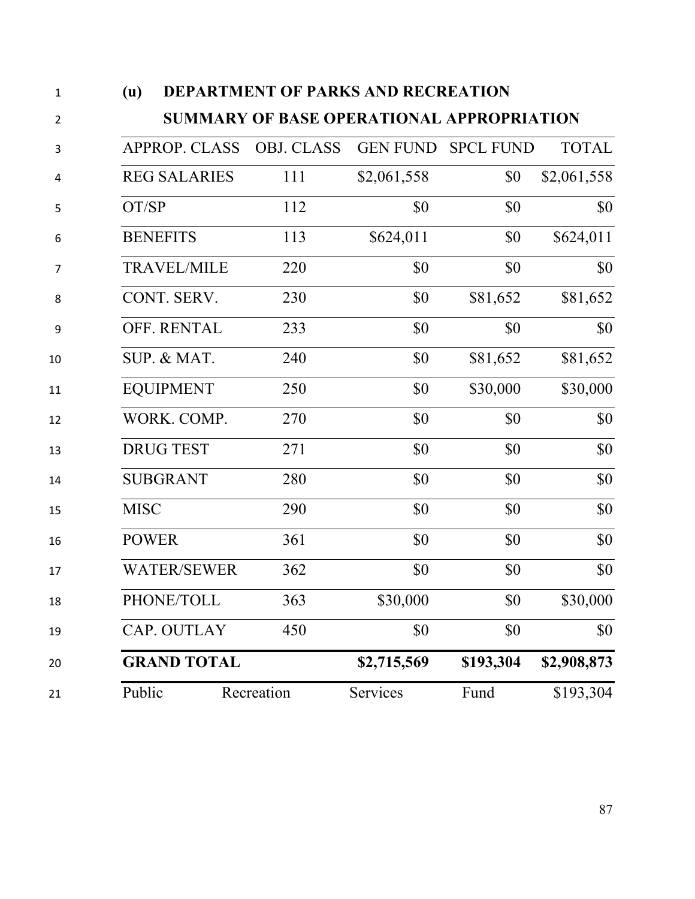## (u) DEPARTMENT OF PARKS AND RECREATION

### SUMMARY OF BASE OPERATIONAL APPROPRIATION

| APPROP. CLASS | OBJ. CLASS | GEN FUND | SPCL FUND | TOTAL |
|---|---|---|---|---|
| REG SALARIES | 111 | $2,061,558 | $0 | $2,061,558 |
| OT/SP | 112 | $0 | $0 | $0 |
| BENEFITS | 113 | $624,011 | $0 | $624,011 |
| TRAVEL/MILE | 220 | $0 | $0 | $0 |
| CONT. SERV. | 230 | $0 | $81,652 | $81,652 |
| OFF. RENTAL | 233 | $0 | $0 | $0 |
| SUP. & MAT. | 240 | $0 | $81,652 | $81,652 |
| EQUIPMENT | 250 | $0 | $30,000 | $30,000 |
| WORK. COMP. | 270 | $0 | $0 | $0 |
| DRUG TEST | 271 | $0 | $0 | $0 |
| SUBGRANT | 280 | $0 | $0 | $0 |
| MISC | 290 | $0 | $0 | $0 |
| POWER | 361 | $0 | $0 | $0 |
| WATER/SEWER | 362 | $0 | $0 | $0 |
| PHONE/TOLL | 363 | $30,000 | $0 | $30,000 |
| CAP. OUTLAY | 450 | $0 | $0 | $0 |
| **GRAND TOTAL** | | **$2,715,569** | **$193,304** | **$2,908,873** |
| Public | Recreation | Services | Fund | $193,304 |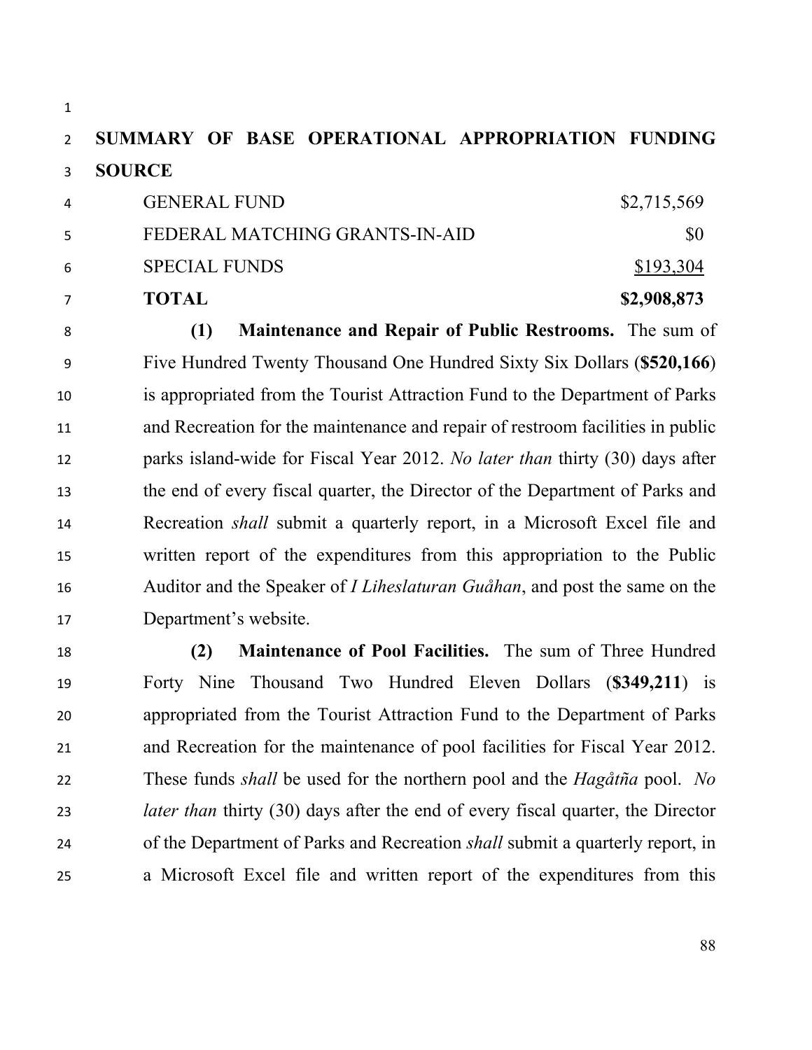**SUMMARY OF BASE OPERATIONAL APPROPRIATION FUNDING SOURCE**

| | |
|---|---|
| GENERAL FUND | $2,715,569 |
| FEDERAL MATCHING GRANTS-IN-AID | $0 |
| SPECIAL FUNDS | $193,304 |
| **TOTAL** | **$2,908,873** |

**(1) Maintenance and Repair of Public Restrooms.** The sum of Five Hundred Twenty Thousand One Hundred Sixty Six Dollars (**$520,166**) is appropriated from the Tourist Attraction Fund to the Department of Parks and Recreation for the maintenance and repair of restroom facilities in public parks island-wide for Fiscal Year 2012. *No later than* thirty (30) days after the end of every fiscal quarter, the Director of the Department of Parks and Recreation *shall* submit a quarterly report, in a Microsoft Excel file and written report of the expenditures from this appropriation to the Public Auditor and the Speaker of *I Liheslaturan Guåhan*, and post the same on the Department's website.

**(2) Maintenance of Pool Facilities.** The sum of Three Hundred Forty Nine Thousand Two Hundred Eleven Dollars (**$349,211**) is appropriated from the Tourist Attraction Fund to the Department of Parks and Recreation for the maintenance of pool facilities for Fiscal Year 2012. These funds *shall* be used for the northern pool and the *Hagåtña* pool. *No later than* thirty (30) days after the end of every fiscal quarter, the Director of the Department of Parks and Recreation *shall* submit a quarterly report, in a Microsoft Excel file and written report of the expenditures from this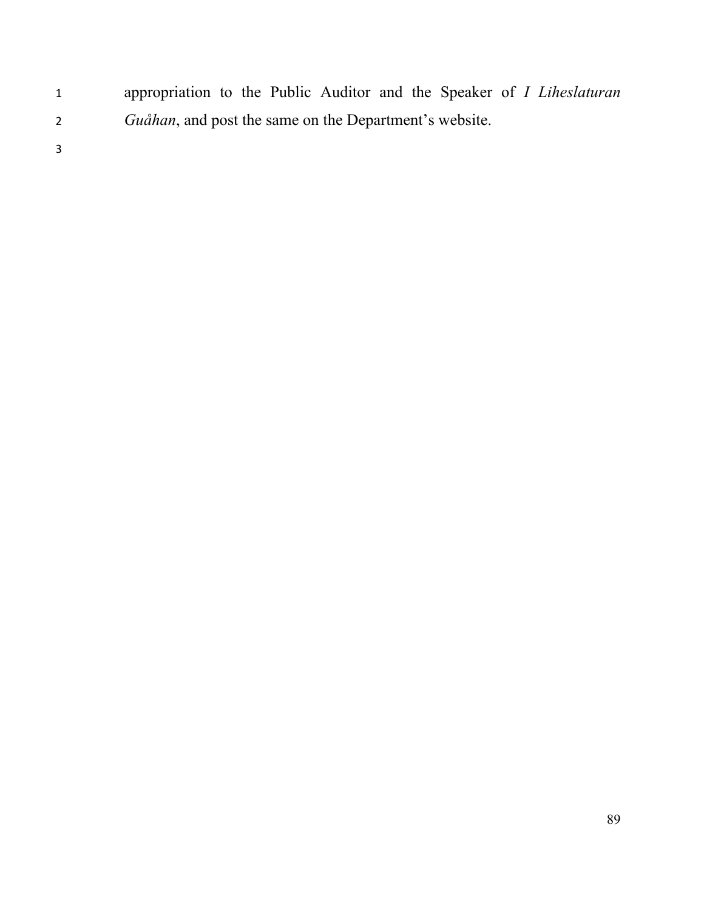appropriation to the Public Auditor and the Speaker of *I Liheslaturan Guåhan*, and post the same on the Department's website.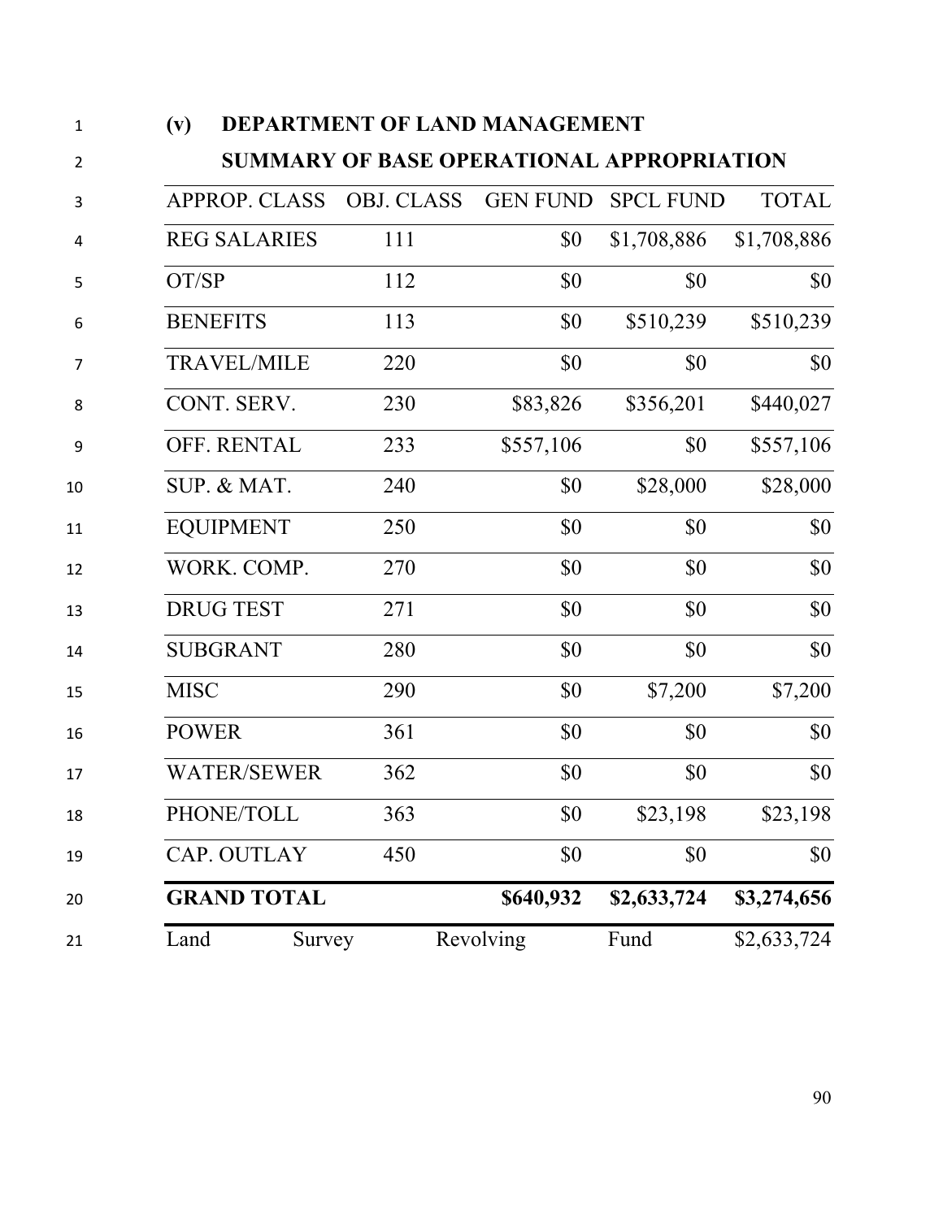**(v) DEPARTMENT OF LAND MANAGEMENT**

**SUMMARY OF BASE OPERATIONAL APPROPRIATION**

| APPROP. CLASS | OBJ. CLASS | GEN FUND | SPCL FUND | TOTAL |
|---|---|---|---|---|
| REG SALARIES | 111 | $0 | $1,708,886 | $1,708,886 |
| OT/SP | 112 | $0 | $0 | $0 |
| BENEFITS | 113 | $0 | $510,239 | $510,239 |
| TRAVEL/MILE | 220 | $0 | $0 | $0 |
| CONT. SERV. | 230 | $83,826 | $356,201 | $440,027 |
| OFF. RENTAL | 233 | $557,106 | $0 | $557,106 |
| SUP. & MAT. | 240 | $0 | $28,000 | $28,000 |
| EQUIPMENT | 250 | $0 | $0 | $0 |
| WORK. COMP. | 270 | $0 | $0 | $0 |
| DRUG TEST | 271 | $0 | $0 | $0 |
| SUBGRANT | 280 | $0 | $0 | $0 |
| MISC | 290 | $0 | $7,200 | $7,200 |
| POWER | 361 | $0 | $0 | $0 |
| WATER/SEWER | 362 | $0 | $0 | $0 |
| PHONE/TOLL | 363 | $0 | $23,198 | $23,198 |
| CAP. OUTLAY | 450 | $0 | $0 | $0 |
| **GRAND TOTAL** | | **$640,932** | **$2,633,724** | **$3,274,656** |
| Land Survey Revolving Fund | | | | $2,633,724 |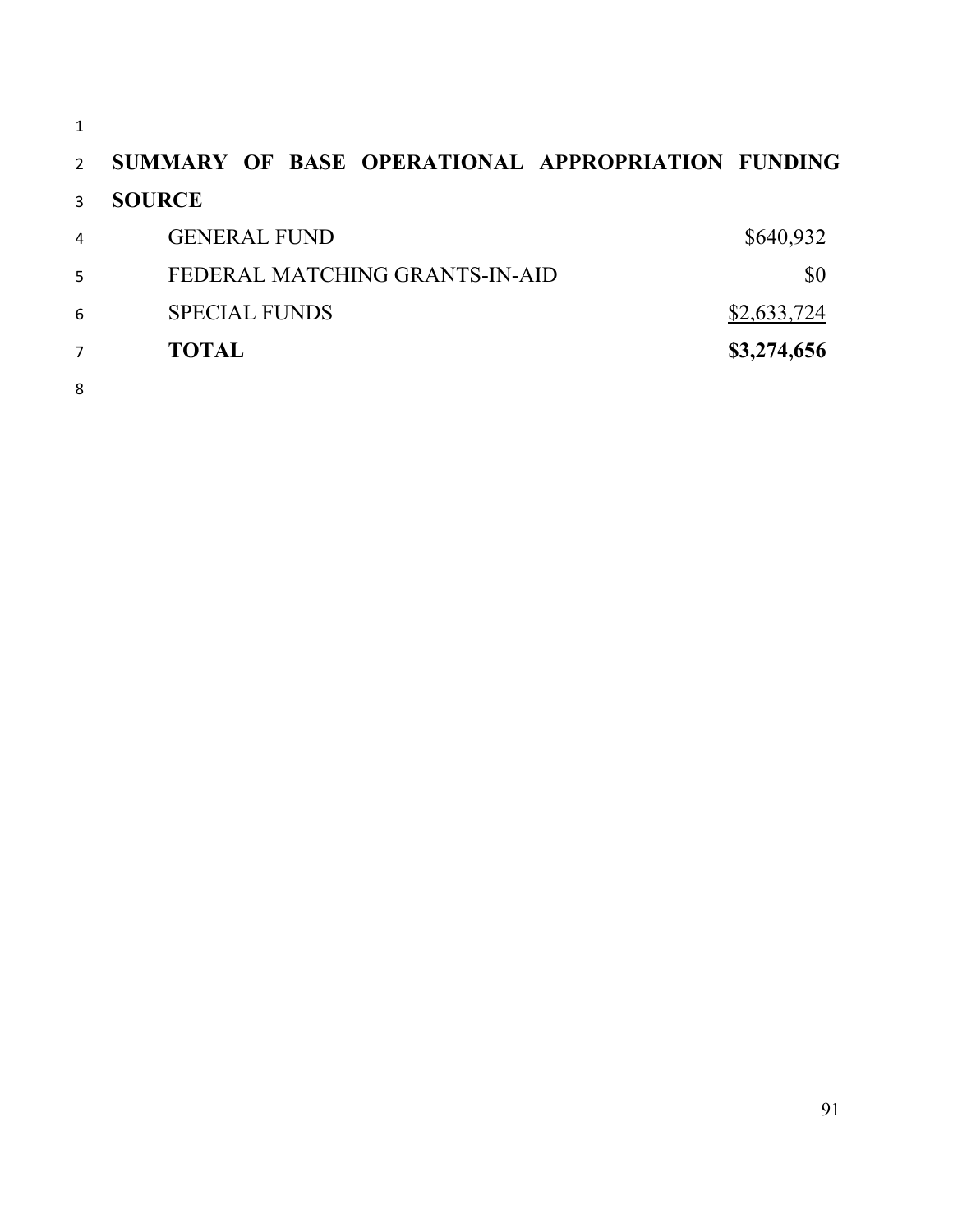**SUMMARY OF BASE OPERATIONAL APPROPRIATION FUNDING SOURCE**

| | |
|---|---|
| GENERAL FUND | $640,932 |
| FEDERAL MATCHING GRANTS-IN-AID | $0 |
| SPECIAL FUNDS | $2,633,724 |
| **TOTAL** | **$3,274,656** |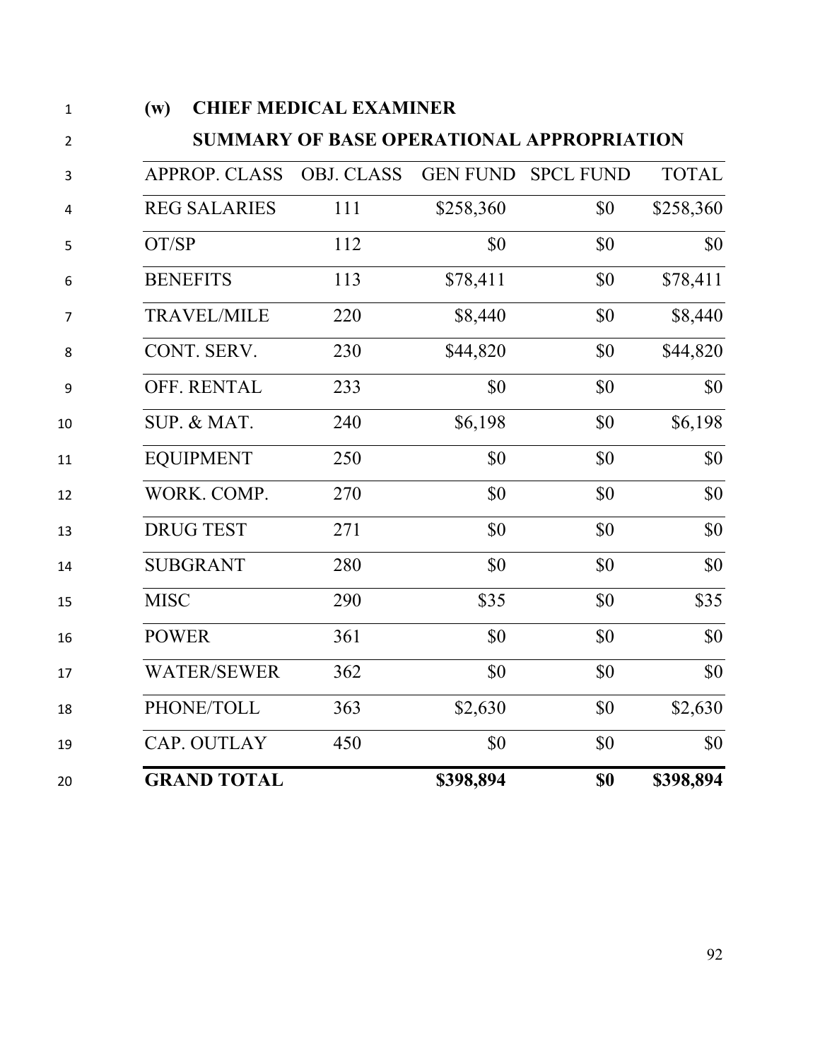## (w) CHIEF MEDICAL EXAMINER

### SUMMARY OF BASE OPERATIONAL APPROPRIATION

| APPROP. CLASS | OBJ. CLASS | GEN FUND | SPCL FUND | TOTAL |
|---|---|---|---|---|
| REG SALARIES | 111 | $258,360 | $0 | $258,360 |
| OT/SP | 112 | $0 | $0 | $0 |
| BENEFITS | 113 | $78,411 | $0 | $78,411 |
| TRAVEL/MILE | 220 | $8,440 | $0 | $8,440 |
| CONT. SERV. | 230 | $44,820 | $0 | $44,820 |
| OFF. RENTAL | 233 | $0 | $0 | $0 |
| SUP. & MAT. | 240 | $6,198 | $0 | $6,198 |
| EQUIPMENT | 250 | $0 | $0 | $0 |
| WORK. COMP. | 270 | $0 | $0 | $0 |
| DRUG TEST | 271 | $0 | $0 | $0 |
| SUBGRANT | 280 | $0 | $0 | $0 |
| MISC | 290 | $35 | $0 | $35 |
| POWER | 361 | $0 | $0 | $0 |
| WATER/SEWER | 362 | $0 | $0 | $0 |
| PHONE/TOLL | 363 | $2,630 | $0 | $2,630 |
| CAP. OUTLAY | 450 | $0 | $0 | $0 |
| **GRAND TOTAL** | | **$398,894** | **$0** | **$398,894** |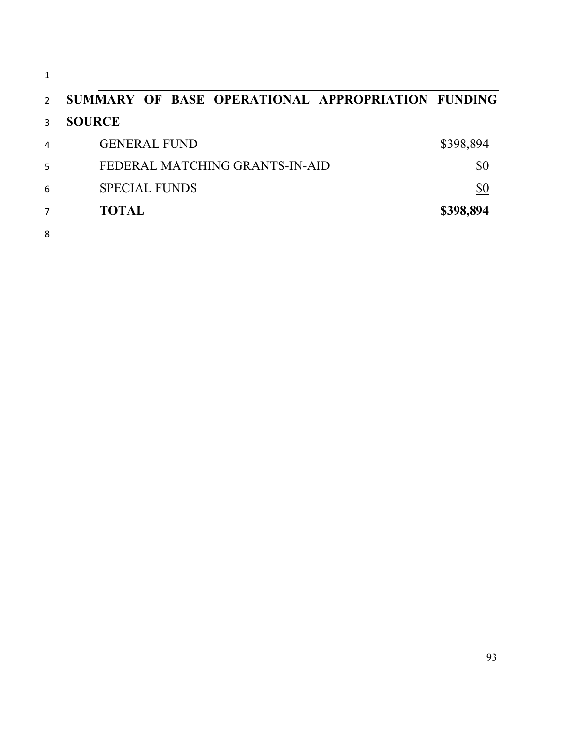**SUMMARY OF BASE OPERATIONAL APPROPRIATION FUNDING SOURCE**

| | |
|---|---:|
| GENERAL FUND | $398,894 |
| FEDERAL MATCHING GRANTS-IN-AID | $0 |
| SPECIAL FUNDS | $0 |
| **TOTAL** | **$398,894** |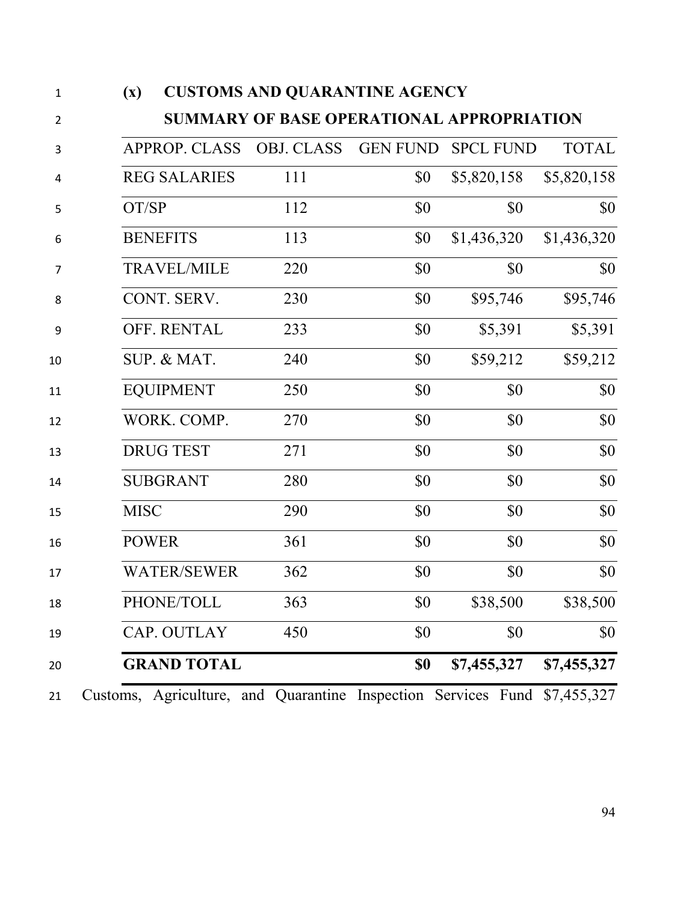**(x) CUSTOMS AND QUARANTINE AGENCY**

**SUMMARY OF BASE OPERATIONAL APPROPRIATION**

| APPROP. CLASS | OBJ. CLASS | GEN FUND | SPCL FUND | TOTAL |
|---|---|---|---|---|
| REG SALARIES | 111 | $0 | $5,820,158 | $5,820,158 |
| OT/SP | 112 | $0 | $0 | $0 |
| BENEFITS | 113 | $0 | $1,436,320 | $1,436,320 |
| TRAVEL/MILE | 220 | $0 | $0 | $0 |
| CONT. SERV. | 230 | $0 | $95,746 | $95,746 |
| OFF. RENTAL | 233 | $0 | $5,391 | $5,391 |
| SUP. & MAT. | 240 | $0 | $59,212 | $59,212 |
| EQUIPMENT | 250 | $0 | $0 | $0 |
| WORK. COMP. | 270 | $0 | $0 | $0 |
| DRUG TEST | 271 | $0 | $0 | $0 |
| SUBGRANT | 280 | $0 | $0 | $0 |
| MISC | 290 | $0 | $0 | $0 |
| POWER | 361 | $0 | $0 | $0 |
| WATER/SEWER | 362 | $0 | $0 | $0 |
| PHONE/TOLL | 363 | $0 | $38,500 | $38,500 |
| CAP. OUTLAY | 450 | $0 | $0 | $0 |
| **GRAND TOTAL** | | **$0** | **$7,455,327** | **$7,455,327** |

Customs, Agriculture, and Quarantine Inspection Services Fund $7,455,327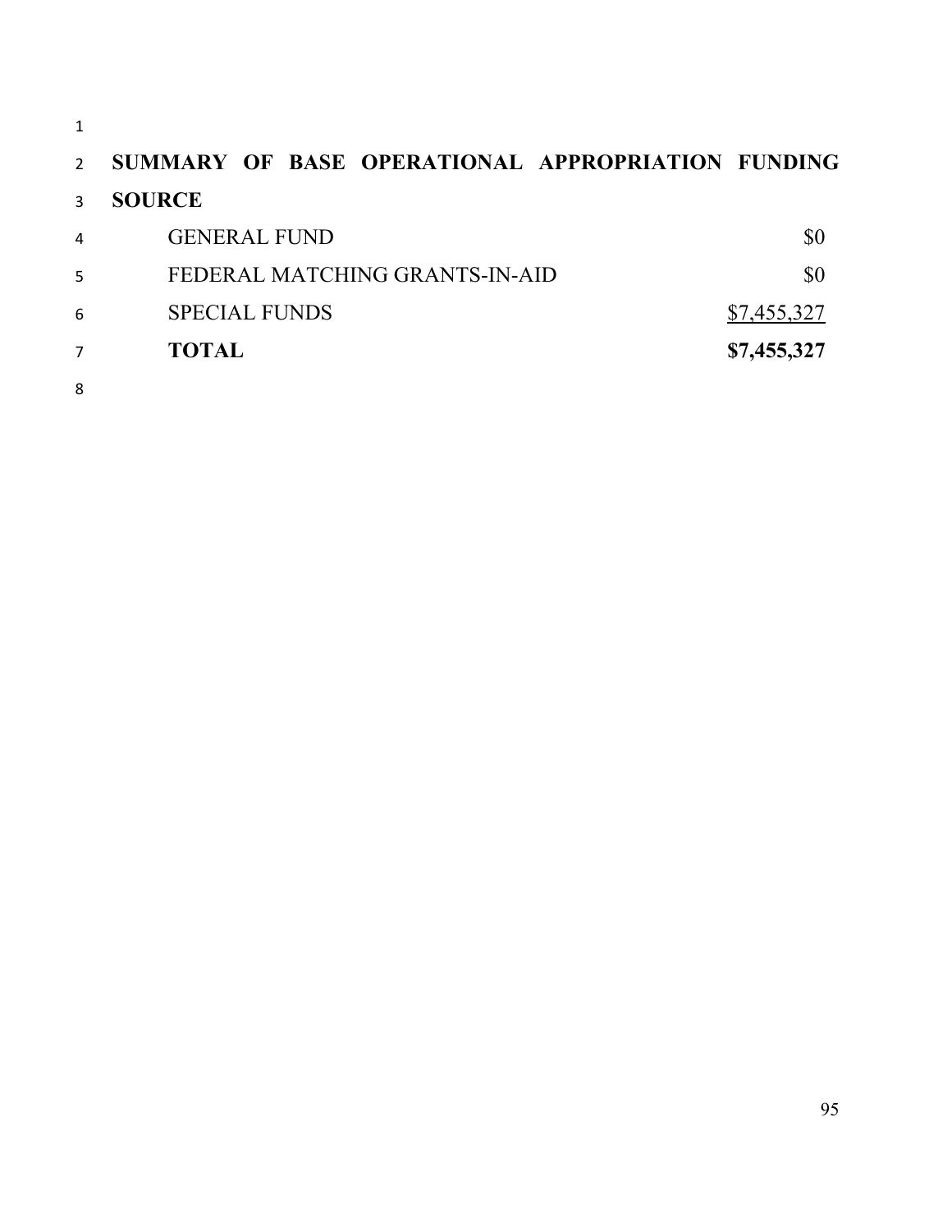**SUMMARY OF BASE OPERATIONAL APPROPRIATION FUNDING SOURCE**

| | |
|---|---|
| GENERAL FUND | $0 |
| FEDERAL MATCHING GRANTS-IN-AID | $0 |
| SPECIAL FUNDS | $7,455,327 |
| **TOTAL** | **$7,455,327** |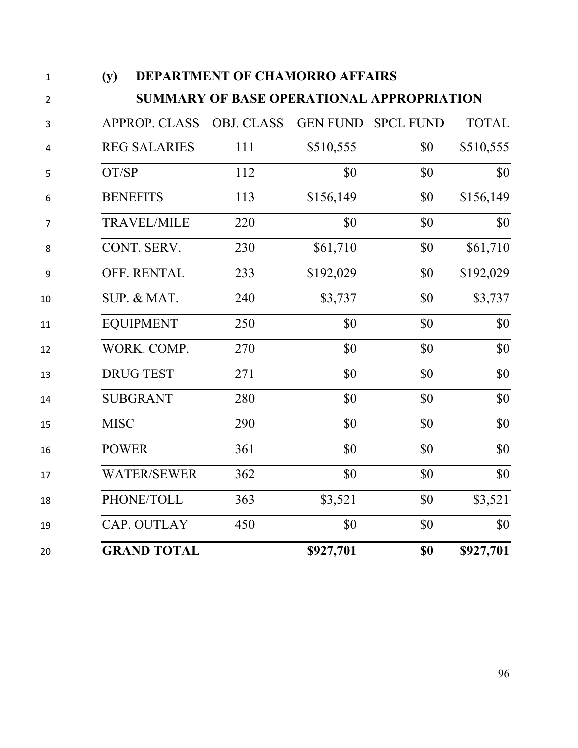**(y) DEPARTMENT OF CHAMORRO AFFAIRS**

**SUMMARY OF BASE OPERATIONAL APPROPRIATION**

| APPROP. CLASS | OBJ. CLASS | GEN FUND | SPCL FUND | TOTAL |
|---|---|---|---|---|
| REG SALARIES | 111 | $510,555 | $0 | $510,555 |
| OT/SP | 112 | $0 | $0 | $0 |
| BENEFITS | 113 | $156,149 | $0 | $156,149 |
| TRAVEL/MILE | 220 | $0 | $0 | $0 |
| CONT. SERV. | 230 | $61,710 | $0 | $61,710 |
| OFF. RENTAL | 233 | $192,029 | $0 | $192,029 |
| SUP. & MAT. | 240 | $3,737 | $0 | $3,737 |
| EQUIPMENT | 250 | $0 | $0 | $0 |
| WORK. COMP. | 270 | $0 | $0 | $0 |
| DRUG TEST | 271 | $0 | $0 | $0 |
| SUBGRANT | 280 | $0 | $0 | $0 |
| MISC | 290 | $0 | $0 | $0 |
| POWER | 361 | $0 | $0 | $0 |
| WATER/SEWER | 362 | $0 | $0 | $0 |
| PHONE/TOLL | 363 | $3,521 | $0 | $3,521 |
| CAP. OUTLAY | 450 | $0 | $0 | $0 |
| **GRAND TOTAL** | | **$927,701** | **$0** | **$927,701** |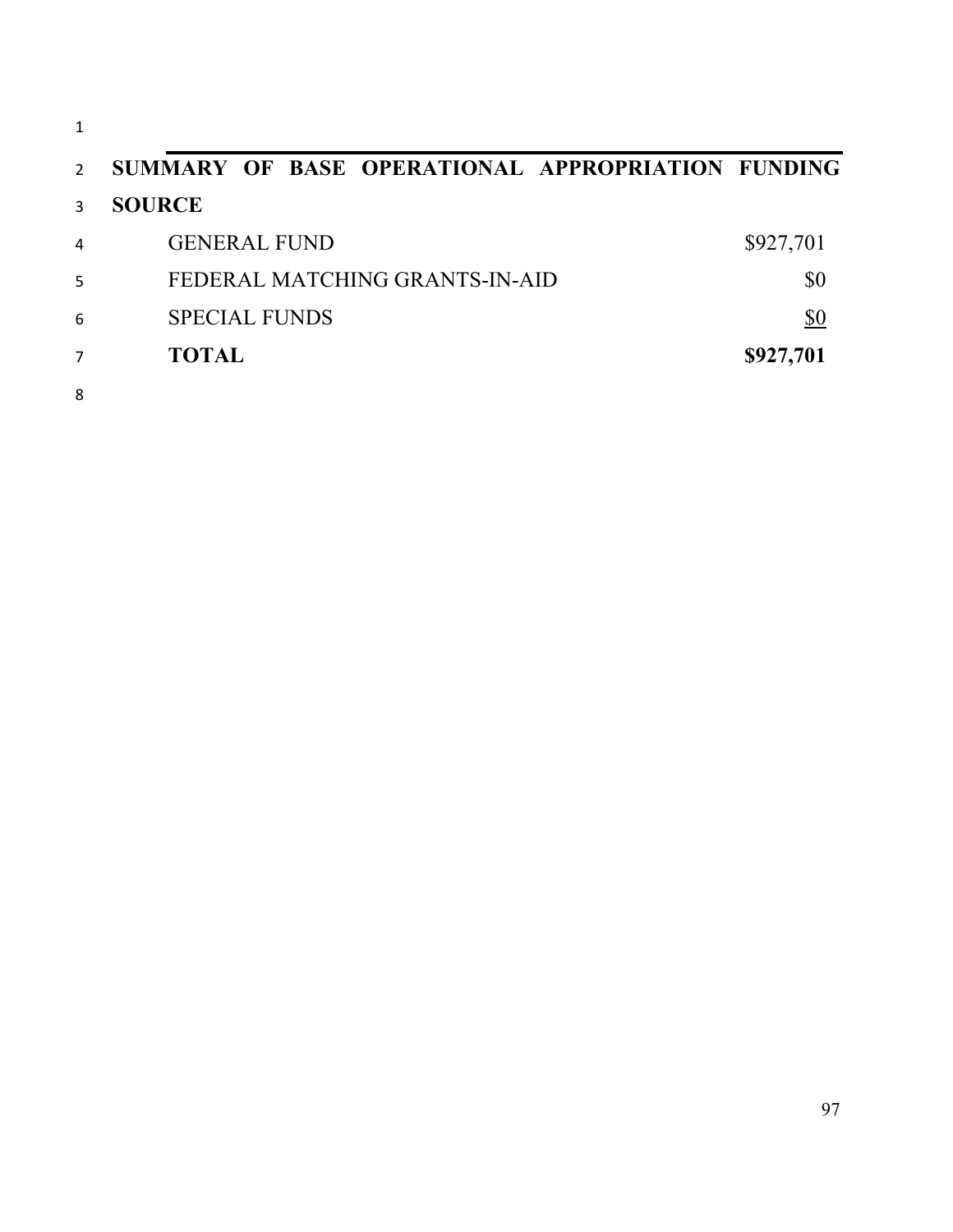**SUMMARY OF BASE OPERATIONAL APPROPRIATION FUNDING SOURCE**

| | |
|---|---|
| GENERAL FUND | $927,701 |
| FEDERAL MATCHING GRANTS-IN-AID | $0 |
| SPECIAL FUNDS | $0 |
| **TOTAL** | **$927,701** |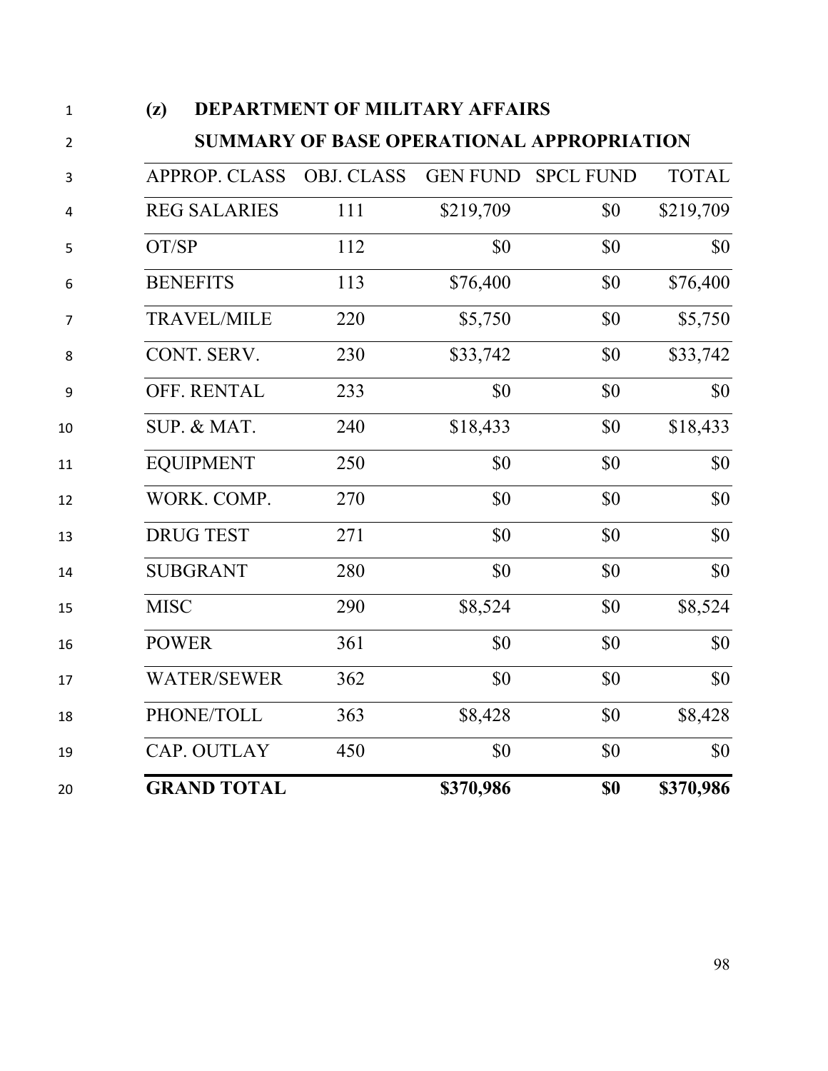**(z) DEPARTMENT OF MILITARY AFFAIRS**

**SUMMARY OF BASE OPERATIONAL APPROPRIATION**

| APPROP. CLASS | OBJ. CLASS | GEN FUND | SPCL FUND | TOTAL |
|---|---|---|---|---|
| REG SALARIES | 111 | $219,709 | $0 | $219,709 |
| OT/SP | 112 | $0 | $0 | $0 |
| BENEFITS | 113 | $76,400 | $0 | $76,400 |
| TRAVEL/MILE | 220 | $5,750 | $0 | $5,750 |
| CONT. SERV. | 230 | $33,742 | $0 | $33,742 |
| OFF. RENTAL | 233 | $0 | $0 | $0 |
| SUP. & MAT. | 240 | $18,433 | $0 | $18,433 |
| EQUIPMENT | 250 | $0 | $0 | $0 |
| WORK. COMP. | 270 | $0 | $0 | $0 |
| DRUG TEST | 271 | $0 | $0 | $0 |
| SUBGRANT | 280 | $0 | $0 | $0 |
| MISC | 290 | $8,524 | $0 | $8,524 |
| POWER | 361 | $0 | $0 | $0 |
| WATER/SEWER | 362 | $0 | $0 | $0 |
| PHONE/TOLL | 363 | $8,428 | $0 | $8,428 |
| CAP. OUTLAY | 450 | $0 | $0 | $0 |
| **GRAND TOTAL** | | **$370,986** | **$0** | **$370,986** |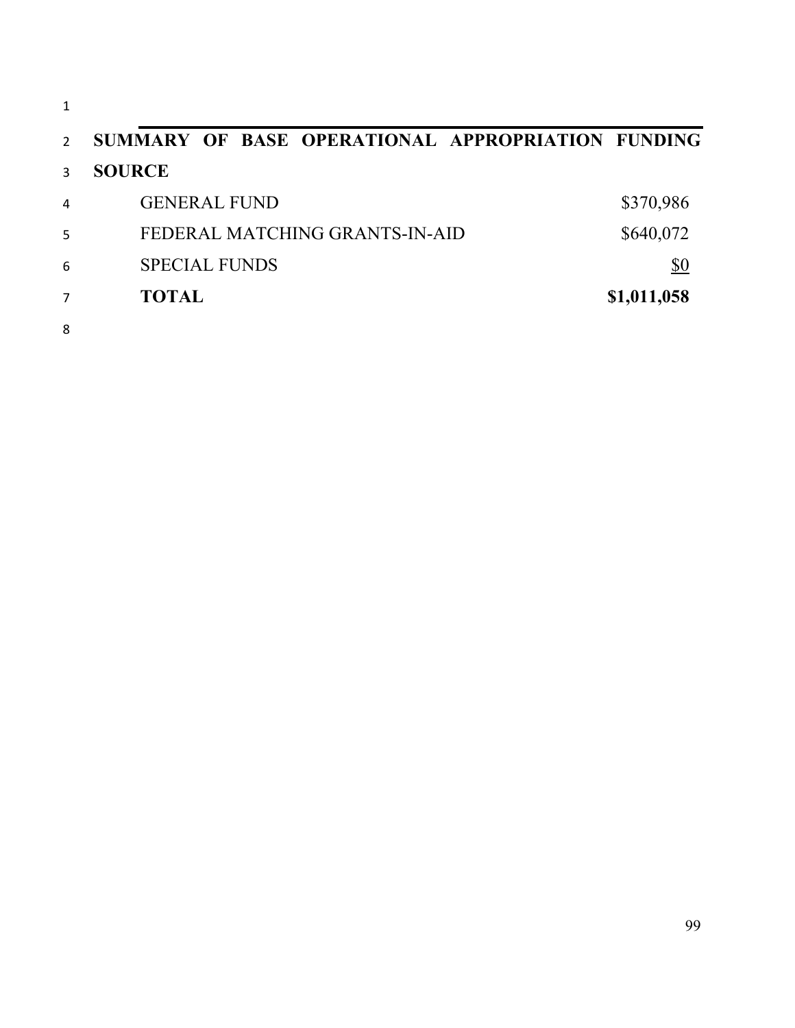**SUMMARY OF BASE OPERATIONAL APPROPRIATION FUNDING SOURCE**

| | |
|---|---|
| GENERAL FUND | $370,986 |
| FEDERAL MATCHING GRANTS-IN-AID | $640,072 |
| SPECIAL FUNDS | $0 |
| **TOTAL** | **$1,011,058** |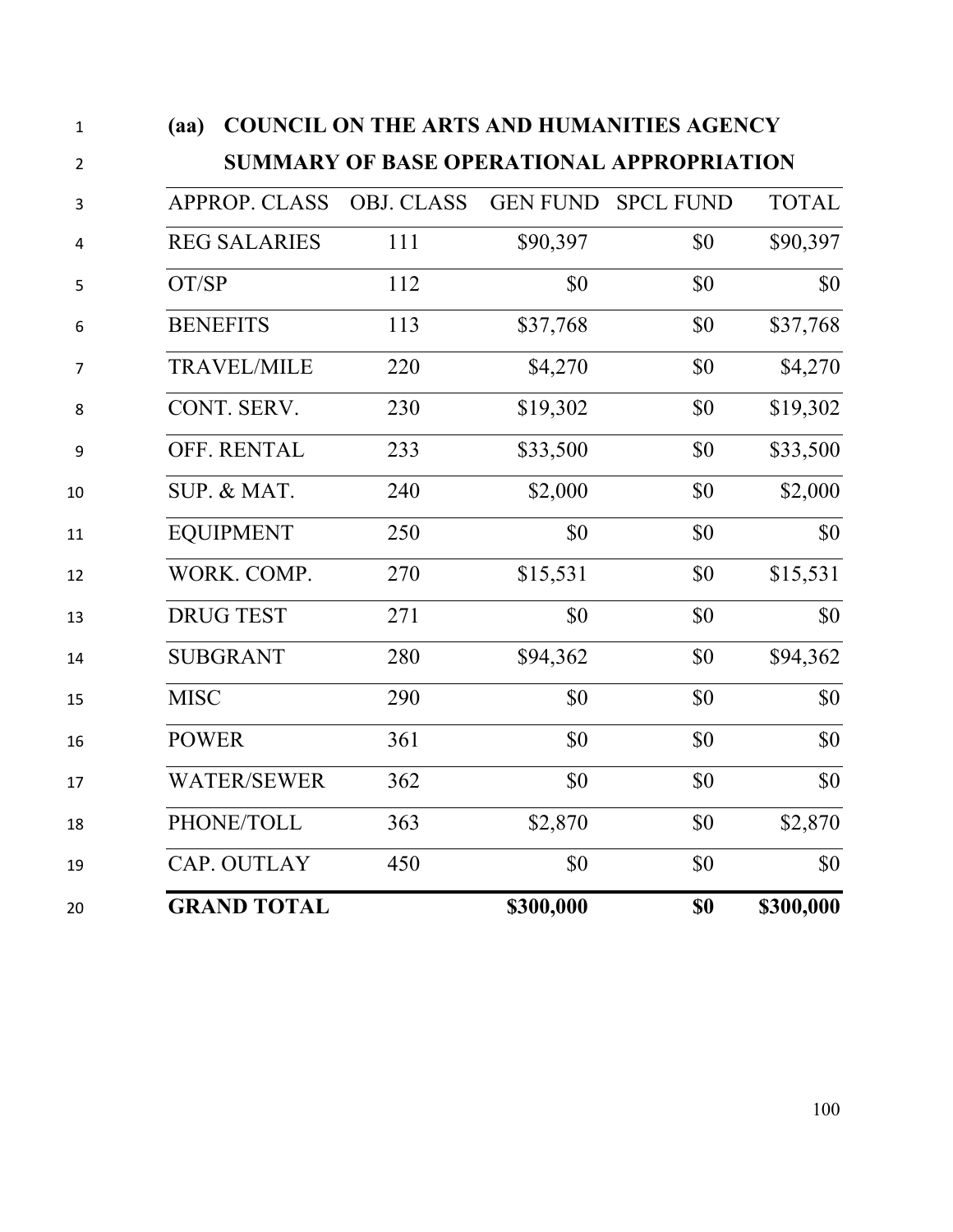## (aa) COUNCIL ON THE ARTS AND HUMANITIES AGENCY

## SUMMARY OF BASE OPERATIONAL APPROPRIATION

| APPROP. CLASS | OBJ. CLASS | GEN FUND | SPCL FUND | TOTAL |
|---|---|---|---|---|
| REG SALARIES | 111 | $90,397 | $0 | $90,397 |
| OT/SP | 112 | $0 | $0 | $0 |
| BENEFITS | 113 | $37,768 | $0 | $37,768 |
| TRAVEL/MILE | 220 | $4,270 | $0 | $4,270 |
| CONT. SERV. | 230 | $19,302 | $0 | $19,302 |
| OFF. RENTAL | 233 | $33,500 | $0 | $33,500 |
| SUP. & MAT. | 240 | $2,000 | $0 | $2,000 |
| EQUIPMENT | 250 | $0 | $0 | $0 |
| WORK. COMP. | 270 | $15,531 | $0 | $15,531 |
| DRUG TEST | 271 | $0 | $0 | $0 |
| SUBGRANT | 280 | $94,362 | $0 | $94,362 |
| MISC | 290 | $0 | $0 | $0 |
| POWER | 361 | $0 | $0 | $0 |
| WATER/SEWER | 362 | $0 | $0 | $0 |
| PHONE/TOLL | 363 | $2,870 | $0 | $2,870 |
| CAP. OUTLAY | 450 | $0 | $0 | $0 |
| **GRAND TOTAL** | | **$300,000** | **$0** | **$300,000** |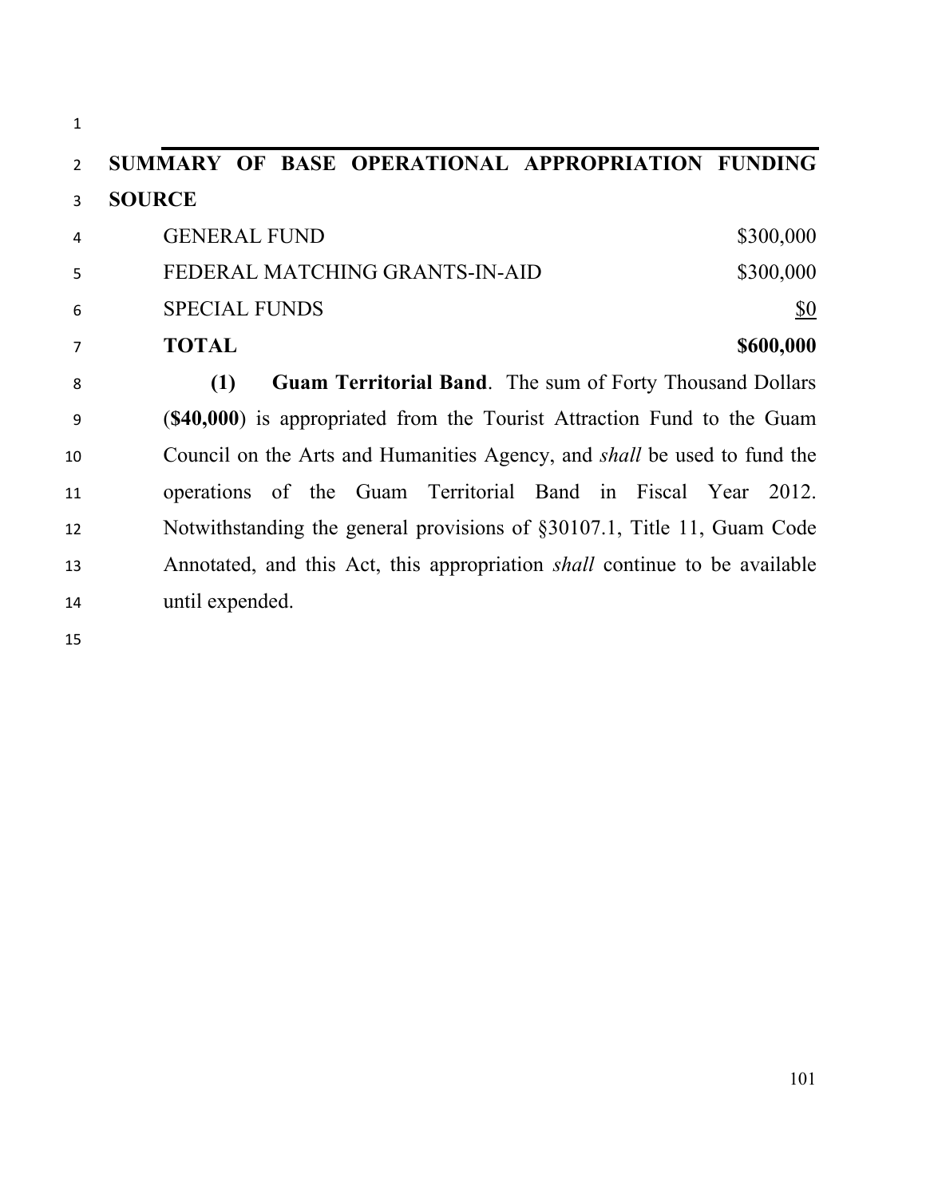**SUMMARY OF BASE OPERATIONAL APPROPRIATION FUNDING SOURCE**

| | |
|---|---:|
| GENERAL FUND | $300,000 |
| FEDERAL MATCHING GRANTS-IN-AID | $300,000 |
| SPECIAL FUNDS | $0 |
| **TOTAL** | **$600,000** |

**(1) Guam Territorial Band**. The sum of Forty Thousand Dollars (**$40,000**) is appropriated from the Tourist Attraction Fund to the Guam Council on the Arts and Humanities Agency, and *shall* be used to fund the operations of the Guam Territorial Band in Fiscal Year 2012. Notwithstanding the general provisions of §30107.1, Title 11, Guam Code Annotated, and this Act, this appropriation *shall* continue to be available until expended.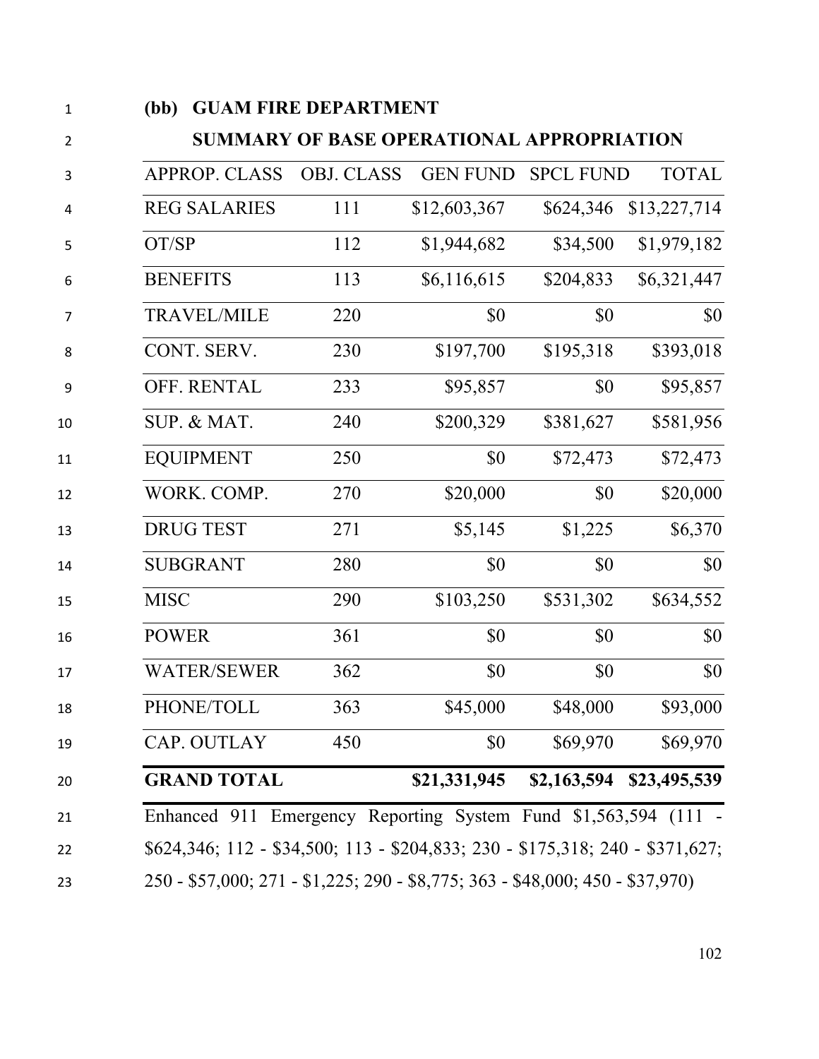**(bb) GUAM FIRE DEPARTMENT**

**SUMMARY OF BASE OPERATIONAL APPROPRIATION**

| APPROP. CLASS | OBJ. CLASS | GEN FUND | SPCL FUND | TOTAL |
|---|---|---|---|---|
| REG SALARIES | 111 | $12,603,367 | $624,346 | $13,227,714 |
| OT/SP | 112 | $1,944,682 | $34,500 | $1,979,182 |
| BENEFITS | 113 | $6,116,615 | $204,833 | $6,321,447 |
| TRAVEL/MILE | 220 | $0 | $0 | $0 |
| CONT. SERV. | 230 | $197,700 | $195,318 | $393,018 |
| OFF. RENTAL | 233 | $95,857 | $0 | $95,857 |
| SUP. & MAT. | 240 | $200,329 | $381,627 | $581,956 |
| EQUIPMENT | 250 | $0 | $72,473 | $72,473 |
| WORK. COMP. | 270 | $20,000 | $0 | $20,000 |
| DRUG TEST | 271 | $5,145 | $1,225 | $6,370 |
| SUBGRANT | 280 | $0 | $0 | $0 |
| MISC | 290 | $103,250 | $531,302 | $634,552 |
| POWER | 361 | $0 | $0 | $0 |
| WATER/SEWER | 362 | $0 | $0 | $0 |
| PHONE/TOLL | 363 | $45,000 | $48,000 | $93,000 |
| CAP. OUTLAY | 450 | $0 | $69,970 | $69,970 |
| **GRAND TOTAL** | | **$21,331,945** | **$2,163,594** | **$23,495,539** |

Enhanced 911 Emergency Reporting System Fund $1,563,594 (111 - $624,346; 112 - $34,500; 113 - $204,833; 230 - $175,318; 240 - $371,627; 250 - $57,000; 271 - $1,225; 290 - $8,775; 363 - $48,000; 450 - $37,970)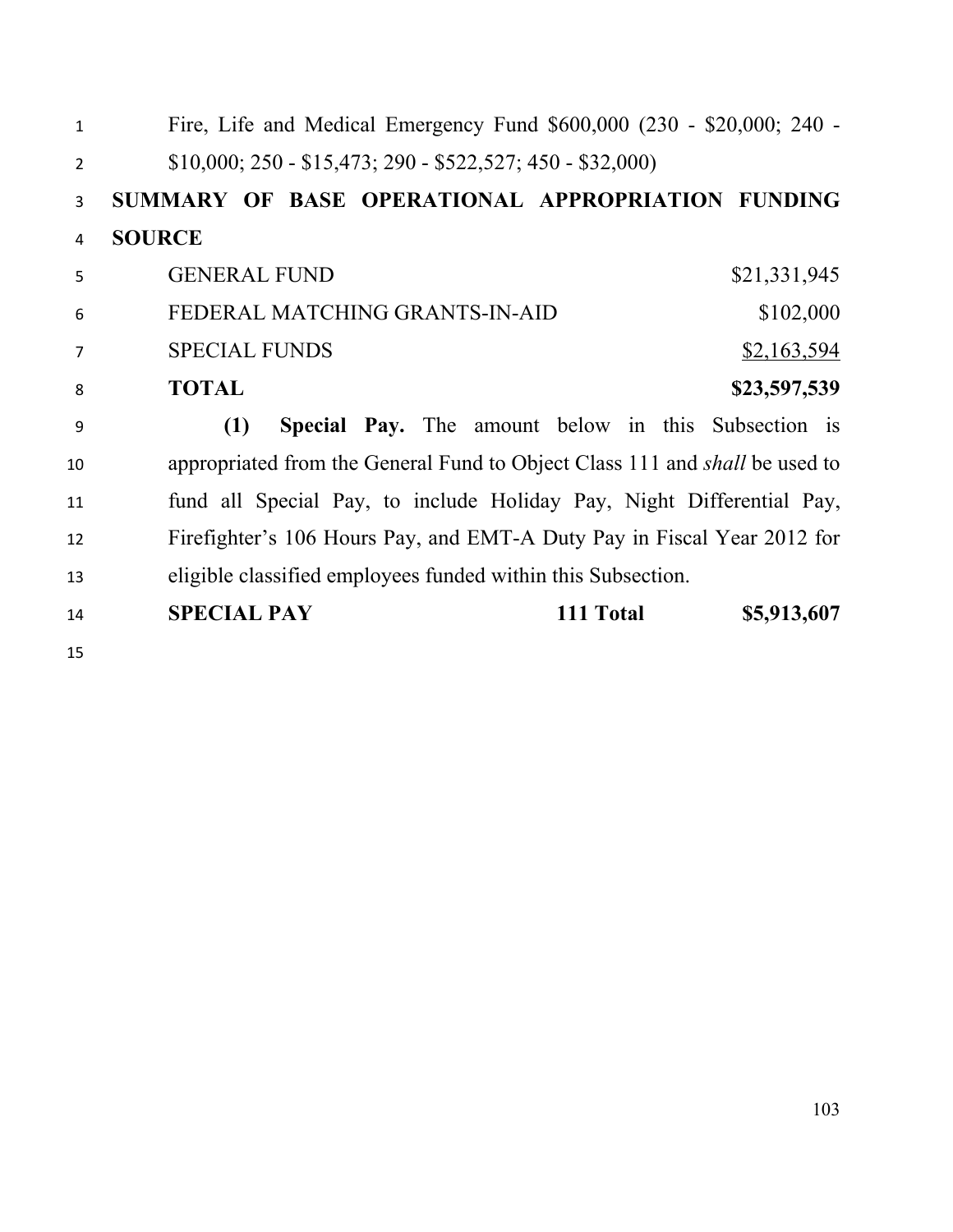Fire, Life and Medical Emergency Fund $600,000 (230 - $20,000; 240 - $10,000; 250 - $15,473; 290 - $522,527; 450 - $32,000)

**SUMMARY OF BASE OPERATIONAL APPROPRIATION FUNDING SOURCE**

| | |
|---|---|
| GENERAL FUND | $21,331,945 |
| FEDERAL MATCHING GRANTS-IN-AID | $102,000 |
| SPECIAL FUNDS | $2,163,594 |
| **TOTAL** | **$23,597,539** |

**(1) Special Pay.** The amount below in this Subsection is appropriated from the General Fund to Object Class 111 and *shall* be used to fund all Special Pay, to include Holiday Pay, Night Differential Pay, Firefighter's 106 Hours Pay, and EMT-A Duty Pay in Fiscal Year 2012 for eligible classified employees funded within this Subsection.

| | | |
|---|---|---|
| **SPECIAL PAY** | **111 Total** | **$5,913,607** |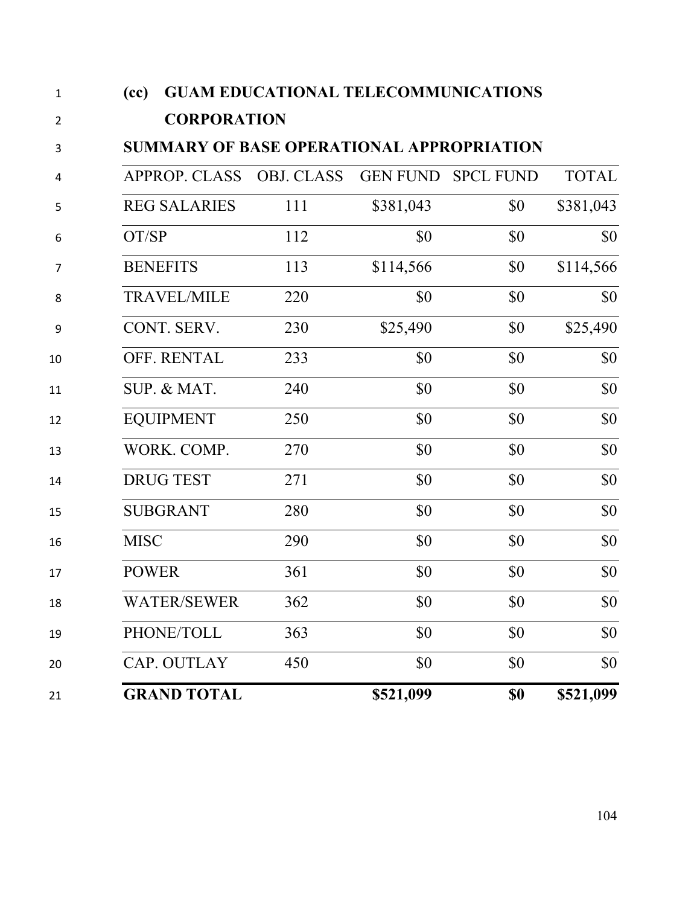**(cc) GUAM EDUCATIONAL TELECOMMUNICATIONS CORPORATION**

**SUMMARY OF BASE OPERATIONAL APPROPRIATION**

| APPROP. CLASS | OBJ. CLASS | GEN FUND | SPCL FUND | TOTAL |
|---|---|---|---|---|
| REG SALARIES | 111 | $381,043 | $0 | $381,043 |
| OT/SP | 112 | $0 | $0 | $0 |
| BENEFITS | 113 | $114,566 | $0 | $114,566 |
| TRAVEL/MILE | 220 | $0 | $0 | $0 |
| CONT. SERV. | 230 | $25,490 | $0 | $25,490 |
| OFF. RENTAL | 233 | $0 | $0 | $0 |
| SUP. & MAT. | 240 | $0 | $0 | $0 |
| EQUIPMENT | 250 | $0 | $0 | $0 |
| WORK. COMP. | 270 | $0 | $0 | $0 |
| DRUG TEST | 271 | $0 | $0 | $0 |
| SUBGRANT | 280 | $0 | $0 | $0 |
| MISC | 290 | $0 | $0 | $0 |
| POWER | 361 | $0 | $0 | $0 |
| WATER/SEWER | 362 | $0 | $0 | $0 |
| PHONE/TOLL | 363 | $0 | $0 | $0 |
| CAP. OUTLAY | 450 | $0 | $0 | $0 |
| **GRAND TOTAL** | | **$521,099** | **$0** | **$521,099** |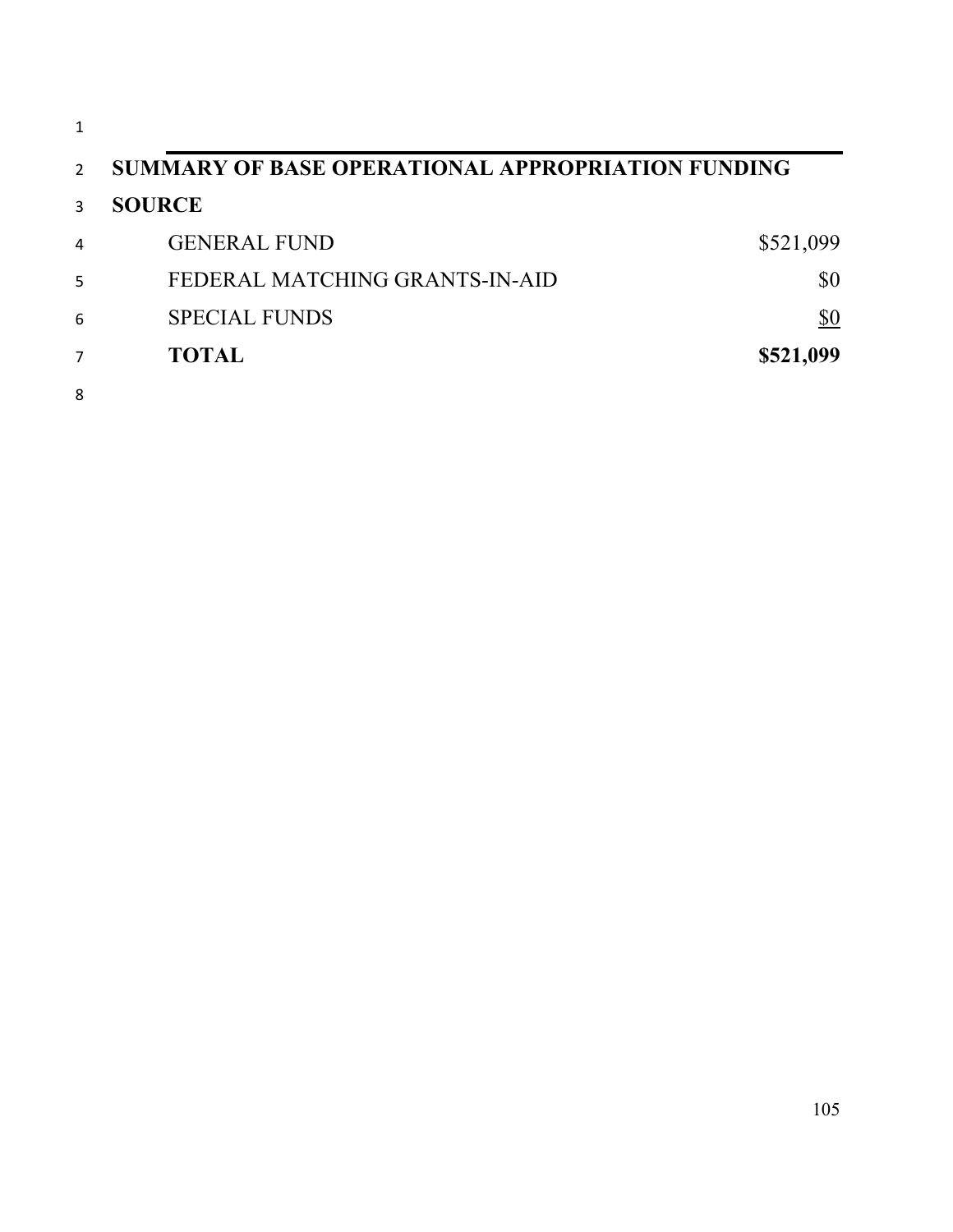**SUMMARY OF BASE OPERATIONAL APPROPRIATION FUNDING SOURCE**

| | |
|---|---:|
| GENERAL FUND | $521,099 |
| FEDERAL MATCHING GRANTS-IN-AID | $0 |
| SPECIAL FUNDS | $0 |
| **TOTAL** | **$521,099** |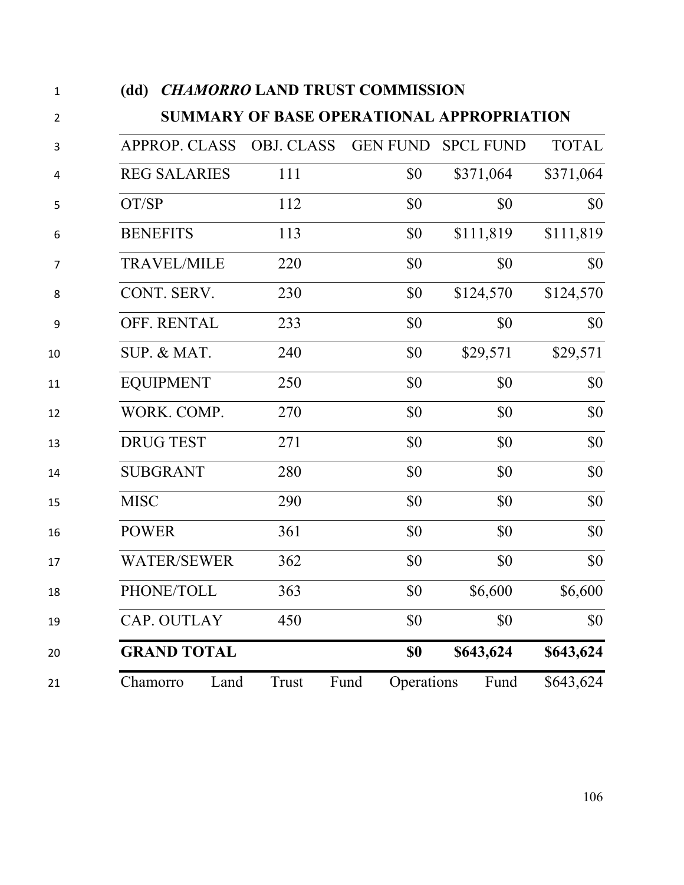**(dd) *CHAMORRO* LAND TRUST COMMISSION**

**SUMMARY OF BASE OPERATIONAL APPROPRIATION**

| APPROP. CLASS | OBJ. CLASS | GEN FUND | SPCL FUND | TOTAL |
|---|---|---|---|---|
| REG SALARIES | 111 | $0 | $371,064 | $371,064 |
| OT/SP | 112 | $0 | $0 | $0 |
| BENEFITS | 113 | $0 | $111,819 | $111,819 |
| TRAVEL/MILE | 220 | $0 | $0 | $0 |
| CONT. SERV. | 230 | $0 | $124,570 | $124,570 |
| OFF. RENTAL | 233 | $0 | $0 | $0 |
| SUP. & MAT. | 240 | $0 | $29,571 | $29,571 |
| EQUIPMENT | 250 | $0 | $0 | $0 |
| WORK. COMP. | 270 | $0 | $0 | $0 |
| DRUG TEST | 271 | $0 | $0 | $0 |
| SUBGRANT | 280 | $0 | $0 | $0 |
| MISC | 290 | $0 | $0 | $0 |
| POWER | 361 | $0 | $0 | $0 |
| WATER/SEWER | 362 | $0 | $0 | $0 |
| PHONE/TOLL | 363 | $0 | $6,600 | $6,600 |
| CAP. OUTLAY | 450 | $0 | $0 | $0 |
| **GRAND TOTAL** | | **$0** | **$643,624** | **$643,624** |
| Chamorro Land Trust Fund Operations Fund | | | | $643,624 |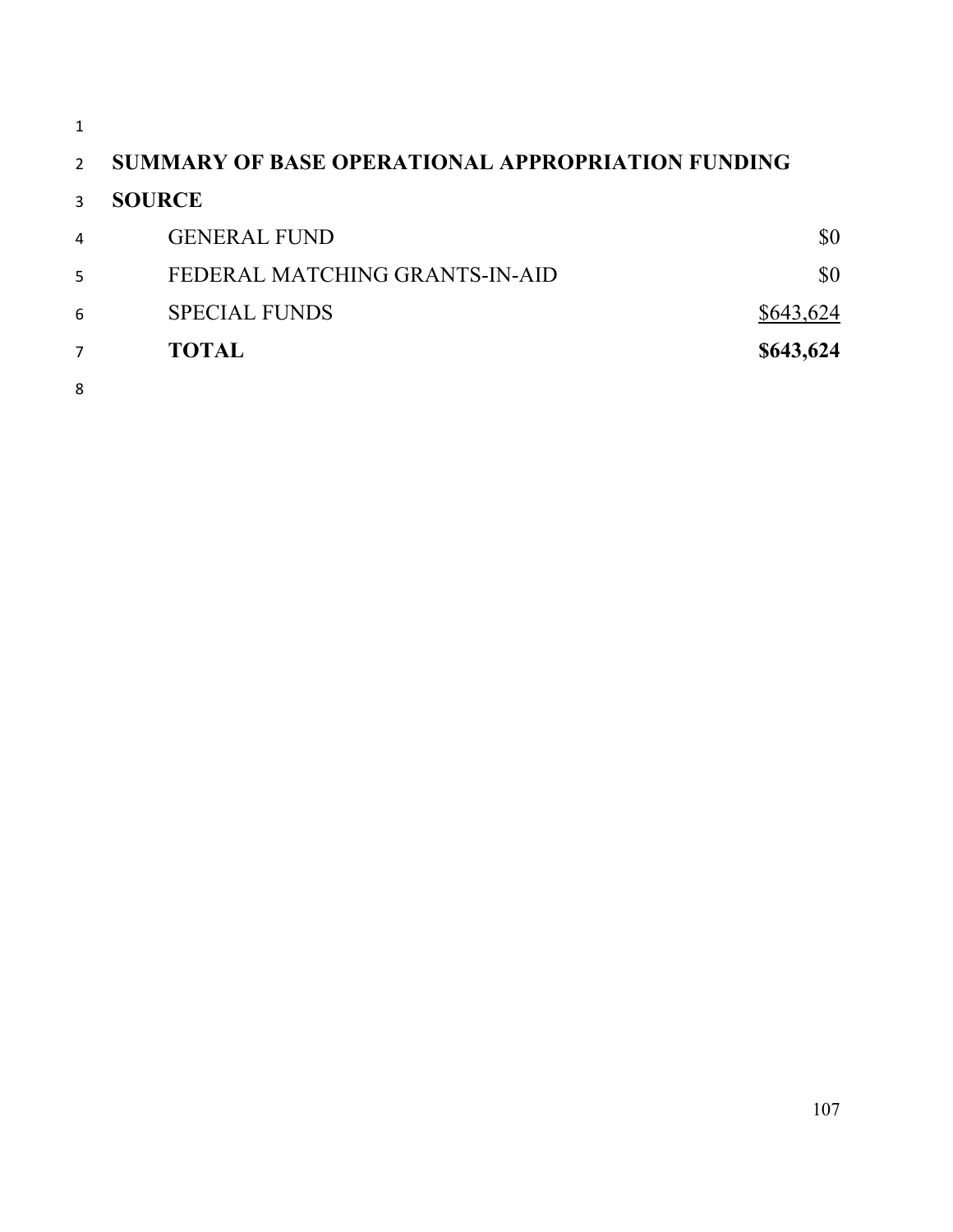**SUMMARY OF BASE OPERATIONAL APPROPRIATION FUNDING**

**SOURCE**

| | |
|---|---:|
| GENERAL FUND | $0 |
| FEDERAL MATCHING GRANTS-IN-AID | $0 |
| SPECIAL FUNDS | $643,624 |
| **TOTAL** | **$643,624** |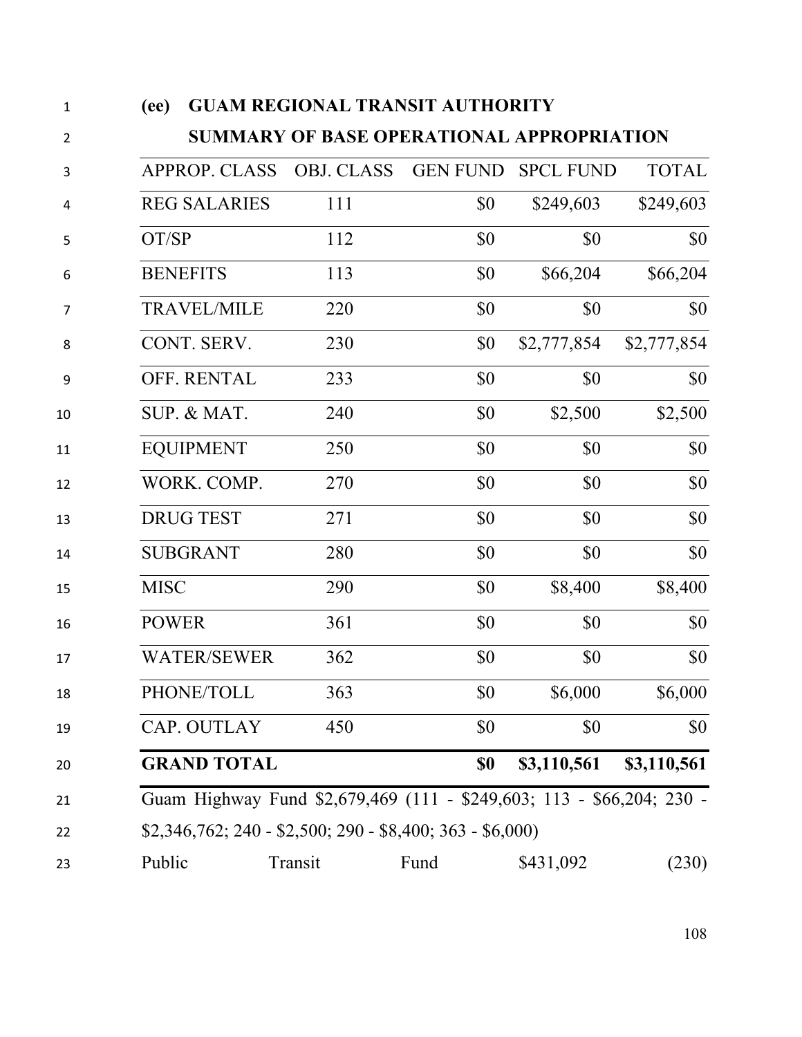**(ee) GUAM REGIONAL TRANSIT AUTHORITY**

**SUMMARY OF BASE OPERATIONAL APPROPRIATION**

| APPROP. CLASS | OBJ. CLASS | GEN FUND | SPCL FUND | TOTAL |
|---|---|---|---|---|
| REG SALARIES | 111 | $0 | $249,603 | $249,603 |
| OT/SP | 112 | $0 | $0 | $0 |
| BENEFITS | 113 | $0 | $66,204 | $66,204 |
| TRAVEL/MILE | 220 | $0 | $0 | $0 |
| CONT. SERV. | 230 | $0 | $2,777,854 | $2,777,854 |
| OFF. RENTAL | 233 | $0 | $0 | $0 |
| SUP. & MAT. | 240 | $0 | $2,500 | $2,500 |
| EQUIPMENT | 250 | $0 | $0 | $0 |
| WORK. COMP. | 270 | $0 | $0 | $0 |
| DRUG TEST | 271 | $0 | $0 | $0 |
| SUBGRANT | 280 | $0 | $0 | $0 |
| MISC | 290 | $0 | $8,400 | $8,400 |
| POWER | 361 | $0 | $0 | $0 |
| WATER/SEWER | 362 | $0 | $0 | $0 |
| PHONE/TOLL | 363 | $0 | $6,000 | $6,000 |
| CAP. OUTLAY | 450 | $0 | $0 | $0 |
| **GRAND TOTAL** | | **$0** | **$3,110,561** | **$3,110,561** |

Guam Highway Fund $2,679,469 (111 - $249,603; 113 - $66,204; 230 - $2,346,762; 240 - $2,500; 290 - $8,400; 363 - $6,000)

Public Transit Fund $431,092 (230)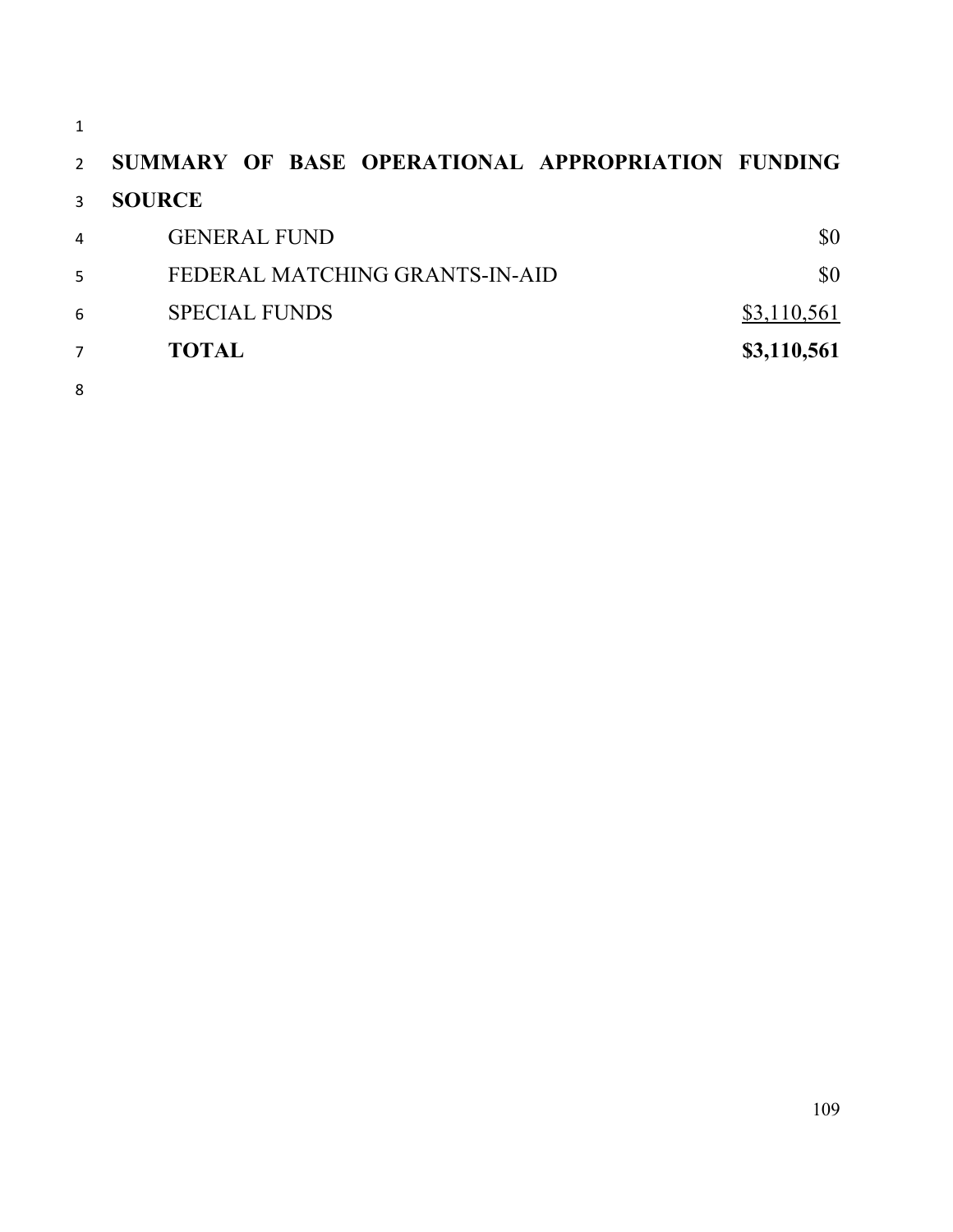**SUMMARY OF BASE OPERATIONAL APPROPRIATION FUNDING SOURCE**

| | |
|---|---:|
| GENERAL FUND | $0 |
| FEDERAL MATCHING GRANTS-IN-AID | $0 |
| SPECIAL FUNDS | $3,110,561 |
| **TOTAL** | **$3,110,561** |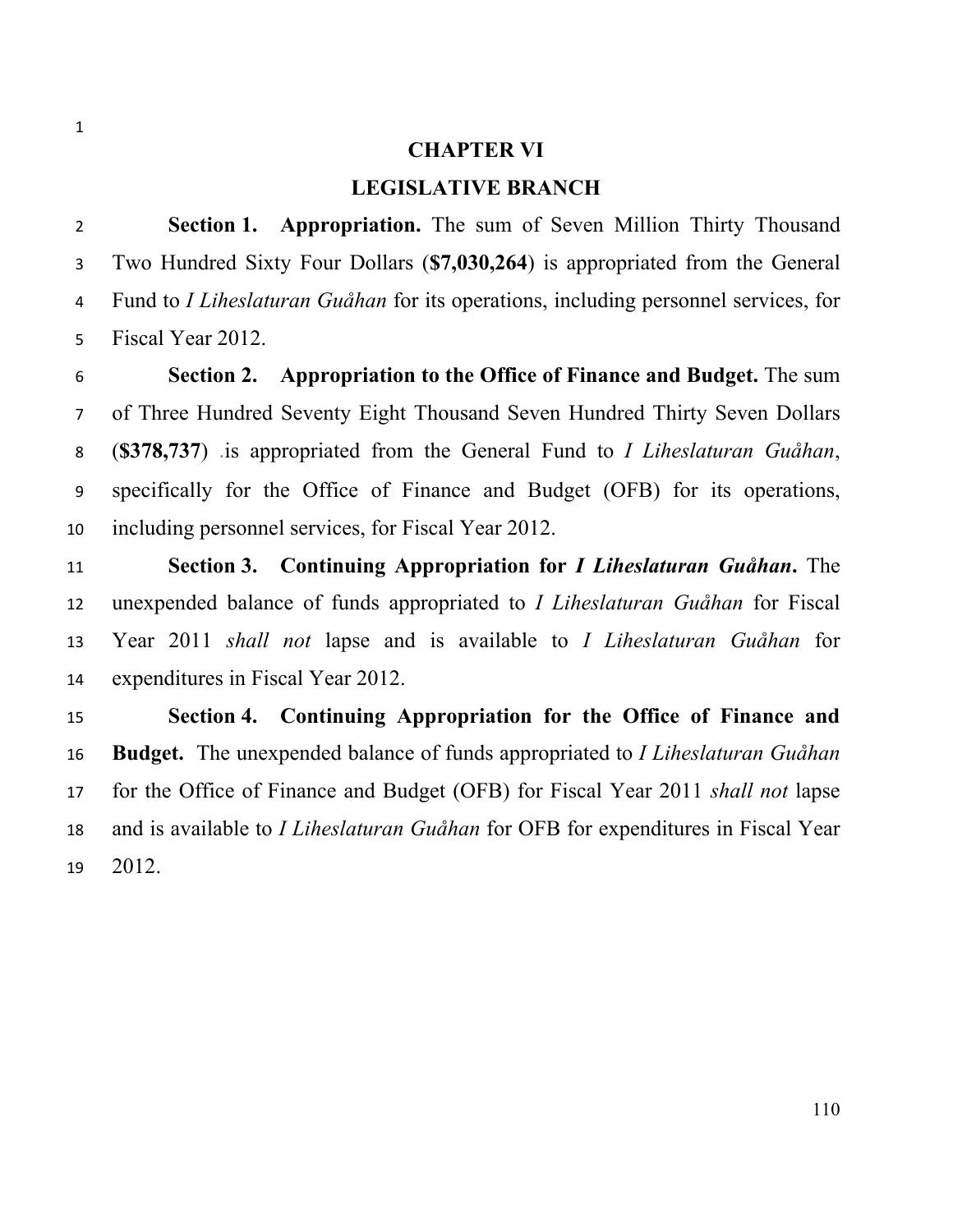# CHAPTER VI

# LEGISLATIVE BRANCH

**Section 1. Appropriation.** The sum of Seven Million Thirty Thousand Two Hundred Sixty Four Dollars (**$7,030,264**) is appropriated from the General Fund to *I Liheslaturan Guåhan* for its operations, including personnel services, for Fiscal Year 2012.

**Section 2. Appropriation to the Office of Finance and Budget.** The sum of Three Hundred Seventy Eight Thousand Seven Hundred Thirty Seven Dollars (**$378,737**) is appropriated from the General Fund to *I Liheslaturan Guåhan*, specifically for the Office of Finance and Budget (OFB) for its operations, including personnel services, for Fiscal Year 2012.

**Section 3. Continuing Appropriation for *I Liheslaturan Guåhan*.** The unexpended balance of funds appropriated to *I Liheslaturan Guåhan* for Fiscal Year 2011 *shall not* lapse and is available to *I Liheslaturan Guåhan* for expenditures in Fiscal Year 2012.

**Section 4. Continuing Appropriation for the Office of Finance and Budget.** The unexpended balance of funds appropriated to *I Liheslaturan Guåhan* for the Office of Finance and Budget (OFB) for Fiscal Year 2011 *shall not* lapse and is available to *I Liheslaturan Guåhan* for OFB for expenditures in Fiscal Year 2012.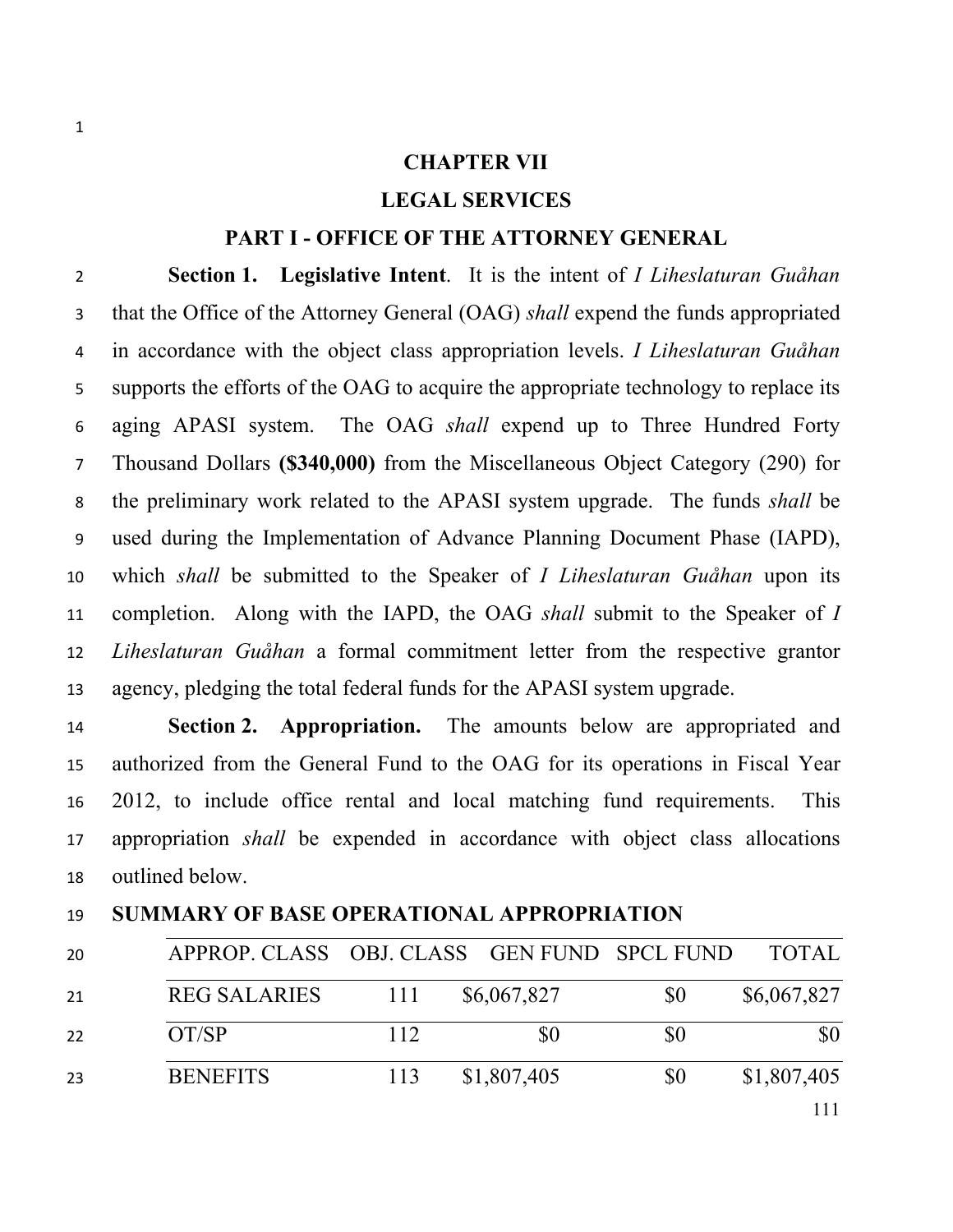# CHAPTER VII

## LEGAL SERVICES

### PART I - OFFICE OF THE ATTORNEY GENERAL

**Section 1. Legislative Intent**. It is the intent of *I Liheslaturan Guåhan* that the Office of the Attorney General (OAG) *shall* expend the funds appropriated in accordance with the object class appropriation levels. *I Liheslaturan Guåhan* supports the efforts of the OAG to acquire the appropriate technology to replace its aging APASI system. The OAG *shall* expend up to Three Hundred Forty Thousand Dollars **($340,000)** from the Miscellaneous Object Category (290) for the preliminary work related to the APASI system upgrade. The funds *shall* be used during the Implementation of Advance Planning Document Phase (IAPD), which *shall* be submitted to the Speaker of *I Liheslaturan Guåhan* upon its completion. Along with the IAPD, the OAG *shall* submit to the Speaker of *I Liheslaturan Guåhan* a formal commitment letter from the respective grantor agency, pledging the total federal funds for the APASI system upgrade.

**Section 2. Appropriation.** The amounts below are appropriated and authorized from the General Fund to the OAG for its operations in Fiscal Year 2012, to include office rental and local matching fund requirements. This appropriation *shall* be expended in accordance with object class allocations outlined below.

**SUMMARY OF BASE OPERATIONAL APPROPRIATION**

| APPROP. CLASS | OBJ. CLASS | GEN FUND | SPCL FUND | TOTAL |
|---|---|---|---|---|
| REG SALARIES | 111 | $6,067,827 | $0 | $6,067,827 |
| OT/SP | 112 | $0 | $0 | $0 |
| BENEFITS | 113 | $1,807,405 | $0 | $1,807,405 |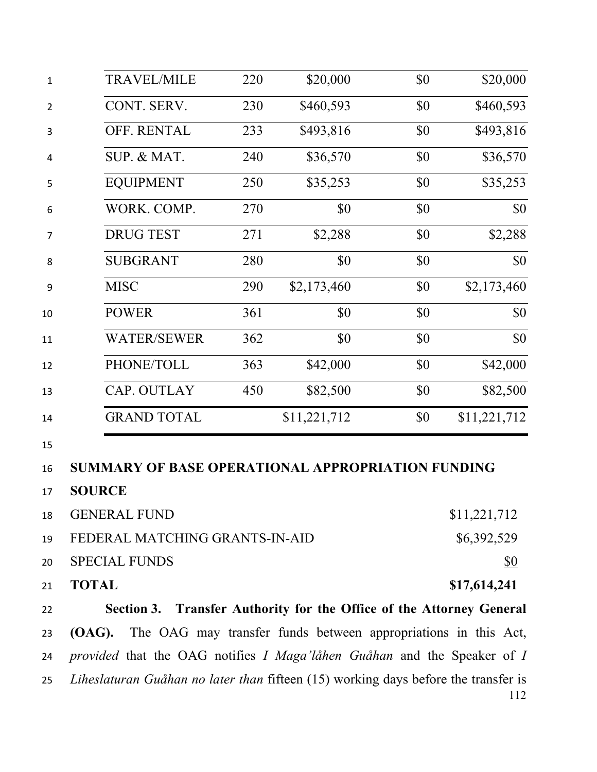| | | | | |
|---|---|---|---|---|
| TRAVEL/MILE | 220 | $20,000 | $0 | $20,000 |
| CONT. SERV. | 230 | $460,593 | $0 | $460,593 |
| OFF. RENTAL | 233 | $493,816 | $0 | $493,816 |
| SUP. & MAT. | 240 | $36,570 | $0 | $36,570 |
| EQUIPMENT | 250 | $35,253 | $0 | $35,253 |
| WORK. COMP. | 270 | $0 | $0 | $0 |
| DRUG TEST | 271 | $2,288 | $0 | $2,288 |
| SUBGRANT | 280 | $0 | $0 | $0 |
| MISC | 290 | $2,173,460 | $0 | $2,173,460 |
| POWER | 361 | $0 | $0 | $0 |
| WATER/SEWER | 362 | $0 | $0 | $0 |
| PHONE/TOLL | 363 | $42,000 | $0 | $42,000 |
| CAP. OUTLAY | 450 | $82,500 | $0 | $82,500 |
| GRAND TOTAL | | $11,221,712 | $0 | $11,221,712 |

**SUMMARY OF BASE OPERATIONAL APPROPRIATION FUNDING SOURCE**

| | |
|---|---|
| GENERAL FUND | $11,221,712 |
| FEDERAL MATCHING GRANTS-IN-AID | $6,392,529 |
| SPECIAL FUNDS | $0 |
| **TOTAL** | **$17,614,241** |

**Section 3. Transfer Authority for the Office of the Attorney General (OAG).** The OAG may transfer funds between appropriations in this Act, *provided* that the OAG notifies *I Maga'låhen Guåhan* and the Speaker of *I Liheslaturan Guåhan no later than* fifteen (15) working days before the transfer is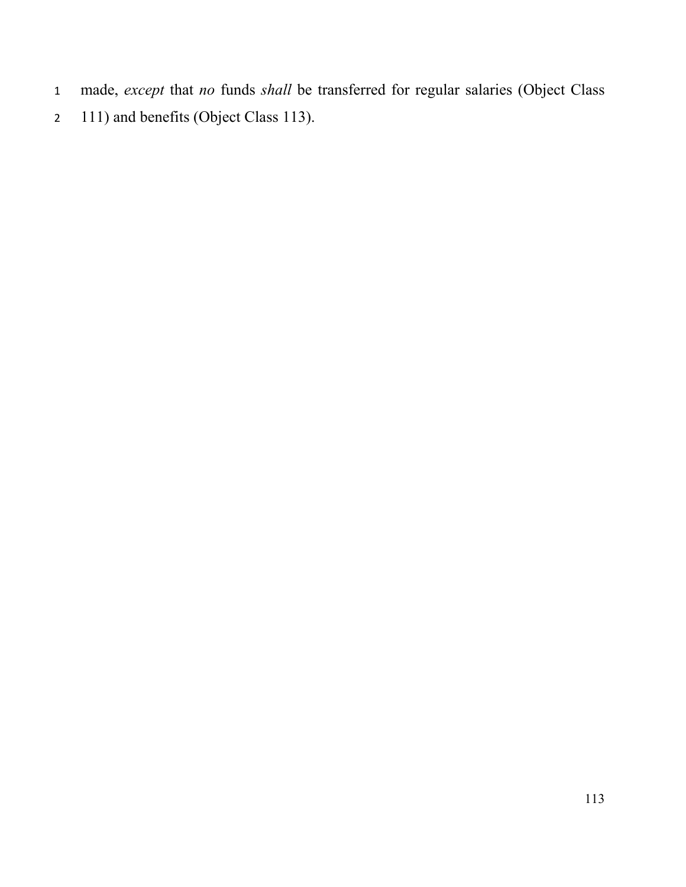made, *except* that *no* funds *shall* be transferred for regular salaries (Object Class 111) and benefits (Object Class 113).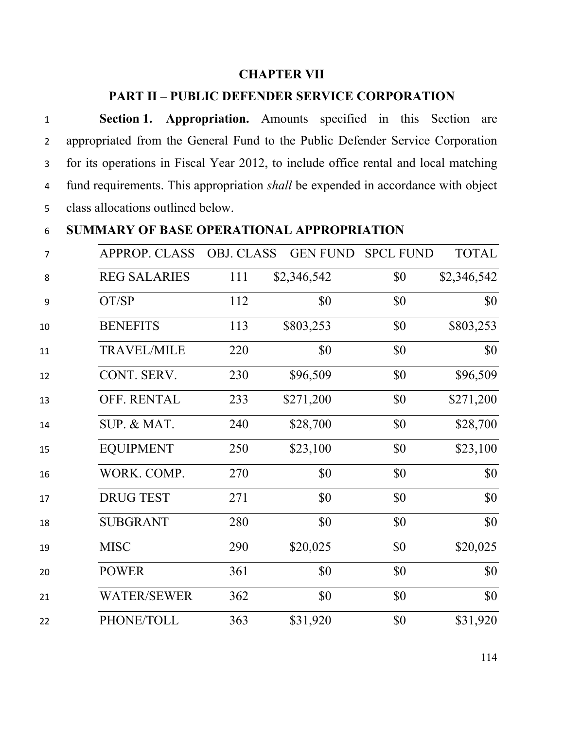## CHAPTER VII

## PART II – PUBLIC DEFENDER SERVICE CORPORATION

**Section 1. Appropriation.** Amounts specified in this Section are appropriated from the General Fund to the Public Defender Service Corporation for its operations in Fiscal Year 2012, to include office rental and local matching fund requirements. This appropriation *shall* be expended in accordance with object class allocations outlined below.

**SUMMARY OF BASE OPERATIONAL APPROPRIATION**

| APPROP. CLASS | OBJ. CLASS | GEN FUND | SPCL FUND | TOTAL |
|---|---|---|---|---|
| REG SALARIES | 111 | $2,346,542 | $0 | $2,346,542 |
| OT/SP | 112 | $0 | $0 | $0 |
| BENEFITS | 113 | $803,253 | $0 | $803,253 |
| TRAVEL/MILE | 220 | $0 | $0 | $0 |
| CONT. SERV. | 230 | $96,509 | $0 | $96,509 |
| OFF. RENTAL | 233 | $271,200 | $0 | $271,200 |
| SUP. & MAT. | 240 | $28,700 | $0 | $28,700 |
| EQUIPMENT | 250 | $23,100 | $0 | $23,100 |
| WORK. COMP. | 270 | $0 | $0 | $0 |
| DRUG TEST | 271 | $0 | $0 | $0 |
| SUBGRANT | 280 | $0 | $0 | $0 |
| MISC | 290 | $20,025 | $0 | $20,025 |
| POWER | 361 | $0 | $0 | $0 |
| WATER/SEWER | 362 | $0 | $0 | $0 |
| PHONE/TOLL | 363 | $31,920 | $0 | $31,920 |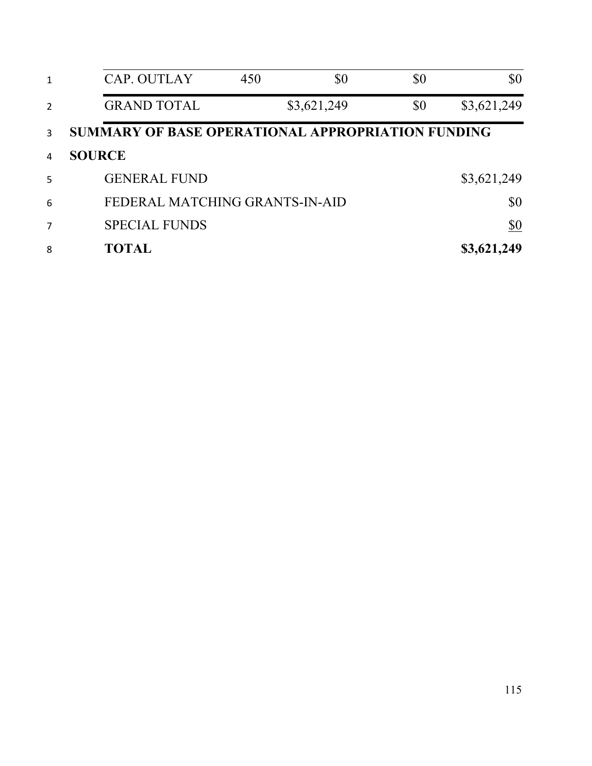| | | | | |
|---|---|---|---|---|
| CAP. OUTLAY | 450 | $0 | $0 | $0 |
| GRAND TOTAL | | $3,621,249 | $0 | $3,621,249 |

**SUMMARY OF BASE OPERATIONAL APPROPRIATION FUNDING SOURCE**

| | |
|---|---|
| GENERAL FUND | $3,621,249 |
| FEDERAL MATCHING GRANTS-IN-AID | $0 |
| SPECIAL FUNDS | $0 |
| **TOTAL** | **$3,621,249** |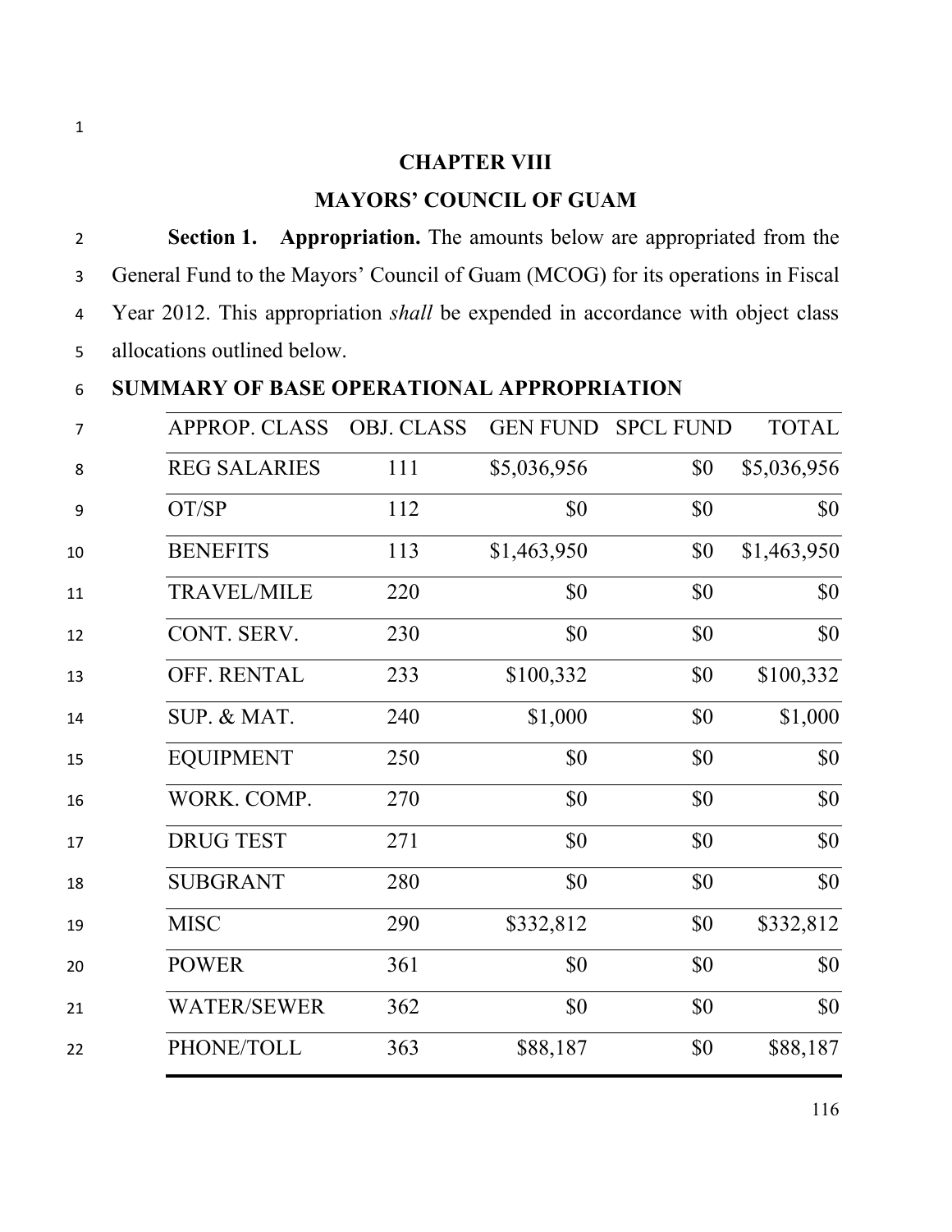## CHAPTER VIII

## MAYORS' COUNCIL OF GUAM

**Section 1. Appropriation.** The amounts below are appropriated from the General Fund to the Mayors' Council of Guam (MCOG) for its operations in Fiscal Year 2012. This appropriation *shall* be expended in accordance with object class allocations outlined below.

**SUMMARY OF BASE OPERATIONAL APPROPRIATION**

| APPROP. CLASS | OBJ. CLASS | GEN FUND | SPCL FUND | TOTAL |
|---|---|---|---|---|
| REG SALARIES | 111 | $5,036,956 | $0 | $5,036,956 |
| OT/SP | 112 | $0 | $0 | $0 |
| BENEFITS | 113 | $1,463,950 | $0 | $1,463,950 |
| TRAVEL/MILE | 220 | $0 | $0 | $0 |
| CONT. SERV. | 230 | $0 | $0 | $0 |
| OFF. RENTAL | 233 | $100,332 | $0 | $100,332 |
| SUP. & MAT. | 240 | $1,000 | $0 | $1,000 |
| EQUIPMENT | 250 | $0 | $0 | $0 |
| WORK. COMP. | 270 | $0 | $0 | $0 |
| DRUG TEST | 271 | $0 | $0 | $0 |
| SUBGRANT | 280 | $0 | $0 | $0 |
| MISC | 290 | $332,812 | $0 | $332,812 |
| POWER | 361 | $0 | $0 | $0 |
| WATER/SEWER | 362 | $0 | $0 | $0 |
| PHONE/TOLL | 363 | $88,187 | $0 | $88,187 |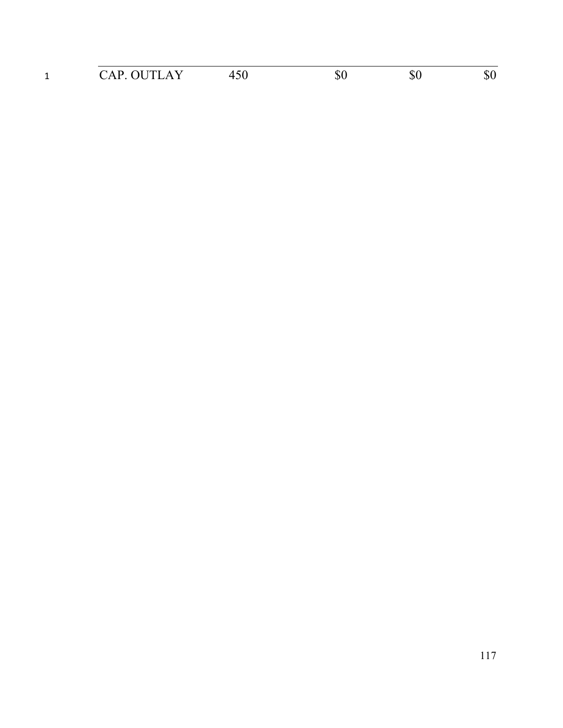| CAP. OUTLAY | 450 | $0 | $0 | $0 |
|---|---|---|---|---|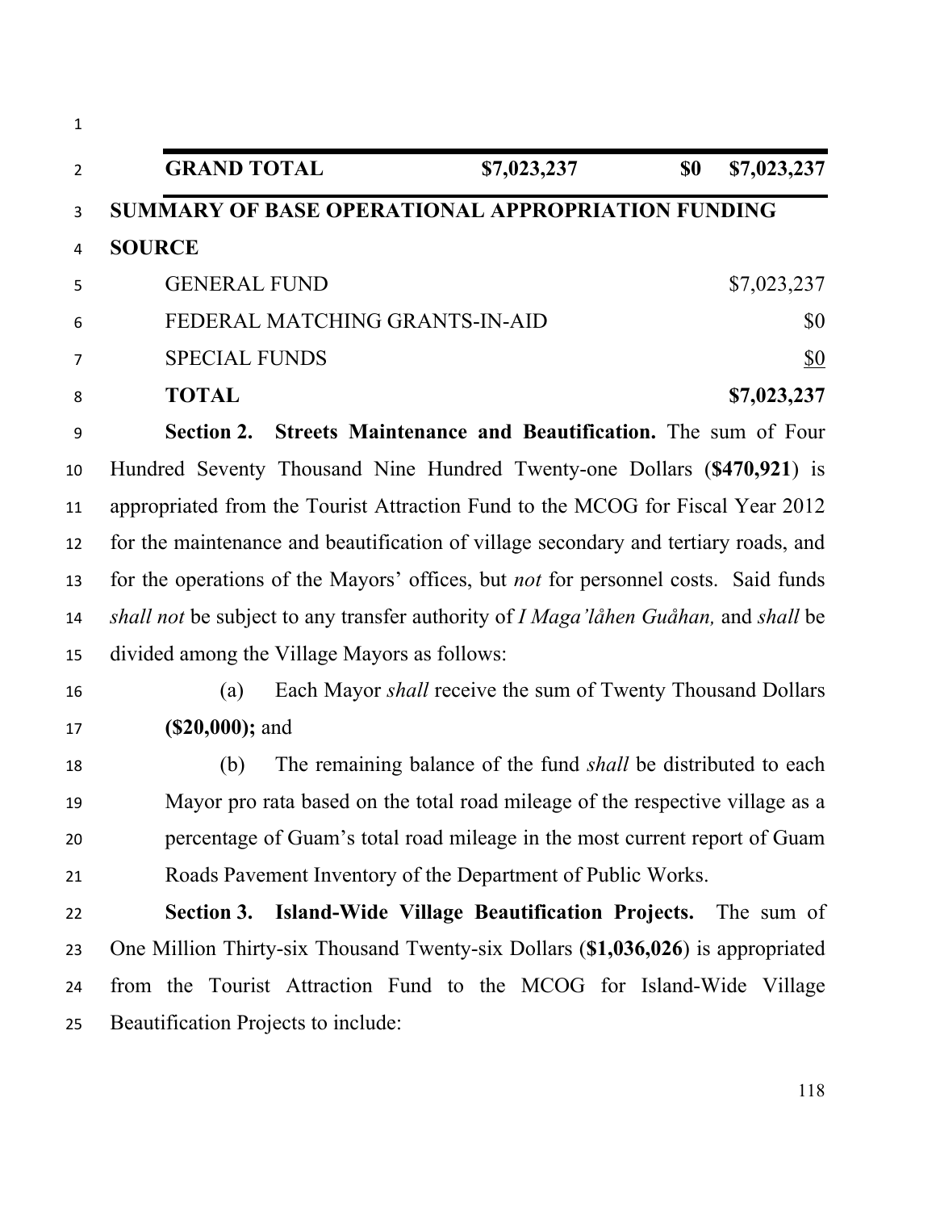| GRAND TOTAL | $7,023,237 | $0 | $7,023,237 |
| --- | --- | --- | --- |

**SUMMARY OF BASE OPERATIONAL APPROPRIATION FUNDING SOURCE**

| | |
| --- | --- |
| GENERAL FUND | $7,023,237 |
| FEDERAL MATCHING GRANTS-IN-AID | $0 |
| SPECIAL FUNDS | $0 |
| **TOTAL** | **$7,023,237** |

**Section 2. Streets Maintenance and Beautification.** The sum of Four Hundred Seventy Thousand Nine Hundred Twenty-one Dollars (**$470,921**) is appropriated from the Tourist Attraction Fund to the MCOG for Fiscal Year 2012 for the maintenance and beautification of village secondary and tertiary roads, and for the operations of the Mayors' offices, but *not* for personnel costs. Said funds *shall not* be subject to any transfer authority of *I Maga'låhen Guåhan,* and *shall* be divided among the Village Mayors as follows:

(a) Each Mayor *shall* receive the sum of Twenty Thousand Dollars **($20,000);** and

(b) The remaining balance of the fund *shall* be distributed to each Mayor pro rata based on the total road mileage of the respective village as a percentage of Guam's total road mileage in the most current report of Guam Roads Pavement Inventory of the Department of Public Works.

**Section 3. Island-Wide Village Beautification Projects.** The sum of One Million Thirty-six Thousand Twenty-six Dollars (**$1,036,026**) is appropriated from the Tourist Attraction Fund to the MCOG for Island-Wide Village Beautification Projects to include: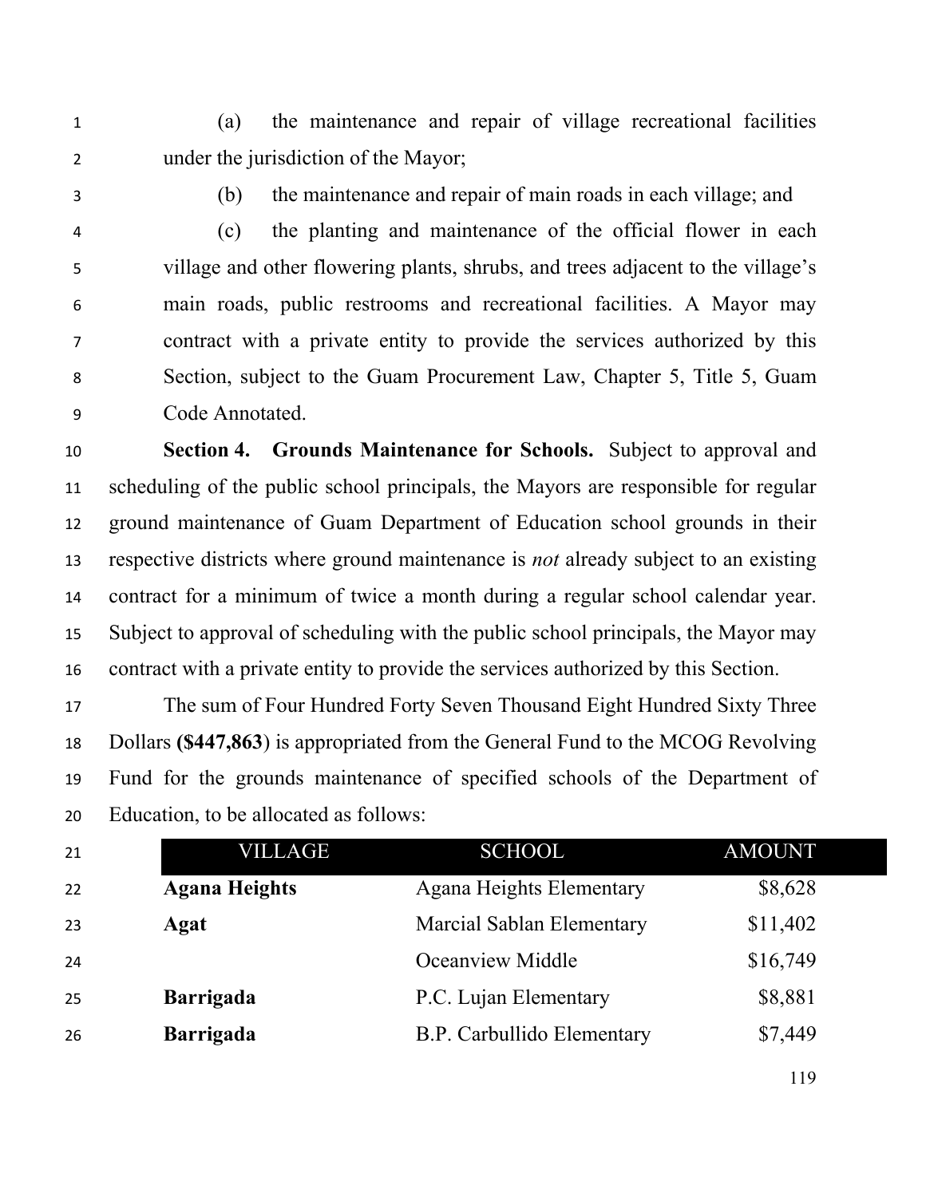(a) the maintenance and repair of village recreational facilities under the jurisdiction of the Mayor;

(b) the maintenance and repair of main roads in each village; and

(c) the planting and maintenance of the official flower in each village and other flowering plants, shrubs, and trees adjacent to the village's main roads, public restrooms and recreational facilities. A Mayor may contract with a private entity to provide the services authorized by this Section, subject to the Guam Procurement Law, Chapter 5, Title 5, Guam Code Annotated.

**Section 4. Grounds Maintenance for Schools.** Subject to approval and scheduling of the public school principals, the Mayors are responsible for regular ground maintenance of Guam Department of Education school grounds in their respective districts where ground maintenance is *not* already subject to an existing contract for a minimum of twice a month during a regular school calendar year. Subject to approval of scheduling with the public school principals, the Mayor may contract with a private entity to provide the services authorized by this Section.

The sum of Four Hundred Forty Seven Thousand Eight Hundred Sixty Three Dollars **($447,863**) is appropriated from the General Fund to the MCOG Revolving Fund for the grounds maintenance of specified schools of the Department of Education, to be allocated as follows:

| VILLAGE | SCHOOL | AMOUNT |
|---|---|---:|
| **Agana Heights** | Agana Heights Elementary | $8,628 |
| **Agat** | Marcial Sablan Elementary | $11,402 |
| | Oceanview Middle | $16,749 |
| **Barrigada** | P.C. Lujan Elementary | $8,881 |
| **Barrigada** | B.P. Carbullido Elementary | $7,449 |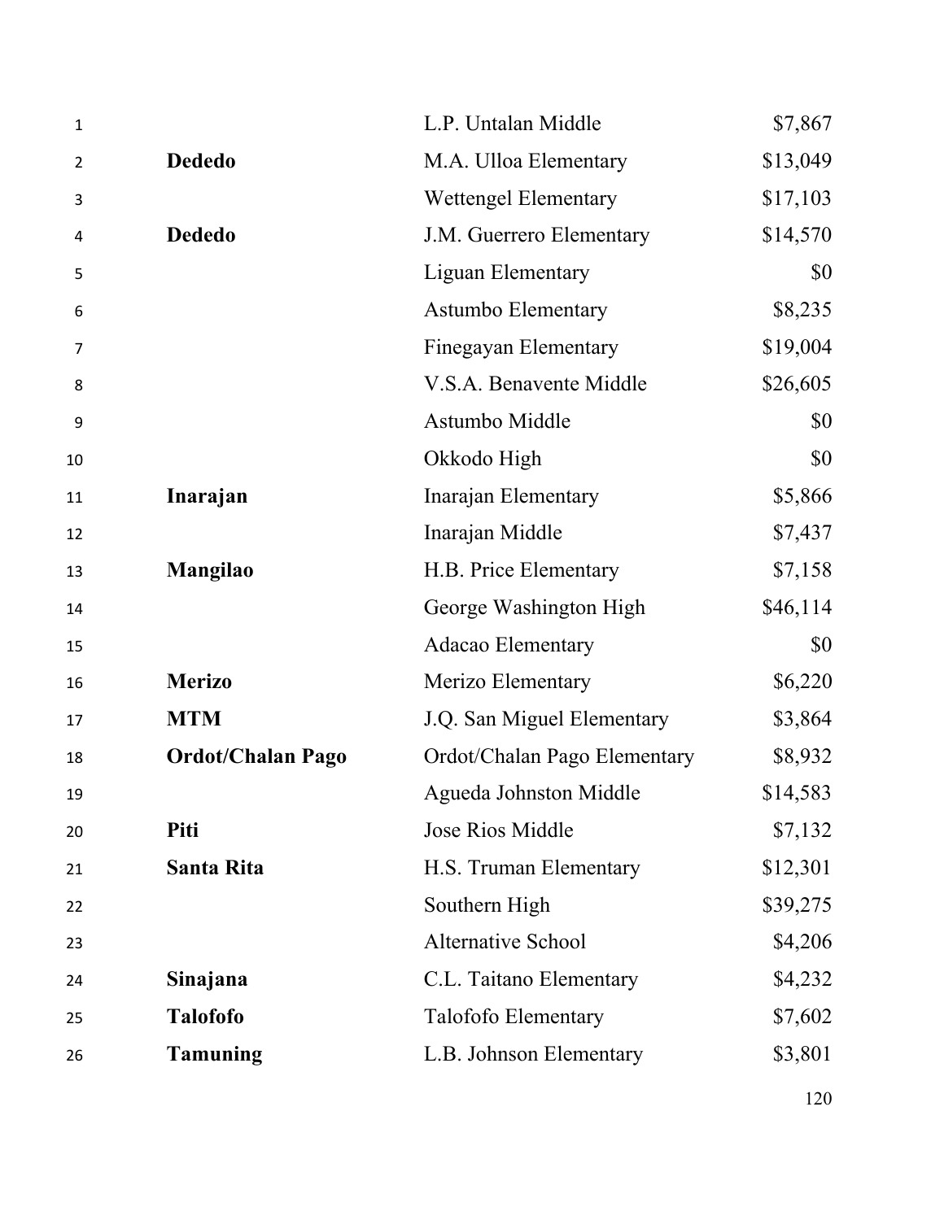| | | |
|---|---|---|
| | L.P. Untalan Middle | $7,867 |
| **Dededo** | M.A. Ulloa Elementary | $13,049 |
| | Wettengel Elementary | $17,103 |
| **Dededo** | J.M. Guerrero Elementary | $14,570 |
| | Liguan Elementary | $0 |
| | Astumbo Elementary | $8,235 |
| | Finegayan Elementary | $19,004 |
| | V.S.A. Benavente Middle | $26,605 |
| | Astumbo Middle | $0 |
| | Okkodo High | $0 |
| **Inarajan** | Inarajan Elementary | $5,866 |
| | Inarajan Middle | $7,437 |
| **Mangilao** | H.B. Price Elementary | $7,158 |
| | George Washington High | $46,114 |
| | Adacao Elementary | $0 |
| **Merizo** | Merizo Elementary | $6,220 |
| **MTM** | J.Q. San Miguel Elementary | $3,864 |
| **Ordot/Chalan Pago** | Ordot/Chalan Pago Elementary | $8,932 |
| | Agueda Johnston Middle | $14,583 |
| **Piti** | Jose Rios Middle | $7,132 |
| **Santa Rita** | H.S. Truman Elementary | $12,301 |
| | Southern High | $39,275 |
| | Alternative School | $4,206 |
| **Sinajana** | C.L. Taitano Elementary | $4,232 |
| **Talofofo** | Talofofo Elementary | $7,602 |
| **Tamuning** | L.B. Johnson Elementary | $3,801 |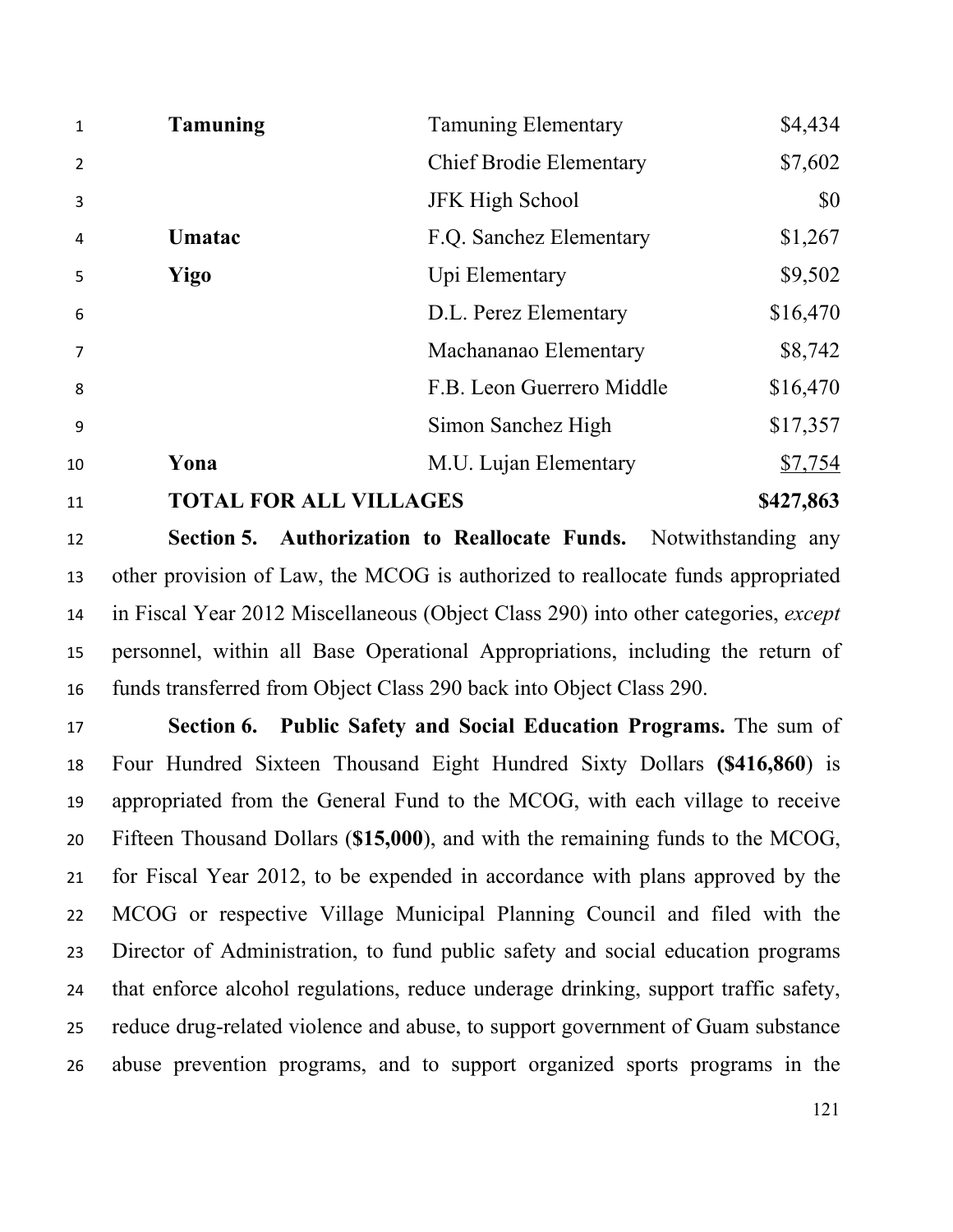| | | |
|---|---|---|
| **Tamuning** | Tamuning Elementary | $4,434 |
| | Chief Brodie Elementary | $7,602 |
| | JFK High School | $0 |
| **Umatac** | F.Q. Sanchez Elementary | $1,267 |
| **Yigo** | Upi Elementary | $9,502 |
| | D.L. Perez Elementary | $16,470 |
| | Machananao Elementary | $8,742 |
| | F.B. Leon Guerrero Middle | $16,470 |
| | Simon Sanchez High | $17,357 |
| **Yona** | M.U. Lujan Elementary | $7,754 |
| **TOTAL FOR ALL VILLAGES** | | **$427,863** |

**Section 5. Authorization to Reallocate Funds.** Notwithstanding any other provision of Law, the MCOG is authorized to reallocate funds appropriated in Fiscal Year 2012 Miscellaneous (Object Class 290) into other categories, *except* personnel, within all Base Operational Appropriations, including the return of funds transferred from Object Class 290 back into Object Class 290.

**Section 6. Public Safety and Social Education Programs.** The sum of Four Hundred Sixteen Thousand Eight Hundred Sixty Dollars **($416,860)** is appropriated from the General Fund to the MCOG, with each village to receive Fifteen Thousand Dollars (**$15,000**), and with the remaining funds to the MCOG, for Fiscal Year 2012, to be expended in accordance with plans approved by the MCOG or respective Village Municipal Planning Council and filed with the Director of Administration, to fund public safety and social education programs that enforce alcohol regulations, reduce underage drinking, support traffic safety, reduce drug-related violence and abuse, to support government of Guam substance abuse prevention programs, and to support organized sports programs in the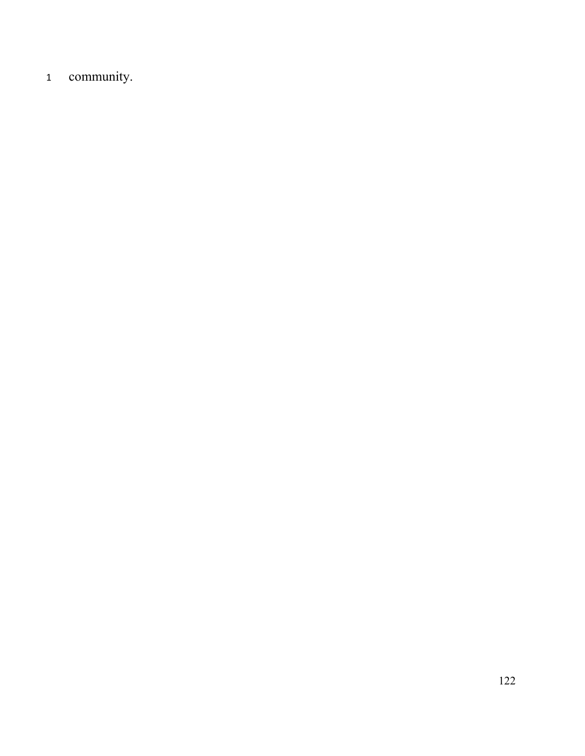community.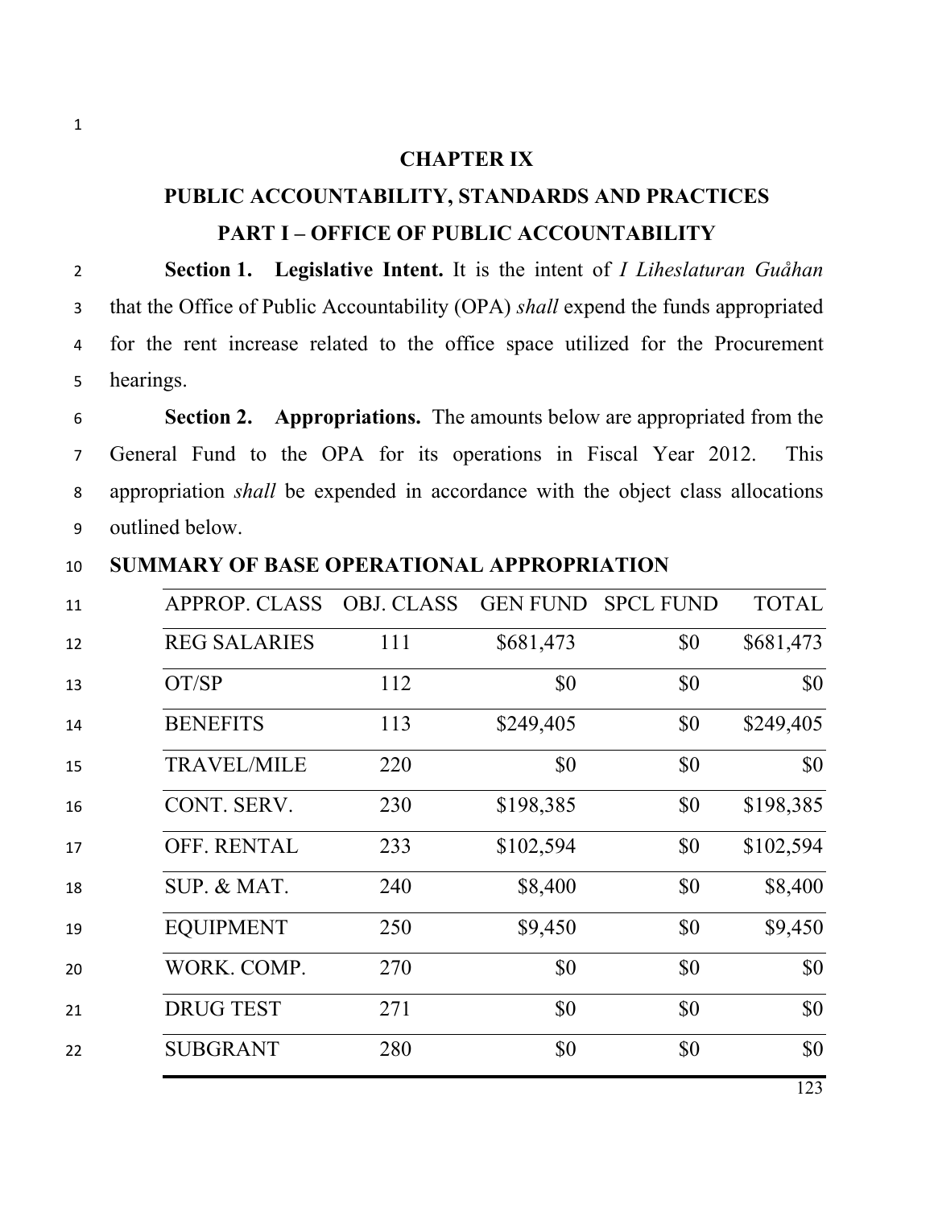# CHAPTER IX

## PUBLIC ACCOUNTABILITY, STANDARDS AND PRACTICES

### PART I – OFFICE OF PUBLIC ACCOUNTABILITY

**Section 1. Legislative Intent.** It is the intent of *I Liheslaturan Guåhan* that the Office of Public Accountability (OPA) *shall* expend the funds appropriated for the rent increase related to the office space utilized for the Procurement hearings.

**Section 2. Appropriations.** The amounts below are appropriated from the General Fund to the OPA for its operations in Fiscal Year 2012. This appropriation *shall* be expended in accordance with the object class allocations outlined below.

**SUMMARY OF BASE OPERATIONAL APPROPRIATION**

| APPROP. CLASS | OBJ. CLASS | GEN FUND | SPCL FUND | TOTAL |
|---|---|---|---|---|
| REG SALARIES | 111 | $681,473 | $0 | $681,473 |
| OT/SP | 112 | $0 | $0 | $0 |
| BENEFITS | 113 | $249,405 | $0 | $249,405 |
| TRAVEL/MILE | 220 | $0 | $0 | $0 |
| CONT. SERV. | 230 | $198,385 | $0 | $198,385 |
| OFF. RENTAL | 233 | $102,594 | $0 | $102,594 |
| SUP. & MAT. | 240 | $8,400 | $0 | $8,400 |
| EQUIPMENT | 250 | $9,450 | $0 | $9,450 |
| WORK. COMP. | 270 | $0 | $0 | $0 |
| DRUG TEST | 271 | $0 | $0 | $0 |
| SUBGRANT | 280 | $0 | $0 | $0 |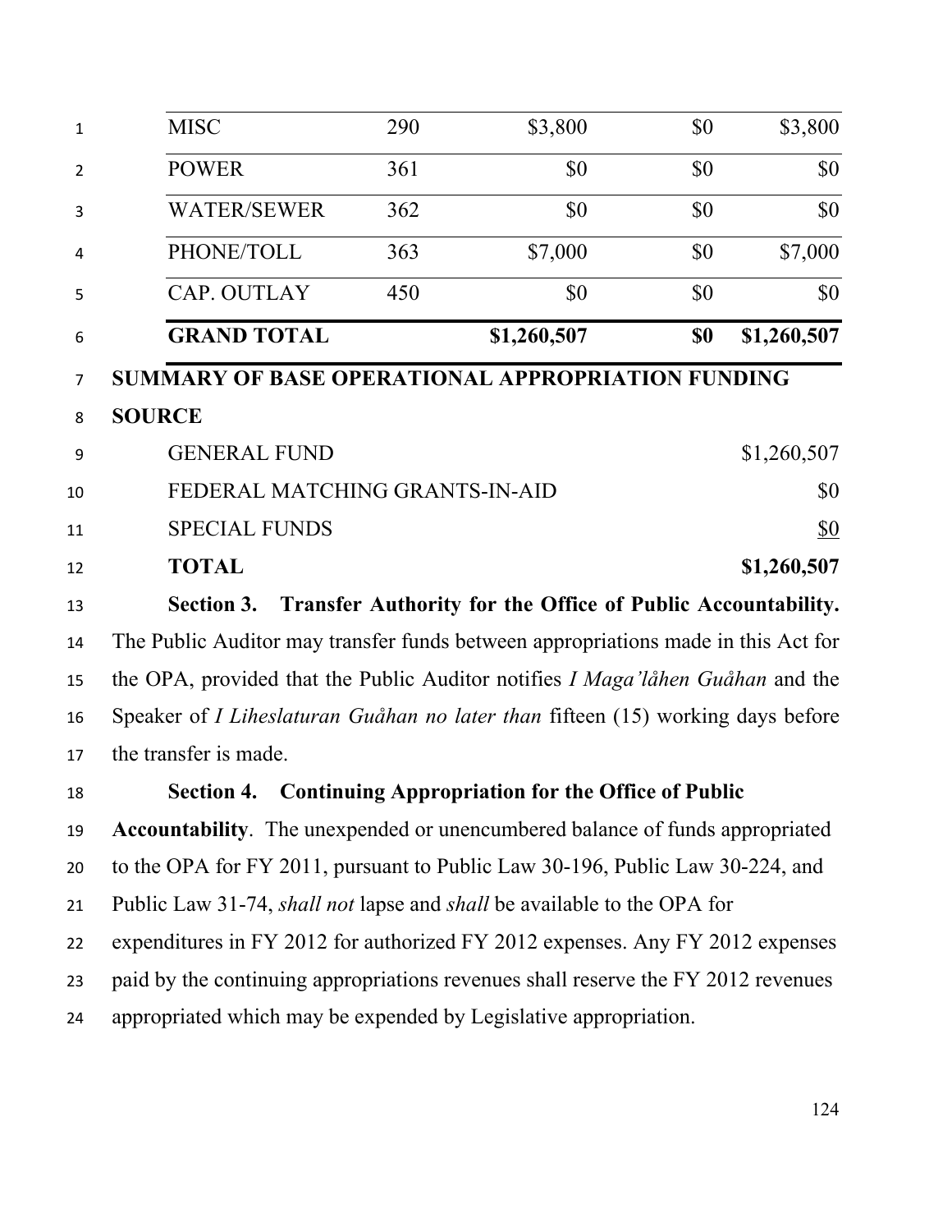| MISC | 290 | $3,800 | $0 | $3,800 |
|---|---|---|---|---|
| POWER | 361 | $0 | $0 | $0 |
| WATER/SEWER | 362 | $0 | $0 | $0 |
| PHONE/TOLL | 363 | $7,000 | $0 | $7,000 |
| CAP. OUTLAY | 450 | $0 | $0 | $0 |
| **GRAND TOTAL** | | **$1,260,507** | **$0** | **$1,260,507** |

**SUMMARY OF BASE OPERATIONAL APPROPRIATION FUNDING SOURCE**

| | |
|---|---|
| GENERAL FUND | $1,260,507 |
| FEDERAL MATCHING GRANTS-IN-AID | $0 |
| SPECIAL FUNDS | $0 |
| **TOTAL** | **$1,260,507** |

**Section 3. Transfer Authority for the Office of Public Accountability.** The Public Auditor may transfer funds between appropriations made in this Act for the OPA, provided that the Public Auditor notifies *I Maga'låhen Guåhan* and the Speaker of *I Liheslaturan Guåhan no later than* fifteen (15) working days before the transfer is made.

**Section 4. Continuing Appropriation for the Office of Public Accountability**. The unexpended or unencumbered balance of funds appropriated to the OPA for FY 2011, pursuant to Public Law 30-196, Public Law 30-224, and Public Law 31-74, *shall not* lapse and *shall* be available to the OPA for expenditures in FY 2012 for authorized FY 2012 expenses. Any FY 2012 expenses paid by the continuing appropriations revenues shall reserve the FY 2012 revenues appropriated which may be expended by Legislative appropriation.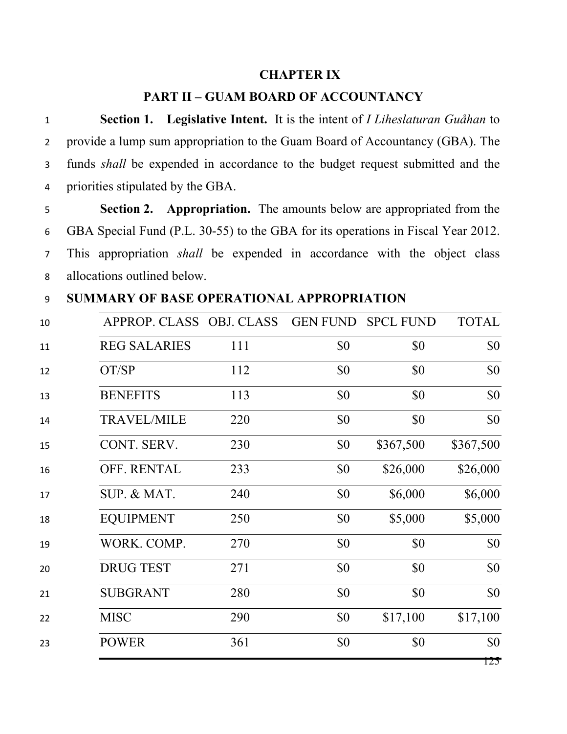## CHAPTER IX

## PART II – GUAM BOARD OF ACCOUNTANCY

**Section 1. Legislative Intent.** It is the intent of *I Liheslaturan Guåhan* to provide a lump sum appropriation to the Guam Board of Accountancy (GBA). The funds *shall* be expended in accordance to the budget request submitted and the priorities stipulated by the GBA.

**Section 2. Appropriation.** The amounts below are appropriated from the GBA Special Fund (P.L. 30-55) to the GBA for its operations in Fiscal Year 2012. This appropriation *shall* be expended in accordance with the object class allocations outlined below.

**SUMMARY OF BASE OPERATIONAL APPROPRIATION**

| APPROP. CLASS | OBJ. CLASS | GEN FUND | SPCL FUND | TOTAL |
|---|---|---|---|---|
| REG SALARIES | 111 | $0 | $0 | $0 |
| OT/SP | 112 | $0 | $0 | $0 |
| BENEFITS | 113 | $0 | $0 | $0 |
| TRAVEL/MILE | 220 | $0 | $0 | $0 |
| CONT. SERV. | 230 | $0 | $367,500 | $367,500 |
| OFF. RENTAL | 233 | $0 | $26,000 | $26,000 |
| SUP. & MAT. | 240 | $0 | $6,000 | $6,000 |
| EQUIPMENT | 250 | $0 | $5,000 | $5,000 |
| WORK. COMP. | 270 | $0 | $0 | $0 |
| DRUG TEST | 271 | $0 | $0 | $0 |
| SUBGRANT | 280 | $0 | $0 | $0 |
| MISC | 290 | $0 | $17,100 | $17,100 |
| POWER | 361 | $0 | $0 | $0 |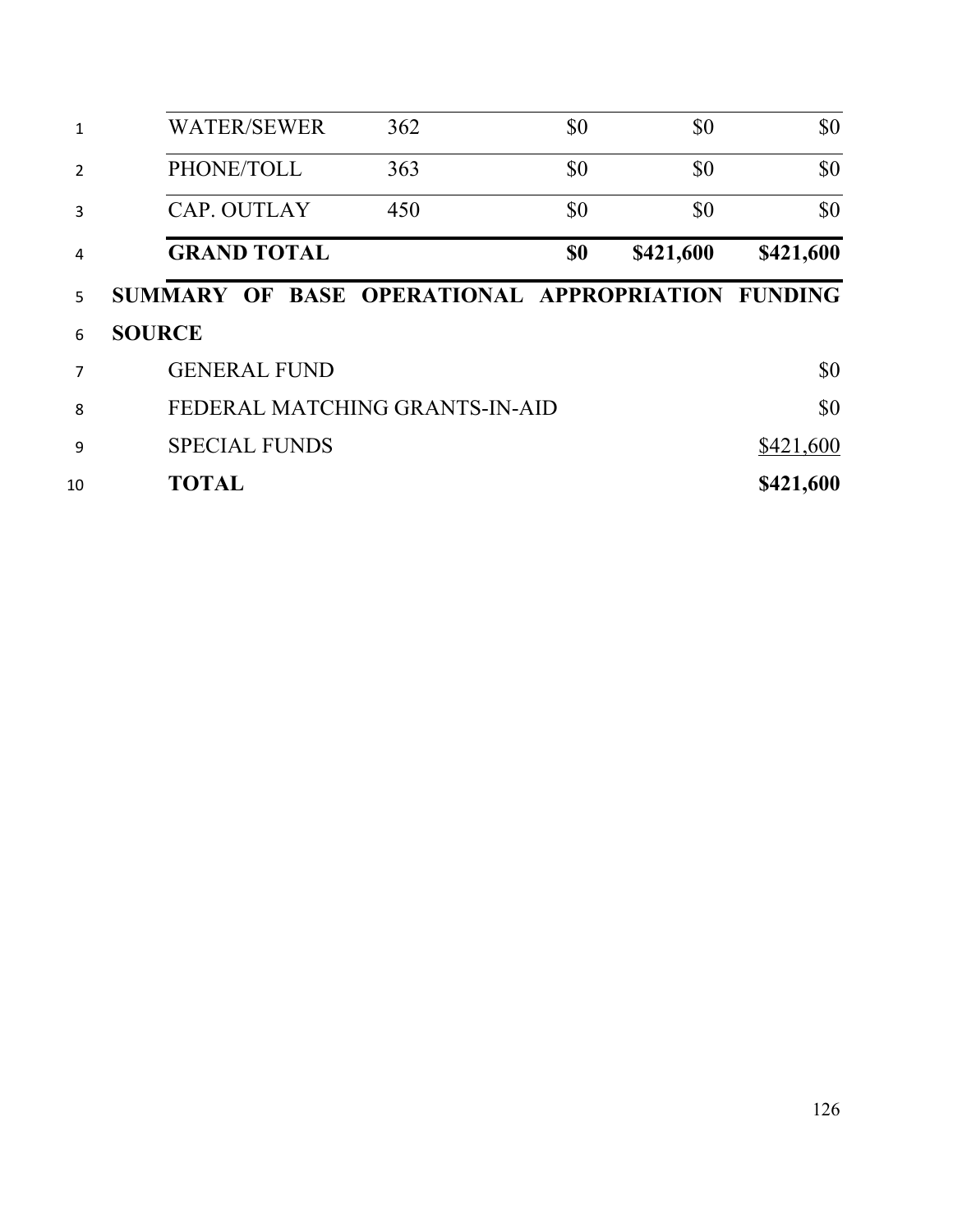| | | | | |
|---|---|---|---|---|
| WATER/SEWER | 362 | $0 | $0 | $0 |
| PHONE/TOLL | 363 | $0 | $0 | $0 |
| CAP. OUTLAY | 450 | $0 | $0 | $0 |
| **GRAND TOTAL** | | **$0** | **$421,600** | **$421,600** |

**SUMMARY OF BASE OPERATIONAL APPROPRIATION FUNDING SOURCE**

| | |
|---|---|
| GENERAL FUND | $0 |
| FEDERAL MATCHING GRANTS-IN-AID | $0 |
| SPECIAL FUNDS | $421,600 |
| **TOTAL** | **$421,600** |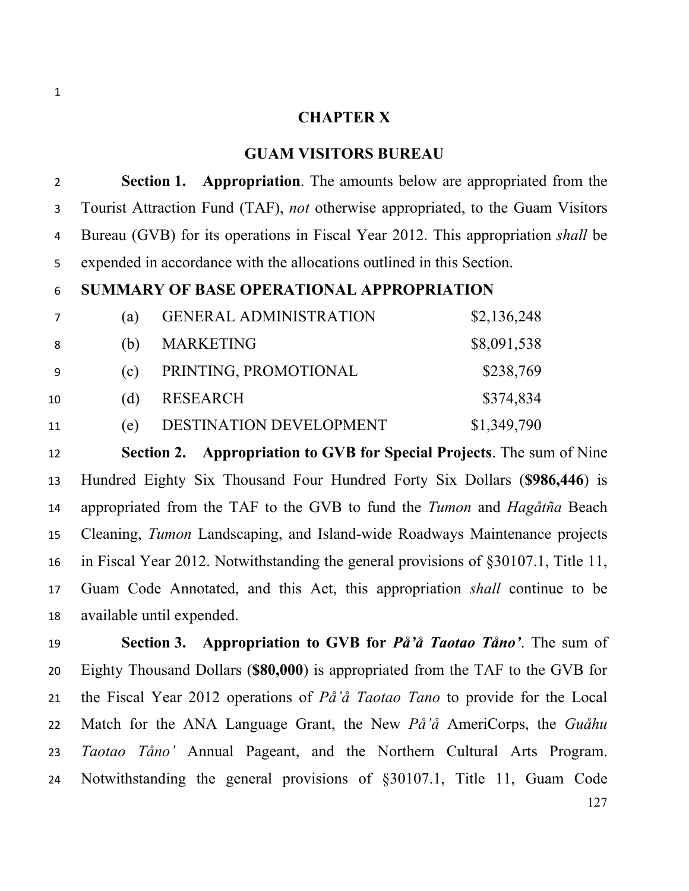## CHAPTER X

## GUAM VISITORS BUREAU

**Section 1. Appropriation**. The amounts below are appropriated from the Tourist Attraction Fund (TAF), *not* otherwise appropriated, to the Guam Visitors Bureau (GVB) for its operations in Fiscal Year 2012. This appropriation *shall* be expended in accordance with the allocations outlined in this Section.

**SUMMARY OF BASE OPERATIONAL APPROPRIATION**

| | | |
|---|---|---|
| (a) | GENERAL ADMINISTRATION | $2,136,248 |
| (b) | MARKETING | $8,091,538 |
| (c) | PRINTING, PROMOTIONAL | $238,769 |
| (d) | RESEARCH | $374,834 |
| (e) | DESTINATION DEVELOPMENT | $1,349,790 |

**Section 2. Appropriation to GVB for Special Projects**. The sum of Nine Hundred Eighty Six Thousand Four Hundred Forty Six Dollars (**$986,446**) is appropriated from the TAF to the GVB to fund the *Tumon* and *Hagåtña* Beach Cleaning, *Tumon* Landscaping, and Island-wide Roadways Maintenance projects in Fiscal Year 2012. Notwithstanding the general provisions of §30107.1, Title 11, Guam Code Annotated, and this Act, this appropriation *shall* continue to be available until expended.

**Section 3. Appropriation to GVB for *På'å Taotao Tåno'***. The sum of Eighty Thousand Dollars (**$80,000**) is appropriated from the TAF to the GVB for the Fiscal Year 2012 operations of *På'å Taotao Tano* to provide for the Local Match for the ANA Language Grant, the New *På'å* AmeriCorps, the *Guåhu Taotao Tåno'* Annual Pageant, and the Northern Cultural Arts Program. Notwithstanding the general provisions of §30107.1, Title 11, Guam Code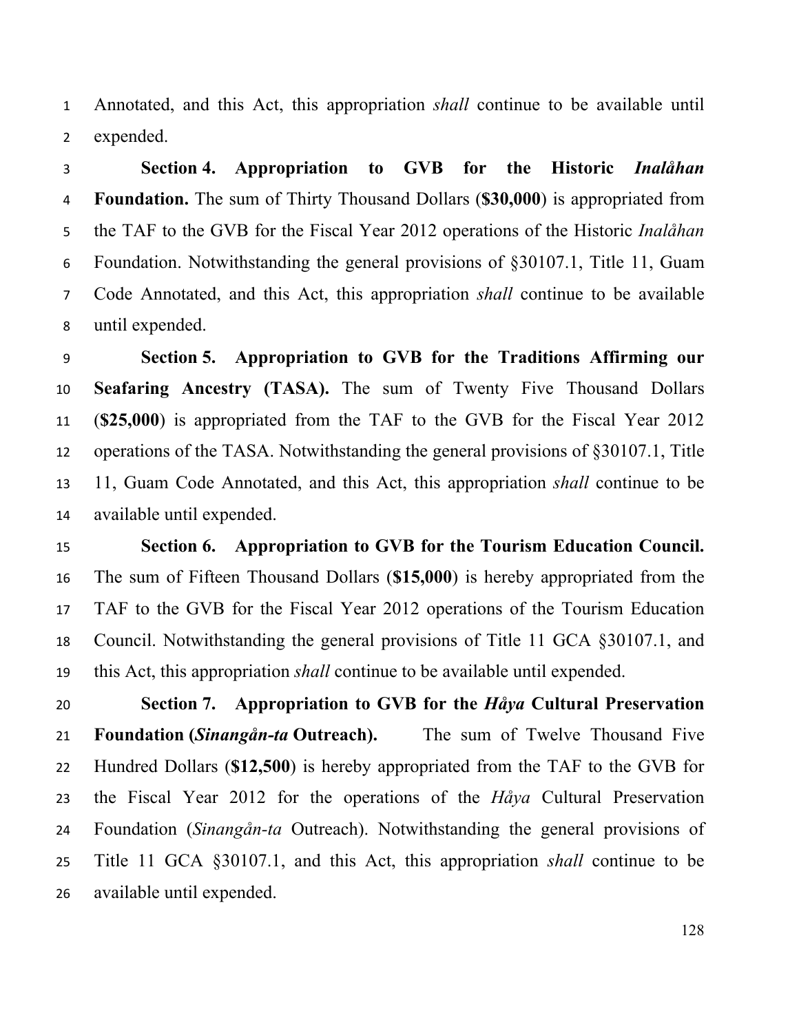Annotated, and this Act, this appropriation *shall* continue to be available until expended.

**Section 4. Appropriation to GVB for the Historic *Inalåhan* Foundation.** The sum of Thirty Thousand Dollars (**$30,000**) is appropriated from the TAF to the GVB for the Fiscal Year 2012 operations of the Historic *Inalåhan* Foundation. Notwithstanding the general provisions of §30107.1, Title 11, Guam Code Annotated, and this Act, this appropriation *shall* continue to be available until expended.

**Section 5. Appropriation to GVB for the Traditions Affirming our Seafaring Ancestry (TASA).** The sum of Twenty Five Thousand Dollars (**$25,000**) is appropriated from the TAF to the GVB for the Fiscal Year 2012 operations of the TASA. Notwithstanding the general provisions of §30107.1, Title 11, Guam Code Annotated, and this Act, this appropriation *shall* continue to be available until expended.

**Section 6. Appropriation to GVB for the Tourism Education Council.** The sum of Fifteen Thousand Dollars (**$15,000**) is hereby appropriated from the TAF to the GVB for the Fiscal Year 2012 operations of the Tourism Education Council. Notwithstanding the general provisions of Title 11 GCA §30107.1, and this Act, this appropriation *shall* continue to be available until expended.

**Section 7. Appropriation to GVB for the *Håya* Cultural Preservation Foundation (*Sinangån-ta* Outreach).** The sum of Twelve Thousand Five Hundred Dollars (**$12,500**) is hereby appropriated from the TAF to the GVB for the Fiscal Year 2012 for the operations of the *Håya* Cultural Preservation Foundation (*Sinangån-ta* Outreach). Notwithstanding the general provisions of Title 11 GCA §30107.1, and this Act, this appropriation *shall* continue to be available until expended.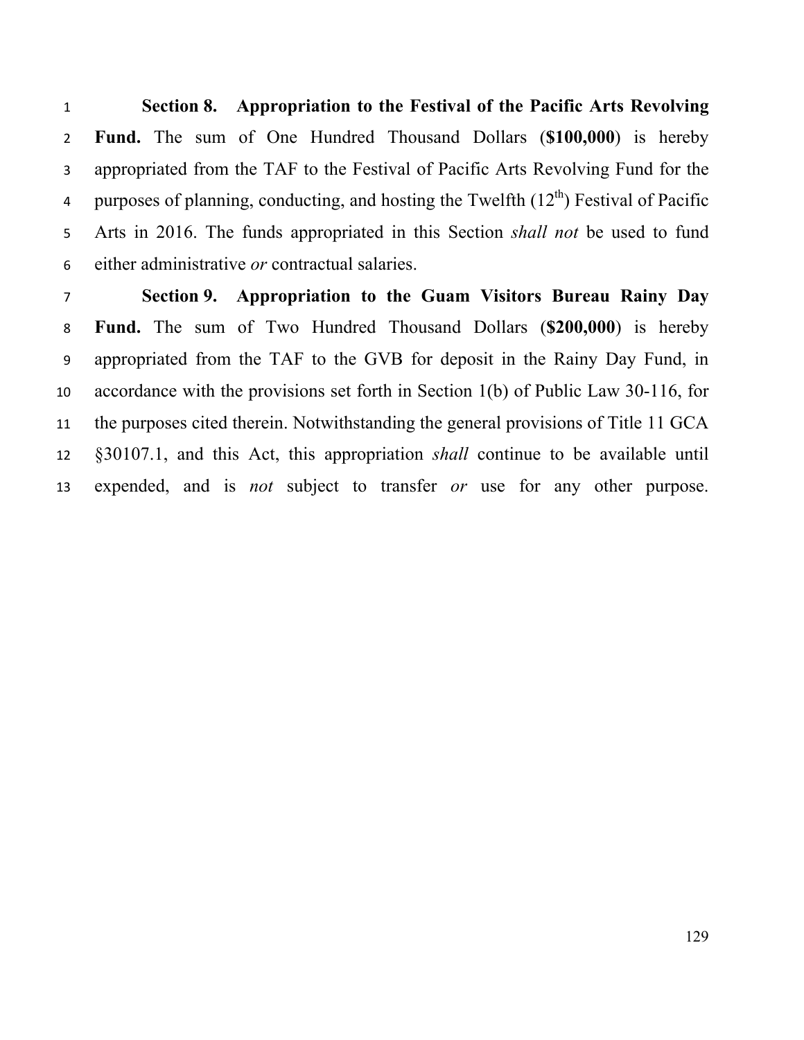**Section 8. Appropriation to the Festival of the Pacific Arts Revolving Fund.** The sum of One Hundred Thousand Dollars (**$100,000**) is hereby appropriated from the TAF to the Festival of Pacific Arts Revolving Fund for the purposes of planning, conducting, and hosting the Twelfth (12th) Festival of Pacific Arts in 2016. The funds appropriated in this Section *shall not* be used to fund either administrative *or* contractual salaries.

**Section 9. Appropriation to the Guam Visitors Bureau Rainy Day Fund.** The sum of Two Hundred Thousand Dollars (**$200,000**) is hereby appropriated from the TAF to the GVB for deposit in the Rainy Day Fund, in accordance with the provisions set forth in Section 1(b) of Public Law 30-116, for the purposes cited therein. Notwithstanding the general provisions of Title 11 GCA §30107.1, and this Act, this appropriation *shall* continue to be available until expended, and is *not* subject to transfer *or* use for any other purpose.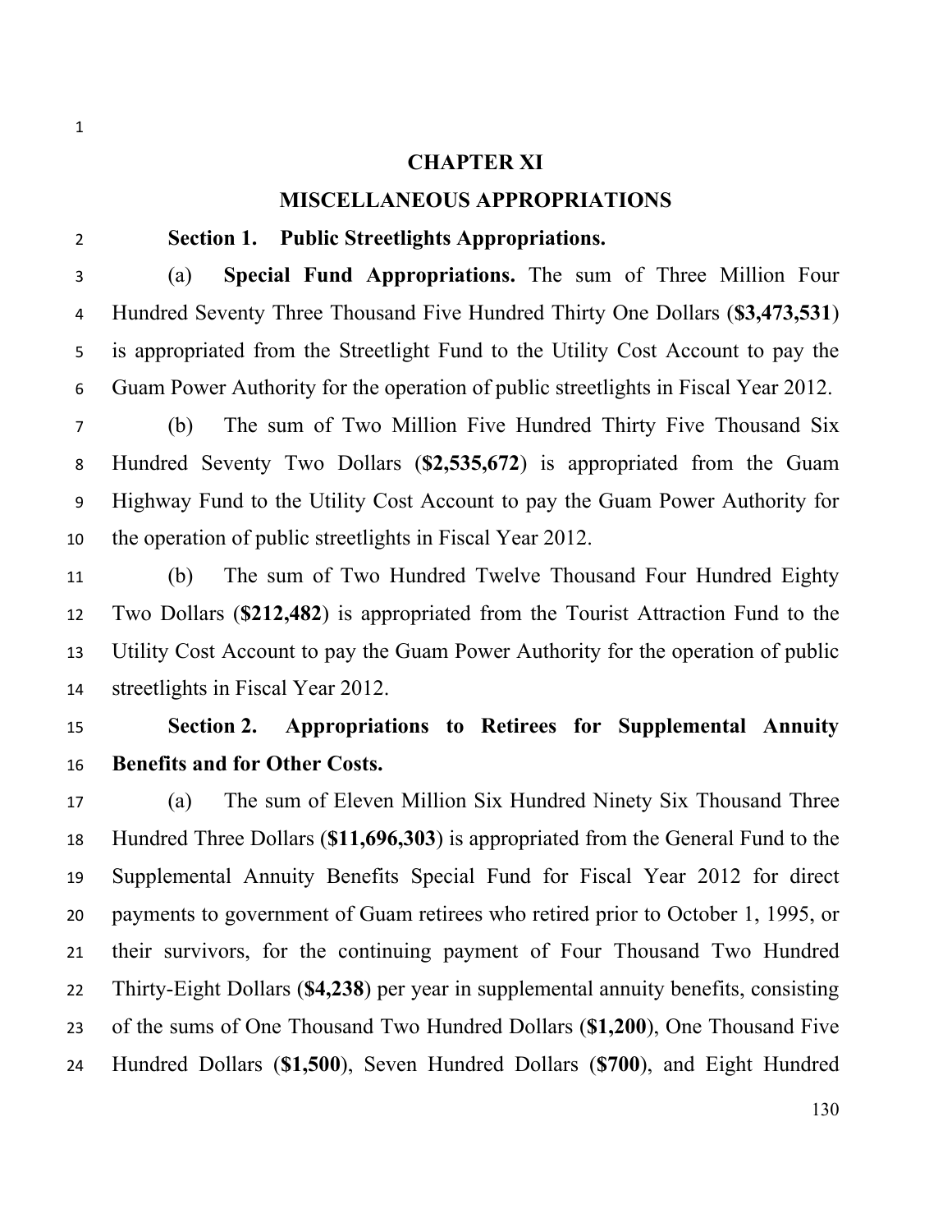# CHAPTER XI

## MISCELLANEOUS APPROPRIATIONS

**Section 1. Public Streetlights Appropriations.**

(a) **Special Fund Appropriations.** The sum of Three Million Four Hundred Seventy Three Thousand Five Hundred Thirty One Dollars (**$3,473,531**) is appropriated from the Streetlight Fund to the Utility Cost Account to pay the Guam Power Authority for the operation of public streetlights in Fiscal Year 2012.

(b) The sum of Two Million Five Hundred Thirty Five Thousand Six Hundred Seventy Two Dollars (**$2,535,672**) is appropriated from the Guam Highway Fund to the Utility Cost Account to pay the Guam Power Authority for the operation of public streetlights in Fiscal Year 2012.

(b) The sum of Two Hundred Twelve Thousand Four Hundred Eighty Two Dollars (**$212,482**) is appropriated from the Tourist Attraction Fund to the Utility Cost Account to pay the Guam Power Authority for the operation of public streetlights in Fiscal Year 2012.

**Section 2. Appropriations to Retirees for Supplemental Annuity Benefits and for Other Costs.**

(a) The sum of Eleven Million Six Hundred Ninety Six Thousand Three Hundred Three Dollars (**$11,696,303**) is appropriated from the General Fund to the Supplemental Annuity Benefits Special Fund for Fiscal Year 2012 for direct payments to government of Guam retirees who retired prior to October 1, 1995, or their survivors, for the continuing payment of Four Thousand Two Hundred Thirty-Eight Dollars (**$4,238**) per year in supplemental annuity benefits, consisting of the sums of One Thousand Two Hundred Dollars (**$1,200**), One Thousand Five Hundred Dollars (**$1,500**), Seven Hundred Dollars (**$700**), and Eight Hundred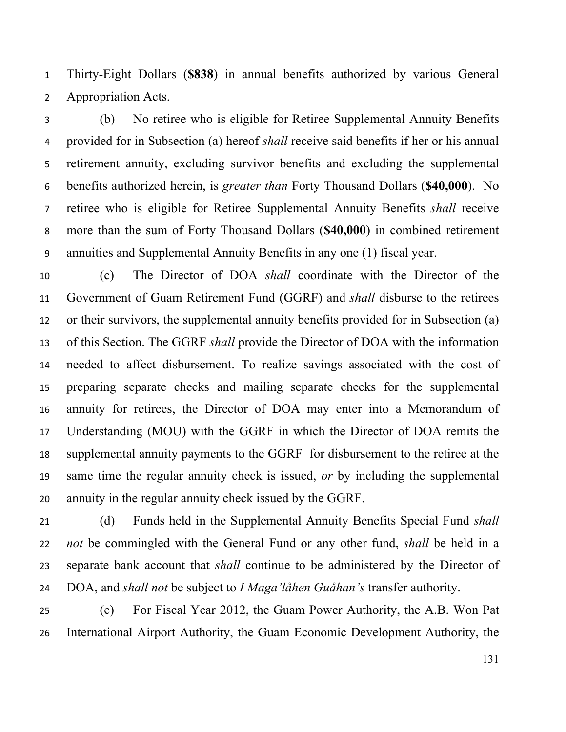Thirty-Eight Dollars (**$838**) in annual benefits authorized by various General Appropriation Acts.

(b) No retiree who is eligible for Retiree Supplemental Annuity Benefits provided for in Subsection (a) hereof *shall* receive said benefits if her or his annual retirement annuity, excluding survivor benefits and excluding the supplemental benefits authorized herein, is *greater than* Forty Thousand Dollars (**$40,000**). No retiree who is eligible for Retiree Supplemental Annuity Benefits *shall* receive more than the sum of Forty Thousand Dollars (**$40,000**) in combined retirement annuities and Supplemental Annuity Benefits in any one (1) fiscal year.

(c) The Director of DOA *shall* coordinate with the Director of the Government of Guam Retirement Fund (GGRF) and *shall* disburse to the retirees or their survivors, the supplemental annuity benefits provided for in Subsection (a) of this Section. The GGRF *shall* provide the Director of DOA with the information needed to affect disbursement. To realize savings associated with the cost of preparing separate checks and mailing separate checks for the supplemental annuity for retirees, the Director of DOA may enter into a Memorandum of Understanding (MOU) with the GGRF in which the Director of DOA remits the supplemental annuity payments to the GGRF for disbursement to the retiree at the same time the regular annuity check is issued, *or* by including the supplemental annuity in the regular annuity check issued by the GGRF.

(d) Funds held in the Supplemental Annuity Benefits Special Fund *shall not* be commingled with the General Fund or any other fund, *shall* be held in a separate bank account that *shall* continue to be administered by the Director of DOA, and *shall not* be subject to *I Maga'låhen Guåhan's* transfer authority.

(e) For Fiscal Year 2012, the Guam Power Authority, the A.B. Won Pat International Airport Authority, the Guam Economic Development Authority, the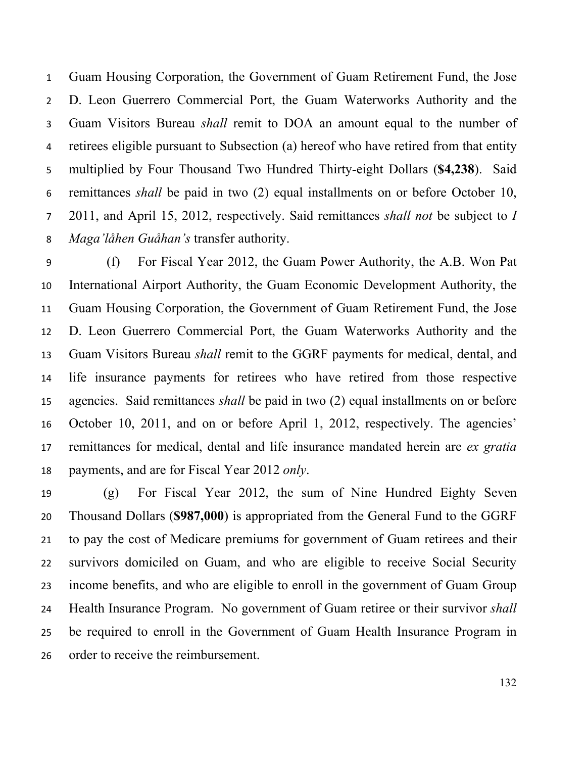Guam Housing Corporation, the Government of Guam Retirement Fund, the Jose D. Leon Guerrero Commercial Port, the Guam Waterworks Authority and the Guam Visitors Bureau *shall* remit to DOA an amount equal to the number of retirees eligible pursuant to Subsection (a) hereof who have retired from that entity multiplied by Four Thousand Two Hundred Thirty-eight Dollars (**$4,238**). Said remittances *shall* be paid in two (2) equal installments on or before October 10, 2011, and April 15, 2012, respectively. Said remittances *shall not* be subject to *I Maga'låhen Guåhan's* transfer authority.

(f) For Fiscal Year 2012, the Guam Power Authority, the A.B. Won Pat International Airport Authority, the Guam Economic Development Authority, the Guam Housing Corporation, the Government of Guam Retirement Fund, the Jose D. Leon Guerrero Commercial Port, the Guam Waterworks Authority and the Guam Visitors Bureau *shall* remit to the GGRF payments for medical, dental, and life insurance payments for retirees who have retired from those respective agencies. Said remittances *shall* be paid in two (2) equal installments on or before October 10, 2011, and on or before April 1, 2012, respectively. The agencies' remittances for medical, dental and life insurance mandated herein are *ex gratia* payments, and are for Fiscal Year 2012 *only*.

(g) For Fiscal Year 2012, the sum of Nine Hundred Eighty Seven Thousand Dollars (**$987,000**) is appropriated from the General Fund to the GGRF to pay the cost of Medicare premiums for government of Guam retirees and their survivors domiciled on Guam, and who are eligible to receive Social Security income benefits, and who are eligible to enroll in the government of Guam Group Health Insurance Program. No government of Guam retiree or their survivor *shall* be required to enroll in the Government of Guam Health Insurance Program in order to receive the reimbursement.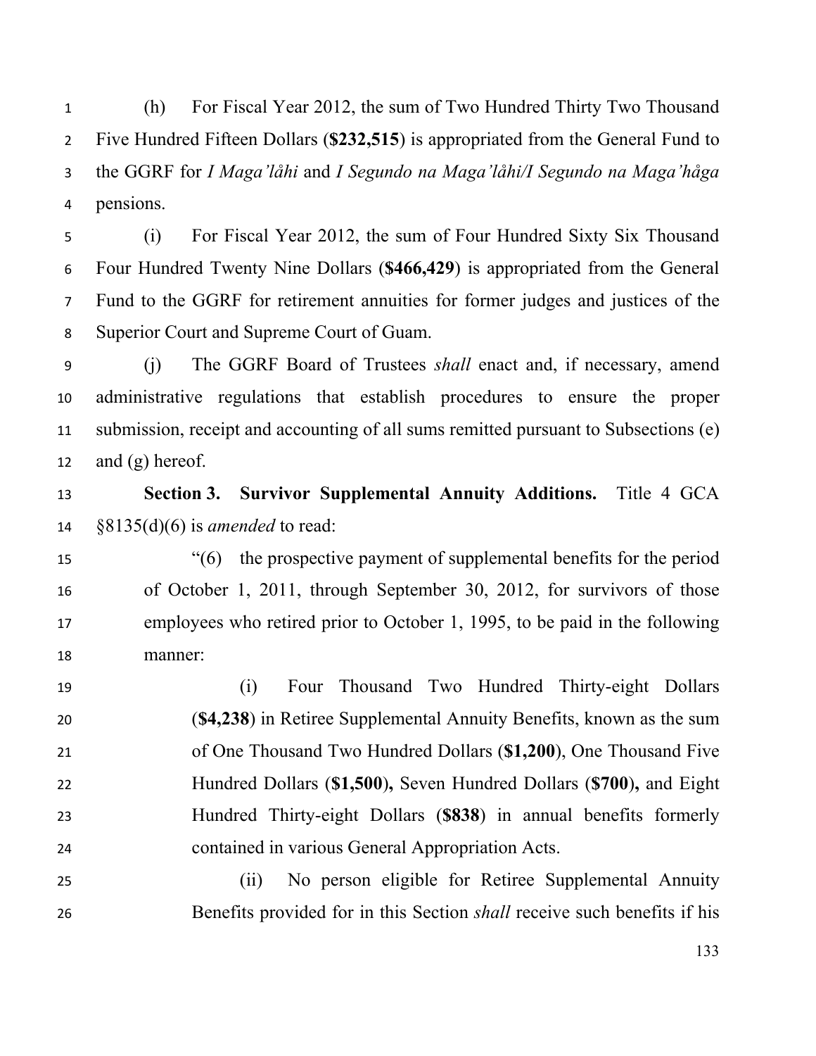(h) For Fiscal Year 2012, the sum of Two Hundred Thirty Two Thousand Five Hundred Fifteen Dollars (**$232,515**) is appropriated from the General Fund to the GGRF for *I Maga'låhi* and *I Segundo na Maga'låhi/I Segundo na Maga'håga* pensions.

(i) For Fiscal Year 2012, the sum of Four Hundred Sixty Six Thousand Four Hundred Twenty Nine Dollars (**$466,429**) is appropriated from the General Fund to the GGRF for retirement annuities for former judges and justices of the Superior Court and Supreme Court of Guam.

(j) The GGRF Board of Trustees *shall* enact and, if necessary, amend administrative regulations that establish procedures to ensure the proper submission, receipt and accounting of all sums remitted pursuant to Subsections (e) and (g) hereof.

**Section 3. Survivor Supplemental Annuity Additions.** Title 4 GCA §8135(d)(6) is *amended* to read:

"(6) the prospective payment of supplemental benefits for the period of October 1, 2011, through September 30, 2012, for survivors of those employees who retired prior to October 1, 1995, to be paid in the following manner:

(i) Four Thousand Two Hundred Thirty-eight Dollars (**$4,238**) in Retiree Supplemental Annuity Benefits, known as the sum of One Thousand Two Hundred Dollars (**$1,200**), One Thousand Five Hundred Dollars (**$1,500**), Seven Hundred Dollars (**$700**), and Eight Hundred Thirty-eight Dollars (**$838**) in annual benefits formerly contained in various General Appropriation Acts.

(ii) No person eligible for Retiree Supplemental Annuity Benefits provided for in this Section *shall* receive such benefits if his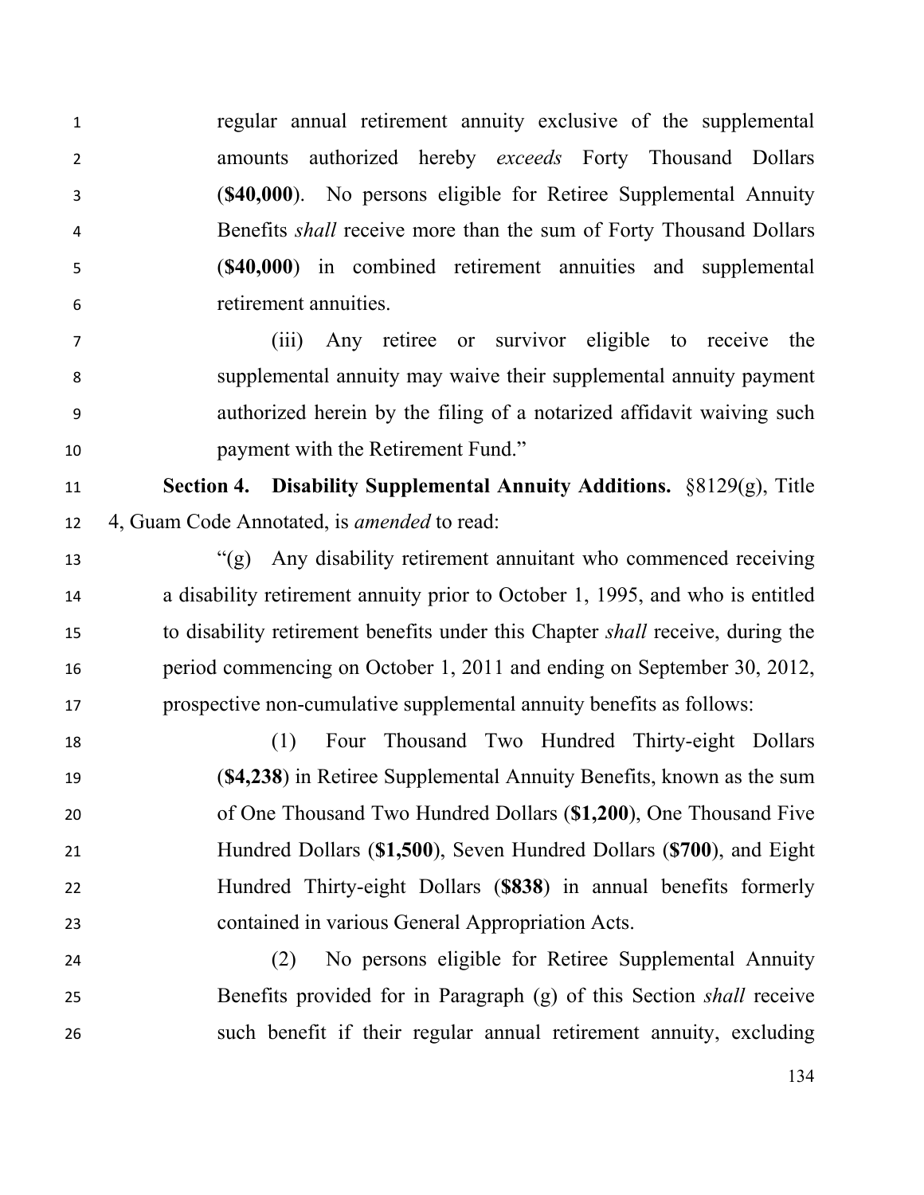regular annual retirement annuity exclusive of the supplemental amounts authorized hereby *exceeds* Forty Thousand Dollars (**$40,000**). No persons eligible for Retiree Supplemental Annuity Benefits *shall* receive more than the sum of Forty Thousand Dollars (**$40,000**) in combined retirement annuities and supplemental retirement annuities.

(iii) Any retiree or survivor eligible to receive the supplemental annuity may waive their supplemental annuity payment authorized herein by the filing of a notarized affidavit waiving such payment with the Retirement Fund."

**Section 4. Disability Supplemental Annuity Additions.** §8129(g), Title 4, Guam Code Annotated, is *amended* to read:

"(g) Any disability retirement annuitant who commenced receiving a disability retirement annuity prior to October 1, 1995, and who is entitled to disability retirement benefits under this Chapter *shall* receive, during the period commencing on October 1, 2011 and ending on September 30, 2012, prospective non-cumulative supplemental annuity benefits as follows:

(1) Four Thousand Two Hundred Thirty-eight Dollars (**$4,238**) in Retiree Supplemental Annuity Benefits, known as the sum of One Thousand Two Hundred Dollars (**$1,200**), One Thousand Five Hundred Dollars (**$1,500**), Seven Hundred Dollars (**$700**), and Eight Hundred Thirty-eight Dollars (**$838**) in annual benefits formerly contained in various General Appropriation Acts.

(2) No persons eligible for Retiree Supplemental Annuity Benefits provided for in Paragraph (g) of this Section *shall* receive such benefit if their regular annual retirement annuity, excluding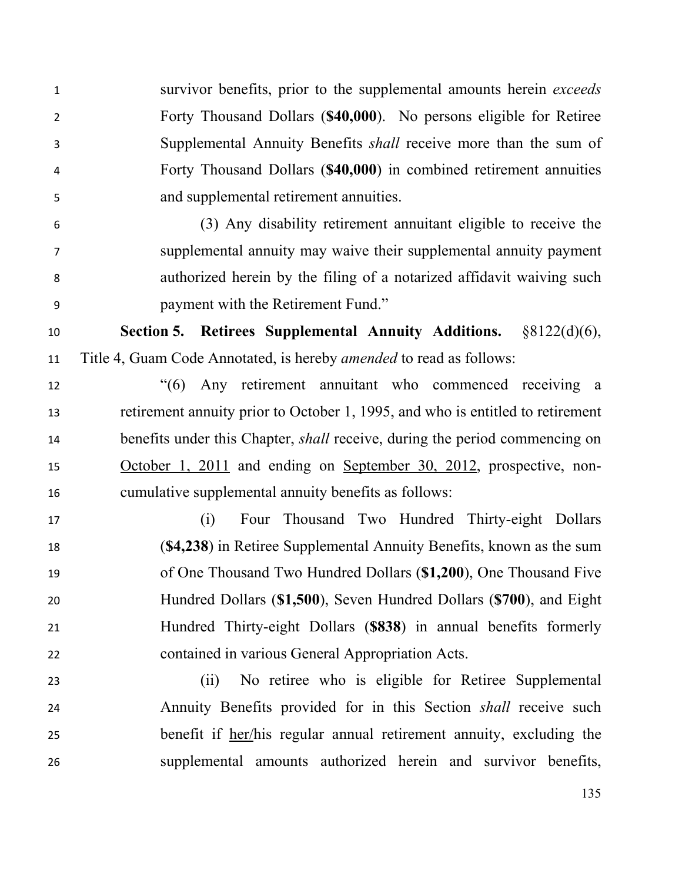survivor benefits, prior to the supplemental amounts herein *exceeds* Forty Thousand Dollars (**$40,000**). No persons eligible for Retiree Supplemental Annuity Benefits *shall* receive more than the sum of Forty Thousand Dollars (**$40,000**) in combined retirement annuities and supplemental retirement annuities.

(3) Any disability retirement annuitant eligible to receive the supplemental annuity may waive their supplemental annuity payment authorized herein by the filing of a notarized affidavit waiving such payment with the Retirement Fund."

**Section 5. Retirees Supplemental Annuity Additions.** §8122(d)(6), Title 4, Guam Code Annotated, is hereby *amended* to read as follows:

"(6) Any retirement annuitant who commenced receiving a retirement annuity prior to October 1, 1995, and who is entitled to retirement benefits under this Chapter, *shall* receive, during the period commencing on <u>October 1, 2011</u> and ending on <u>September 30, 2012</u>, prospective, non-cumulative supplemental annuity benefits as follows:

(i) Four Thousand Two Hundred Thirty-eight Dollars (**$4,238**) in Retiree Supplemental Annuity Benefits, known as the sum of One Thousand Two Hundred Dollars (**$1,200**), One Thousand Five Hundred Dollars (**$1,500**), Seven Hundred Dollars (**$700**), and Eight Hundred Thirty-eight Dollars (**$838**) in annual benefits formerly contained in various General Appropriation Acts.

(ii) No retiree who is eligible for Retiree Supplemental Annuity Benefits provided for in this Section *shall* receive such benefit if <u>her/</u>his regular annual retirement annuity, excluding the supplemental amounts authorized herein and survivor benefits,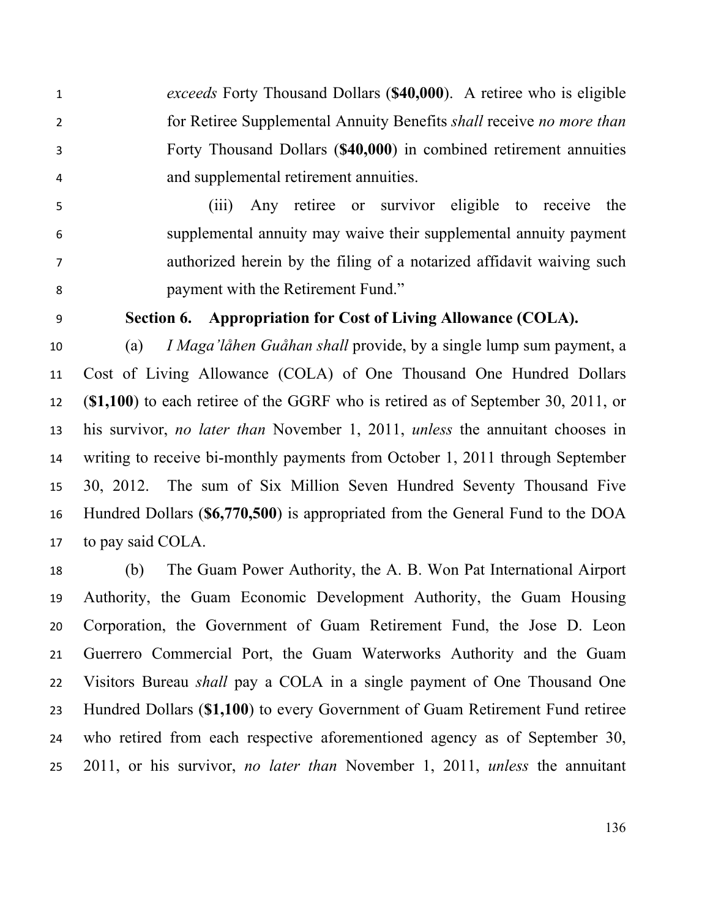*exceeds* Forty Thousand Dollars (**$40,000**). A retiree who is eligible for Retiree Supplemental Annuity Benefits *shall* receive *no more than* Forty Thousand Dollars (**$40,000**) in combined retirement annuities and supplemental retirement annuities.

(iii) Any retiree or survivor eligible to receive the supplemental annuity may waive their supplemental annuity payment authorized herein by the filing of a notarized affidavit waiving such payment with the Retirement Fund."

**Section 6. Appropriation for Cost of Living Allowance (COLA).**

(a) *I Maga'låhen Guåhan shall* provide, by a single lump sum payment, a Cost of Living Allowance (COLA) of One Thousand One Hundred Dollars (**$1,100**) to each retiree of the GGRF who is retired as of September 30, 2011, or his survivor, *no later than* November 1, 2011, *unless* the annuitant chooses in writing to receive bi-monthly payments from October 1, 2011 through September 30, 2012. The sum of Six Million Seven Hundred Seventy Thousand Five Hundred Dollars (**$6,770,500**) is appropriated from the General Fund to the DOA to pay said COLA.

(b) The Guam Power Authority, the A. B. Won Pat International Airport Authority, the Guam Economic Development Authority, the Guam Housing Corporation, the Government of Guam Retirement Fund, the Jose D. Leon Guerrero Commercial Port, the Guam Waterworks Authority and the Guam Visitors Bureau *shall* pay a COLA in a single payment of One Thousand One Hundred Dollars (**$1,100**) to every Government of Guam Retirement Fund retiree who retired from each respective aforementioned agency as of September 30, 2011, or his survivor, *no later than* November 1, 2011, *unless* the annuitant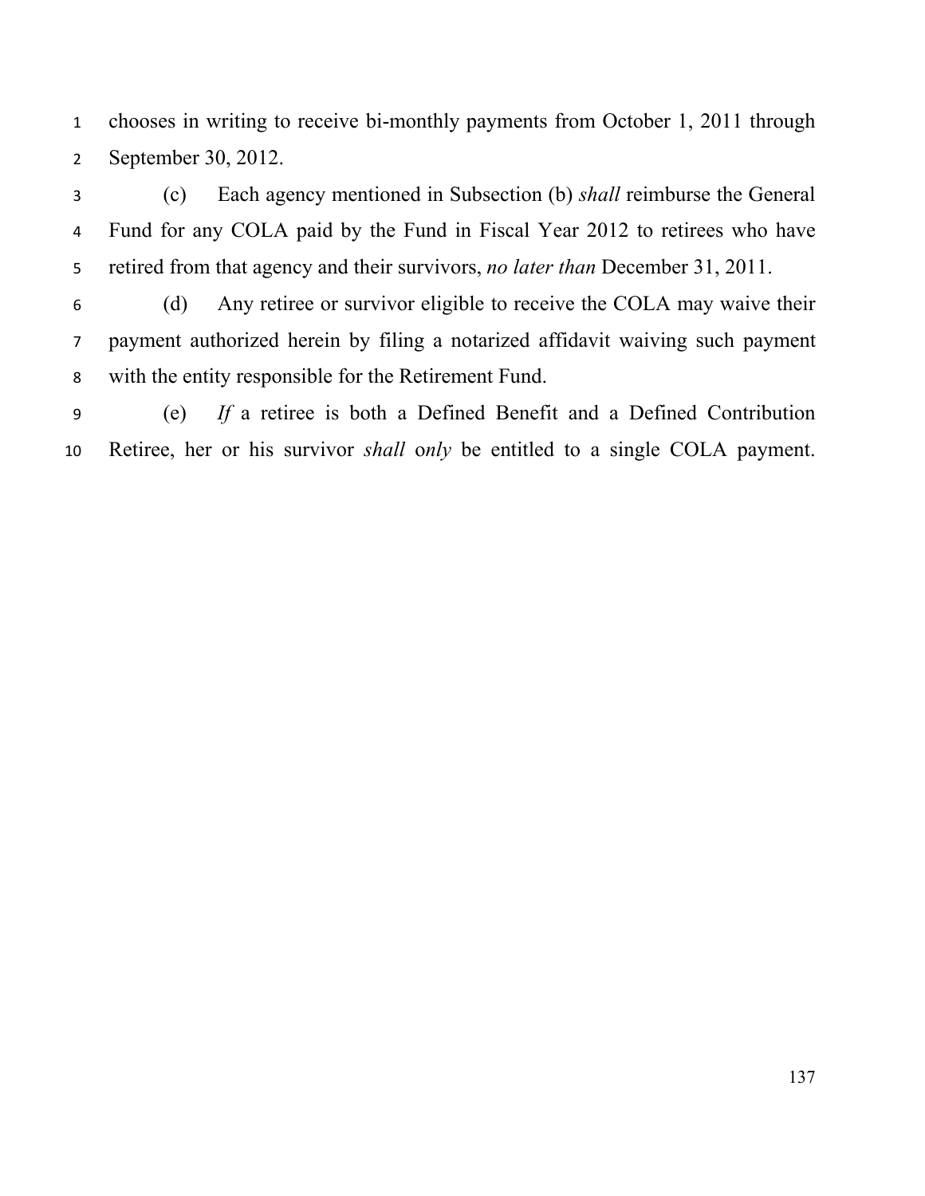chooses in writing to receive bi-monthly payments from October 1, 2011 through September 30, 2012.

(c) Each agency mentioned in Subsection (b) *shall* reimburse the General Fund for any COLA paid by the Fund in Fiscal Year 2012 to retirees who have retired from that agency and their survivors, *no later than* December 31, 2011.

(d) Any retiree or survivor eligible to receive the COLA may waive their payment authorized herein by filing a notarized affidavit waiving such payment with the entity responsible for the Retirement Fund.

(e) *If* a retiree is both a Defined Benefit and a Defined Contribution Retiree, her or his survivor *shall* o*nly* be entitled to a single COLA payment.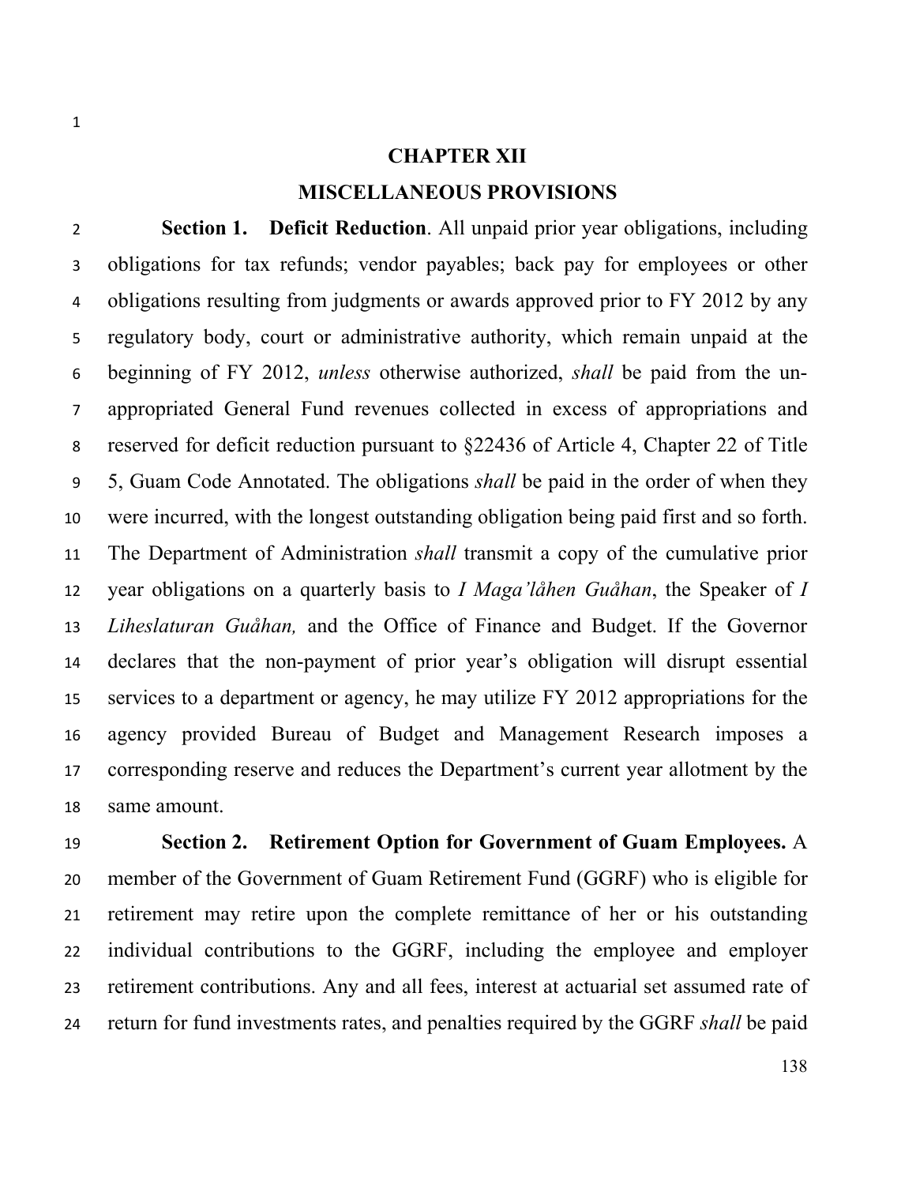## CHAPTER XII

## MISCELLANEOUS PROVISIONS

**Section 1. Deficit Reduction**. All unpaid prior year obligations, including obligations for tax refunds; vendor payables; back pay for employees or other obligations resulting from judgments or awards approved prior to FY 2012 by any regulatory body, court or administrative authority, which remain unpaid at the beginning of FY 2012, *unless* otherwise authorized, *shall* be paid from the un-appropriated General Fund revenues collected in excess of appropriations and reserved for deficit reduction pursuant to §22436 of Article 4, Chapter 22 of Title 5, Guam Code Annotated. The obligations *shall* be paid in the order of when they were incurred, with the longest outstanding obligation being paid first and so forth. The Department of Administration *shall* transmit a copy of the cumulative prior year obligations on a quarterly basis to *I Maga'låhen Guåhan*, the Speaker of *I Liheslaturan Guåhan,* and the Office of Finance and Budget. If the Governor declares that the non-payment of prior year's obligation will disrupt essential services to a department or agency, he may utilize FY 2012 appropriations for the agency provided Bureau of Budget and Management Research imposes a corresponding reserve and reduces the Department's current year allotment by the same amount.

**Section 2. Retirement Option for Government of Guam Employees.** A member of the Government of Guam Retirement Fund (GGRF) who is eligible for retirement may retire upon the complete remittance of her or his outstanding individual contributions to the GGRF, including the employee and employer retirement contributions. Any and all fees, interest at actuarial set assumed rate of return for fund investments rates, and penalties required by the GGRF *shall* be paid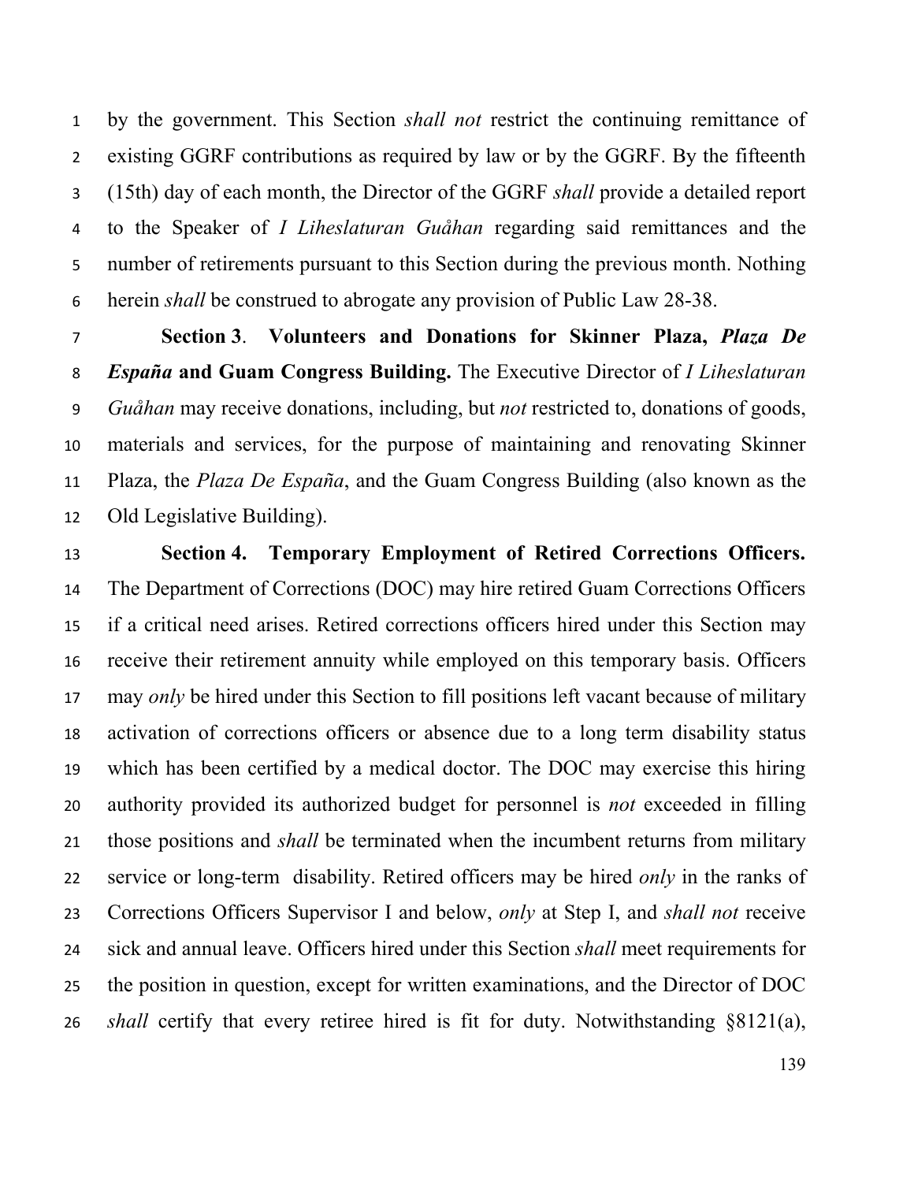by the government. This Section *shall not* restrict the continuing remittance of existing GGRF contributions as required by law or by the GGRF. By the fifteenth (15th) day of each month, the Director of the GGRF *shall* provide a detailed report to the Speaker of *I Liheslaturan Guåhan* regarding said remittances and the number of retirements pursuant to this Section during the previous month. Nothing herein *shall* be construed to abrogate any provision of Public Law 28-38.

**Section 3**. **Volunteers and Donations for Skinner Plaza, *Plaza De España* and Guam Congress Building.** The Executive Director of *I Liheslaturan Guåhan* may receive donations, including, but *not* restricted to, donations of goods, materials and services, for the purpose of maintaining and renovating Skinner Plaza, the *Plaza De España*, and the Guam Congress Building (also known as the Old Legislative Building).

**Section 4. Temporary Employment of Retired Corrections Officers.** The Department of Corrections (DOC) may hire retired Guam Corrections Officers if a critical need arises. Retired corrections officers hired under this Section may receive their retirement annuity while employed on this temporary basis. Officers may *only* be hired under this Section to fill positions left vacant because of military activation of corrections officers or absence due to a long term disability status which has been certified by a medical doctor. The DOC may exercise this hiring authority provided its authorized budget for personnel is *not* exceeded in filling those positions and *shall* be terminated when the incumbent returns from military service or long-term disability. Retired officers may be hired *only* in the ranks of Corrections Officers Supervisor I and below, *only* at Step I, and *shall not* receive sick and annual leave. Officers hired under this Section *shall* meet requirements for the position in question, except for written examinations, and the Director of DOC *shall* certify that every retiree hired is fit for duty. Notwithstanding §8121(a),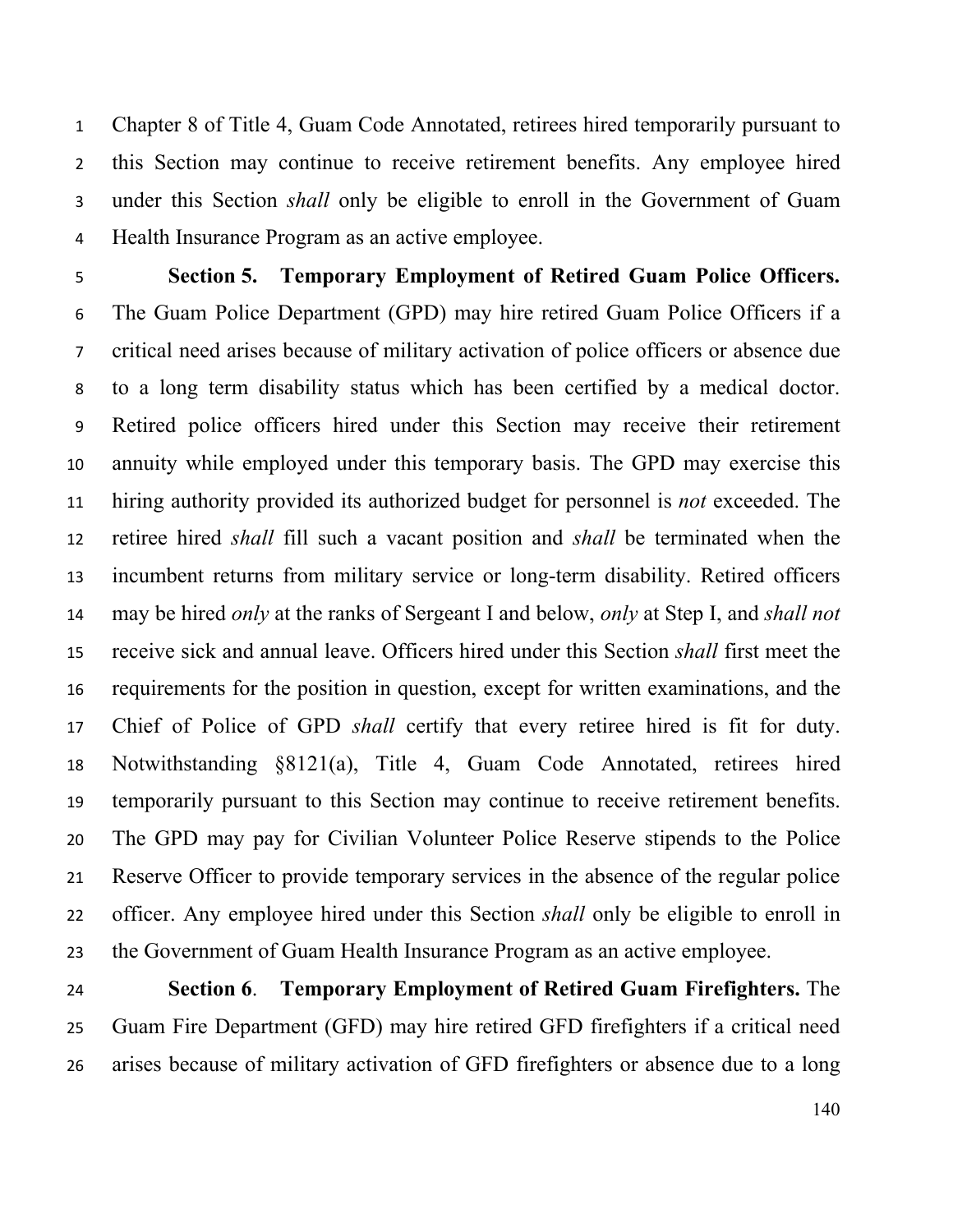Chapter 8 of Title 4, Guam Code Annotated, retirees hired temporarily pursuant to this Section may continue to receive retirement benefits. Any employee hired under this Section *shall* only be eligible to enroll in the Government of Guam Health Insurance Program as an active employee.

**Section 5. Temporary Employment of Retired Guam Police Officers.** The Guam Police Department (GPD) may hire retired Guam Police Officers if a critical need arises because of military activation of police officers or absence due to a long term disability status which has been certified by a medical doctor. Retired police officers hired under this Section may receive their retirement annuity while employed under this temporary basis. The GPD may exercise this hiring authority provided its authorized budget for personnel is *not* exceeded. The retiree hired *shall* fill such a vacant position and *shall* be terminated when the incumbent returns from military service or long-term disability. Retired officers may be hired *only* at the ranks of Sergeant I and below, *only* at Step I, and *shall not* receive sick and annual leave. Officers hired under this Section *shall* first meet the requirements for the position in question, except for written examinations, and the Chief of Police of GPD *shall* certify that every retiree hired is fit for duty. Notwithstanding §8121(a), Title 4, Guam Code Annotated, retirees hired temporarily pursuant to this Section may continue to receive retirement benefits. The GPD may pay for Civilian Volunteer Police Reserve stipends to the Police Reserve Officer to provide temporary services in the absence of the regular police officer. Any employee hired under this Section *shall* only be eligible to enroll in the Government of Guam Health Insurance Program as an active employee.

**Section 6**. **Temporary Employment of Retired Guam Firefighters.** The Guam Fire Department (GFD) may hire retired GFD firefighters if a critical need arises because of military activation of GFD firefighters or absence due to a long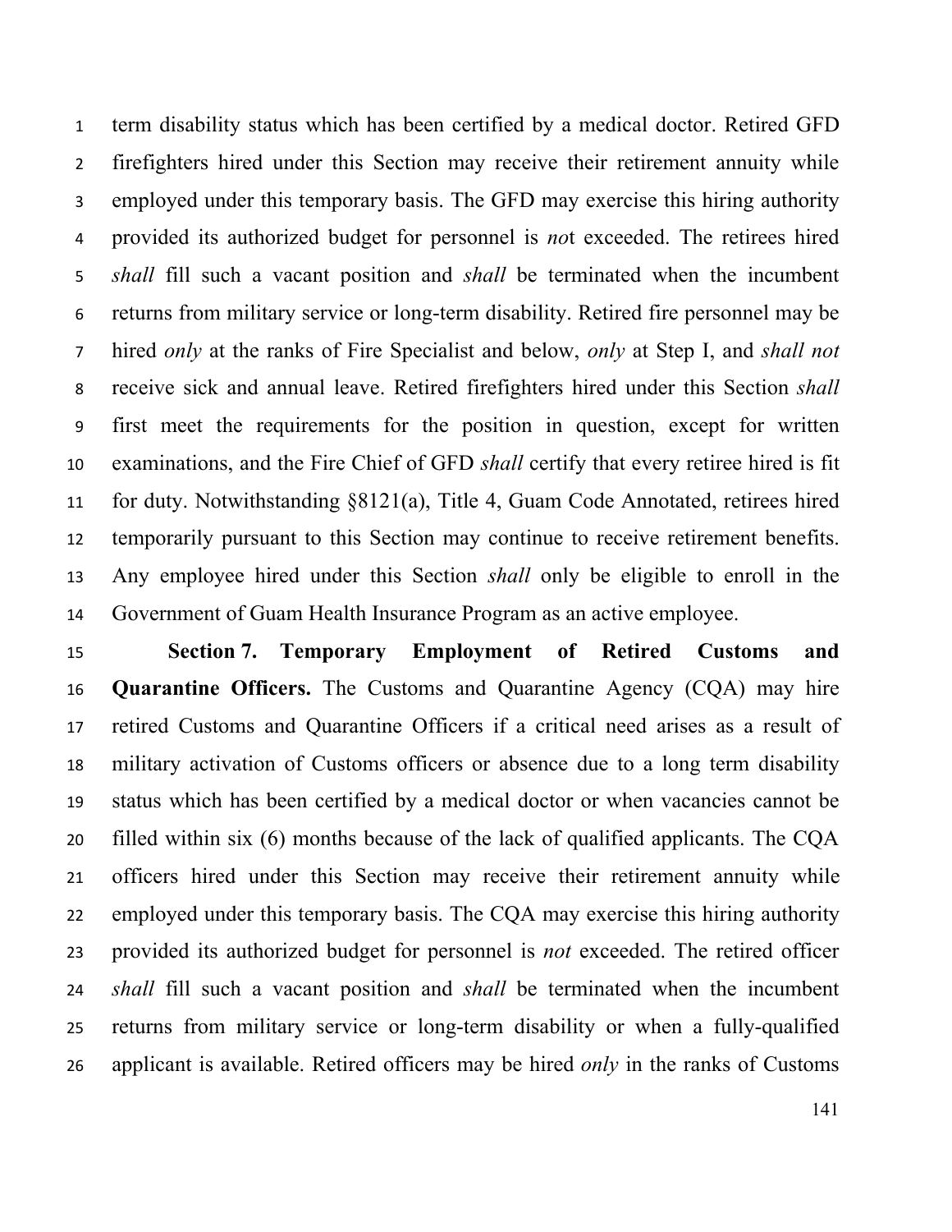term disability status which has been certified by a medical doctor. Retired GFD firefighters hired under this Section may receive their retirement annuity while employed under this temporary basis. The GFD may exercise this hiring authority provided its authorized budget for personnel is *no*t exceeded. The retirees hired *shall* fill such a vacant position and *shall* be terminated when the incumbent returns from military service or long-term disability. Retired fire personnel may be hired *only* at the ranks of Fire Specialist and below, *only* at Step I, and *shall not* receive sick and annual leave. Retired firefighters hired under this Section *shall* first meet the requirements for the position in question, except for written examinations, and the Fire Chief of GFD *shall* certify that every retiree hired is fit for duty. Notwithstanding §8121(a), Title 4, Guam Code Annotated, retirees hired temporarily pursuant to this Section may continue to receive retirement benefits. Any employee hired under this Section *shall* only be eligible to enroll in the Government of Guam Health Insurance Program as an active employee.

**Section 7. Temporary Employment of Retired Customs and Quarantine Officers.** The Customs and Quarantine Agency (CQA) may hire retired Customs and Quarantine Officers if a critical need arises as a result of military activation of Customs officers or absence due to a long term disability status which has been certified by a medical doctor or when vacancies cannot be filled within six (6) months because of the lack of qualified applicants. The CQA officers hired under this Section may receive their retirement annuity while employed under this temporary basis. The CQA may exercise this hiring authority provided its authorized budget for personnel is *not* exceeded. The retired officer *shall* fill such a vacant position and *shall* be terminated when the incumbent returns from military service or long-term disability or when a fully-qualified applicant is available. Retired officers may be hired *only* in the ranks of Customs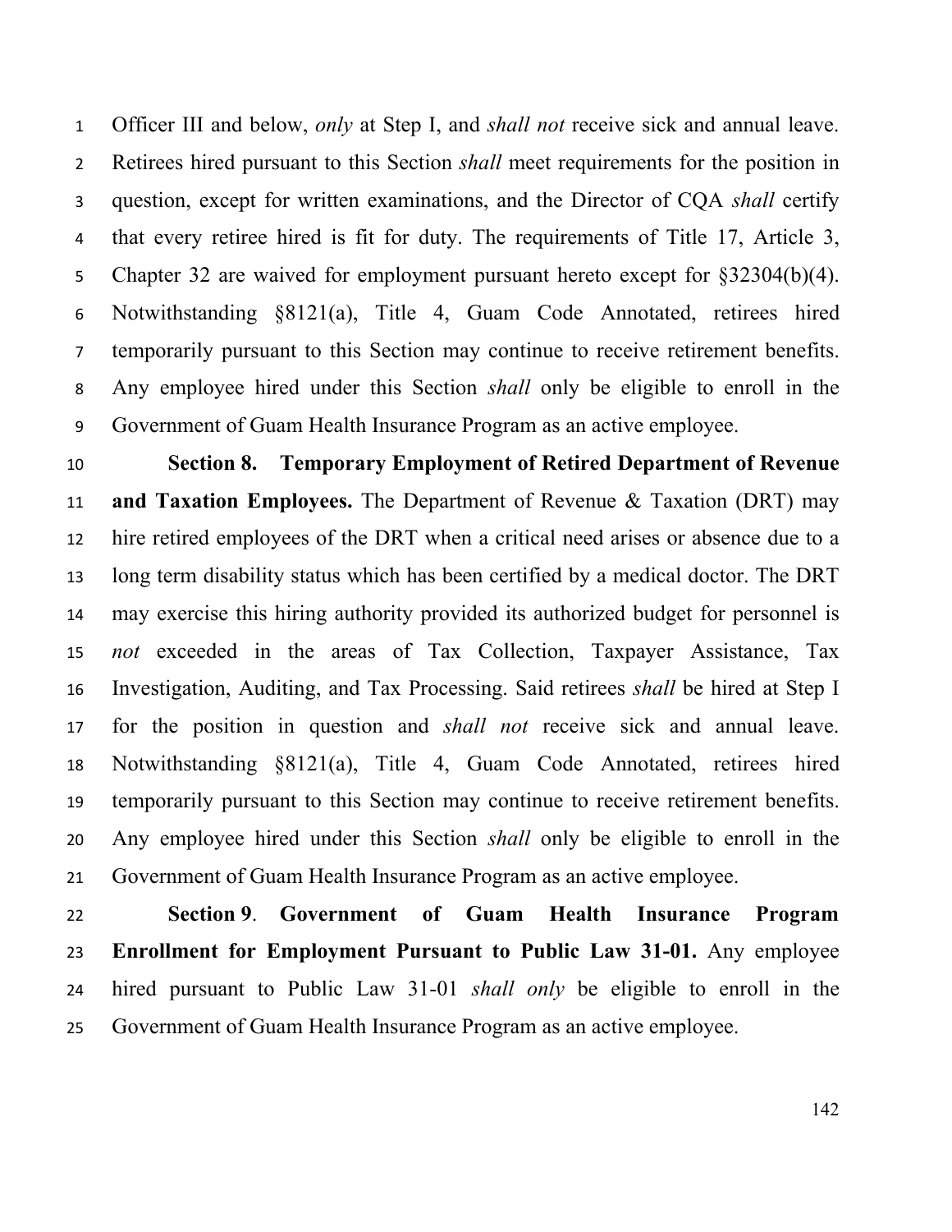Officer III and below, *only* at Step I, and *shall not* receive sick and annual leave. Retirees hired pursuant to this Section *shall* meet requirements for the position in question, except for written examinations, and the Director of CQA *shall* certify that every retiree hired is fit for duty. The requirements of Title 17, Article 3, Chapter 32 are waived for employment pursuant hereto except for §32304(b)(4). Notwithstanding §8121(a), Title 4, Guam Code Annotated, retirees hired temporarily pursuant to this Section may continue to receive retirement benefits. Any employee hired under this Section *shall* only be eligible to enroll in the Government of Guam Health Insurance Program as an active employee.

**Section 8. Temporary Employment of Retired Department of Revenue and Taxation Employees.** The Department of Revenue & Taxation (DRT) may hire retired employees of the DRT when a critical need arises or absence due to a long term disability status which has been certified by a medical doctor. The DRT may exercise this hiring authority provided its authorized budget for personnel is *not* exceeded in the areas of Tax Collection, Taxpayer Assistance, Tax Investigation, Auditing, and Tax Processing. Said retirees *shall* be hired at Step I for the position in question and *shall not* receive sick and annual leave. Notwithstanding §8121(a), Title 4, Guam Code Annotated, retirees hired temporarily pursuant to this Section may continue to receive retirement benefits. Any employee hired under this Section *shall* only be eligible to enroll in the Government of Guam Health Insurance Program as an active employee.

**Section 9**. **Government of Guam Health Insurance Program Enrollment for Employment Pursuant to Public Law 31-01.** Any employee hired pursuant to Public Law 31-01 *shall only* be eligible to enroll in the Government of Guam Health Insurance Program as an active employee.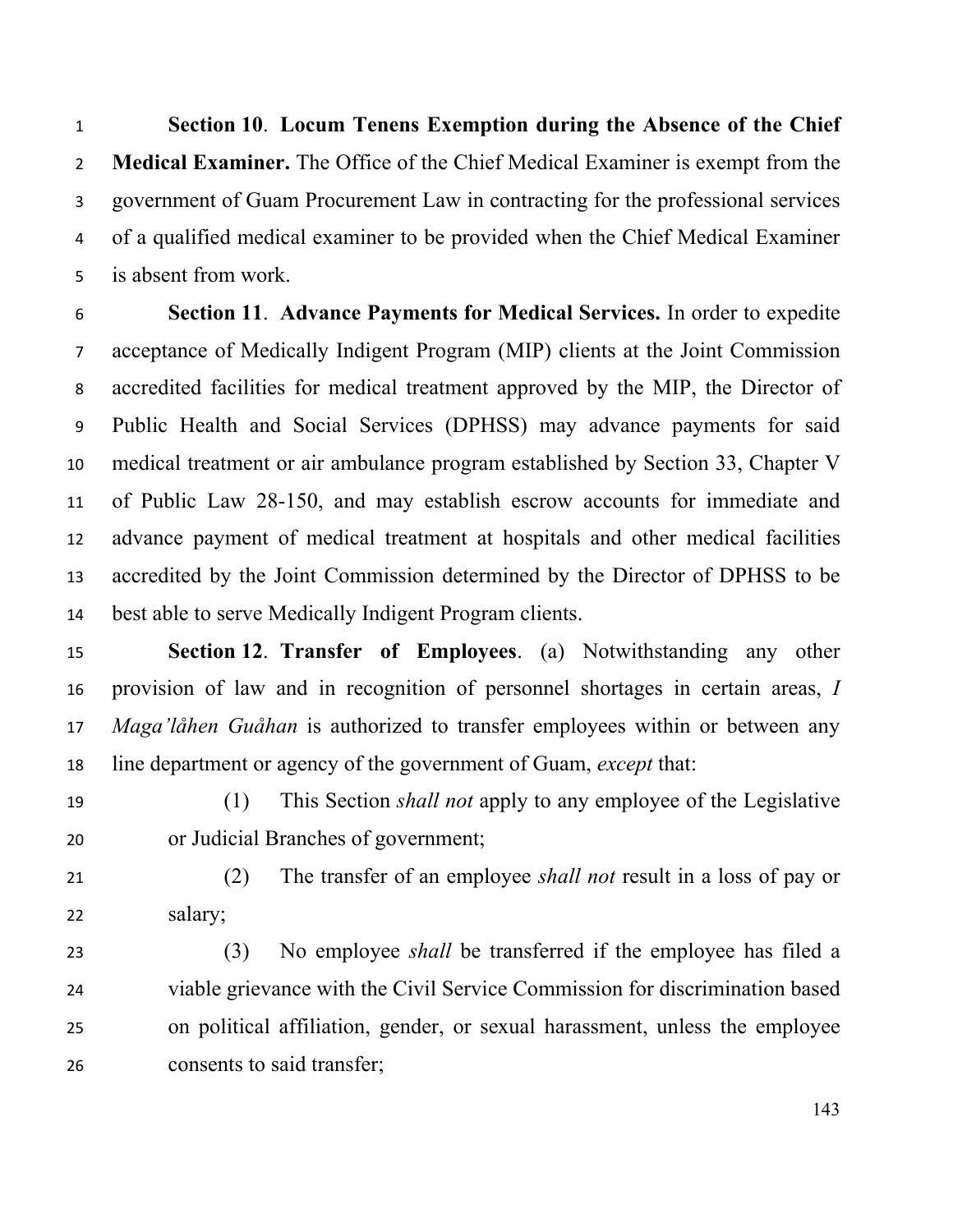**Section 10**. **Locum Tenens Exemption during the Absence of the Chief Medical Examiner.** The Office of the Chief Medical Examiner is exempt from the government of Guam Procurement Law in contracting for the professional services of a qualified medical examiner to be provided when the Chief Medical Examiner is absent from work.

**Section 11**. **Advance Payments for Medical Services.** In order to expedite acceptance of Medically Indigent Program (MIP) clients at the Joint Commission accredited facilities for medical treatment approved by the MIP, the Director of Public Health and Social Services (DPHSS) may advance payments for said medical treatment or air ambulance program established by Section 33, Chapter V of Public Law 28-150, and may establish escrow accounts for immediate and advance payment of medical treatment at hospitals and other medical facilities accredited by the Joint Commission determined by the Director of DPHSS to be best able to serve Medically Indigent Program clients.

**Section 12**. **Transfer of Employees**. (a) Notwithstanding any other provision of law and in recognition of personnel shortages in certain areas, *I Maga'låhen Guåhan* is authorized to transfer employees within or between any line department or agency of the government of Guam, *except* that:

(1) This Section *shall not* apply to any employee of the Legislative or Judicial Branches of government;

(2) The transfer of an employee *shall not* result in a loss of pay or salary;

(3) No employee *shall* be transferred if the employee has filed a viable grievance with the Civil Service Commission for discrimination based on political affiliation, gender, or sexual harassment, unless the employee consents to said transfer;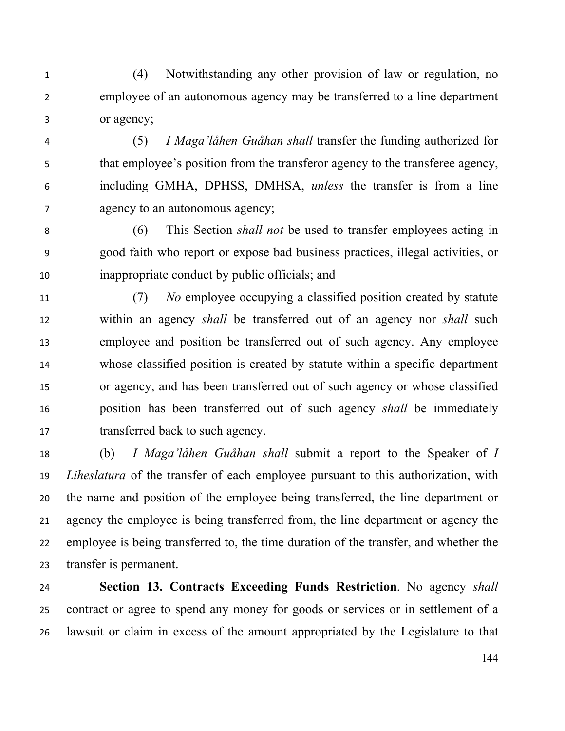(4) Notwithstanding any other provision of law or regulation, no employee of an autonomous agency may be transferred to a line department or agency;

(5) *I Maga'låhen Guåhan shall* transfer the funding authorized for that employee's position from the transferor agency to the transferee agency, including GMHA, DPHSS, DMHSA, *unless* the transfer is from a line agency to an autonomous agency;

(6) This Section *shall not* be used to transfer employees acting in good faith who report or expose bad business practices, illegal activities, or inappropriate conduct by public officials; and

(7) *No* employee occupying a classified position created by statute within an agency *shall* be transferred out of an agency nor *shall* such employee and position be transferred out of such agency. Any employee whose classified position is created by statute within a specific department or agency, and has been transferred out of such agency or whose classified position has been transferred out of such agency *shall* be immediately transferred back to such agency.

(b) *I Maga'låhen Guåhan shall* submit a report to the Speaker of *I Liheslatura* of the transfer of each employee pursuant to this authorization, with the name and position of the employee being transferred, the line department or agency the employee is being transferred from, the line department or agency the employee is being transferred to, the time duration of the transfer, and whether the transfer is permanent.

**Section 13. Contracts Exceeding Funds Restriction**. No agency *shall* contract or agree to spend any money for goods or services or in settlement of a lawsuit or claim in excess of the amount appropriated by the Legislature to that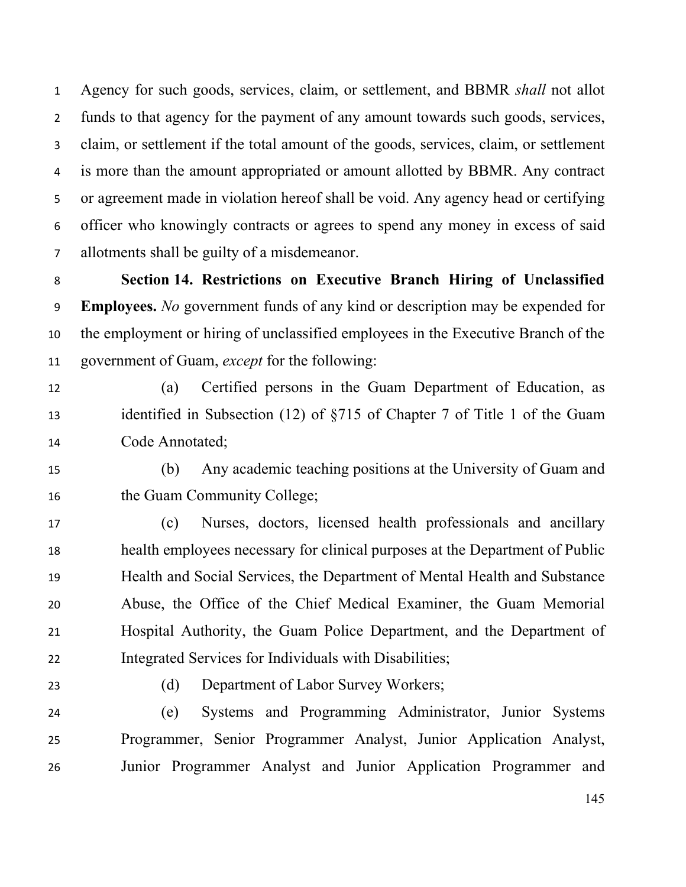Agency for such goods, services, claim, or settlement, and BBMR *shall* not allot funds to that agency for the payment of any amount towards such goods, services, claim, or settlement if the total amount of the goods, services, claim, or settlement is more than the amount appropriated or amount allotted by BBMR. Any contract or agreement made in violation hereof shall be void. Any agency head or certifying officer who knowingly contracts or agrees to spend any money in excess of said allotments shall be guilty of a misdemeanor.

**Section 14. Restrictions on Executive Branch Hiring of Unclassified Employees.** *No* government funds of any kind or description may be expended for the employment or hiring of unclassified employees in the Executive Branch of the government of Guam, *except* for the following:

(a) Certified persons in the Guam Department of Education, as identified in Subsection (12) of §715 of Chapter 7 of Title 1 of the Guam Code Annotated;

(b) Any academic teaching positions at the University of Guam and the Guam Community College;

(c) Nurses, doctors, licensed health professionals and ancillary health employees necessary for clinical purposes at the Department of Public Health and Social Services, the Department of Mental Health and Substance Abuse, the Office of the Chief Medical Examiner, the Guam Memorial Hospital Authority, the Guam Police Department, and the Department of Integrated Services for Individuals with Disabilities;

(d) Department of Labor Survey Workers;

(e) Systems and Programming Administrator, Junior Systems Programmer, Senior Programmer Analyst, Junior Application Analyst, Junior Programmer Analyst and Junior Application Programmer and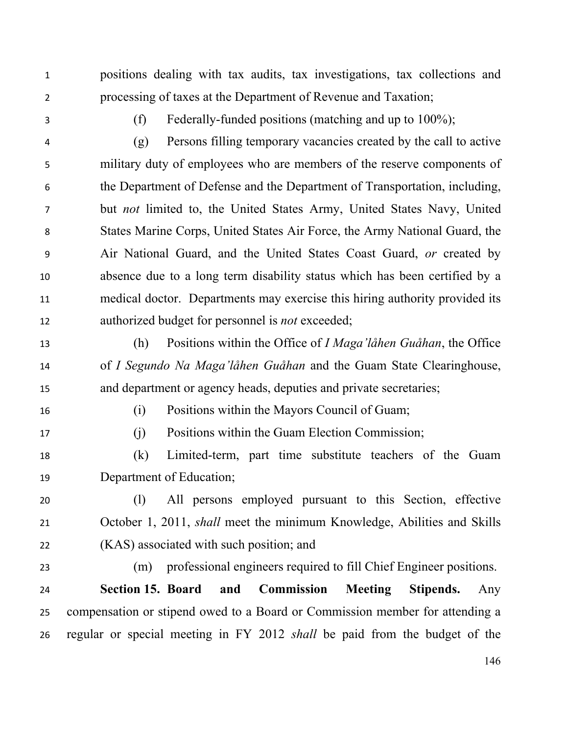positions dealing with tax audits, tax investigations, tax collections and processing of taxes at the Department of Revenue and Taxation;

(f) Federally-funded positions (matching and up to 100%);

(g) Persons filling temporary vacancies created by the call to active military duty of employees who are members of the reserve components of the Department of Defense and the Department of Transportation, including, but *not* limited to, the United States Army, United States Navy, United States Marine Corps, United States Air Force, the Army National Guard, the Air National Guard, and the United States Coast Guard, *or* created by absence due to a long term disability status which has been certified by a medical doctor. Departments may exercise this hiring authority provided its authorized budget for personnel is *not* exceeded;

(h) Positions within the Office of *I Maga'låhen Guåhan*, the Office of *I Segundo Na Maga'låhen Guåhan* and the Guam State Clearinghouse, and department or agency heads, deputies and private secretaries;

(i) Positions within the Mayors Council of Guam;

(j) Positions within the Guam Election Commission;

(k) Limited-term, part time substitute teachers of the Guam Department of Education;

(l) All persons employed pursuant to this Section, effective October 1, 2011, *shall* meet the minimum Knowledge, Abilities and Skills (KAS) associated with such position; and

(m) professional engineers required to fill Chief Engineer positions.

**Section 15. Board and Commission Meeting Stipends.** Any compensation or stipend owed to a Board or Commission member for attending a regular or special meeting in FY 2012 *shall* be paid from the budget of the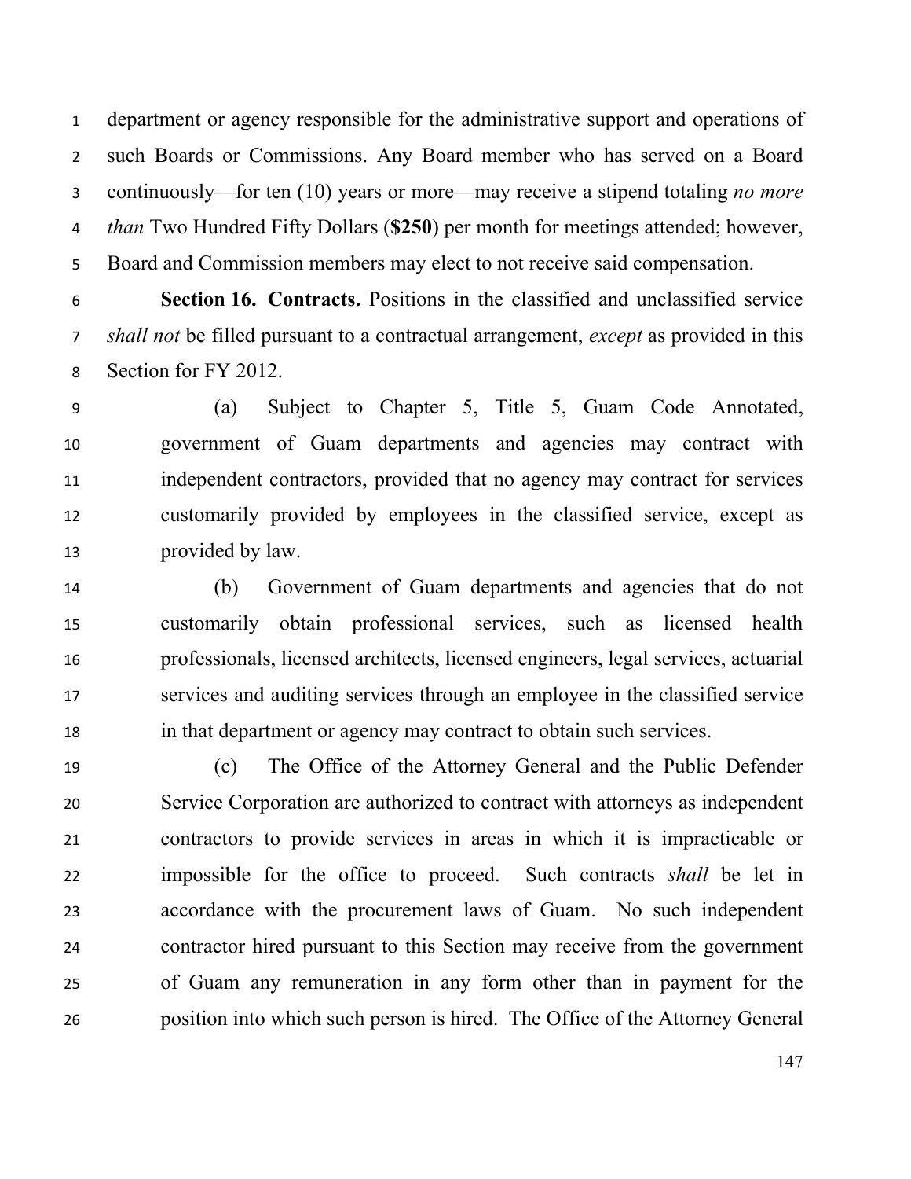department or agency responsible for the administrative support and operations of such Boards or Commissions. Any Board member who has served on a Board continuously—for ten (10) years or more—may receive a stipend totaling *no more than* Two Hundred Fifty Dollars (**$250**) per month for meetings attended; however, Board and Commission members may elect to not receive said compensation.

**Section 16. Contracts.** Positions in the classified and unclassified service *shall not* be filled pursuant to a contractual arrangement, *except* as provided in this Section for FY 2012.

(a) Subject to Chapter 5, Title 5, Guam Code Annotated, government of Guam departments and agencies may contract with independent contractors, provided that no agency may contract for services customarily provided by employees in the classified service, except as provided by law.

(b) Government of Guam departments and agencies that do not customarily obtain professional services, such as licensed health professionals, licensed architects, licensed engineers, legal services, actuarial services and auditing services through an employee in the classified service in that department or agency may contract to obtain such services.

(c) The Office of the Attorney General and the Public Defender Service Corporation are authorized to contract with attorneys as independent contractors to provide services in areas in which it is impracticable or impossible for the office to proceed. Such contracts *shall* be let in accordance with the procurement laws of Guam. No such independent contractor hired pursuant to this Section may receive from the government of Guam any remuneration in any form other than in payment for the position into which such person is hired. The Office of the Attorney General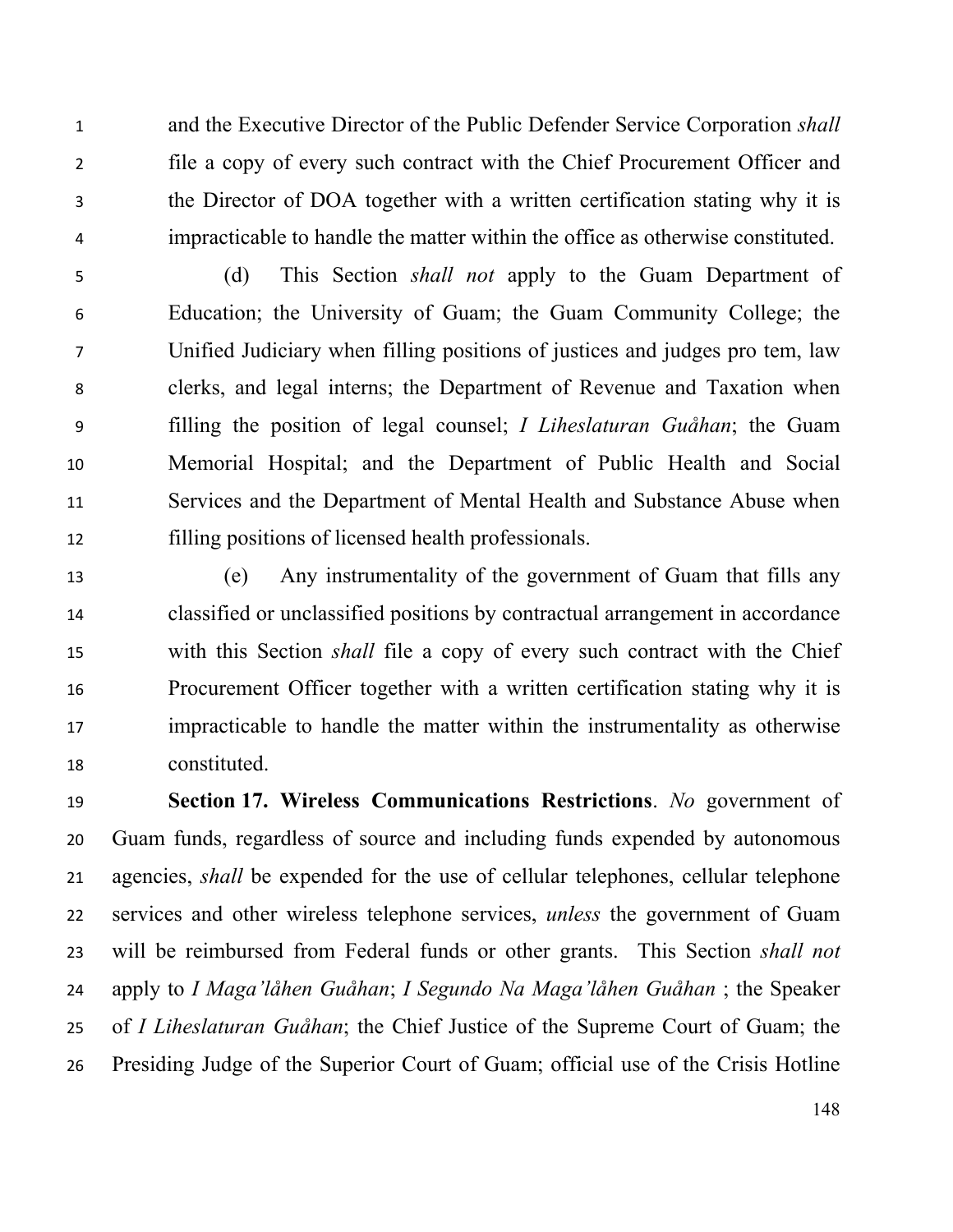and the Executive Director of the Public Defender Service Corporation *shall* file a copy of every such contract with the Chief Procurement Officer and the Director of DOA together with a written certification stating why it is impracticable to handle the matter within the office as otherwise constituted.

(d) This Section *shall not* apply to the Guam Department of Education; the University of Guam; the Guam Community College; the Unified Judiciary when filling positions of justices and judges pro tem, law clerks, and legal interns; the Department of Revenue and Taxation when filling the position of legal counsel; *I Liheslaturan Guåhan*; the Guam Memorial Hospital; and the Department of Public Health and Social Services and the Department of Mental Health and Substance Abuse when filling positions of licensed health professionals.

(e) Any instrumentality of the government of Guam that fills any classified or unclassified positions by contractual arrangement in accordance with this Section *shall* file a copy of every such contract with the Chief Procurement Officer together with a written certification stating why it is impracticable to handle the matter within the instrumentality as otherwise constituted.

**Section 17. Wireless Communications Restrictions**. *No* government of Guam funds, regardless of source and including funds expended by autonomous agencies, *shall* be expended for the use of cellular telephones, cellular telephone services and other wireless telephone services, *unless* the government of Guam will be reimbursed from Federal funds or other grants. This Section *shall not* apply to *I Maga'låhen Guåhan*; *I Segundo Na Maga'låhen Guåhan* ; the Speaker of *I Liheslaturan Guåhan*; the Chief Justice of the Supreme Court of Guam; the Presiding Judge of the Superior Court of Guam; official use of the Crisis Hotline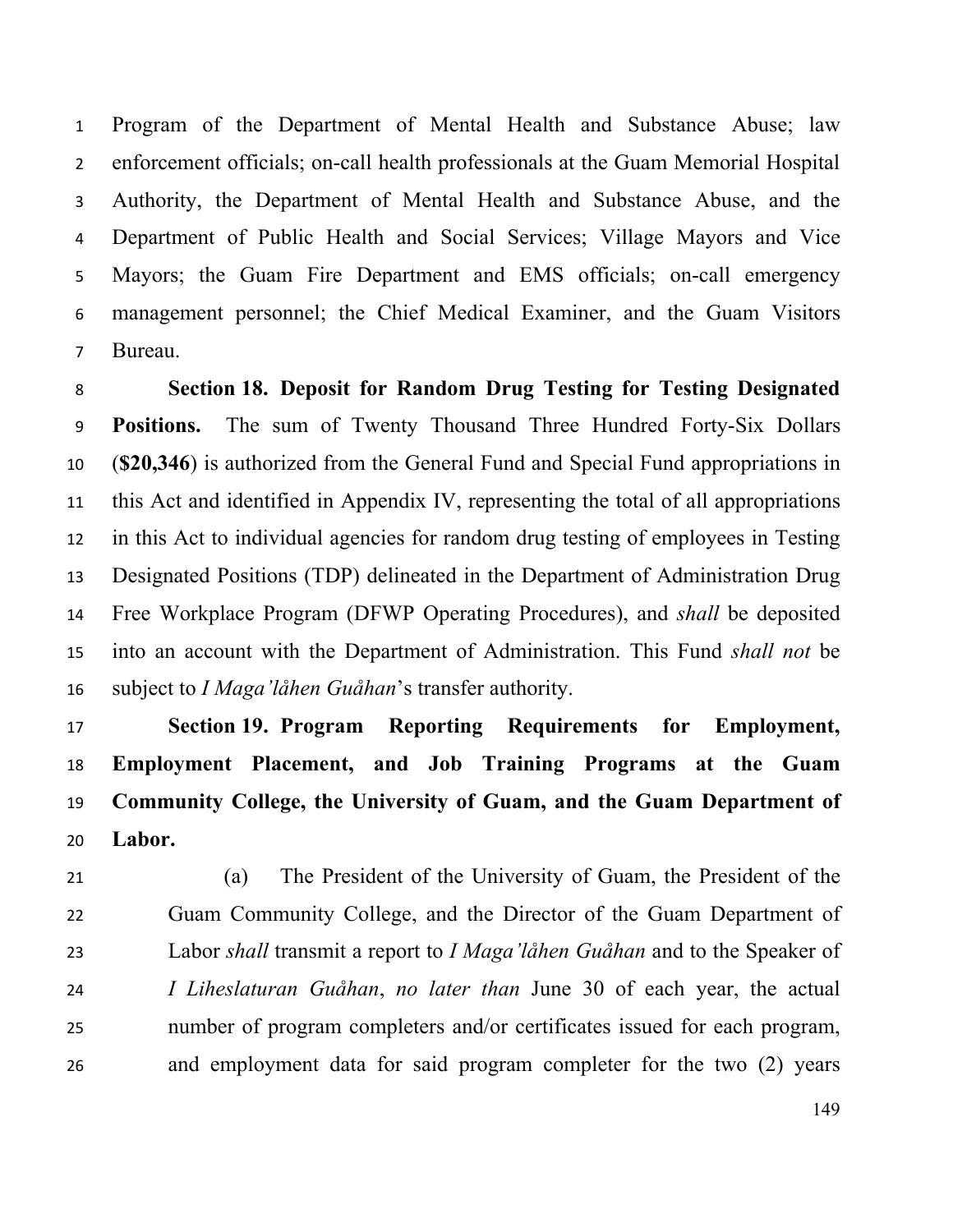Program of the Department of Mental Health and Substance Abuse; law enforcement officials; on-call health professionals at the Guam Memorial Hospital Authority, the Department of Mental Health and Substance Abuse, and the Department of Public Health and Social Services; Village Mayors and Vice Mayors; the Guam Fire Department and EMS officials; on-call emergency management personnel; the Chief Medical Examiner, and the Guam Visitors Bureau.

**Section 18. Deposit for Random Drug Testing for Testing Designated Positions.** The sum of Twenty Thousand Three Hundred Forty-Six Dollars (**$20,346**) is authorized from the General Fund and Special Fund appropriations in this Act and identified in Appendix IV, representing the total of all appropriations in this Act to individual agencies for random drug testing of employees in Testing Designated Positions (TDP) delineated in the Department of Administration Drug Free Workplace Program (DFWP Operating Procedures), and *shall* be deposited into an account with the Department of Administration. This Fund *shall not* be subject to *I Maga'låhen Guåhan*'s transfer authority.

**Section 19. Program Reporting Requirements for Employment, Employment Placement, and Job Training Programs at the Guam Community College, the University of Guam, and the Guam Department of Labor.**

(a) The President of the University of Guam, the President of the Guam Community College, and the Director of the Guam Department of Labor *shall* transmit a report to *I Maga'låhen Guåhan* and to the Speaker of *I Liheslaturan Guåhan*, *no later than* June 30 of each year, the actual number of program completers and/or certificates issued for each program, and employment data for said program completer for the two (2) years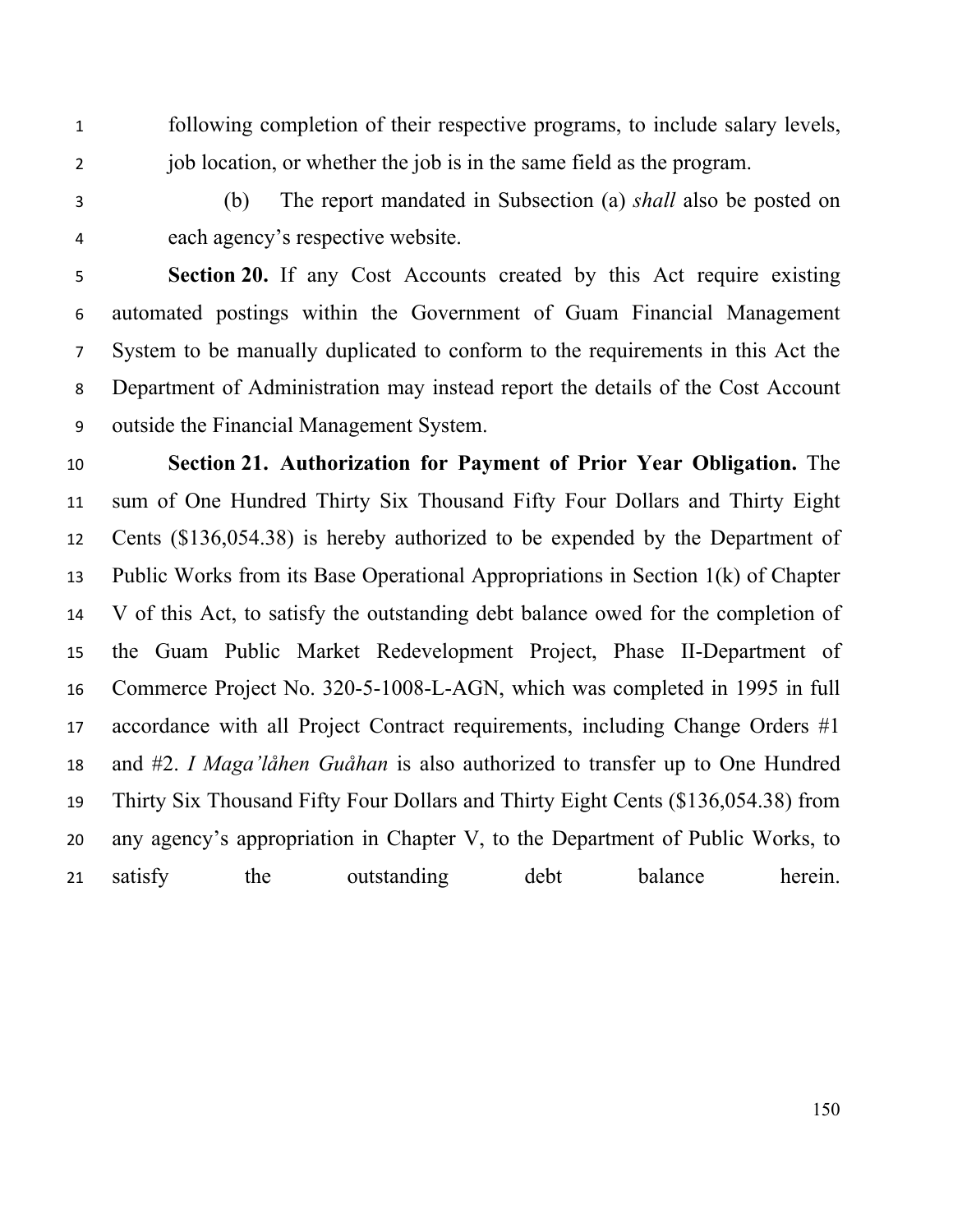following completion of their respective programs, to include salary levels, job location, or whether the job is in the same field as the program.

(b) The report mandated in Subsection (a) *shall* also be posted on each agency's respective website.

**Section 20.** If any Cost Accounts created by this Act require existing automated postings within the Government of Guam Financial Management System to be manually duplicated to conform to the requirements in this Act the Department of Administration may instead report the details of the Cost Account outside the Financial Management System.

**Section 21. Authorization for Payment of Prior Year Obligation.** The sum of One Hundred Thirty Six Thousand Fifty Four Dollars and Thirty Eight Cents ($136,054.38) is hereby authorized to be expended by the Department of Public Works from its Base Operational Appropriations in Section 1(k) of Chapter V of this Act, to satisfy the outstanding debt balance owed for the completion of the Guam Public Market Redevelopment Project, Phase II-Department of Commerce Project No. 320-5-1008-L-AGN, which was completed in 1995 in full accordance with all Project Contract requirements, including Change Orders #1 and #2. *I Maga'låhen Guåhan* is also authorized to transfer up to One Hundred Thirty Six Thousand Fifty Four Dollars and Thirty Eight Cents ($136,054.38) from any agency's appropriation in Chapter V, to the Department of Public Works, to satisfy the outstanding debt balance herein.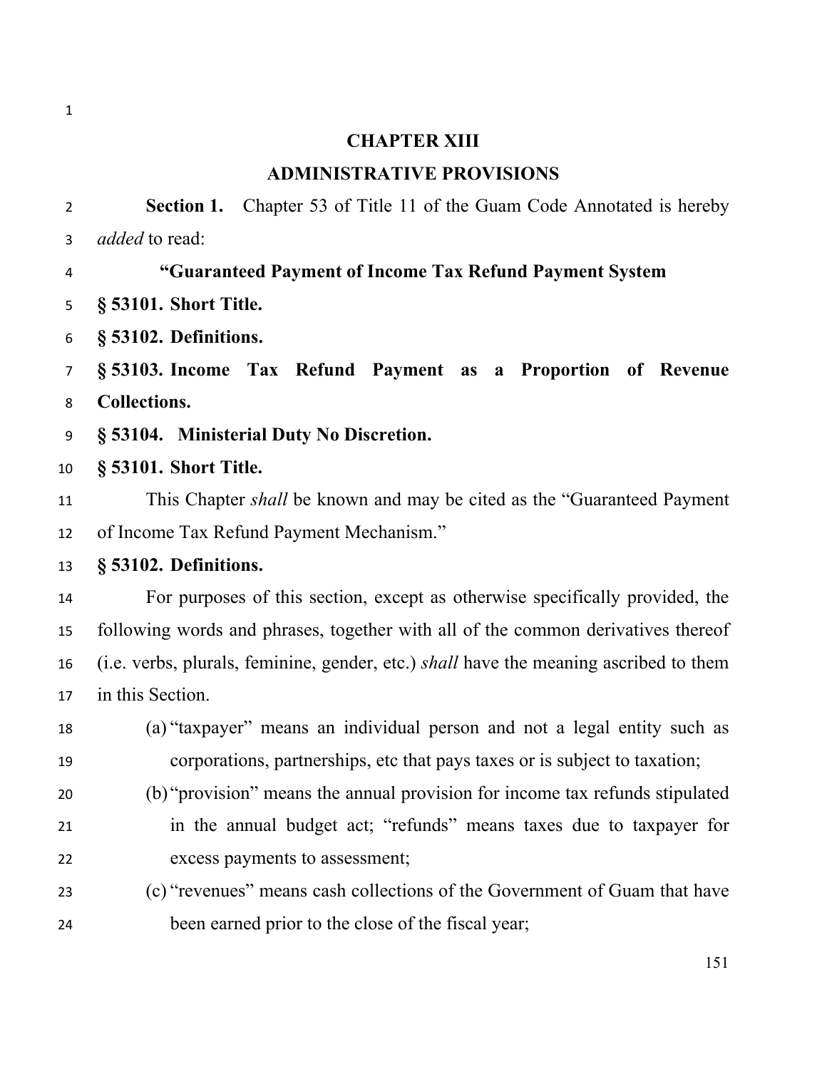# CHAPTER XIII

## ADMINISTRATIVE PROVISIONS

**Section 1.** Chapter 53 of Title 11 of the Guam Code Annotated is hereby *added* to read:

**"Guaranteed Payment of Income Tax Refund Payment System**

**§ 53101. Short Title.**

**§ 53102. Definitions.**

**§ 53103. Income Tax Refund Payment as a Proportion of Revenue Collections.**

**§ 53104. Ministerial Duty No Discretion.**

**§ 53101. Short Title.**

This Chapter *shall* be known and may be cited as the "Guaranteed Payment of Income Tax Refund Payment Mechanism."

**§ 53102. Definitions.**

For purposes of this section, except as otherwise specifically provided, the following words and phrases, together with all of the common derivatives thereof (i.e. verbs, plurals, feminine, gender, etc.) *shall* have the meaning ascribed to them in this Section.

(a) "taxpayer" means an individual person and not a legal entity such as corporations, partnerships, etc that pays taxes or is subject to taxation;

(b) "provision" means the annual provision for income tax refunds stipulated in the annual budget act; "refunds" means taxes due to taxpayer for excess payments to assessment;

(c) "revenues" means cash collections of the Government of Guam that have been earned prior to the close of the fiscal year;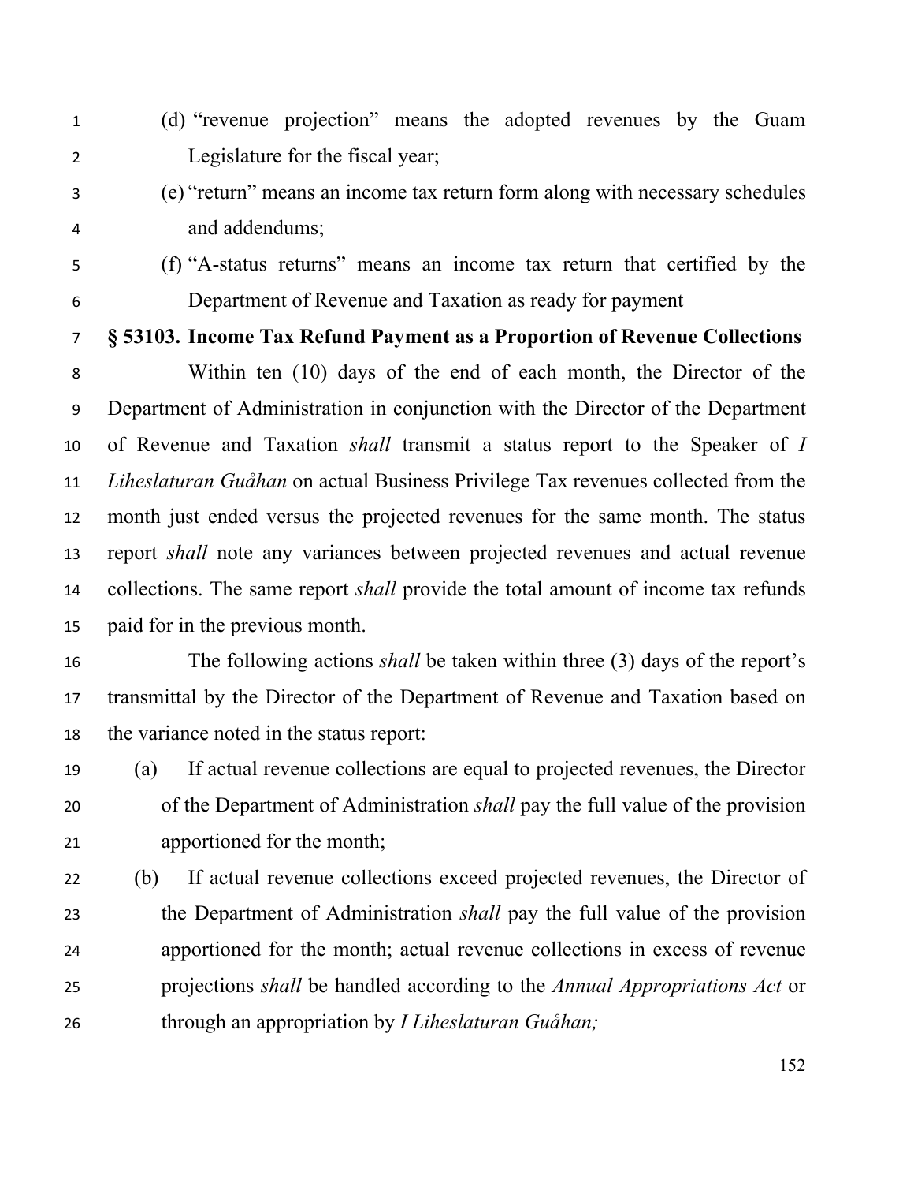(d) "revenue projection" means the adopted revenues by the Guam Legislature for the fiscal year;

(e) "return" means an income tax return form along with necessary schedules and addendums;

(f) "A-status returns" means an income tax return that certified by the Department of Revenue and Taxation as ready for payment

**§ 53103. Income Tax Refund Payment as a Proportion of Revenue Collections**

Within ten (10) days of the end of each month, the Director of the Department of Administration in conjunction with the Director of the Department of Revenue and Taxation *shall* transmit a status report to the Speaker of *I Liheslaturan Guåhan* on actual Business Privilege Tax revenues collected from the month just ended versus the projected revenues for the same month. The status report *shall* note any variances between projected revenues and actual revenue collections. The same report *shall* provide the total amount of income tax refunds paid for in the previous month.

The following actions *shall* be taken within three (3) days of the report's transmittal by the Director of the Department of Revenue and Taxation based on the variance noted in the status report:

(a) If actual revenue collections are equal to projected revenues, the Director of the Department of Administration *shall* pay the full value of the provision apportioned for the month;

(b) If actual revenue collections exceed projected revenues, the Director of the Department of Administration *shall* pay the full value of the provision apportioned for the month; actual revenue collections in excess of revenue projections *shall* be handled according to the *Annual Appropriations Act* or through an appropriation by *I Liheslaturan Guåhan;*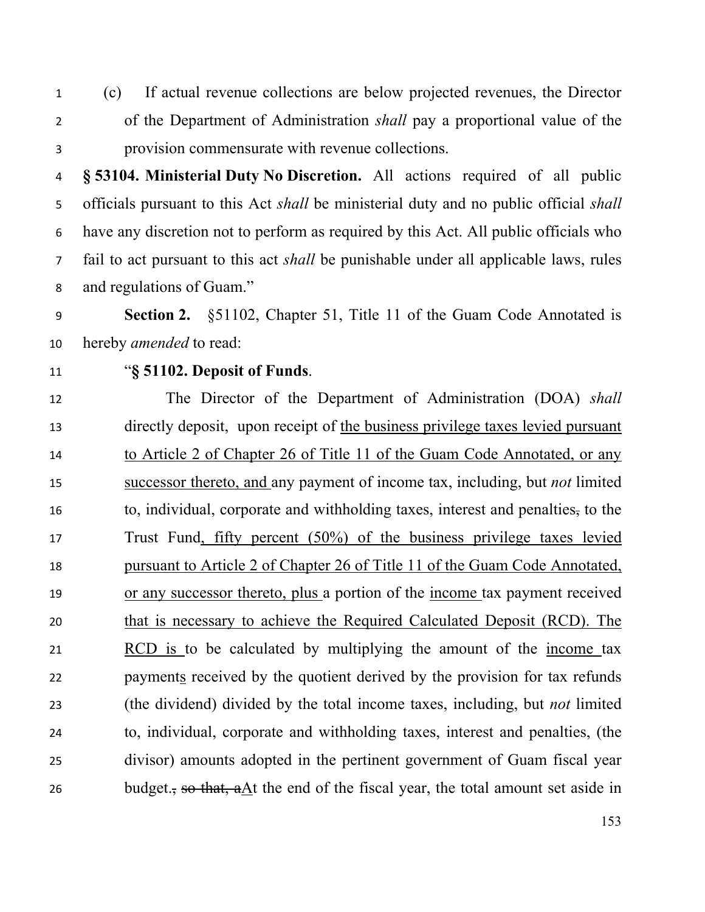(c) If actual revenue collections are below projected revenues, the Director of the Department of Administration *shall* pay a proportional value of the provision commensurate with revenue collections.

**§ 53104. Ministerial Duty No Discretion.** All actions required of all public officials pursuant to this Act *shall* be ministerial duty and no public official *shall* have any discretion not to perform as required by this Act. All public officials who fail to act pursuant to this act *shall* be punishable under all applicable laws, rules and regulations of Guam."

**Section 2.** §51102, Chapter 51, Title 11 of the Guam Code Annotated is hereby *amended* to read:

"**§ 51102. Deposit of Funds**.

The Director of the Department of Administration (DOA) *shall* directly deposit, upon receipt of <u>the business privilege taxes levied pursuant to Article 2 of Chapter 26 of Title 11 of the Guam Code Annotated, or any successor thereto, and</u> any payment of income tax, including, but *not* limited to, individual, corporate and withholding taxes, interest and penalties~~,~~ to the Trust Fund<u>, fifty percent (50%) of the business privilege taxes levied pursuant to Article 2 of Chapter 26 of Title 11 of the Guam Code Annotated, or any successor thereto, plus</u> a portion of the <u>income</u> tax payment received <u>that is necessary to achieve the Required Calculated Deposit (RCD). The RCD is</u> to be calculated by multiplying the amount of the <u>income</u> tax payment<u>s</u> received by the quotient derived by the provision for tax refunds (the dividend) divided by the total income taxes, including, but *not* limited to, individual, corporate and withholding taxes, interest and penalties, (the divisor) amounts adopted in the pertinent government of Guam fiscal year budget.~~, so that, a~~<u>A</u>t the end of the fiscal year, the total amount set aside in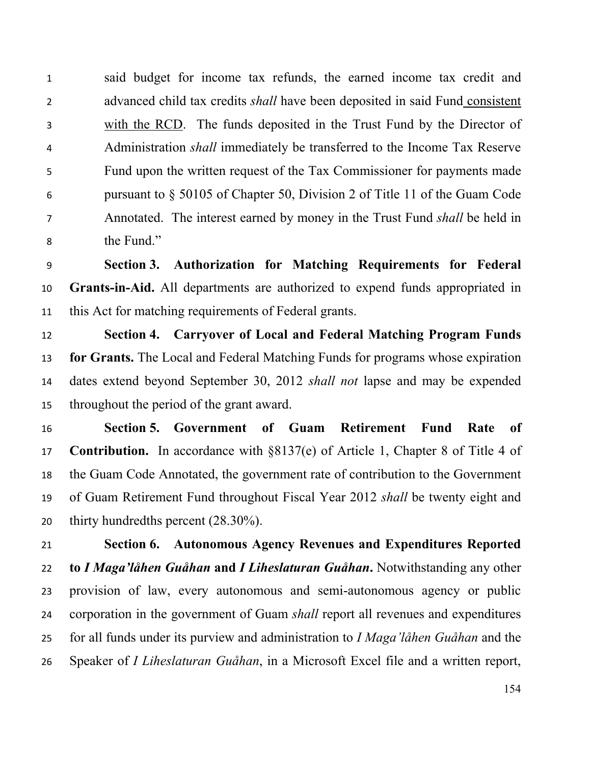said budget for income tax refunds, the earned income tax credit and advanced child tax credits *shall* have been deposited in said Fund <u>consistent with the RCD</u>. The funds deposited in the Trust Fund by the Director of Administration *shall* immediately be transferred to the Income Tax Reserve Fund upon the written request of the Tax Commissioner for payments made pursuant to § 50105 of Chapter 50, Division 2 of Title 11 of the Guam Code Annotated. The interest earned by money in the Trust Fund *shall* be held in the Fund."

**Section 3. Authorization for Matching Requirements for Federal Grants-in-Aid.** All departments are authorized to expend funds appropriated in this Act for matching requirements of Federal grants.

**Section 4. Carryover of Local and Federal Matching Program Funds for Grants.** The Local and Federal Matching Funds for programs whose expiration dates extend beyond September 30, 2012 *shall not* lapse and may be expended throughout the period of the grant award.

**Section 5. Government of Guam Retirement Fund Rate of Contribution.** In accordance with §8137(e) of Article 1, Chapter 8 of Title 4 of the Guam Code Annotated, the government rate of contribution to the Government of Guam Retirement Fund throughout Fiscal Year 2012 *shall* be twenty eight and thirty hundredths percent (28.30%).

**Section 6. Autonomous Agency Revenues and Expenditures Reported to *I Maga'låhen Guåhan* and *I Liheslaturan Guåhan*.** Notwithstanding any other provision of law, every autonomous and semi-autonomous agency or public corporation in the government of Guam *shall* report all revenues and expenditures for all funds under its purview and administration to *I Maga'låhen Guåhan* and the Speaker of *I Liheslaturan Guåhan*, in a Microsoft Excel file and a written report,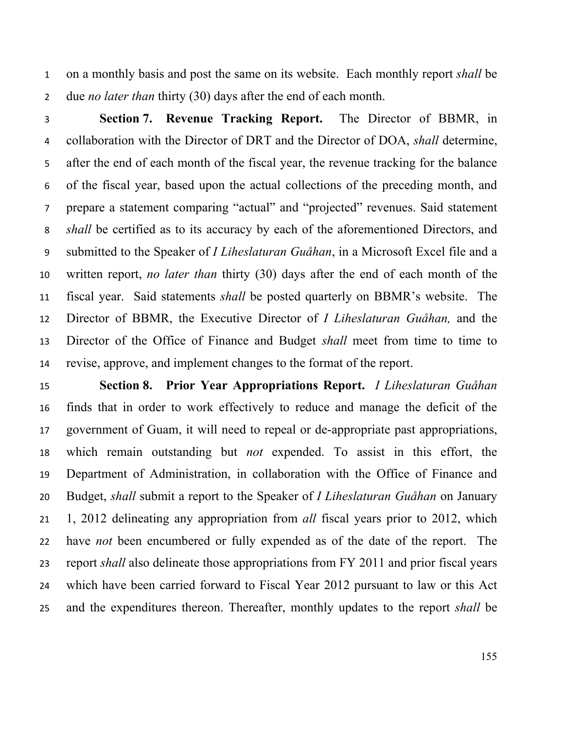on a monthly basis and post the same on its website. Each monthly report *shall* be due *no later than* thirty (30) days after the end of each month.

**Section 7. Revenue Tracking Report.** The Director of BBMR, in collaboration with the Director of DRT and the Director of DOA, *shall* determine, after the end of each month of the fiscal year, the revenue tracking for the balance of the fiscal year, based upon the actual collections of the preceding month, and prepare a statement comparing "actual" and "projected" revenues. Said statement *shall* be certified as to its accuracy by each of the aforementioned Directors, and submitted to the Speaker of *I Liheslaturan Guåhan*, in a Microsoft Excel file and a written report, *no later than* thirty (30) days after the end of each month of the fiscal year. Said statements *shall* be posted quarterly on BBMR's website. The Director of BBMR, the Executive Director of *I Liheslaturan Guåhan,* and the Director of the Office of Finance and Budget *shall* meet from time to time to revise, approve, and implement changes to the format of the report.

**Section 8. Prior Year Appropriations Report.** *I Liheslaturan Guåhan* finds that in order to work effectively to reduce and manage the deficit of the government of Guam, it will need to repeal or de-appropriate past appropriations, which remain outstanding but *not* expended. To assist in this effort, the Department of Administration, in collaboration with the Office of Finance and Budget, *shall* submit a report to the Speaker of *I Liheslaturan Guåhan* on January 1, 2012 delineating any appropriation from *all* fiscal years prior to 2012, which have *not* been encumbered or fully expended as of the date of the report. The report *shall* also delineate those appropriations from FY 2011 and prior fiscal years which have been carried forward to Fiscal Year 2012 pursuant to law or this Act and the expenditures thereon. Thereafter, monthly updates to the report *shall* be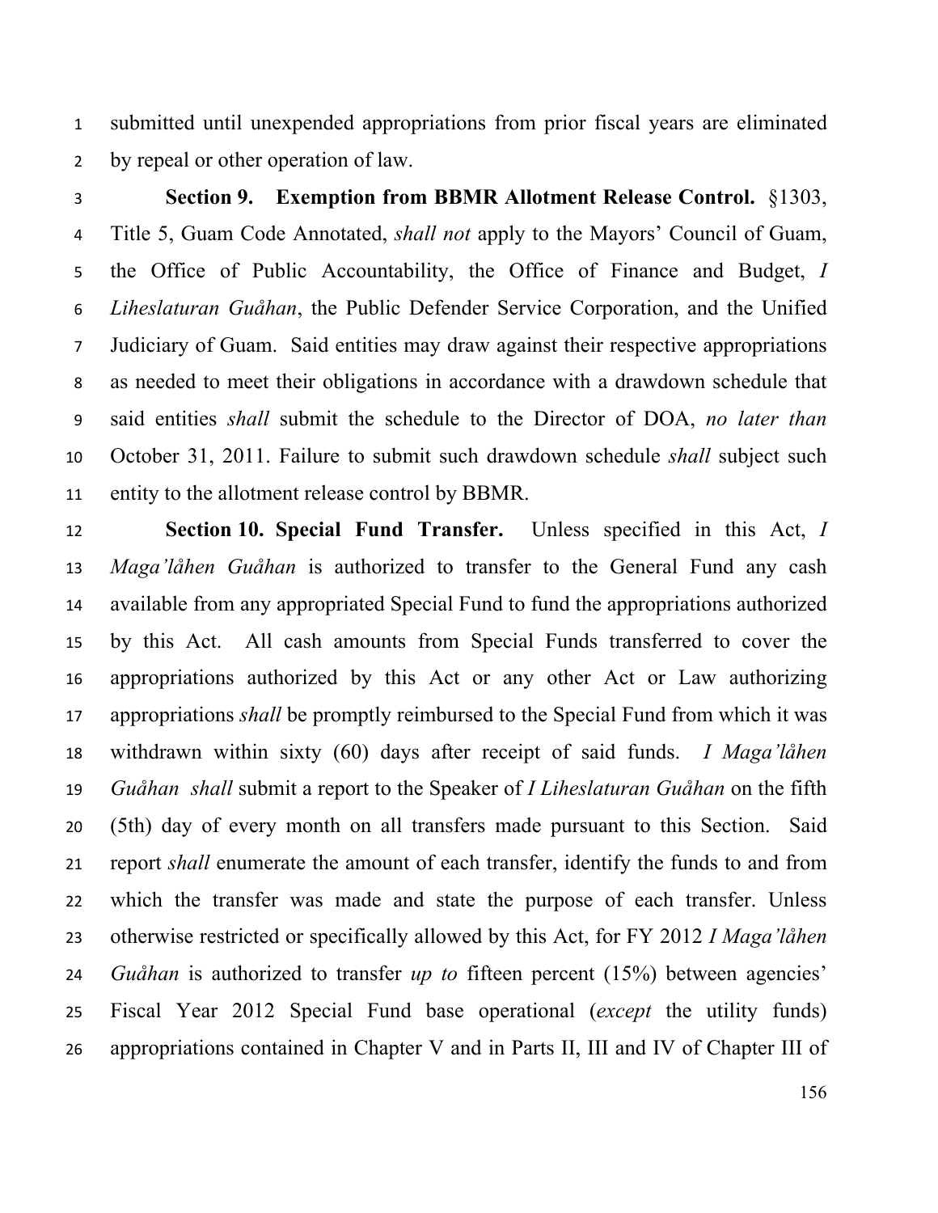submitted until unexpended appropriations from prior fiscal years are eliminated by repeal or other operation of law.

**Section 9. Exemption from BBMR Allotment Release Control.** §1303, Title 5, Guam Code Annotated, *shall not* apply to the Mayors' Council of Guam, the Office of Public Accountability, the Office of Finance and Budget, *I Liheslaturan Guåhan*, the Public Defender Service Corporation, and the Unified Judiciary of Guam. Said entities may draw against their respective appropriations as needed to meet their obligations in accordance with a drawdown schedule that said entities *shall* submit the schedule to the Director of DOA, *no later than* October 31, 2011. Failure to submit such drawdown schedule *shall* subject such entity to the allotment release control by BBMR.

**Section 10. Special Fund Transfer.** Unless specified in this Act, *I Maga'låhen Guåhan* is authorized to transfer to the General Fund any cash available from any appropriated Special Fund to fund the appropriations authorized by this Act. All cash amounts from Special Funds transferred to cover the appropriations authorized by this Act or any other Act or Law authorizing appropriations *shall* be promptly reimbursed to the Special Fund from which it was withdrawn within sixty (60) days after receipt of said funds. *I Maga'låhen Guåhan* *shall* submit a report to the Speaker of *I Liheslaturan Guåhan* on the fifth (5th) day of every month on all transfers made pursuant to this Section. Said report *shall* enumerate the amount of each transfer, identify the funds to and from which the transfer was made and state the purpose of each transfer. Unless otherwise restricted or specifically allowed by this Act, for FY 2012 *I Maga'låhen Guåhan* is authorized to transfer *up to* fifteen percent (15%) between agencies' Fiscal Year 2012 Special Fund base operational (*except* the utility funds) appropriations contained in Chapter V and in Parts II, III and IV of Chapter III of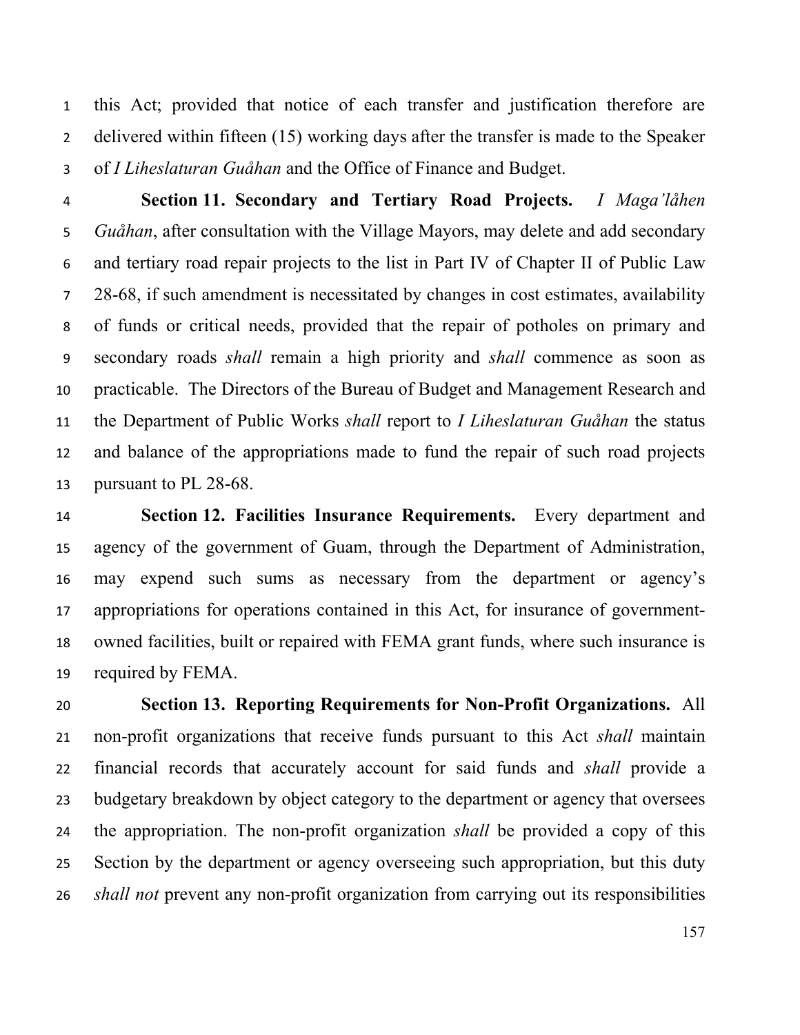this Act; provided that notice of each transfer and justification therefore are delivered within fifteen (15) working days after the transfer is made to the Speaker of *I Liheslaturan Guåhan* and the Office of Finance and Budget.

**Section 11. Secondary and Tertiary Road Projects.** *I Maga'låhen Guåhan*, after consultation with the Village Mayors, may delete and add secondary and tertiary road repair projects to the list in Part IV of Chapter II of Public Law 28-68, if such amendment is necessitated by changes in cost estimates, availability of funds or critical needs, provided that the repair of potholes on primary and secondary roads *shall* remain a high priority and *shall* commence as soon as practicable. The Directors of the Bureau of Budget and Management Research and the Department of Public Works *shall* report to *I Liheslaturan Guåhan* the status and balance of the appropriations made to fund the repair of such road projects pursuant to PL 28-68.

**Section 12. Facilities Insurance Requirements.** Every department and agency of the government of Guam, through the Department of Administration, may expend such sums as necessary from the department or agency's appropriations for operations contained in this Act, for insurance of government-owned facilities, built or repaired with FEMA grant funds, where such insurance is required by FEMA.

**Section 13. Reporting Requirements for Non-Profit Organizations.** All non-profit organizations that receive funds pursuant to this Act *shall* maintain financial records that accurately account for said funds and *shall* provide a budgetary breakdown by object category to the department or agency that oversees the appropriation. The non-profit organization *shall* be provided a copy of this Section by the department or agency overseeing such appropriation, but this duty *shall not* prevent any non-profit organization from carrying out its responsibilities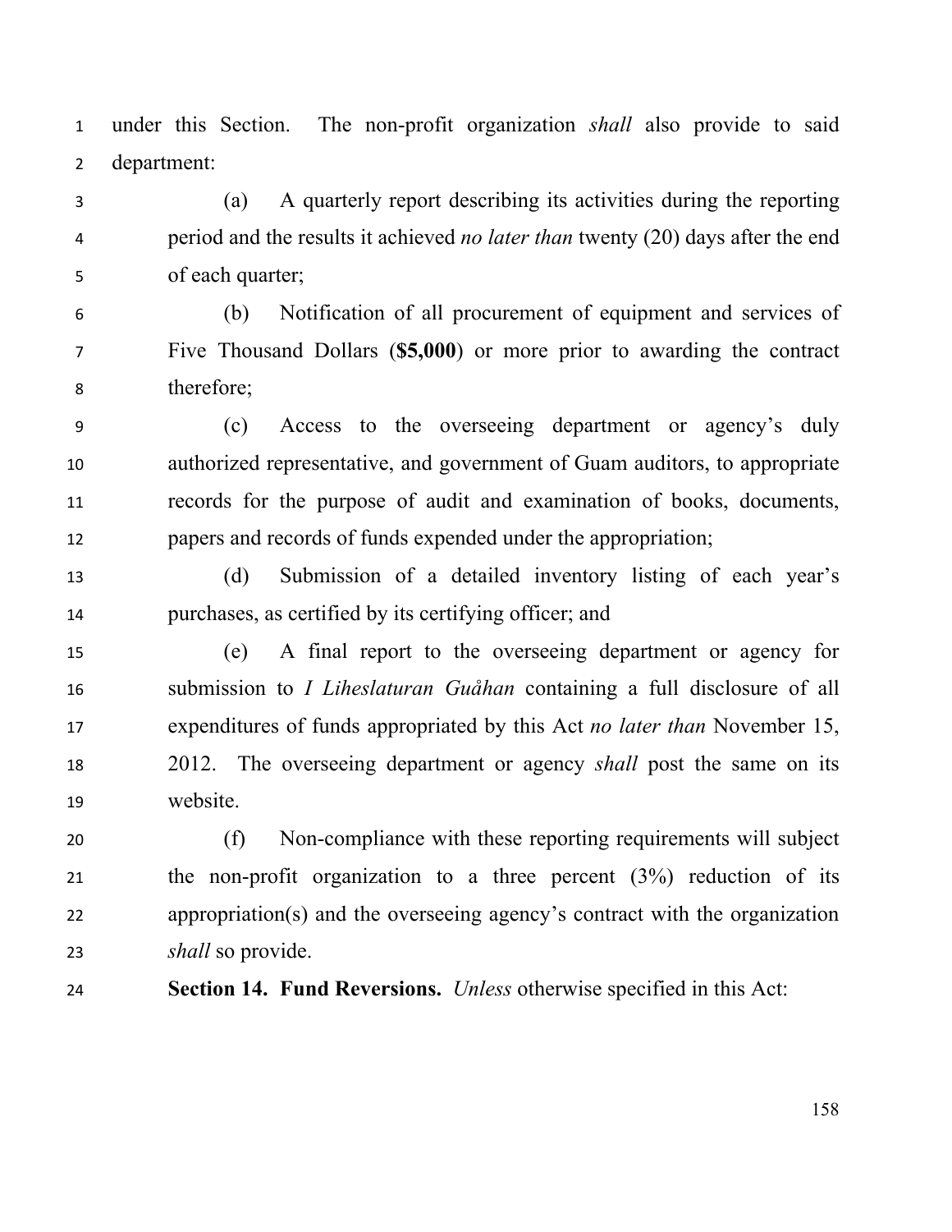under this Section. The non-profit organization *shall* also provide to said department:

(a) A quarterly report describing its activities during the reporting period and the results it achieved *no later than* twenty (20) days after the end of each quarter;

(b) Notification of all procurement of equipment and services of Five Thousand Dollars (**$5,000**) or more prior to awarding the contract therefore;

(c) Access to the overseeing department or agency's duly authorized representative, and government of Guam auditors, to appropriate records for the purpose of audit and examination of books, documents, papers and records of funds expended under the appropriation;

(d) Submission of a detailed inventory listing of each year's purchases, as certified by its certifying officer; and

(e) A final report to the overseeing department or agency for submission to *I Liheslaturan Guåhan* containing a full disclosure of all expenditures of funds appropriated by this Act *no later than* November 15, 2012. The overseeing department or agency *shall* post the same on its website.

(f) Non-compliance with these reporting requirements will subject the non-profit organization to a three percent (3%) reduction of its appropriation(s) and the overseeing agency's contract with the organization *shall* so provide.

**Section 14. Fund Reversions.** *Unless* otherwise specified in this Act: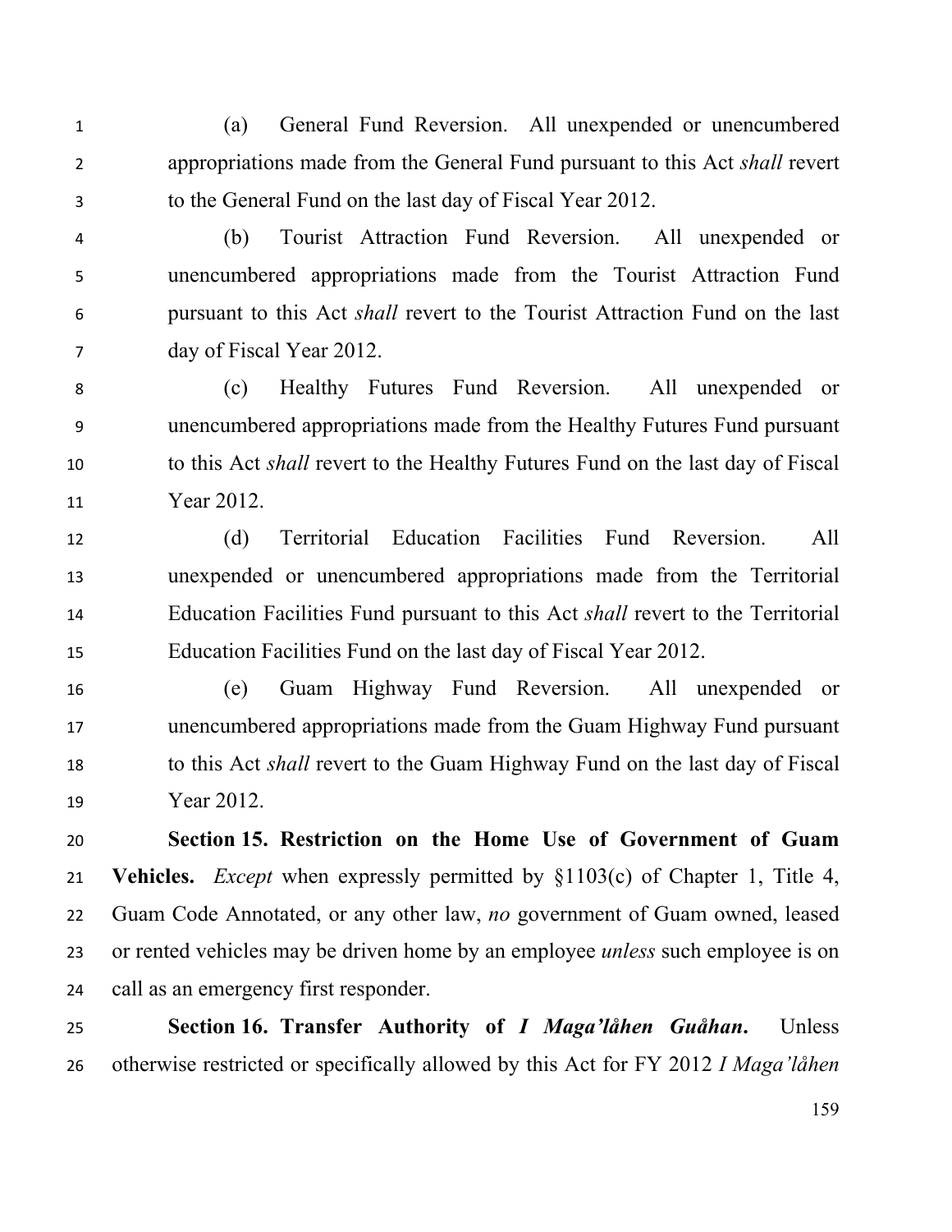(a) General Fund Reversion. All unexpended or unencumbered appropriations made from the General Fund pursuant to this Act *shall* revert to the General Fund on the last day of Fiscal Year 2012.

(b) Tourist Attraction Fund Reversion. All unexpended or unencumbered appropriations made from the Tourist Attraction Fund pursuant to this Act *shall* revert to the Tourist Attraction Fund on the last day of Fiscal Year 2012.

(c) Healthy Futures Fund Reversion. All unexpended or unencumbered appropriations made from the Healthy Futures Fund pursuant to this Act *shall* revert to the Healthy Futures Fund on the last day of Fiscal Year 2012.

(d) Territorial Education Facilities Fund Reversion. All unexpended or unencumbered appropriations made from the Territorial Education Facilities Fund pursuant to this Act *shall* revert to the Territorial Education Facilities Fund on the last day of Fiscal Year 2012.

(e) Guam Highway Fund Reversion. All unexpended or unencumbered appropriations made from the Guam Highway Fund pursuant to this Act *shall* revert to the Guam Highway Fund on the last day of Fiscal Year 2012.

**Section 15. Restriction on the Home Use of Government of Guam Vehicles.** *Except* when expressly permitted by §1103(c) of Chapter 1, Title 4, Guam Code Annotated, or any other law, *no* government of Guam owned, leased or rented vehicles may be driven home by an employee *unless* such employee is on call as an emergency first responder.

**Section 16. Transfer Authority of *I Maga'låhen Guåhan*.** Unless otherwise restricted or specifically allowed by this Act for FY 2012 *I Maga'låhen*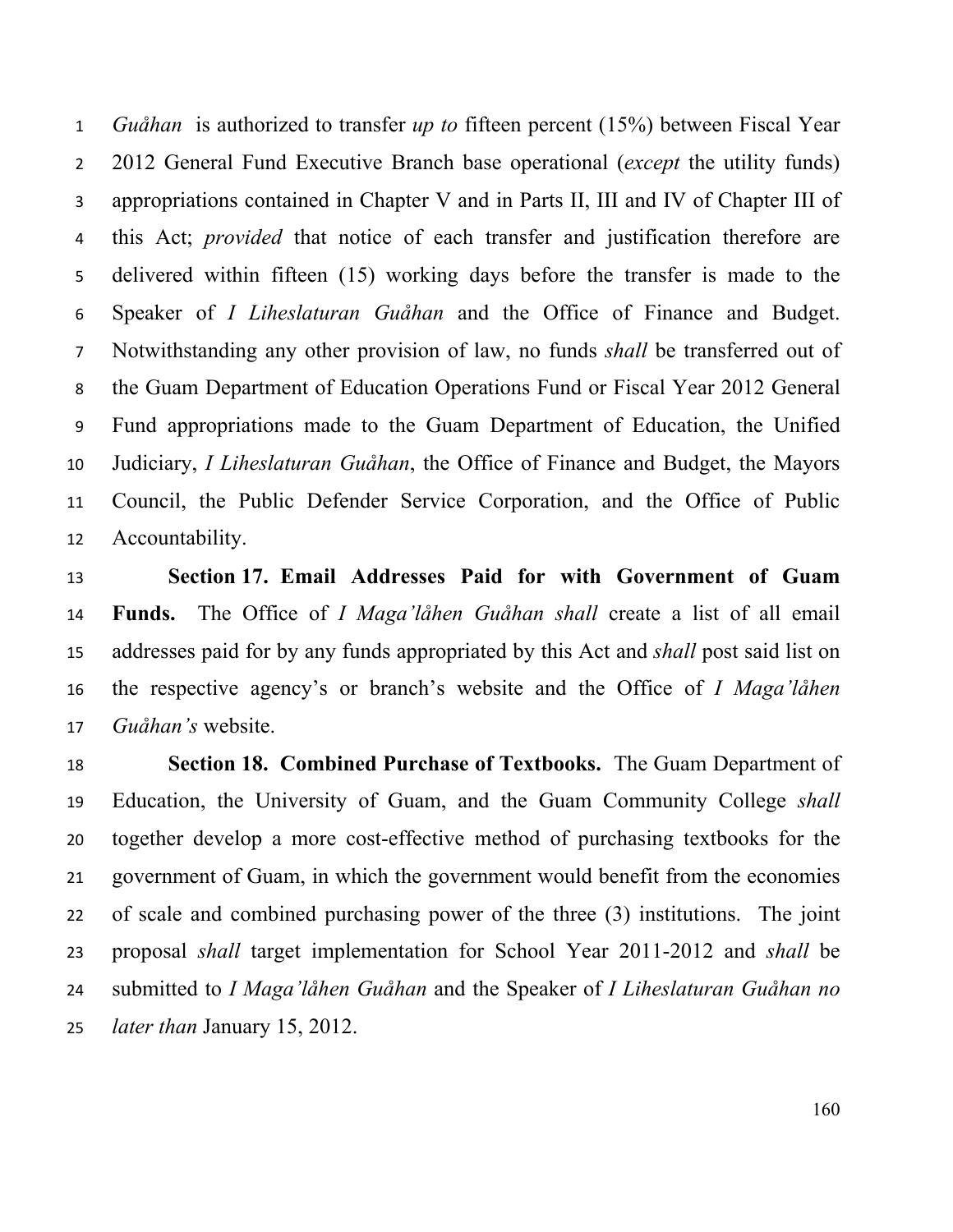*Guåhan* is authorized to transfer *up to* fifteen percent (15%) between Fiscal Year 2012 General Fund Executive Branch base operational (*except* the utility funds) appropriations contained in Chapter V and in Parts II, III and IV of Chapter III of this Act; *provided* that notice of each transfer and justification therefore are delivered within fifteen (15) working days before the transfer is made to the Speaker of *I Liheslaturan Guåhan* and the Office of Finance and Budget. Notwithstanding any other provision of law, no funds *shall* be transferred out of the Guam Department of Education Operations Fund or Fiscal Year 2012 General Fund appropriations made to the Guam Department of Education, the Unified Judiciary, *I Liheslaturan Guåhan*, the Office of Finance and Budget, the Mayors Council, the Public Defender Service Corporation, and the Office of Public Accountability.

**Section 17. Email Addresses Paid for with Government of Guam Funds.** The Office of *I Maga'låhen Guåhan shall* create a list of all email addresses paid for by any funds appropriated by this Act and *shall* post said list on the respective agency's or branch's website and the Office of *I Maga'låhen Guåhan's* website.

**Section 18. Combined Purchase of Textbooks.** The Guam Department of Education, the University of Guam, and the Guam Community College *shall* together develop a more cost-effective method of purchasing textbooks for the government of Guam, in which the government would benefit from the economies of scale and combined purchasing power of the three (3) institutions. The joint proposal *shall* target implementation for School Year 2011-2012 and *shall* be submitted to *I Maga'låhen Guåhan* and the Speaker of *I Liheslaturan Guåhan no later than* January 15, 2012.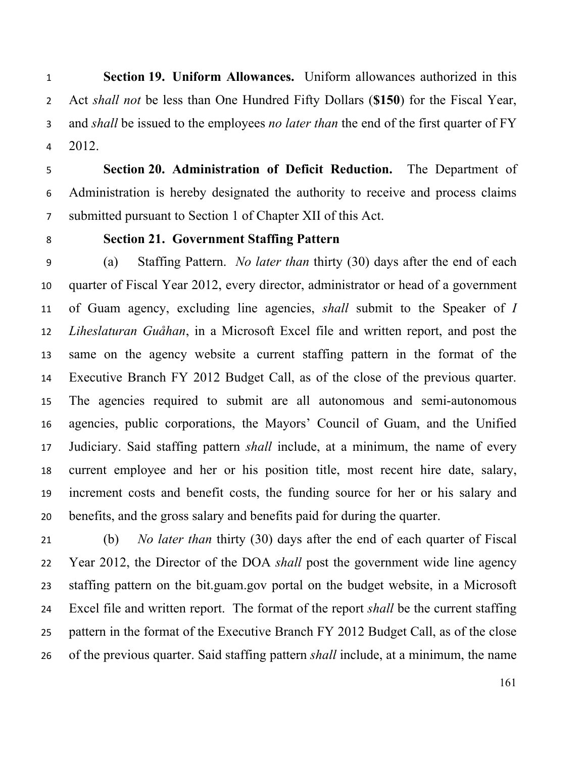**Section 19. Uniform Allowances.** Uniform allowances authorized in this Act *shall not* be less than One Hundred Fifty Dollars (**$150**) for the Fiscal Year, and *shall* be issued to the employees *no later than* the end of the first quarter of FY 2012.

**Section 20. Administration of Deficit Reduction.** The Department of Administration is hereby designated the authority to receive and process claims submitted pursuant to Section 1 of Chapter XII of this Act.

**Section 21. Government Staffing Pattern**

(a) Staffing Pattern. *No later than* thirty (30) days after the end of each quarter of Fiscal Year 2012, every director, administrator or head of a government of Guam agency, excluding line agencies, *shall* submit to the Speaker of *I Liheslaturan Guåhan*, in a Microsoft Excel file and written report, and post the same on the agency website a current staffing pattern in the format of the Executive Branch FY 2012 Budget Call, as of the close of the previous quarter. The agencies required to submit are all autonomous and semi-autonomous agencies, public corporations, the Mayors' Council of Guam, and the Unified Judiciary. Said staffing pattern *shall* include, at a minimum, the name of every current employee and her or his position title, most recent hire date, salary, increment costs and benefit costs, the funding source for her or his salary and benefits, and the gross salary and benefits paid for during the quarter.

(b) *No later than* thirty (30) days after the end of each quarter of Fiscal Year 2012, the Director of the DOA *shall* post the government wide line agency staffing pattern on the bit.guam.gov portal on the budget website, in a Microsoft Excel file and written report. The format of the report *shall* be the current staffing pattern in the format of the Executive Branch FY 2012 Budget Call, as of the close of the previous quarter. Said staffing pattern *shall* include, at a minimum, the name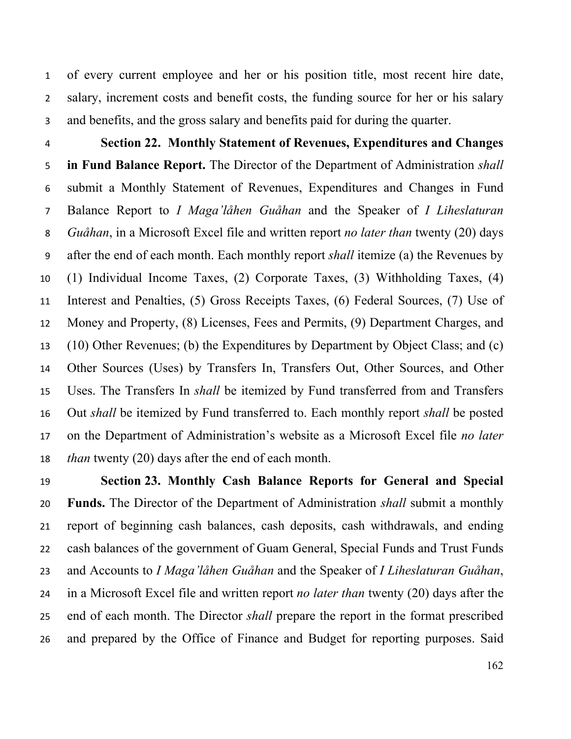of every current employee and her or his position title, most recent hire date, salary, increment costs and benefit costs, the funding source for her or his salary and benefits, and the gross salary and benefits paid for during the quarter.

**Section 22. Monthly Statement of Revenues, Expenditures and Changes in Fund Balance Report.** The Director of the Department of Administration *shall* submit a Monthly Statement of Revenues, Expenditures and Changes in Fund Balance Report to *I Maga'låhen Guåhan* and the Speaker of *I Liheslaturan Guåhan*, in a Microsoft Excel file and written report *no later than* twenty (20) days after the end of each month. Each monthly report *shall* itemize (a) the Revenues by (1) Individual Income Taxes, (2) Corporate Taxes, (3) Withholding Taxes, (4) Interest and Penalties, (5) Gross Receipts Taxes, (6) Federal Sources, (7) Use of Money and Property, (8) Licenses, Fees and Permits, (9) Department Charges, and (10) Other Revenues; (b) the Expenditures by Department by Object Class; and (c) Other Sources (Uses) by Transfers In, Transfers Out, Other Sources, and Other Uses. The Transfers In *shall* be itemized by Fund transferred from and Transfers Out *shall* be itemized by Fund transferred to. Each monthly report *shall* be posted on the Department of Administration's website as a Microsoft Excel file *no later than* twenty (20) days after the end of each month.

**Section 23. Monthly Cash Balance Reports for General and Special Funds.** The Director of the Department of Administration *shall* submit a monthly report of beginning cash balances, cash deposits, cash withdrawals, and ending cash balances of the government of Guam General, Special Funds and Trust Funds and Accounts to *I Maga'låhen Guåhan* and the Speaker of *I Liheslaturan Guåhan*, in a Microsoft Excel file and written report *no later than* twenty (20) days after the end of each month. The Director *shall* prepare the report in the format prescribed and prepared by the Office of Finance and Budget for reporting purposes. Said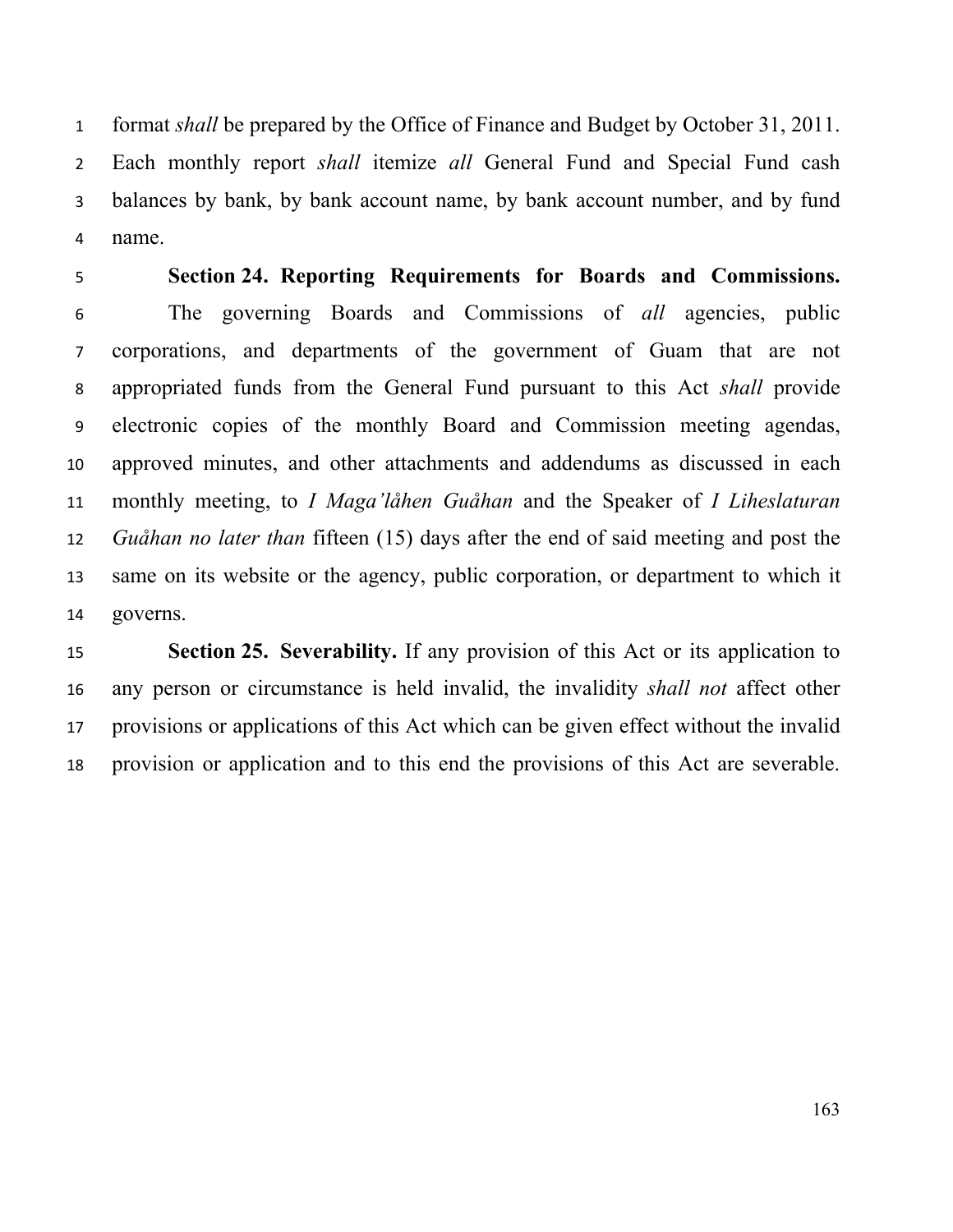format *shall* be prepared by the Office of Finance and Budget by October 31, 2011. Each monthly report *shall* itemize *all* General Fund and Special Fund cash balances by bank, by bank account name, by bank account number, and by fund name.

**Section 24. Reporting Requirements for Boards and Commissions.** The governing Boards and Commissions of *all* agencies, public corporations, and departments of the government of Guam that are not appropriated funds from the General Fund pursuant to this Act *shall* provide electronic copies of the monthly Board and Commission meeting agendas, approved minutes, and other attachments and addendums as discussed in each monthly meeting, to *I Maga'låhen Guåhan* and the Speaker of *I Liheslaturan Guåhan no later than* fifteen (15) days after the end of said meeting and post the same on its website or the agency, public corporation, or department to which it governs.

**Section 25. Severability.** If any provision of this Act or its application to any person or circumstance is held invalid, the invalidity *shall not* affect other provisions or applications of this Act which can be given effect without the invalid provision or application and to this end the provisions of this Act are severable.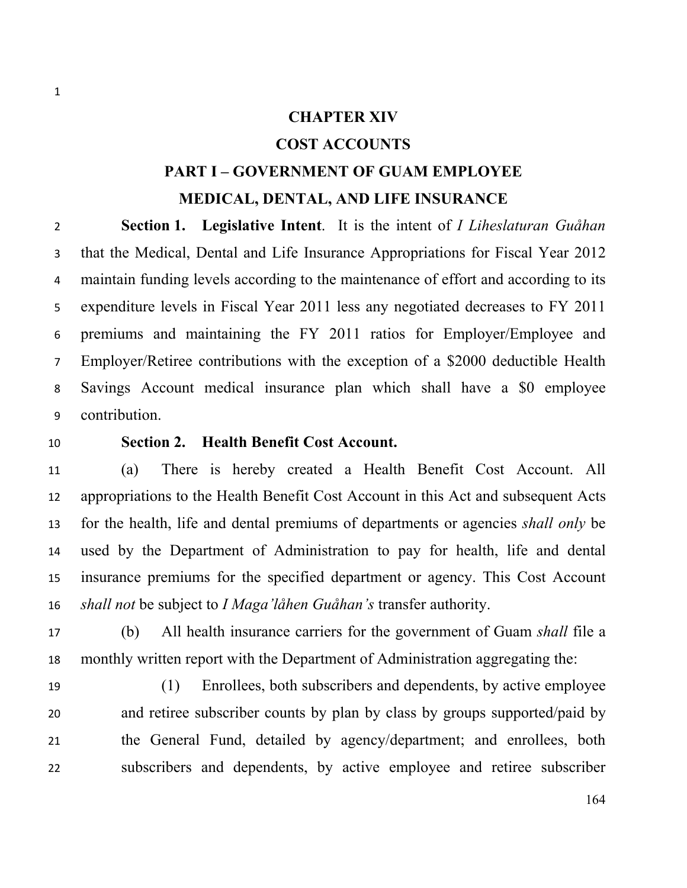# CHAPTER XIV

# COST ACCOUNTS

## PART I – GOVERNMENT OF GUAM EMPLOYEE MEDICAL, DENTAL, AND LIFE INSURANCE

**Section 1. Legislative Intent**. It is the intent of *I Liheslaturan Guåhan* that the Medical, Dental and Life Insurance Appropriations for Fiscal Year 2012 maintain funding levels according to the maintenance of effort and according to its expenditure levels in Fiscal Year 2011 less any negotiated decreases to FY 2011 premiums and maintaining the FY 2011 ratios for Employer/Employee and Employer/Retiree contributions with the exception of a $2000 deductible Health Savings Account medical insurance plan which shall have a $0 employee contribution.

**Section 2. Health Benefit Cost Account.**

(a) There is hereby created a Health Benefit Cost Account. All appropriations to the Health Benefit Cost Account in this Act and subsequent Acts for the health, life and dental premiums of departments or agencies *shall only* be used by the Department of Administration to pay for health, life and dental insurance premiums for the specified department or agency. This Cost Account *shall not* be subject to *I Maga'låhen Guåhan's* transfer authority.

(b) All health insurance carriers for the government of Guam *shall* file a monthly written report with the Department of Administration aggregating the:

(1) Enrollees, both subscribers and dependents, by active employee and retiree subscriber counts by plan by class by groups supported/paid by the General Fund, detailed by agency/department; and enrollees, both subscribers and dependents, by active employee and retiree subscriber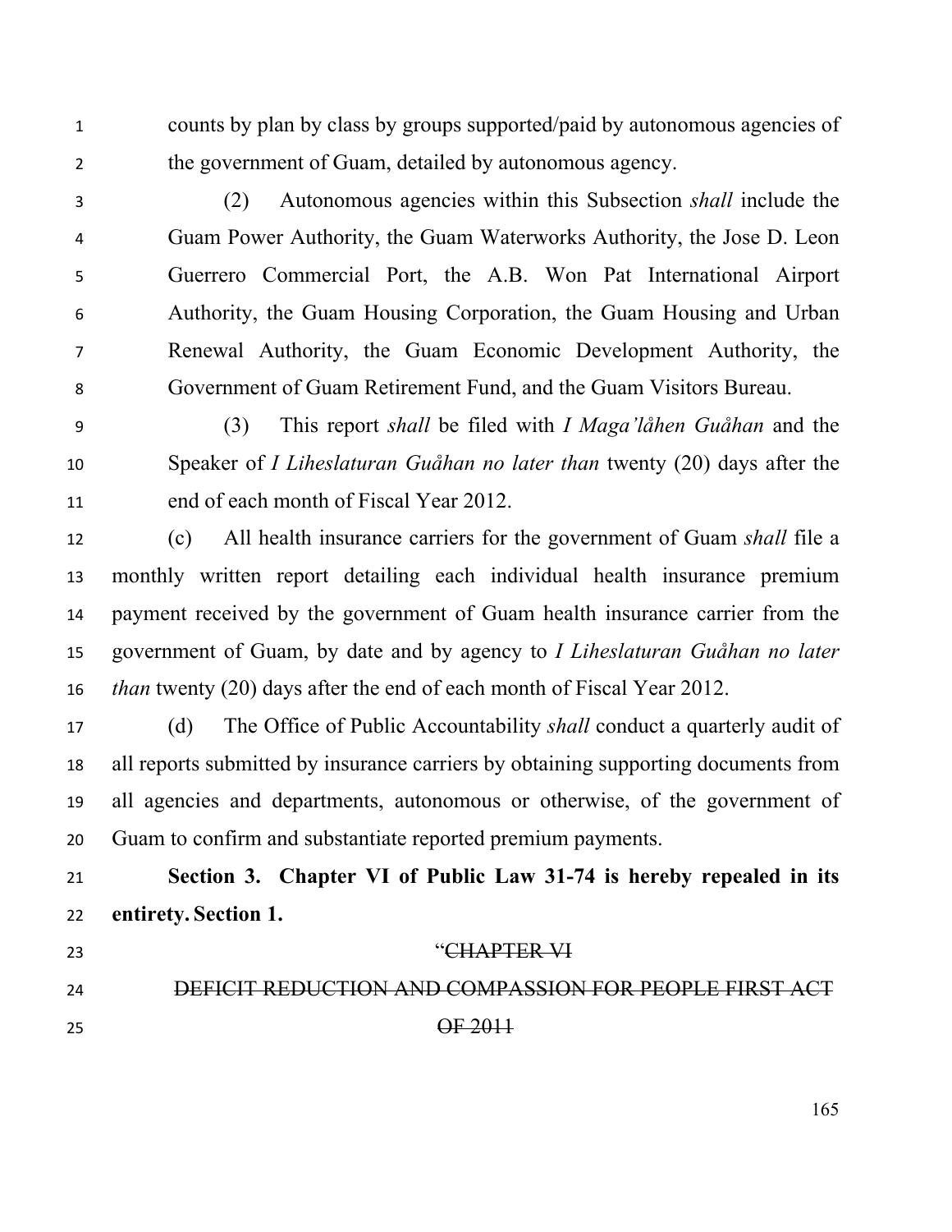counts by plan by class by groups supported/paid by autonomous agencies of the government of Guam, detailed by autonomous agency.

(2) Autonomous agencies within this Subsection *shall* include the Guam Power Authority, the Guam Waterworks Authority, the Jose D. Leon Guerrero Commercial Port, the A.B. Won Pat International Airport Authority, the Guam Housing Corporation, the Guam Housing and Urban Renewal Authority, the Guam Economic Development Authority, the Government of Guam Retirement Fund, and the Guam Visitors Bureau.

(3) This report *shall* be filed with *I Maga'låhen Guåhan* and the Speaker of *I Liheslaturan Guåhan no later than* twenty (20) days after the end of each month of Fiscal Year 2012.

(c) All health insurance carriers for the government of Guam *shall* file a monthly written report detailing each individual health insurance premium payment received by the government of Guam health insurance carrier from the government of Guam, by date and by agency to *I Liheslaturan Guåhan no later than* twenty (20) days after the end of each month of Fiscal Year 2012.

(d) The Office of Public Accountability *shall* conduct a quarterly audit of all reports submitted by insurance carriers by obtaining supporting documents from all agencies and departments, autonomous or otherwise, of the government of Guam to confirm and substantiate reported premium payments.

**Section 3. Chapter VI of Public Law 31-74 is hereby repealed in its entirety. Section 1.**

"~~CHAPTER VI~~

~~DEFICIT REDUCTION AND COMPASSION FOR PEOPLE FIRST ACT OF 2011~~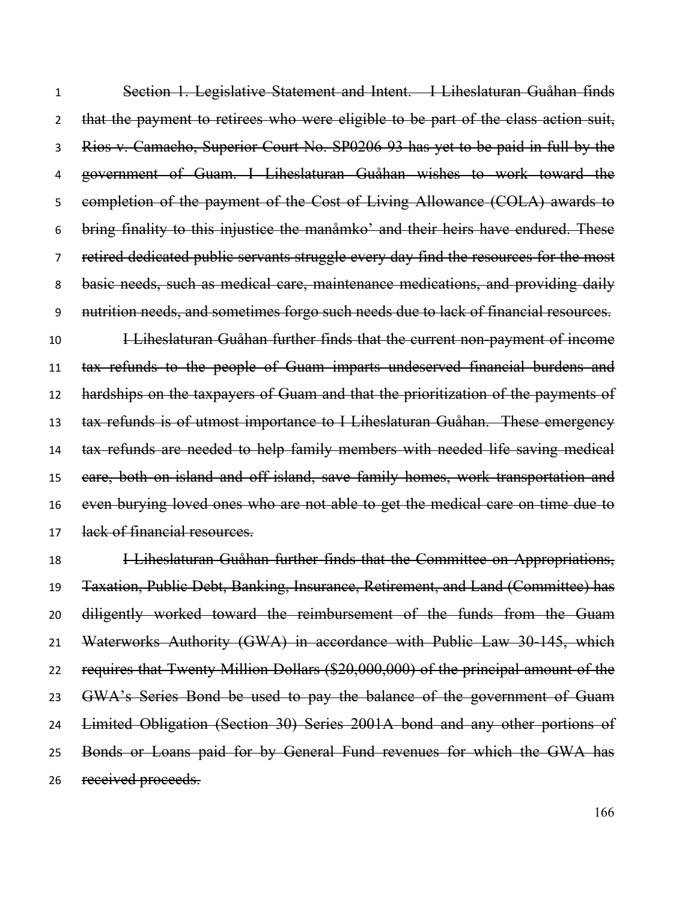~~Section 1. Legislative Statement and Intent. I Liheslaturan Guåhan finds that the payment to retirees who were eligible to be part of the class action suit, Rios v. Camacho, Superior Court No. SP0206-93 has yet to be paid in full by the government of Guam. I Liheslaturan Guåhan wishes to work toward the completion of the payment of the Cost of Living Allowance (COLA) awards to bring finality to this injustice the manåmko' and their heirs have endured. These retired dedicated public servants struggle every day find the resources for the most basic needs, such as medical care, maintenance medications, and providing daily nutrition needs, and sometimes forgo such needs due to lack of financial resources.~~

~~I Liheslaturan Guåhan further finds that the current non-payment of income tax refunds to the people of Guam imparts undeserved financial burdens and hardships on the taxpayers of Guam and that the prioritization of the payments of tax refunds is of utmost importance to I Liheslaturan Guåhan. These emergency tax refunds are needed to help family members with needed life saving medical care, both on island and off island, save family homes, work transportation and even burying loved ones who are not able to get the medical care on time due to lack of financial resources.~~

~~I Liheslaturan Guåhan further finds that the Committee on Appropriations, Taxation, Public Debt, Banking, Insurance, Retirement, and Land (Committee) has diligently worked toward the reimbursement of the funds from the Guam Waterworks Authority (GWA) in accordance with Public Law 30-145, which requires that Twenty Million Dollars ($20,000,000) of the principal amount of the GWA's Series Bond be used to pay the balance of the government of Guam Limited Obligation (Section 30) Series 2001A bond and any other portions of Bonds or Loans paid for by General Fund revenues for which the GWA has received proceeds.~~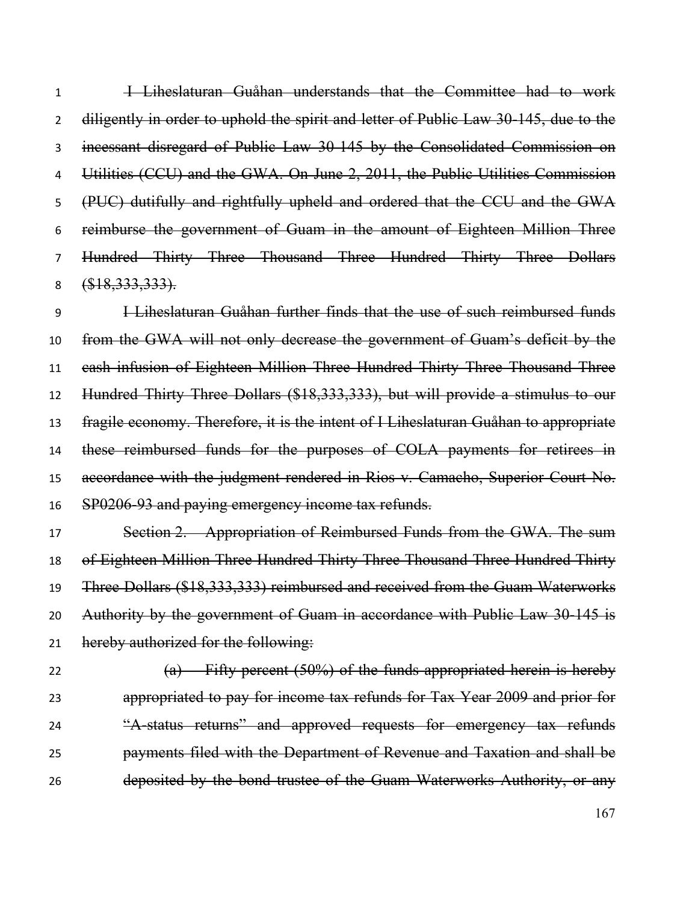~~I Liheslaturan Guåhan understands that the Committee had to work diligently in order to uphold the spirit and letter of Public Law 30-145, due to the incessant disregard of Public Law 30-145 by the Consolidated Commission on Utilities (CCU) and the GWA. On June 2, 2011, the Public Utilities Commission (PUC) dutifully and rightfully upheld and ordered that the CCU and the GWA reimburse the government of Guam in the amount of Eighteen Million Three Hundred Thirty Three Thousand Three Hundred Thirty Three Dollars ($18,333,333).~~

~~I Liheslaturan Guåhan further finds that the use of such reimbursed funds from the GWA will not only decrease the government of Guam's deficit by the cash infusion of Eighteen Million Three Hundred Thirty Three Thousand Three Hundred Thirty Three Dollars ($18,333,333), but will provide a stimulus to our fragile economy. Therefore, it is the intent of I Liheslaturan Guåhan to appropriate these reimbursed funds for the purposes of COLA payments for retirees in accordance with the judgment rendered in Rios v. Camacho, Superior Court No. SP0206-93 and paying emergency income tax refunds.~~

~~Section 2. Appropriation of Reimbursed Funds from the GWA. The sum of Eighteen Million Three Hundred Thirty Three Thousand Three Hundred Thirty Three Dollars ($18,333,333) reimbursed and received from the Guam Waterworks Authority by the government of Guam in accordance with Public Law 30-145 is hereby authorized for the following:~~

> ~~(a) Fifty percent (50%) of the funds appropriated herein is hereby appropriated to pay for income tax refunds for Tax Year 2009 and prior for "A-status returns" and approved requests for emergency tax refunds payments filed with the Department of Revenue and Taxation and shall be deposited by the bond trustee of the Guam Waterworks Authority, or any~~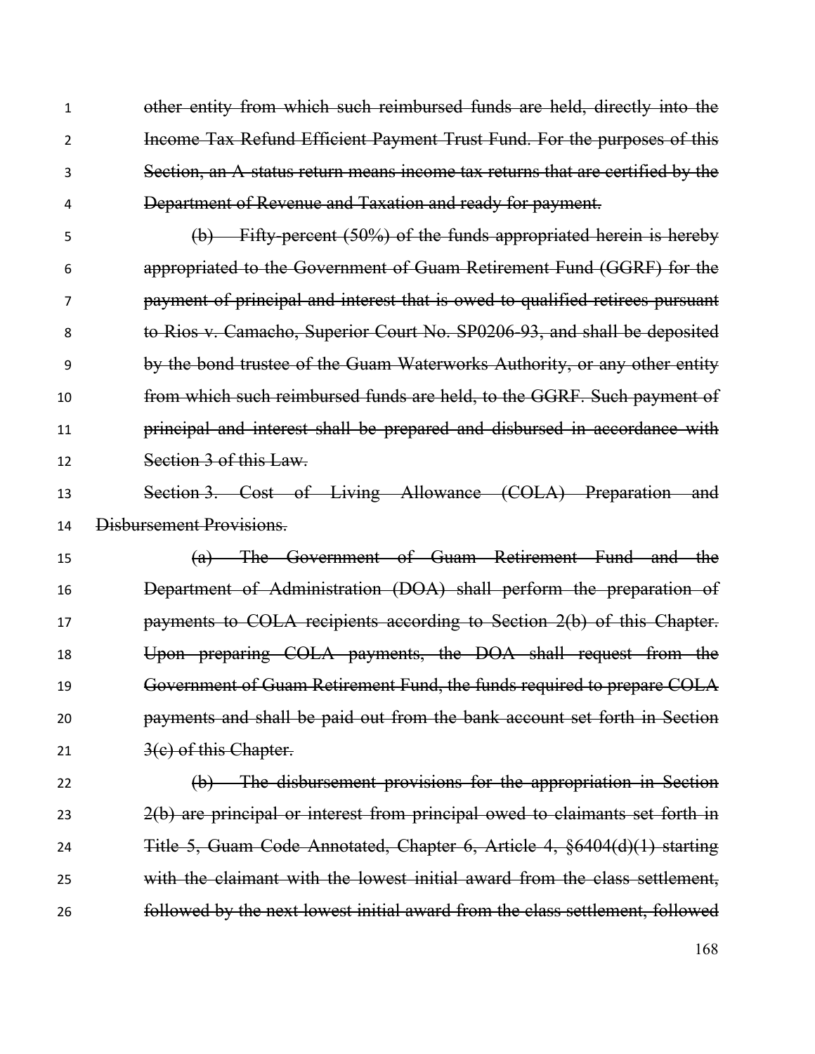~~other entity from which such reimbursed funds are held, directly into the Income Tax Refund Efficient Payment Trust Fund. For the purposes of this Section, an A-status return means income tax returns that are certified by the Department of Revenue and Taxation and ready for payment.~~

~~(b) Fifty-percent (50%) of the funds appropriated herein is hereby appropriated to the Government of Guam Retirement Fund (GGRF) for the payment of principal and interest that is owed to qualified retirees pursuant to Rios v. Camacho, Superior Court No. SP0206-93, and shall be deposited by the bond trustee of the Guam Waterworks Authority, or any other entity from which such reimbursed funds are held, to the GGRF. Such payment of principal and interest shall be prepared and disbursed in accordance with Section 3 of this Law.~~

~~Section 3. Cost of Living Allowance (COLA) Preparation and Disbursement Provisions.~~

~~(a) The Government of Guam Retirement Fund and the Department of Administration (DOA) shall perform the preparation of payments to COLA recipients according to Section 2(b) of this Chapter. Upon preparing COLA payments, the DOA shall request from the Government of Guam Retirement Fund, the funds required to prepare COLA payments and shall be paid out from the bank account set forth in Section 3(c) of this Chapter.~~

~~(b) The disbursement provisions for the appropriation in Section 2(b) are principal or interest from principal owed to claimants set forth in Title 5, Guam Code Annotated, Chapter 6, Article 4, §6404(d)(1) starting with the claimant with the lowest initial award from the class settlement, followed by the next lowest initial award from the class settlement, followed~~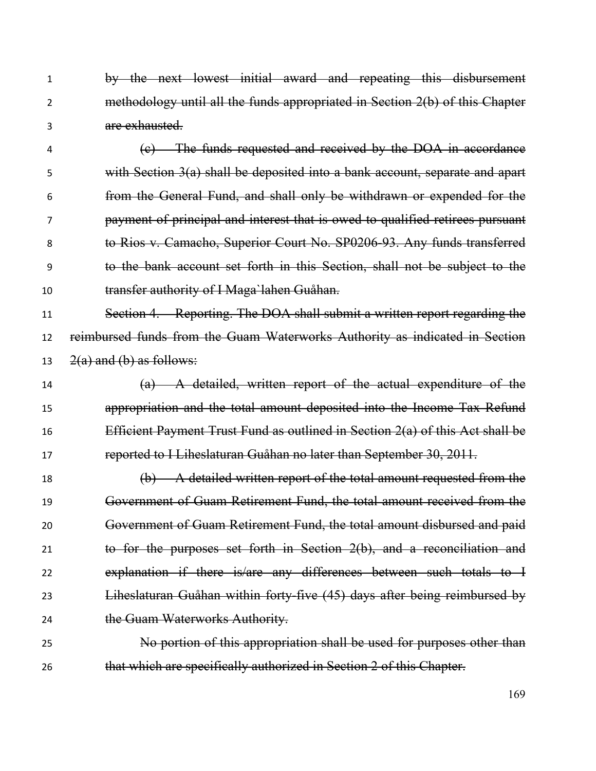~~by the next lowest initial award and repeating this disbursement methodology until all the funds appropriated in Section 2(b) of this Chapter are exhausted.~~

~~(c) The funds requested and received by the DOA in accordance with Section 3(a) shall be deposited into a bank account, separate and apart from the General Fund, and shall only be withdrawn or expended for the payment of principal and interest that is owed to qualified retirees pursuant to Rios v. Camacho, Superior Court No. SP0206-93. Any funds transferred to the bank account set forth in this Section, shall not be subject to the transfer authority of I Maga`lahen Guåhan.~~

~~Section 4. Reporting. The DOA shall submit a written report regarding the reimbursed funds from the Guam Waterworks Authority as indicated in Section 2(a) and (b) as follows:~~

~~(a) A detailed, written report of the actual expenditure of the appropriation and the total amount deposited into the Income Tax Refund Efficient Payment Trust Fund as outlined in Section 2(a) of this Act shall be reported to I Liheslaturan Guåhan no later than September 30, 2011.~~

~~(b) A detailed written report of the total amount requested from the Government of Guam Retirement Fund, the total amount received from the Government of Guam Retirement Fund, the total amount disbursed and paid to for the purposes set forth in Section 2(b), and a reconciliation and explanation if there is/are any differences between such totals to I Liheslaturan Guåhan within forty-five (45) days after being reimbursed by the Guam Waterworks Authority.~~

~~No portion of this appropriation shall be used for purposes other than that which are specifically authorized in Section 2 of this Chapter.~~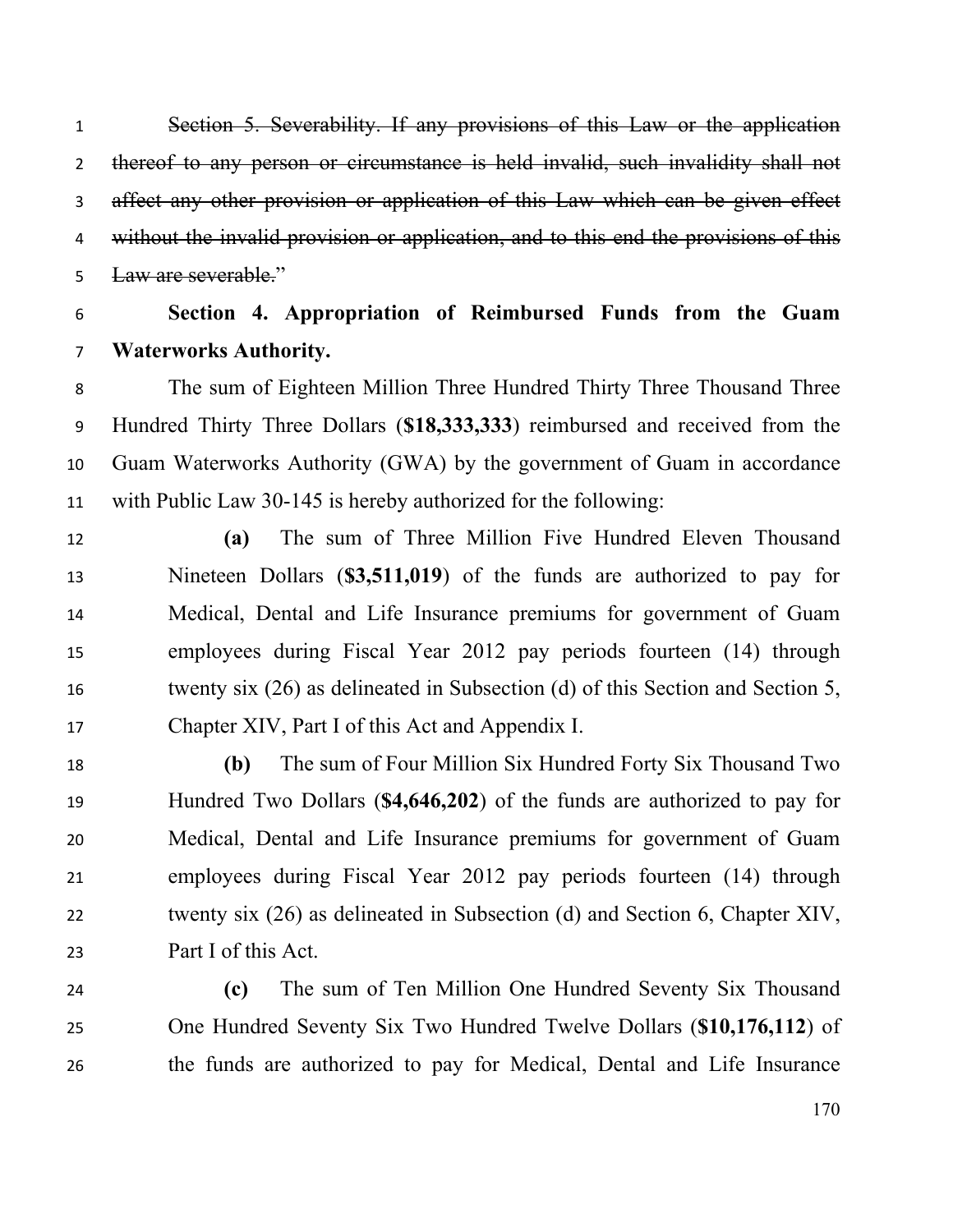~~Section 5. Severability. If any provisions of this Law or the application thereof to any person or circumstance is held invalid, such invalidity shall not affect any other provision or application of this Law which can be given effect without the invalid provision or application, and to this end the provisions of this Law are severable.~~"

**Section 4. Appropriation of Reimbursed Funds from the Guam Waterworks Authority.**

The sum of Eighteen Million Three Hundred Thirty Three Thousand Three Hundred Thirty Three Dollars (**$18,333,333**) reimbursed and received from the Guam Waterworks Authority (GWA) by the government of Guam in accordance with Public Law 30-145 is hereby authorized for the following:

**(a)** The sum of Three Million Five Hundred Eleven Thousand Nineteen Dollars (**$3,511,019**) of the funds are authorized to pay for Medical, Dental and Life Insurance premiums for government of Guam employees during Fiscal Year 2012 pay periods fourteen (14) through twenty six (26) as delineated in Subsection (d) of this Section and Section 5, Chapter XIV, Part I of this Act and Appendix I.

**(b)** The sum of Four Million Six Hundred Forty Six Thousand Two Hundred Two Dollars (**$4,646,202**) of the funds are authorized to pay for Medical, Dental and Life Insurance premiums for government of Guam employees during Fiscal Year 2012 pay periods fourteen (14) through twenty six (26) as delineated in Subsection (d) and Section 6, Chapter XIV, Part I of this Act.

**(c)** The sum of Ten Million One Hundred Seventy Six Thousand One Hundred Seventy Six Two Hundred Twelve Dollars (**$10,176,112**) of the funds are authorized to pay for Medical, Dental and Life Insurance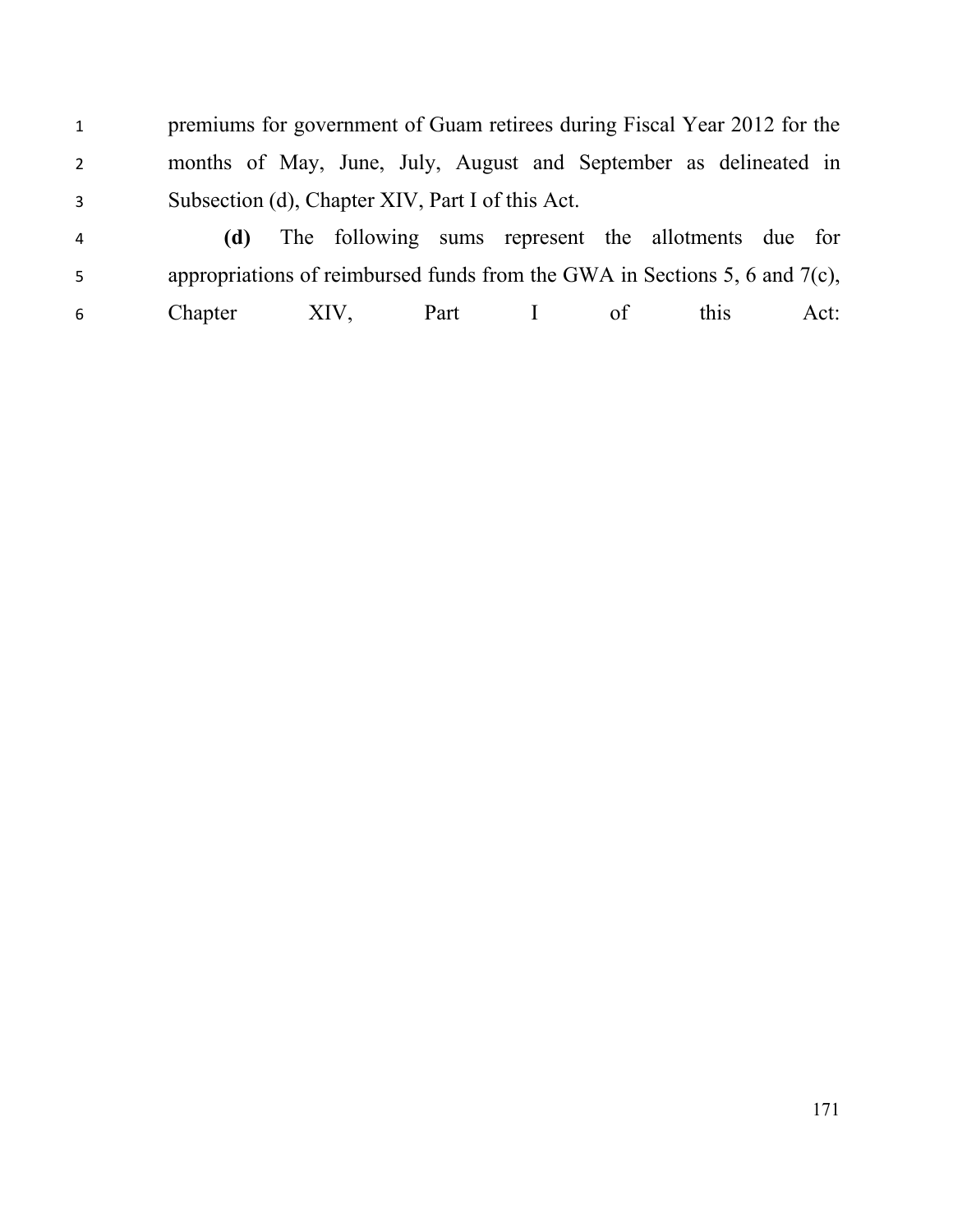premiums for government of Guam retirees during Fiscal Year 2012 for the months of May, June, July, August and September as delineated in Subsection (d), Chapter XIV, Part I of this Act.

**(d)** The following sums represent the allotments due for appropriations of reimbursed funds from the GWA in Sections 5, 6 and 7(c), Chapter XIV, Part I of this Act: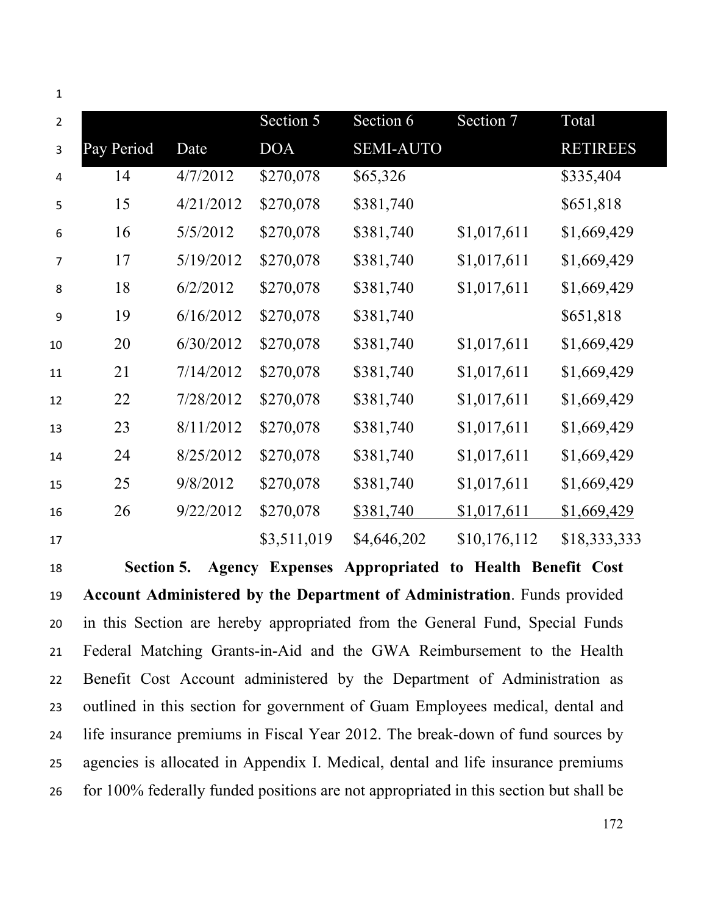| Pay Period | Date | Section 5 DOA | Section 6 SEMI-AUTO | Section 7 | Total RETIREES |
|---|---|---|---|---|---|
| 14 | 4/7/2012 | $270,078 | $65,326 | | $335,404 |
| 15 | 4/21/2012 | $270,078 | $381,740 | | $651,818 |
| 16 | 5/5/2012 | $270,078 | $381,740 | $1,017,611 | $1,669,429 |
| 17 | 5/19/2012 | $270,078 | $381,740 | $1,017,611 | $1,669,429 |
| 18 | 6/2/2012 | $270,078 | $381,740 | $1,017,611 | $1,669,429 |
| 19 | 6/16/2012 | $270,078 | $381,740 | | $651,818 |
| 20 | 6/30/2012 | $270,078 | $381,740 | $1,017,611 | $1,669,429 |
| 21 | 7/14/2012 | $270,078 | $381,740 | $1,017,611 | $1,669,429 |
| 22 | 7/28/2012 | $270,078 | $381,740 | $1,017,611 | $1,669,429 |
| 23 | 8/11/2012 | $270,078 | $381,740 | $1,017,611 | $1,669,429 |
| 24 | 8/25/2012 | $270,078 | $381,740 | $1,017,611 | $1,669,429 |
| 25 | 9/8/2012 | $270,078 | $381,740 | $1,017,611 | $1,669,429 |
| 26 | 9/22/2012 | $270,078 | $381,740 | $1,017,611 | $1,669,429 |
| | | $3,511,019 | $4,646,202 | $10,176,112 | $18,333,333 |

**Section 5. Agency Expenses Appropriated to Health Benefit Cost Account Administered by the Department of Administration**. Funds provided in this Section are hereby appropriated from the General Fund, Special Funds Federal Matching Grants-in-Aid and the GWA Reimbursement to the Health Benefit Cost Account administered by the Department of Administration as outlined in this section for government of Guam Employees medical, dental and life insurance premiums in Fiscal Year 2012. The break-down of fund sources by agencies is allocated in Appendix I. Medical, dental and life insurance premiums for 100% federally funded positions are not appropriated in this section but shall be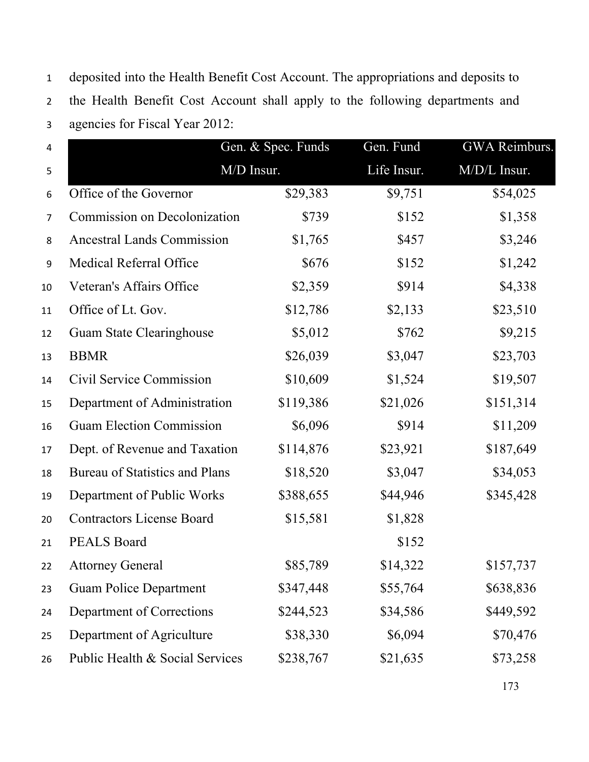deposited into the Health Benefit Cost Account. The appropriations and deposits to the Health Benefit Cost Account shall apply to the following departments and agencies for Fiscal Year 2012:

| | Gen. & Spec. Funds M/D Insur. | Gen. Fund Life Insur. | GWA Reimburs. M/D/L Insur. |
|---|---|---|---|
| Office of the Governor | $29,383 | $9,751 | $54,025 |
| Commission on Decolonization | $739 | $152 | $1,358 |
| Ancestral Lands Commission | $1,765 | $457 | $3,246 |
| Medical Referral Office | $676 | $152 | $1,242 |
| Veteran's Affairs Office | $2,359 | $914 | $4,338 |
| Office of Lt. Gov. | $12,786 | $2,133 | $23,510 |
| Guam State Clearinghouse | $5,012 | $762 | $9,215 |
| BBMR | $26,039 | $3,047 | $23,703 |
| Civil Service Commission | $10,609 | $1,524 | $19,507 |
| Department of Administration | $119,386 | $21,026 | $151,314 |
| Guam Election Commission | $6,096 | $914 | $11,209 |
| Dept. of Revenue and Taxation | $114,876 | $23,921 | $187,649 |
| Bureau of Statistics and Plans | $18,520 | $3,047 | $34,053 |
| Department of Public Works | $388,655 | $44,946 | $345,428 |
| Contractors License Board | $15,581 | $1,828 | |
| PEALS Board | | $152 | |
| Attorney General | $85,789 | $14,322 | $157,737 |
| Guam Police Department | $347,448 | $55,764 | $638,836 |
| Department of Corrections | $244,523 | $34,586 | $449,592 |
| Department of Agriculture | $38,330 | $6,094 | $70,476 |
| Public Health & Social Services | $238,767 | $21,635 | $73,258 |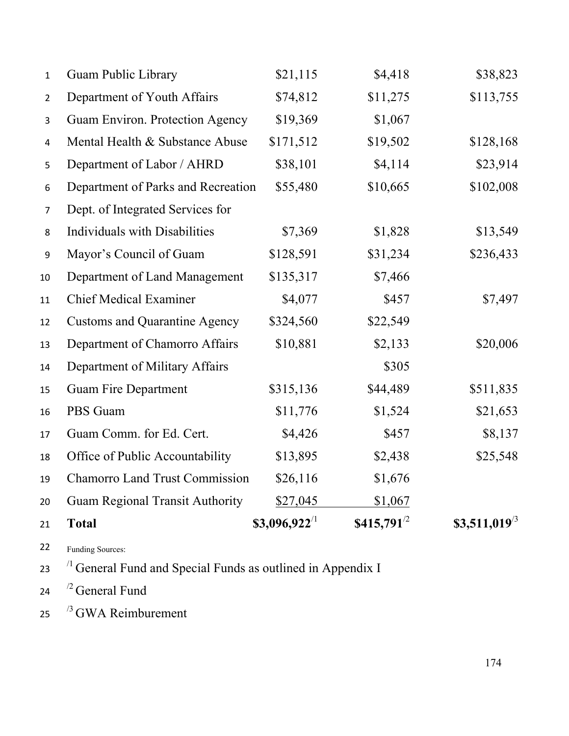| | | | |
|---|---|---|---|
| Guam Public Library | $21,115 | $4,418 | $38,823 |
| Department of Youth Affairs | $74,812 | $11,275 | $113,755 |
| Guam Environ. Protection Agency | $19,369 | $1,067 | |
| Mental Health & Substance Abuse | $171,512 | $19,502 | $128,168 |
| Department of Labor / AHRD | $38,101 | $4,114 | $23,914 |
| Department of Parks and Recreation | $55,480 | $10,665 | $102,008 |
| Dept. of Integrated Services for Individuals with Disabilities | $7,369 | $1,828 | $13,549 |
| Mayor’s Council of Guam | $128,591 | $31,234 | $236,433 |
| Department of Land Management | $135,317 | $7,466 | |
| Chief Medical Examiner | $4,077 | $457 | $7,497 |
| Customs and Quarantine Agency | $324,560 | $22,549 | |
| Department of Chamorro Affairs | $10,881 | $2,133 | $20,006 |
| Department of Military Affairs | | $305 | |
| Guam Fire Department | $315,136 | $44,489 | $511,835 |
| PBS Guam | $11,776 | $1,524 | $21,653 |
| Guam Comm. for Ed. Cert. | $4,426 | $457 | $8,137 |
| Office of Public Accountability | $13,895 | $2,438 | $25,548 |
| Chamorro Land Trust Commission | $26,116 | $1,676 | |
| Guam Regional Transit Authority | $27,045 | $1,067 | |
| **Total** | **$3,096,922**/1 | **$415,791**/2 | **$3,511,019**/3 |

Funding Sources:

/1 General Fund and Special Funds as outlined in Appendix I

/2 General Fund

/3 GWA Reimburement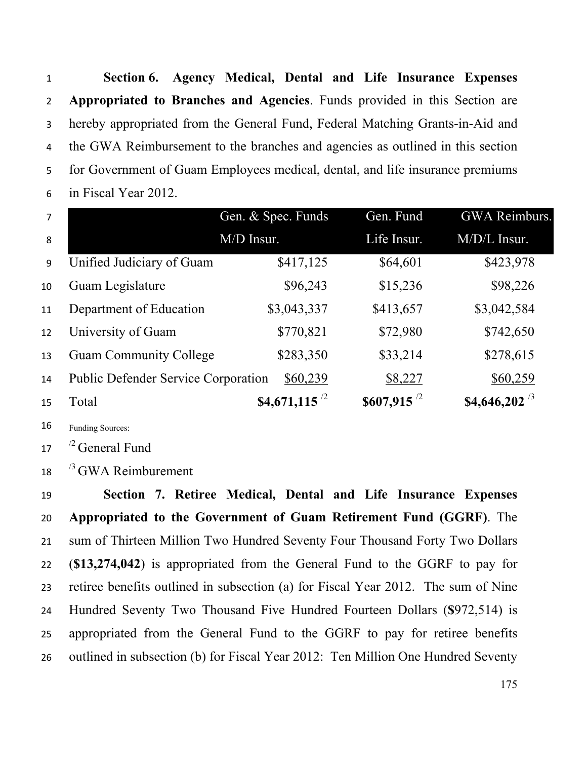**Section 6. Agency Medical, Dental and Life Insurance Expenses Appropriated to Branches and Agencies**. Funds provided in this Section are hereby appropriated from the General Fund, Federal Matching Grants-in-Aid and the GWA Reimbursement to the branches and agencies as outlined in this section for Government of Guam Employees medical, dental, and life insurance premiums in Fiscal Year 2012.

| | Gen. & Spec. Funds M/D Insur. | Gen. Fund Life Insur. | GWA Reimburs. M/D/L Insur. |
|---|---|---|---|
| Unified Judiciary of Guam | $417,125 | $64,601 | $423,978 |
| Guam Legislature | $96,243 | $15,236 | $98,226 |
| Department of Education | $3,043,337 | $413,657 | $3,042,584 |
| University of Guam | $770,821 | $72,980 | $742,650 |
| Guam Community College | $283,350 | $33,214 | $278,615 |
| Public Defender Service Corporation | $60,239 | $8,227 | $60,259 |
| Total | **$4,671,115** /2 | **$607,915** /2 | **$4,646,202** /3 |

Funding Sources:

/2 General Fund

/3 GWA Reimburement

**Section 7. Retiree Medical, Dental and Life Insurance Expenses Appropriated to the Government of Guam Retirement Fund (GGRF)**. The sum of Thirteen Million Two Hundred Seventy Four Thousand Forty Two Dollars (**$13,274,042**) is appropriated from the General Fund to the GGRF to pay for retiree benefits outlined in subsection (a) for Fiscal Year 2012. The sum of Nine Hundred Seventy Two Thousand Five Hundred Fourteen Dollars (**$**972,514) is appropriated from the General Fund to the GGRF to pay for retiree benefits outlined in subsection (b) for Fiscal Year 2012: Ten Million One Hundred Seventy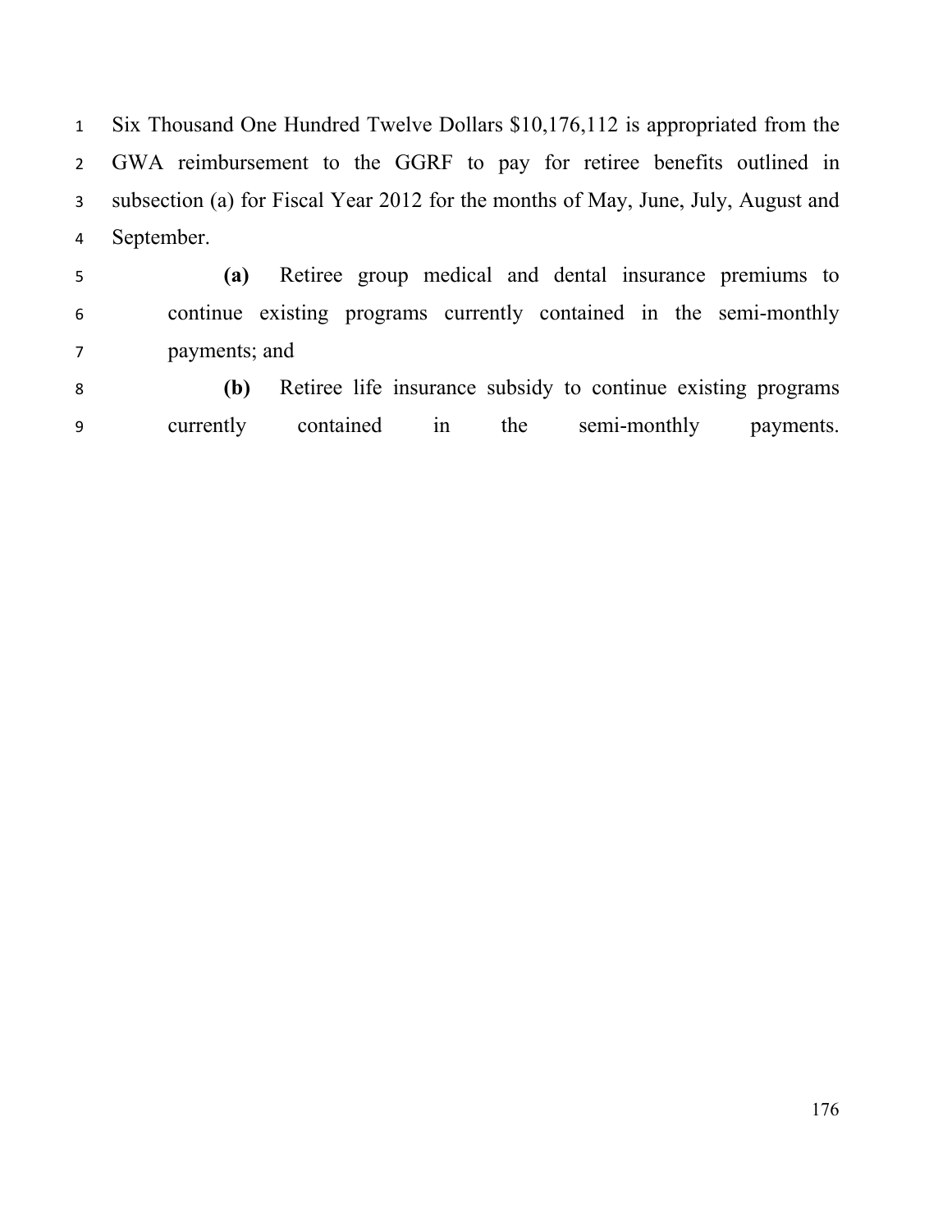Six Thousand One Hundred Twelve Dollars $10,176,112 is appropriated from the GWA reimbursement to the GGRF to pay for retiree benefits outlined in subsection (a) for Fiscal Year 2012 for the months of May, June, July, August and September.

**(a)** Retiree group medical and dental insurance premiums to continue existing programs currently contained in the semi-monthly payments; and

**(b)** Retiree life insurance subsidy to continue existing programs currently contained in the semi-monthly payments.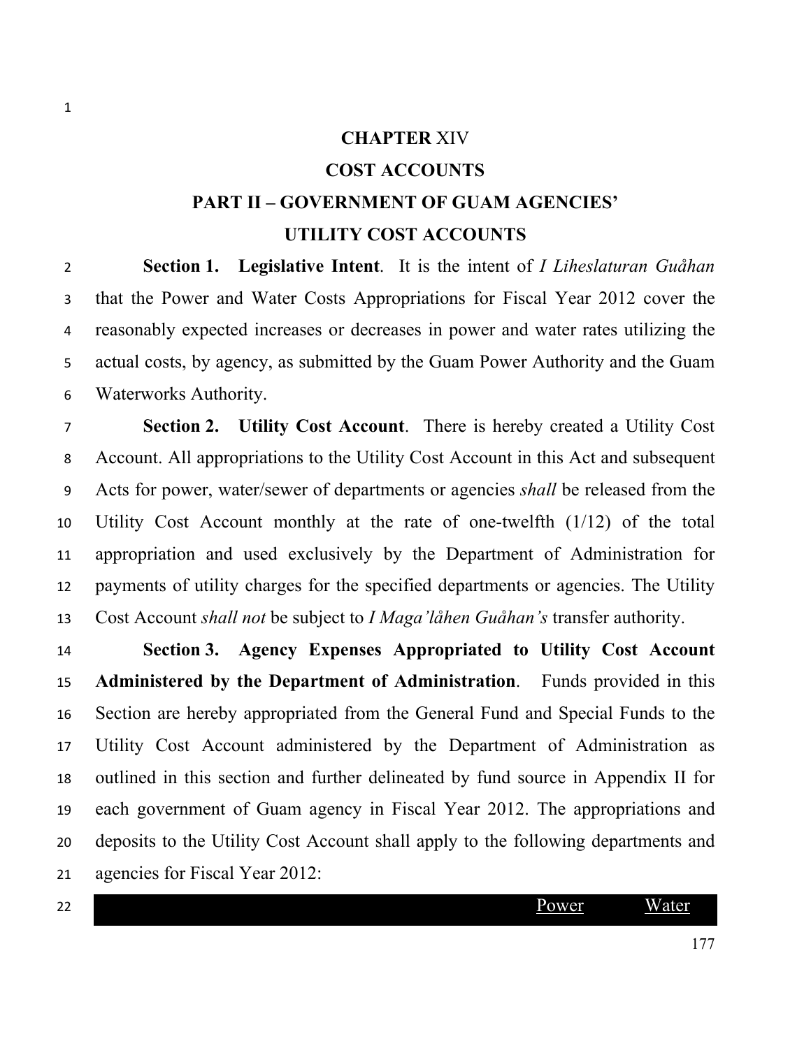# CHAPTER XIV

## COST ACCOUNTS

## PART II – GOVERNMENT OF GUAM AGENCIES' UTILITY COST ACCOUNTS

**Section 1. Legislative Intent**. It is the intent of *I Liheslaturan Guåhan* that the Power and Water Costs Appropriations for Fiscal Year 2012 cover the reasonably expected increases or decreases in power and water rates utilizing the actual costs, by agency, as submitted by the Guam Power Authority and the Guam Waterworks Authority.

**Section 2. Utility Cost Account**. There is hereby created a Utility Cost Account. All appropriations to the Utility Cost Account in this Act and subsequent Acts for power, water/sewer of departments or agencies *shall* be released from the Utility Cost Account monthly at the rate of one-twelfth (1/12) of the total appropriation and used exclusively by the Department of Administration for payments of utility charges for the specified departments or agencies. The Utility Cost Account *shall not* be subject to *I Maga'låhen Guåhan's* transfer authority.

**Section 3. Agency Expenses Appropriated to Utility Cost Account Administered by the Department of Administration**. Funds provided in this Section are hereby appropriated from the General Fund and Special Funds to the Utility Cost Account administered by the Department of Administration as outlined in this section and further delineated by fund source in Appendix II for each government of Guam agency in Fiscal Year 2012. The appropriations and deposits to the Utility Cost Account shall apply to the following departments and agencies for Fiscal Year 2012:

| | Power | Water |
|---|---|---|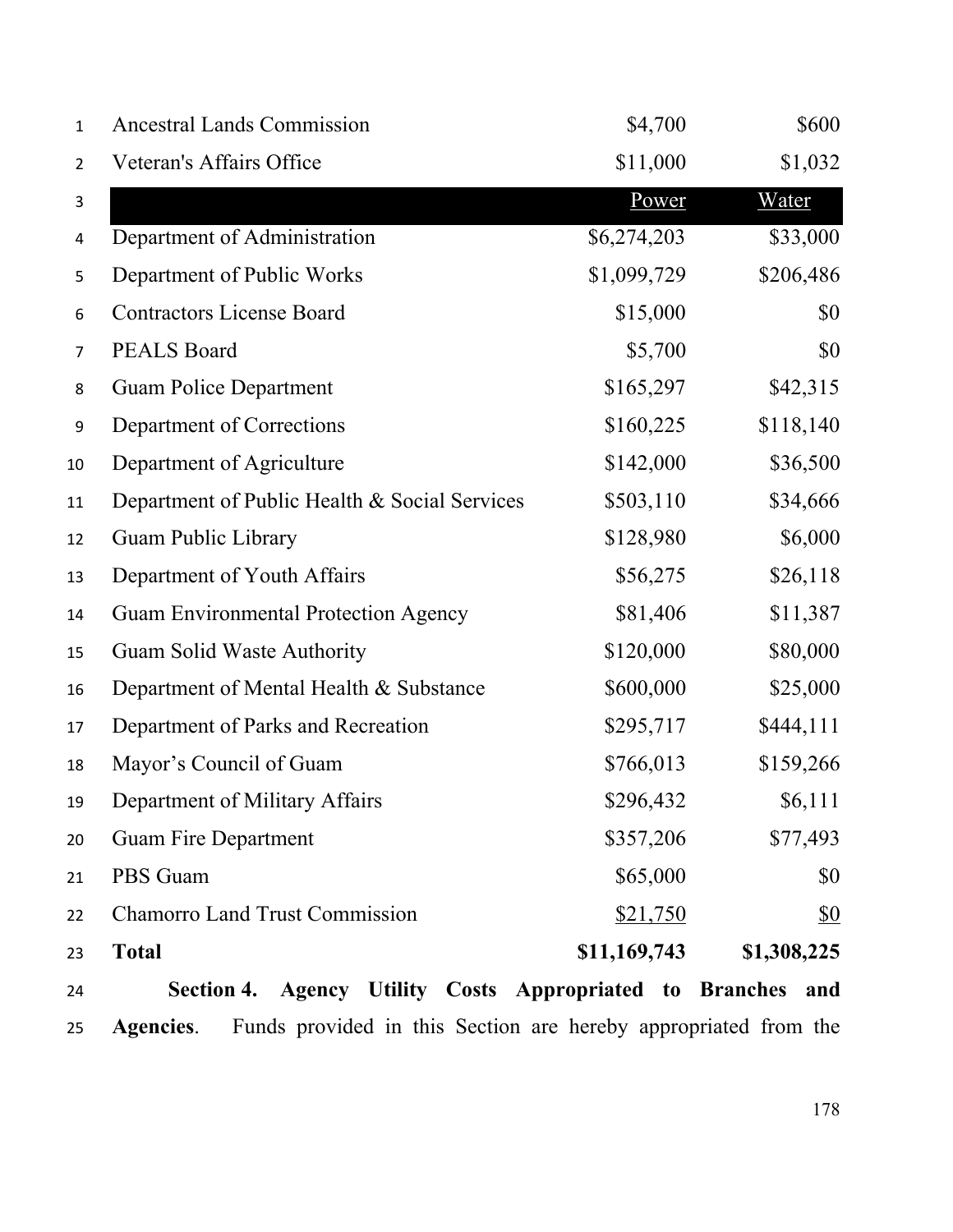| | | |
|---|---|---|
| Ancestral Lands Commission | $4,700 | $600 |
| Veteran's Affairs Office | $11,000 | $1,032 |
| | Power | Water |
| Department of Administration | $6,274,203 | $33,000 |
| Department of Public Works | $1,099,729 | $206,486 |
| Contractors License Board | $15,000 | $0 |
| PEALS Board | $5,700 | $0 |
| Guam Police Department | $165,297 | $42,315 |
| Department of Corrections | $160,225 | $118,140 |
| Department of Agriculture | $142,000 | $36,500 |
| Department of Public Health & Social Services | $503,110 | $34,666 |
| Guam Public Library | $128,980 | $6,000 |
| Department of Youth Affairs | $56,275 | $26,118 |
| Guam Environmental Protection Agency | $81,406 | $11,387 |
| Guam Solid Waste Authority | $120,000 | $80,000 |
| Department of Mental Health & Substance | $600,000 | $25,000 |
| Department of Parks and Recreation | $295,717 | $444,111 |
| Mayor's Council of Guam | $766,013 | $159,266 |
| Department of Military Affairs | $296,432 | $6,111 |
| Guam Fire Department | $357,206 | $77,493 |
| PBS Guam | $65,000 | $0 |
| Chamorro Land Trust Commission | $21,750 | $0 |
| **Total** | **$11,169,743** | **$1,308,225** |

**Section 4. Agency Utility Costs Appropriated to Branches and Agencies**. Funds provided in this Section are hereby appropriated from the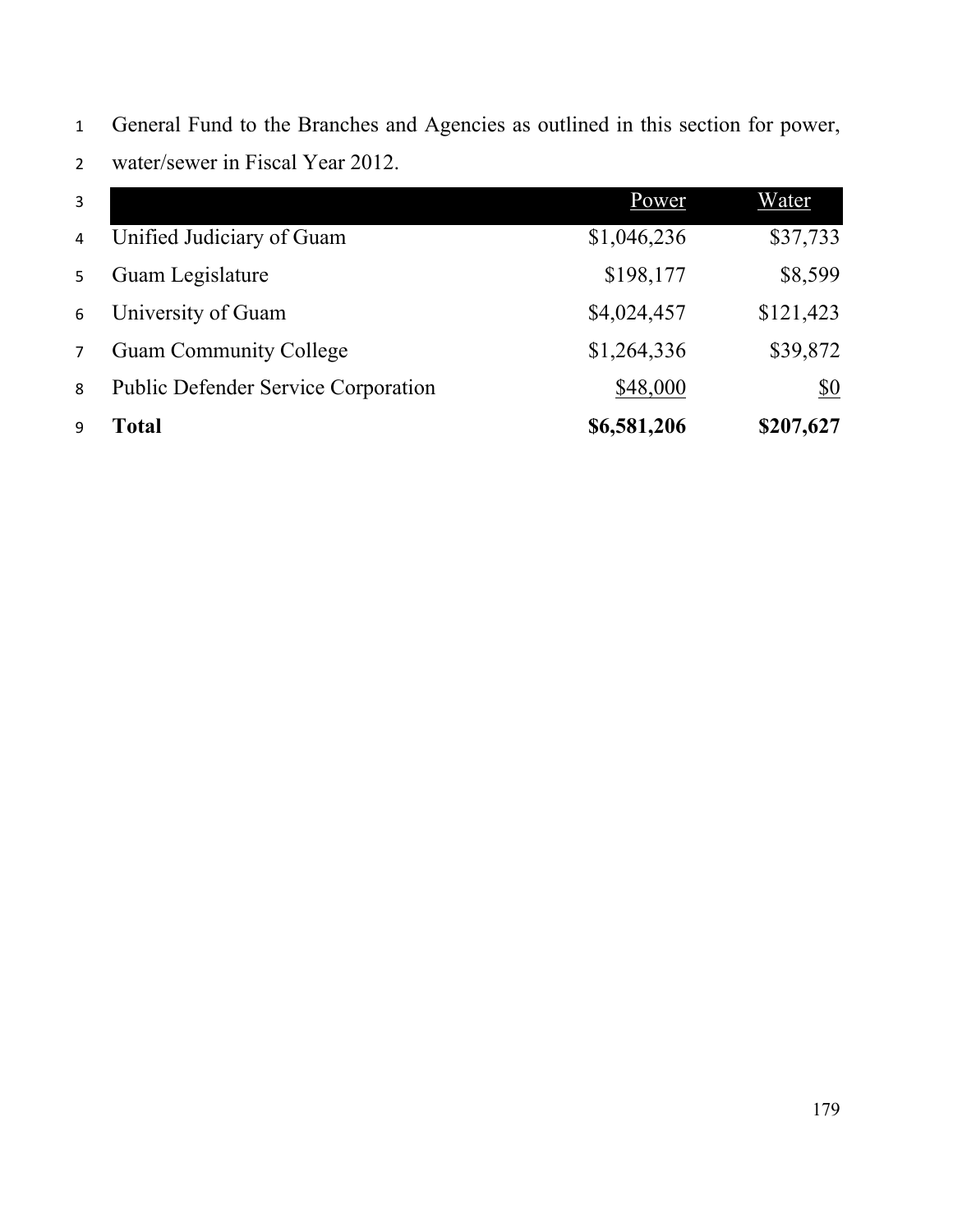General Fund to the Branches and Agencies as outlined in this section for power, water/sewer in Fiscal Year 2012.

| | Power | Water |
|---|---:|---:|
| Unified Judiciary of Guam | $1,046,236 | $37,733 |
| Guam Legislature | $198,177 | $8,599 |
| University of Guam | $4,024,457 | $121,423 |
| Guam Community College | $1,264,336 | $39,872 |
| Public Defender Service Corporation | $48,000 | $0 |
| **Total** | **$6,581,206** | **$207,627** |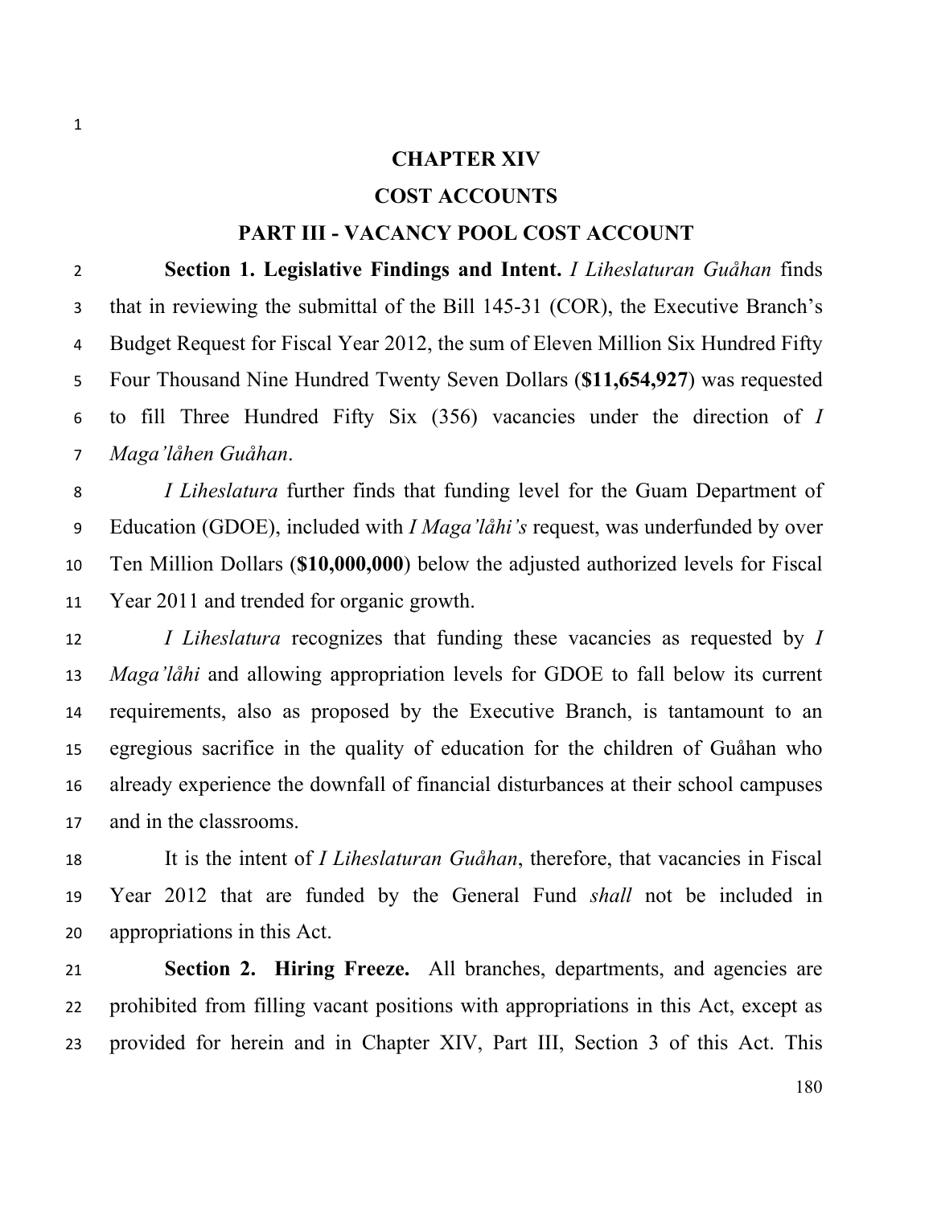# CHAPTER XIV

## COST ACCOUNTS

### PART III - VACANCY POOL COST ACCOUNT

**Section 1. Legislative Findings and Intent.** *I Liheslaturan Guåhan* finds that in reviewing the submittal of the Bill 145-31 (COR), the Executive Branch's Budget Request for Fiscal Year 2012, the sum of Eleven Million Six Hundred Fifty Four Thousand Nine Hundred Twenty Seven Dollars (**$11,654,927**) was requested to fill Three Hundred Fifty Six (356) vacancies under the direction of *I Maga'låhen Guåhan*.

*I Liheslatura* further finds that funding level for the Guam Department of Education (GDOE), included with *I Maga'låhi's* request, was underfunded by over Ten Million Dollars (**$10,000,000**) below the adjusted authorized levels for Fiscal Year 2011 and trended for organic growth.

*I Liheslatura* recognizes that funding these vacancies as requested by *I Maga'låhi* and allowing appropriation levels for GDOE to fall below its current requirements, also as proposed by the Executive Branch, is tantamount to an egregious sacrifice in the quality of education for the children of Guåhan who already experience the downfall of financial disturbances at their school campuses and in the classrooms.

It is the intent of *I Liheslaturan Guåhan*, therefore, that vacancies in Fiscal Year 2012 that are funded by the General Fund *shall* not be included in appropriations in this Act.

**Section 2. Hiring Freeze.** All branches, departments, and agencies are prohibited from filling vacant positions with appropriations in this Act, except as provided for herein and in Chapter XIV, Part III, Section 3 of this Act. This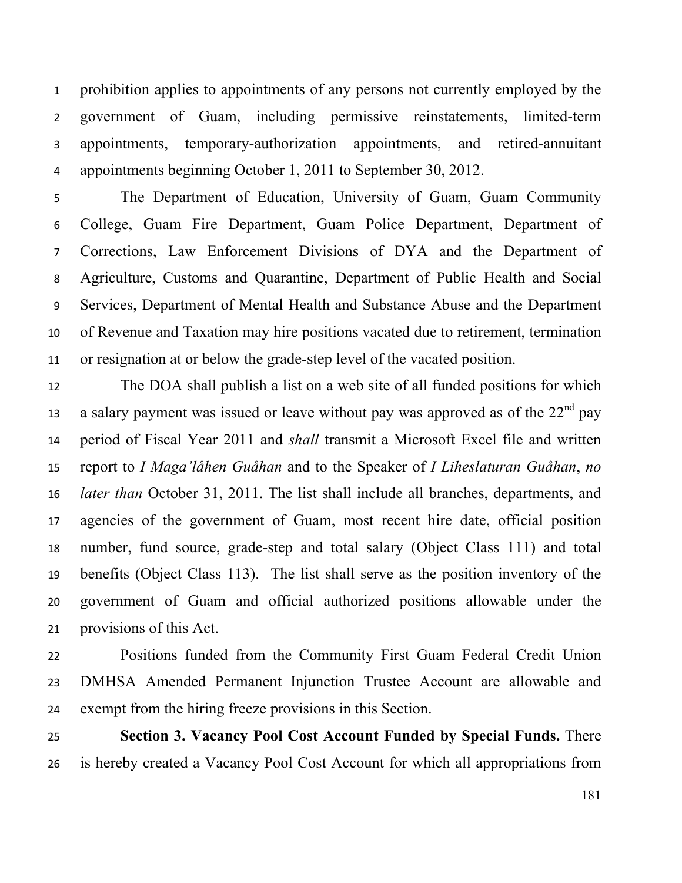prohibition applies to appointments of any persons not currently employed by the government of Guam, including permissive reinstatements, limited-term appointments, temporary-authorization appointments, and retired-annuitant appointments beginning October 1, 2011 to September 30, 2012.

The Department of Education, University of Guam, Guam Community College, Guam Fire Department, Guam Police Department, Department of Corrections, Law Enforcement Divisions of DYA and the Department of Agriculture, Customs and Quarantine, Department of Public Health and Social Services, Department of Mental Health and Substance Abuse and the Department of Revenue and Taxation may hire positions vacated due to retirement, termination or resignation at or below the grade-step level of the vacated position.

The DOA shall publish a list on a web site of all funded positions for which a salary payment was issued or leave without pay was approved as of the 22nd pay period of Fiscal Year 2011 and *shall* transmit a Microsoft Excel file and written report to *I Maga'låhen Guåhan* and to the Speaker of *I Liheslaturan Guåhan*, *no later than* October 31, 2011. The list shall include all branches, departments, and agencies of the government of Guam, most recent hire date, official position number, fund source, grade-step and total salary (Object Class 111) and total benefits (Object Class 113). The list shall serve as the position inventory of the government of Guam and official authorized positions allowable under the provisions of this Act.

Positions funded from the Community First Guam Federal Credit Union DMHSA Amended Permanent Injunction Trustee Account are allowable and exempt from the hiring freeze provisions in this Section.

**Section 3. Vacancy Pool Cost Account Funded by Special Funds.** There is hereby created a Vacancy Pool Cost Account for which all appropriations from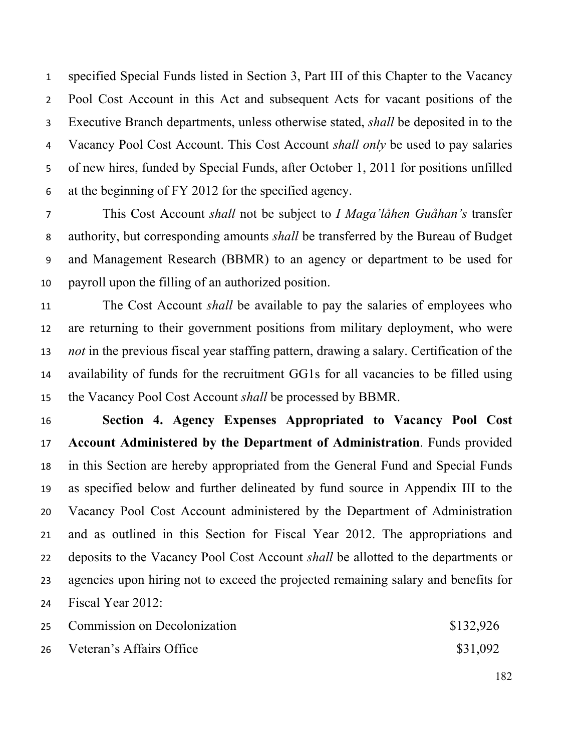specified Special Funds listed in Section 3, Part III of this Chapter to the Vacancy Pool Cost Account in this Act and subsequent Acts for vacant positions of the Executive Branch departments, unless otherwise stated, *shall* be deposited in to the Vacancy Pool Cost Account. This Cost Account *shall only* be used to pay salaries of new hires, funded by Special Funds, after October 1, 2011 for positions unfilled at the beginning of FY 2012 for the specified agency.

This Cost Account *shall* not be subject to *I Maga'låhen Guåhan's* transfer authority, but corresponding amounts *shall* be transferred by the Bureau of Budget and Management Research (BBMR) to an agency or department to be used for payroll upon the filling of an authorized position.

The Cost Account *shall* be available to pay the salaries of employees who are returning to their government positions from military deployment, who were *not* in the previous fiscal year staffing pattern, drawing a salary. Certification of the availability of funds for the recruitment GG1s for all vacancies to be filled using the Vacancy Pool Cost Account *shall* be processed by BBMR.

**Section 4. Agency Expenses Appropriated to Vacancy Pool Cost Account Administered by the Department of Administration**. Funds provided in this Section are hereby appropriated from the General Fund and Special Funds as specified below and further delineated by fund source in Appendix III to the Vacancy Pool Cost Account administered by the Department of Administration and as outlined in this Section for Fiscal Year 2012. The appropriations and deposits to the Vacancy Pool Cost Account *shall* be allotted to the departments or agencies upon hiring not to exceed the projected remaining salary and benefits for Fiscal Year 2012:

| | |
|---|---|
| Commission on Decolonization | $132,926 |
| Veteran's Affairs Office | $31,092 |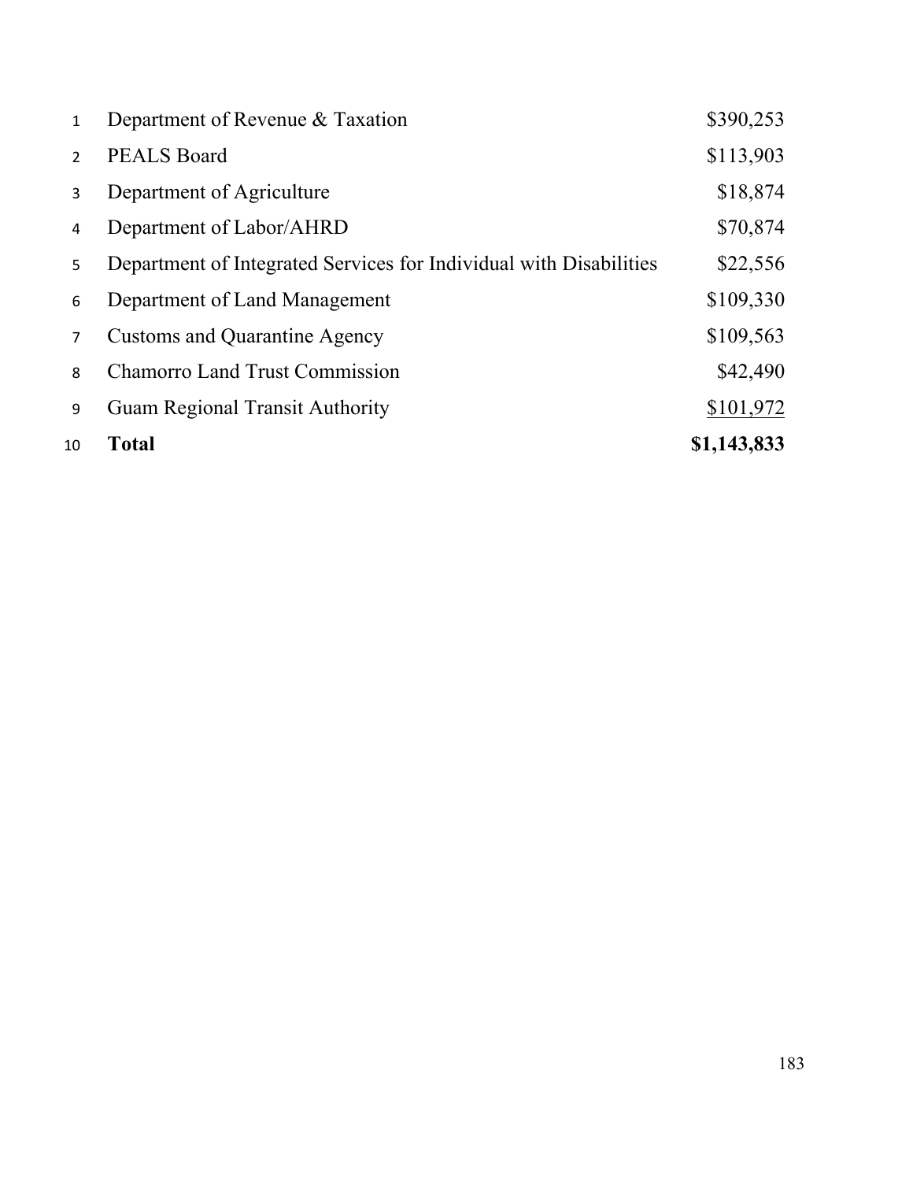| | |
|---|---|
| Department of Revenue & Taxation | $390,253 |
| PEALS Board | $113,903 |
| Department of Agriculture | $18,874 |
| Department of Labor/AHRD | $70,874 |
| Department of Integrated Services for Individual with Disabilities | $22,556 |
| Department of Land Management | $109,330 |
| Customs and Quarantine Agency | $109,563 |
| Chamorro Land Trust Commission | $42,490 |
| Guam Regional Transit Authority | $101,972 |
| **Total** | **$1,143,833** |